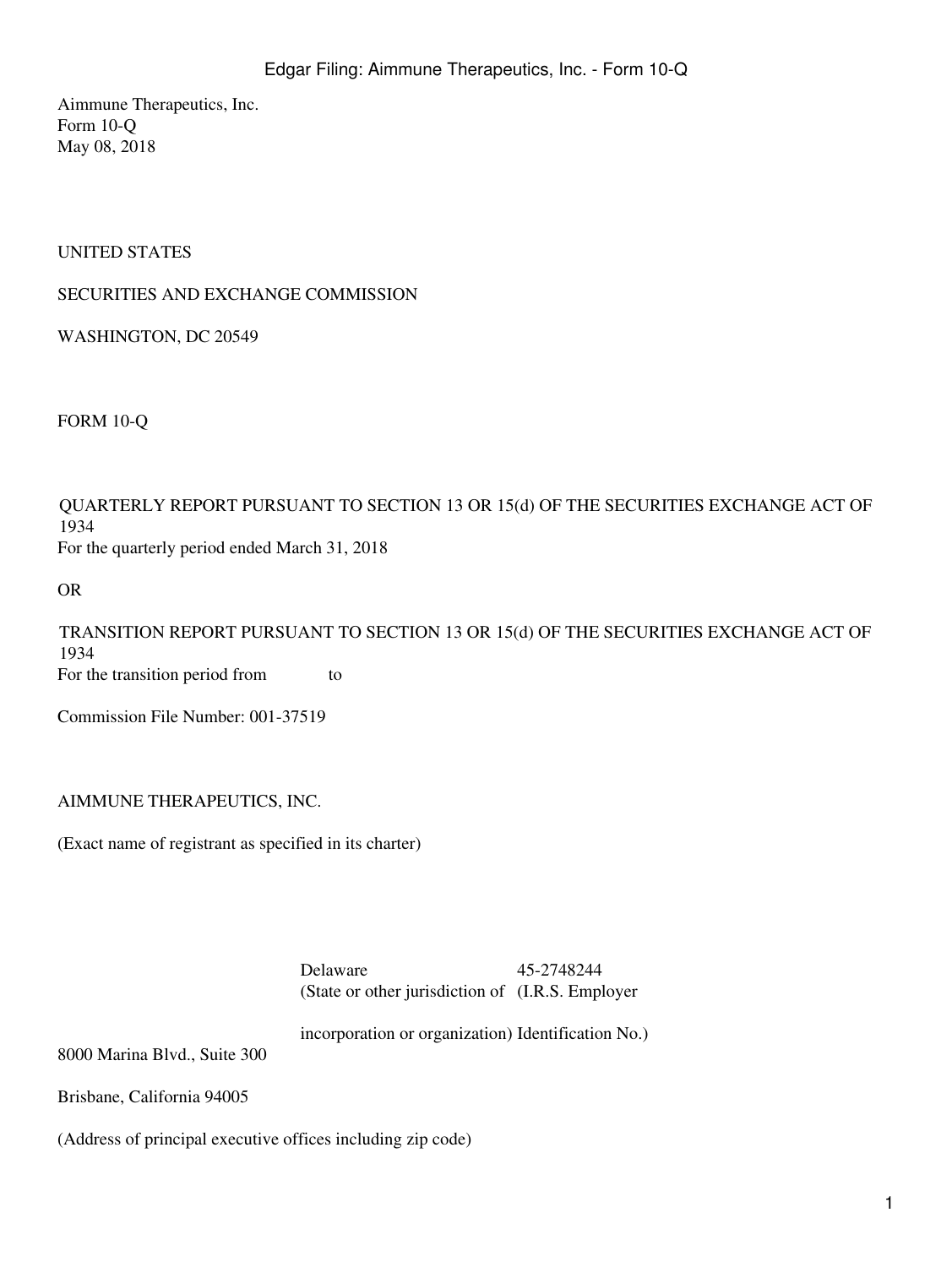Aimmune Therapeutics, Inc.
Form 10-Q
May 08, 2018

UNITED STATES

SECURITIES AND EXCHANGE COMMISSION

WASHINGTON, DC 20549

FORM 10-Q

QUARTERLY REPORT PURSUANT TO SECTION 13 OR 15(d) OF THE SECURITIES EXCHANGE ACT OF 1934
For the quarterly period ended March 31, 2018

OR

TRANSITION REPORT PURSUANT TO SECTION 13 OR 15(d) OF THE SECURITIES EXCHANGE ACT OF 1934
For the transition period from to

Commission File Number: 001-37519

AIMMUNE THERAPEUTICS, INC.

(Exact name of registrant as specified in its charter)

| Delaware | 45-2748244 |
|---|---|
| (State or other jurisdiction of incorporation or organization) | (I.R.S. Employer Identification No.) |

8000 Marina Blvd., Suite 300

Brisbane, California 94005

(Address of principal executive offices including zip code)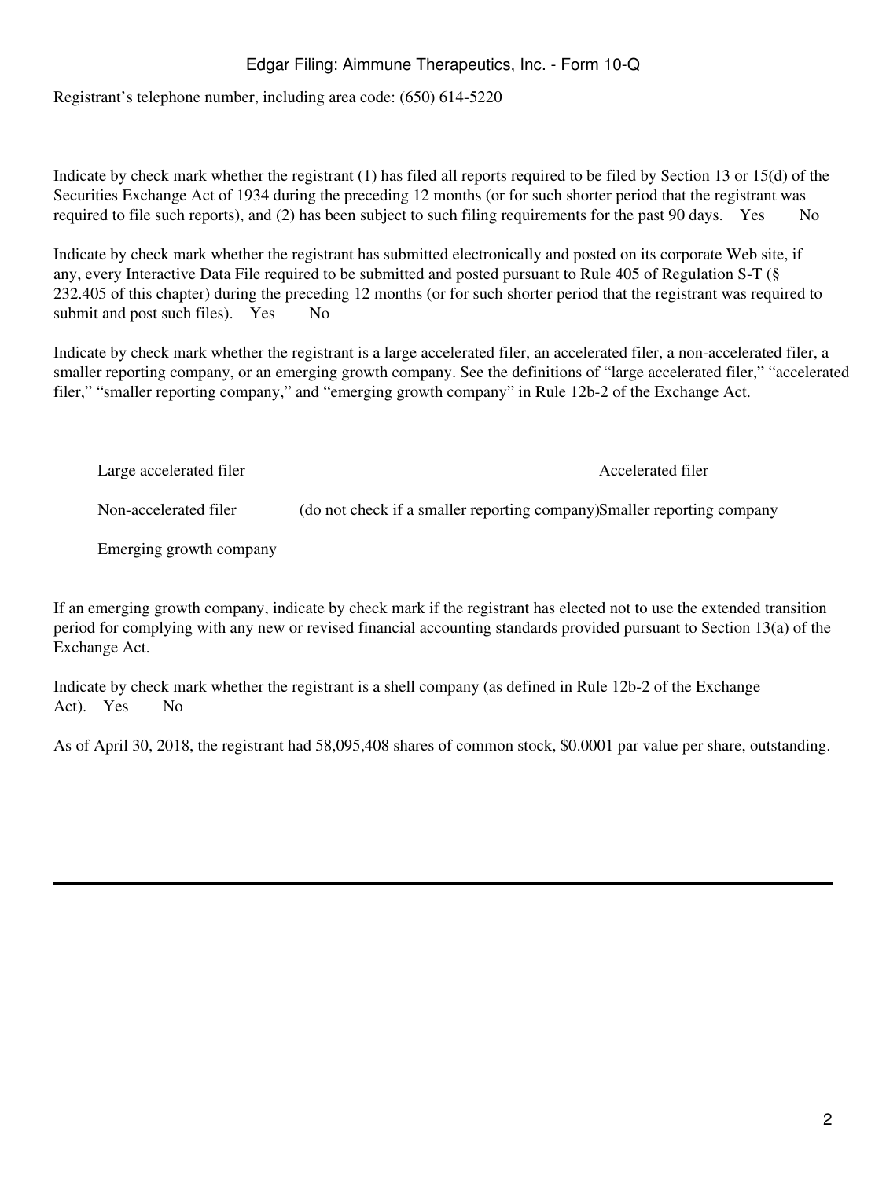Registrant's telephone number, including area code: (650) 614-5220

Indicate by check mark whether the registrant (1) has filed all reports required to be filed by Section 13 or 15(d) of the Securities Exchange Act of 1934 during the preceding 12 months (or for such shorter period that the registrant was required to file such reports), and (2) has been subject to such filing requirements for the past 90 days. Yes No

Indicate by check mark whether the registrant has submitted electronically and posted on its corporate Web site, if any, every Interactive Data File required to be submitted and posted pursuant to Rule 405 of Regulation S-T (§ 232.405 of this chapter) during the preceding 12 months (or for such shorter period that the registrant was required to submit and post such files). Yes No

Indicate by check mark whether the registrant is a large accelerated filer, an accelerated filer, a non-accelerated filer, a smaller reporting company, or an emerging growth company. See the definitions of "large accelerated filer," "accelerated filer," "smaller reporting company," and "emerging growth company" in Rule 12b-2 of the Exchange Act.

| | |
|---|---|
| Large accelerated filer | Accelerated filer |
| Non-accelerated filer (do not check if a smaller reporting company) | Smaller reporting company |
| Emerging growth company | |

If an emerging growth company, indicate by check mark if the registrant has elected not to use the extended transition period for complying with any new or revised financial accounting standards provided pursuant to Section 13(a) of the Exchange Act.

Indicate by check mark whether the registrant is a shell company (as defined in Rule 12b-2 of the Exchange Act). Yes No

As of April 30, 2018, the registrant had 58,095,408 shares of common stock, $0.0001 par value per share, outstanding.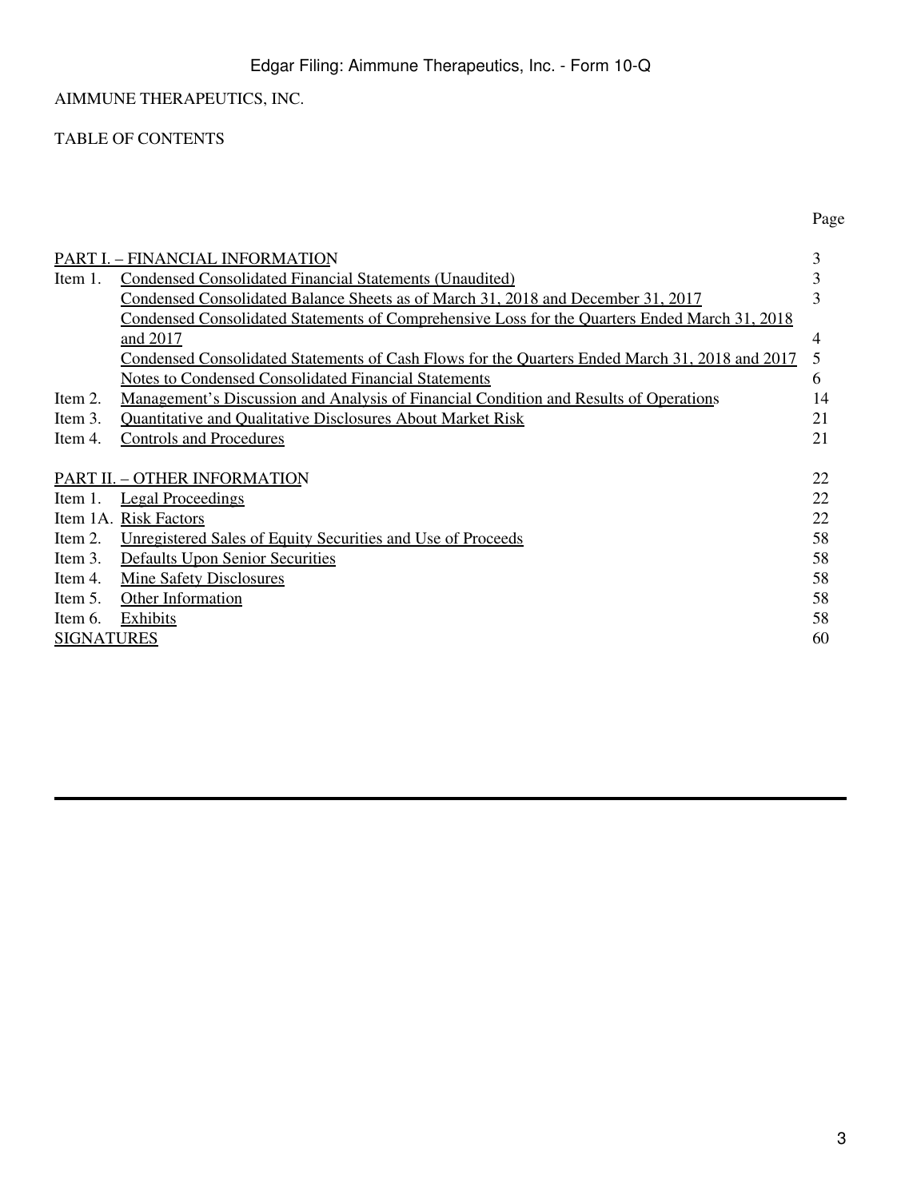AIMMUNE THERAPEUTICS, INC.

TABLE OF CONTENTS

| | | Page |
|---|---|---|
| PART I. – FINANCIAL INFORMATION | | 3 |
| Item 1. | Condensed Consolidated Financial Statements (Unaudited) | 3 |
| | Condensed Consolidated Balance Sheets as of March 31, 2018 and December 31, 2017 | 3 |
| | Condensed Consolidated Statements of Comprehensive Loss for the Quarters Ended March 31, 2018 and 2017 | 4 |
| | Condensed Consolidated Statements of Cash Flows for the Quarters Ended March 31, 2018 and 2017 | 5 |
| | Notes to Condensed Consolidated Financial Statements | 6 |
| Item 2. | Management's Discussion and Analysis of Financial Condition and Results of Operations | 14 |
| Item 3. | Quantitative and Qualitative Disclosures About Market Risk | 21 |
| Item 4. | Controls and Procedures | 21 |
| PART II. – OTHER INFORMATION | | 22 |
| Item 1. | Legal Proceedings | 22 |
| Item 1A. | Risk Factors | 22 |
| Item 2. | Unregistered Sales of Equity Securities and Use of Proceeds | 58 |
| Item 3. | Defaults Upon Senior Securities | 58 |
| Item 4. | Mine Safety Disclosures | 58 |
| Item 5. | Other Information | 58 |
| Item 6. | Exhibits | 58 |
| SIGNATURES | | 60 |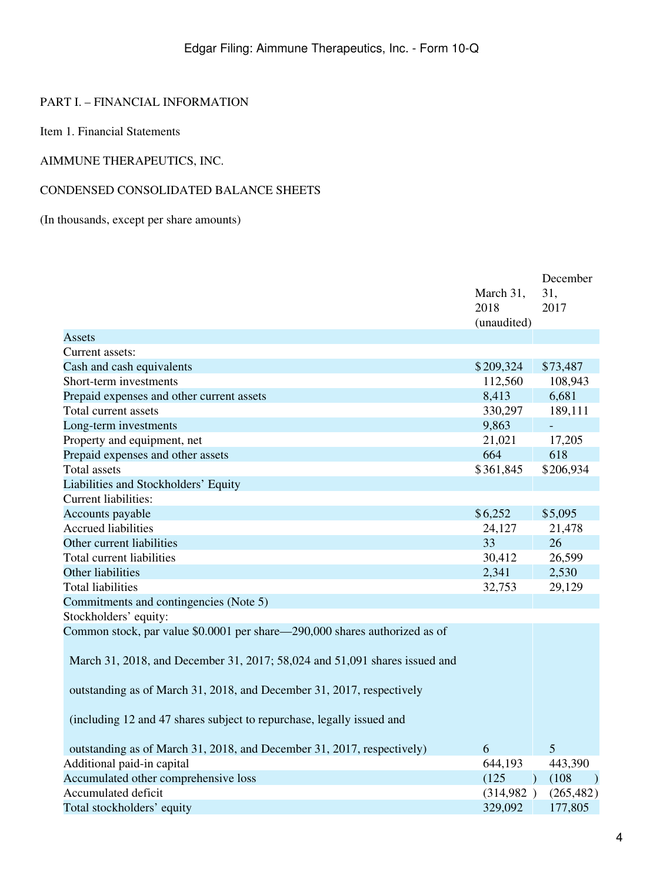PART I. – FINANCIAL INFORMATION

Item 1. Financial Statements

AIMMUNE THERAPEUTICS, INC.

CONDENSED CONSOLIDATED BALANCE SHEETS

(In thousands, except per share amounts)

| | March 31, 2018 (unaudited) | December 31, 2017 |
|---|---|---|
| Assets | | |
| Current assets: | | |
| Cash and cash equivalents | $209,324 | $73,487 |
| Short-term investments | 112,560 | 108,943 |
| Prepaid expenses and other current assets | 8,413 | 6,681 |
| Total current assets | 330,297 | 189,111 |
| Long-term investments | 9,863 | - |
| Property and equipment, net | 21,021 | 17,205 |
| Prepaid expenses and other assets | 664 | 618 |
| Total assets | $361,845 | $206,934 |
| Liabilities and Stockholders' Equity | | |
| Current liabilities: | | |
| Accounts payable | $6,252 | $5,095 |
| Accrued liabilities | 24,127 | 21,478 |
| Other current liabilities | 33 | 26 |
| Total current liabilities | 30,412 | 26,599 |
| Other liabilities | 2,341 | 2,530 |
| Total liabilities | 32,753 | 29,129 |
| Commitments and contingencies (Note 5) | | |
| Stockholders' equity: | | |
| Common stock, par value $0.0001 per share—290,000 shares authorized as of March 31, 2018, and December 31, 2017; 58,024 and 51,091 shares issued and outstanding as of March 31, 2018, and December 31, 2017, respectively (including 12 and 47 shares subject to repurchase, legally issued and outstanding as of March 31, 2018, and December 31, 2017, respectively) | 6 | 5 |
| Additional paid-in capital | 644,193 | 443,390 |
| Accumulated other comprehensive loss | (125) | (108) |
| Accumulated deficit | (314,982) | (265,482) |
| Total stockholders' equity | 329,092 | 177,805 |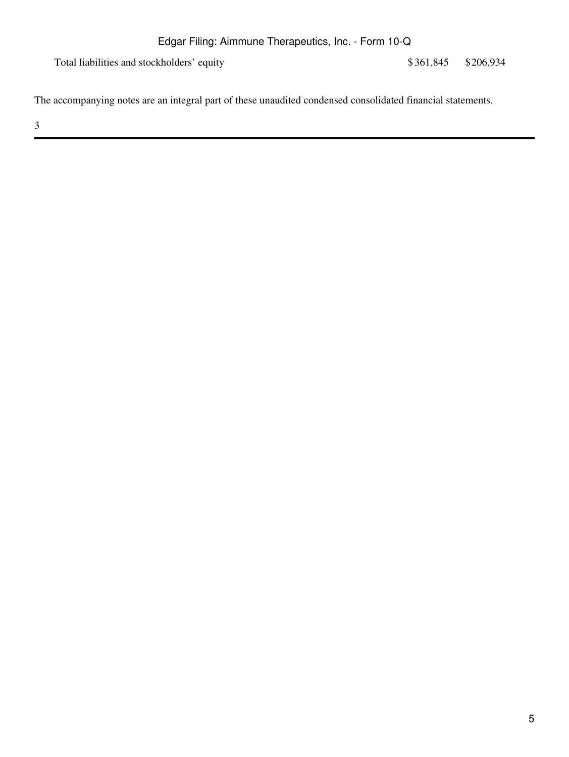| | | |
|---|---|---|
| Total liabilities and stockholders' equity | $361,845 | $206,934 |

The accompanying notes are an integral part of these unaudited condensed consolidated financial statements.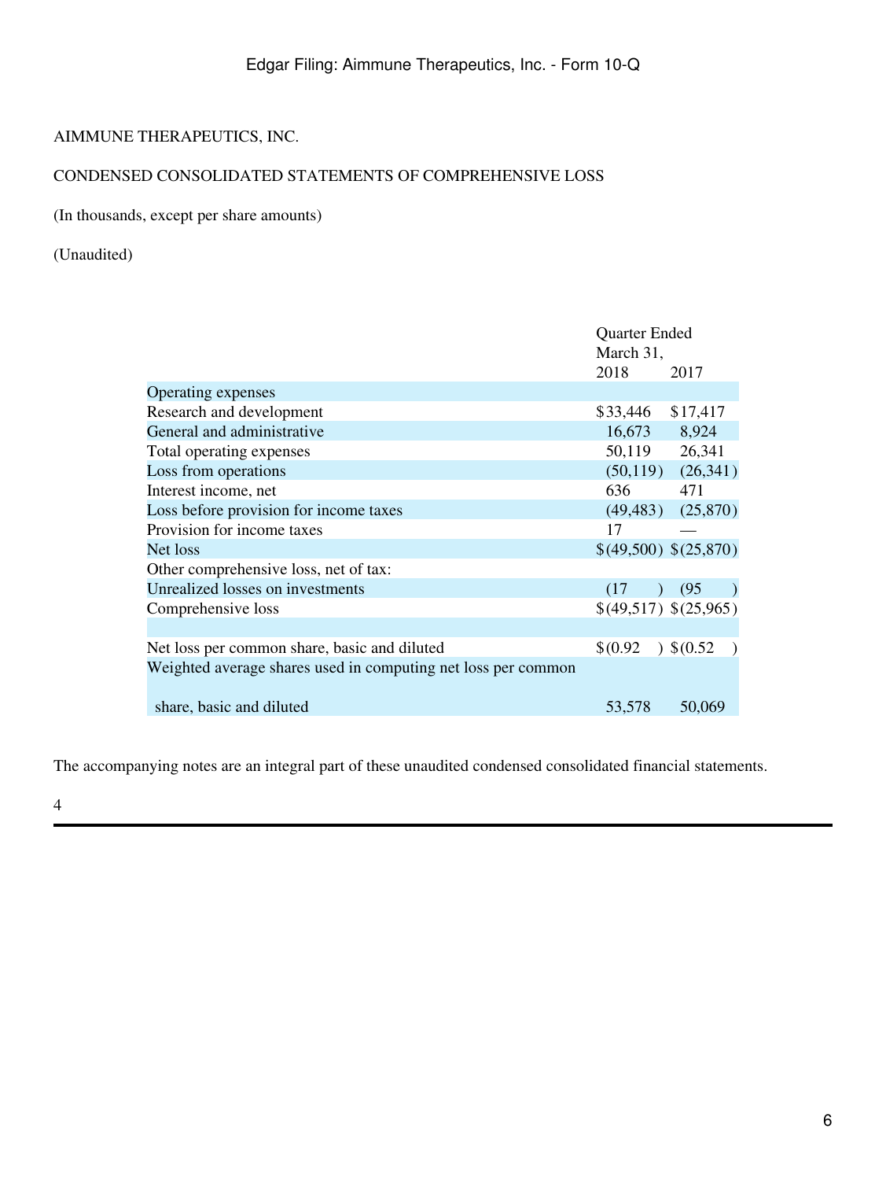AIMMUNE THERAPEUTICS, INC.

CONDENSED CONSOLIDATED STATEMENTS OF COMPREHENSIVE LOSS

(In thousands, except per share amounts)

(Unaudited)

| | Quarter Ended March 31, | |
|---|---|---|
| | 2018 | 2017 |
| Operating expenses | | |
| Research and development | $33,446 | $17,417 |
| General and administrative | 16,673 | 8,924 |
| Total operating expenses | 50,119 | 26,341 |
| Loss from operations | (50,119) | (26,341) |
| Interest income, net | 636 | 471 |
| Loss before provision for income taxes | (49,483) | (25,870) |
| Provision for income taxes | 17 | — |
| Net loss | $(49,500) | $(25,870) |
| Other comprehensive loss, net of tax: | | |
| Unrealized losses on investments | (17) | (95) |
| Comprehensive loss | $(49,517) | $(25,965) |
| | | |
| Net loss per common share, basic and diluted | $(0.92) | $(0.52) |
| Weighted average shares used in computing net loss per common share, basic and diluted | 53,578 | 50,069 |

The accompanying notes are an integral part of these unaudited condensed consolidated financial statements.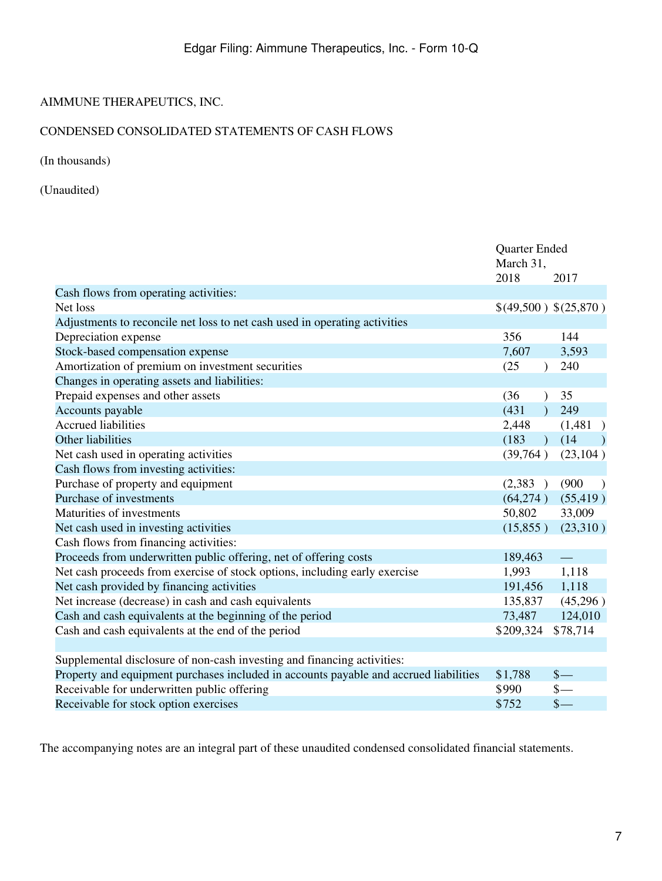AIMMUNE THERAPEUTICS, INC.

CONDENSED CONSOLIDATED STATEMENTS OF CASH FLOWS

(In thousands)

(Unaudited)

| | Quarter Ended March 31, | |
|---|---|---|
| | 2018 | 2017 |
| Cash flows from operating activities: | | |
| Net loss | $(49,500) | $(25,870) |
| Adjustments to reconcile net loss to net cash used in operating activities | | |
| Depreciation expense | 356 | 144 |
| Stock-based compensation expense | 7,607 | 3,593 |
| Amortization of premium on investment securities | (25) | 240 |
| Changes in operating assets and liabilities: | | |
| Prepaid expenses and other assets | (36) | 35 |
| Accounts payable | (431) | 249 |
| Accrued liabilities | 2,448 | (1,481) |
| Other liabilities | (183) | (14) |
| Net cash used in operating activities | (39,764) | (23,104) |
| Cash flows from investing activities: | | |
| Purchase of property and equipment | (2,383) | (900) |
| Purchase of investments | (64,274) | (55,419) |
| Maturities of investments | 50,802 | 33,009 |
| Net cash used in investing activities | (15,855) | (23,310) |
| Cash flows from financing activities: | | |
| Proceeds from underwritten public offering, net of offering costs | 189,463 | — |
| Net cash proceeds from exercise of stock options, including early exercise | 1,993 | 1,118 |
| Net cash provided by financing activities | 191,456 | 1,118 |
| Net increase (decrease) in cash and cash equivalents | 135,837 | (45,296) |
| Cash and cash equivalents at the beginning of the period | 73,487 | 124,010 |
| Cash and cash equivalents at the end of the period | $209,324 | $78,714 |
| | | |
| Supplemental disclosure of non-cash investing and financing activities: | | |
| Property and equipment purchases included in accounts payable and accrued liabilities | $1,788 | $— |
| Receivable for underwritten public offering | $990 | $— |
| Receivable for stock option exercises | $752 | $— |

The accompanying notes are an integral part of these unaudited condensed consolidated financial statements.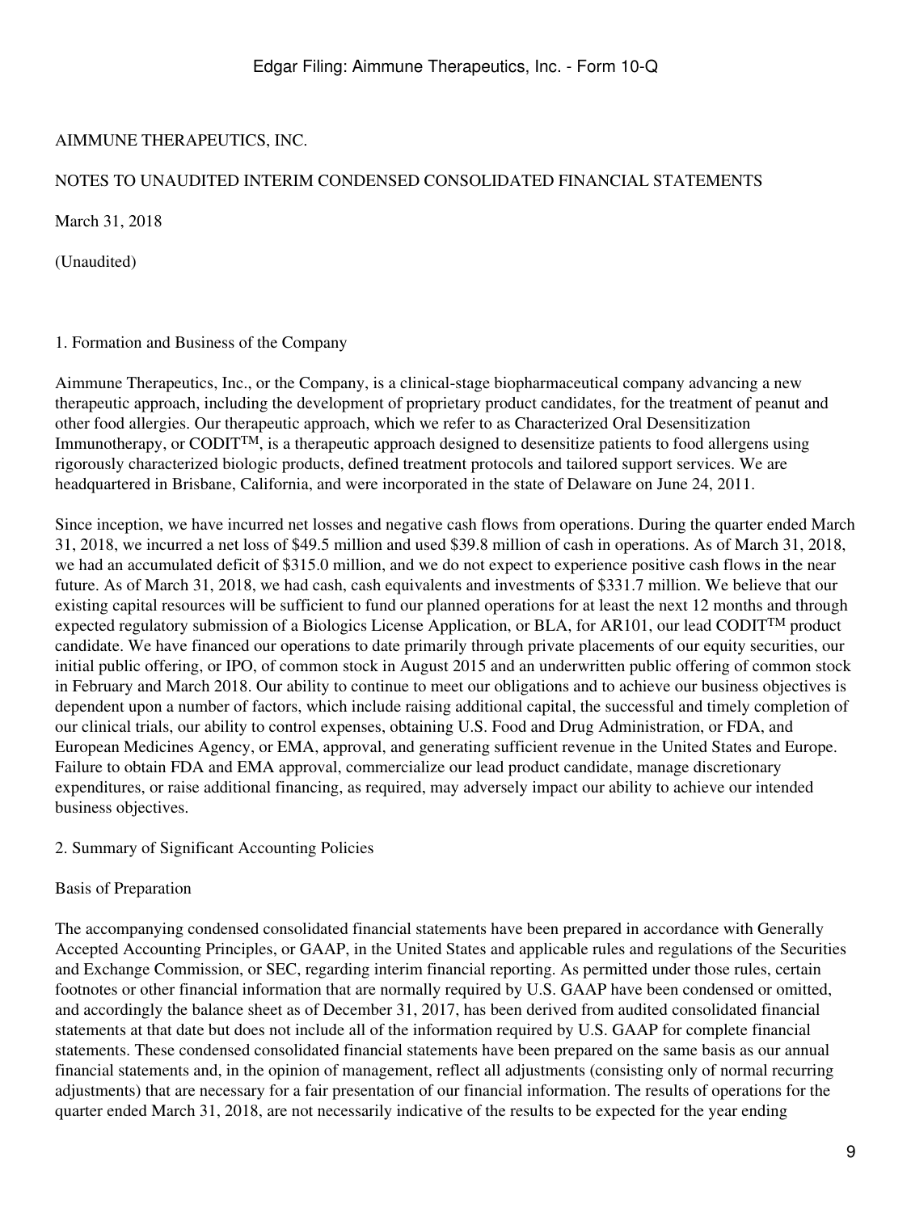AIMMUNE THERAPEUTICS, INC.

NOTES TO UNAUDITED INTERIM CONDENSED CONSOLIDATED FINANCIAL STATEMENTS

March 31, 2018

(Unaudited)

## 1. Formation and Business of the Company

Aimmune Therapeutics, Inc., or the Company, is a clinical-stage biopharmaceutical company advancing a new therapeutic approach, including the development of proprietary product candidates, for the treatment of peanut and other food allergies. Our therapeutic approach, which we refer to as Characterized Oral Desensitization Immunotherapy, or CODIT™, is a therapeutic approach designed to desensitize patients to food allergens using rigorously characterized biologic products, defined treatment protocols and tailored support services. We are headquartered in Brisbane, California, and were incorporated in the state of Delaware on June 24, 2011.

Since inception, we have incurred net losses and negative cash flows from operations. During the quarter ended March 31, 2018, we incurred a net loss of $49.5 million and used $39.8 million of cash in operations. As of March 31, 2018, we had an accumulated deficit of $315.0 million, and we do not expect to experience positive cash flows in the near future. As of March 31, 2018, we had cash, cash equivalents and investments of $331.7 million. We believe that our existing capital resources will be sufficient to fund our planned operations for at least the next 12 months and through expected regulatory submission of a Biologics License Application, or BLA, for AR101, our lead CODIT™ product candidate. We have financed our operations to date primarily through private placements of our equity securities, our initial public offering, or IPO, of common stock in August 2015 and an underwritten public offering of common stock in February and March 2018. Our ability to continue to meet our obligations and to achieve our business objectives is dependent upon a number of factors, which include raising additional capital, the successful and timely completion of our clinical trials, our ability to control expenses, obtaining U.S. Food and Drug Administration, or FDA, and European Medicines Agency, or EMA, approval, and generating sufficient revenue in the United States and Europe. Failure to obtain FDA and EMA approval, commercialize our lead product candidate, manage discretionary expenditures, or raise additional financing, as required, may adversely impact our ability to achieve our intended business objectives.

## 2. Summary of Significant Accounting Policies

### Basis of Preparation

The accompanying condensed consolidated financial statements have been prepared in accordance with Generally Accepted Accounting Principles, or GAAP, in the United States and applicable rules and regulations of the Securities and Exchange Commission, or SEC, regarding interim financial reporting. As permitted under those rules, certain footnotes or other financial information that are normally required by U.S. GAAP have been condensed or omitted, and accordingly the balance sheet as of December 31, 2017, has been derived from audited consolidated financial statements at that date but does not include all of the information required by U.S. GAAP for complete financial statements. These condensed consolidated financial statements have been prepared on the same basis as our annual financial statements and, in the opinion of management, reflect all adjustments (consisting only of normal recurring adjustments) that are necessary for a fair presentation of our financial information. The results of operations for the quarter ended March 31, 2018, are not necessarily indicative of the results to be expected for the year ending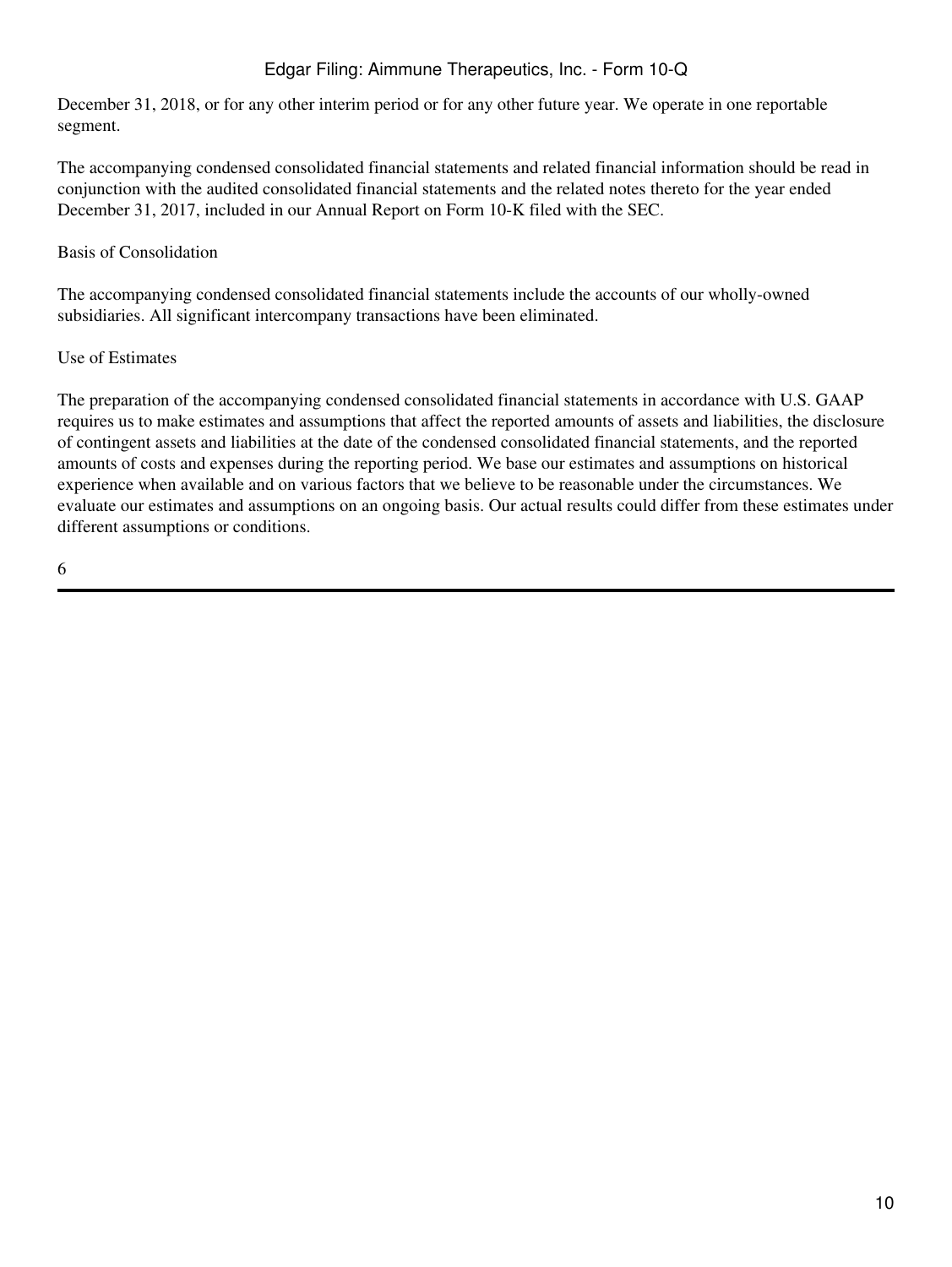December 31, 2018, or for any other interim period or for any other future year. We operate in one reportable segment.

The accompanying condensed consolidated financial statements and related financial information should be read in conjunction with the audited consolidated financial statements and the related notes thereto for the year ended December 31, 2017, included in our Annual Report on Form 10-K filed with the SEC.

Basis of Consolidation

The accompanying condensed consolidated financial statements include the accounts of our wholly-owned subsidiaries. All significant intercompany transactions have been eliminated.

Use of Estimates

The preparation of the accompanying condensed consolidated financial statements in accordance with U.S. GAAP requires us to make estimates and assumptions that affect the reported amounts of assets and liabilities, the disclosure of contingent assets and liabilities at the date of the condensed consolidated financial statements, and the reported amounts of costs and expenses during the reporting period. We base our estimates and assumptions on historical experience when available and on various factors that we believe to be reasonable under the circumstances. We evaluate our estimates and assumptions on an ongoing basis. Our actual results could differ from these estimates under different assumptions or conditions.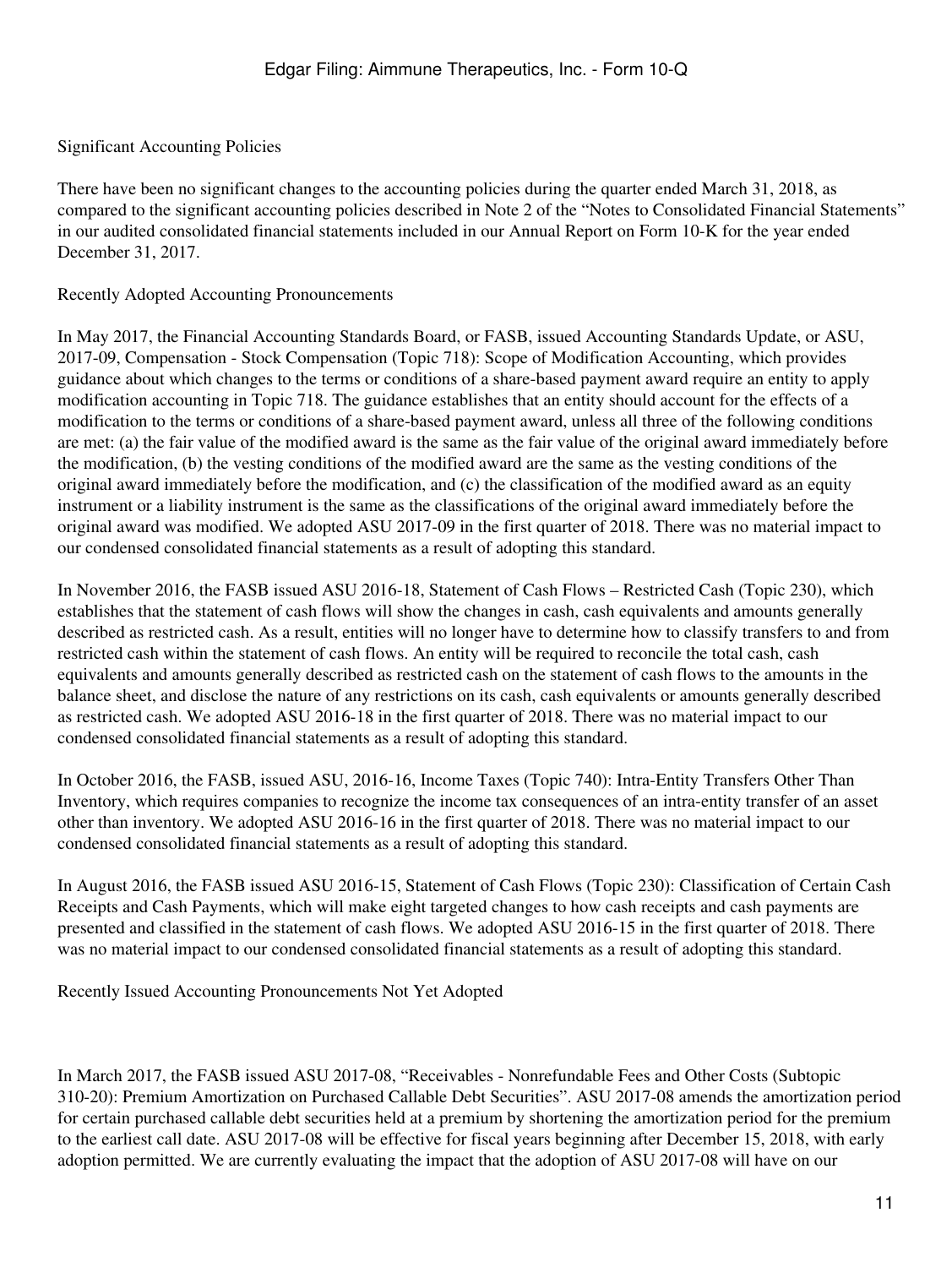Significant Accounting Policies

There have been no significant changes to the accounting policies during the quarter ended March 31, 2018, as compared to the significant accounting policies described in Note 2 of the "Notes to Consolidated Financial Statements" in our audited consolidated financial statements included in our Annual Report on Form 10-K for the year ended December 31, 2017.

Recently Adopted Accounting Pronouncements

In May 2017, the Financial Accounting Standards Board, or FASB, issued Accounting Standards Update, or ASU, 2017-09, Compensation - Stock Compensation (Topic 718): Scope of Modification Accounting, which provides guidance about which changes to the terms or conditions of a share-based payment award require an entity to apply modification accounting in Topic 718. The guidance establishes that an entity should account for the effects of a modification to the terms or conditions of a share-based payment award, unless all three of the following conditions are met: (a) the fair value of the modified award is the same as the fair value of the original award immediately before the modification, (b) the vesting conditions of the modified award are the same as the vesting conditions of the original award immediately before the modification, and (c) the classification of the modified award as an equity instrument or a liability instrument is the same as the classifications of the original award immediately before the original award was modified. We adopted ASU 2017-09 in the first quarter of 2018. There was no material impact to our condensed consolidated financial statements as a result of adopting this standard.

In November 2016, the FASB issued ASU 2016-18, Statement of Cash Flows – Restricted Cash (Topic 230), which establishes that the statement of cash flows will show the changes in cash, cash equivalents and amounts generally described as restricted cash. As a result, entities will no longer have to determine how to classify transfers to and from restricted cash within the statement of cash flows. An entity will be required to reconcile the total cash, cash equivalents and amounts generally described as restricted cash on the statement of cash flows to the amounts in the balance sheet, and disclose the nature of any restrictions on its cash, cash equivalents or amounts generally described as restricted cash. We adopted ASU 2016-18 in the first quarter of 2018. There was no material impact to our condensed consolidated financial statements as a result of adopting this standard.

In October 2016, the FASB, issued ASU, 2016-16, Income Taxes (Topic 740): Intra-Entity Transfers Other Than Inventory, which requires companies to recognize the income tax consequences of an intra-entity transfer of an asset other than inventory. We adopted ASU 2016-16 in the first quarter of 2018. There was no material impact to our condensed consolidated financial statements as a result of adopting this standard.

In August 2016, the FASB issued ASU 2016-15, Statement of Cash Flows (Topic 230): Classification of Certain Cash Receipts and Cash Payments, which will make eight targeted changes to how cash receipts and cash payments are presented and classified in the statement of cash flows. We adopted ASU 2016-15 in the first quarter of 2018. There was no material impact to our condensed consolidated financial statements as a result of adopting this standard.

Recently Issued Accounting Pronouncements Not Yet Adopted

In March 2017, the FASB issued ASU 2017-08, "Receivables - Nonrefundable Fees and Other Costs (Subtopic 310-20): Premium Amortization on Purchased Callable Debt Securities". ASU 2017-08 amends the amortization period for certain purchased callable debt securities held at a premium by shortening the amortization period for the premium to the earliest call date. ASU 2017-08 will be effective for fiscal years beginning after December 15, 2018, with early adoption permitted. We are currently evaluating the impact that the adoption of ASU 2017-08 will have on our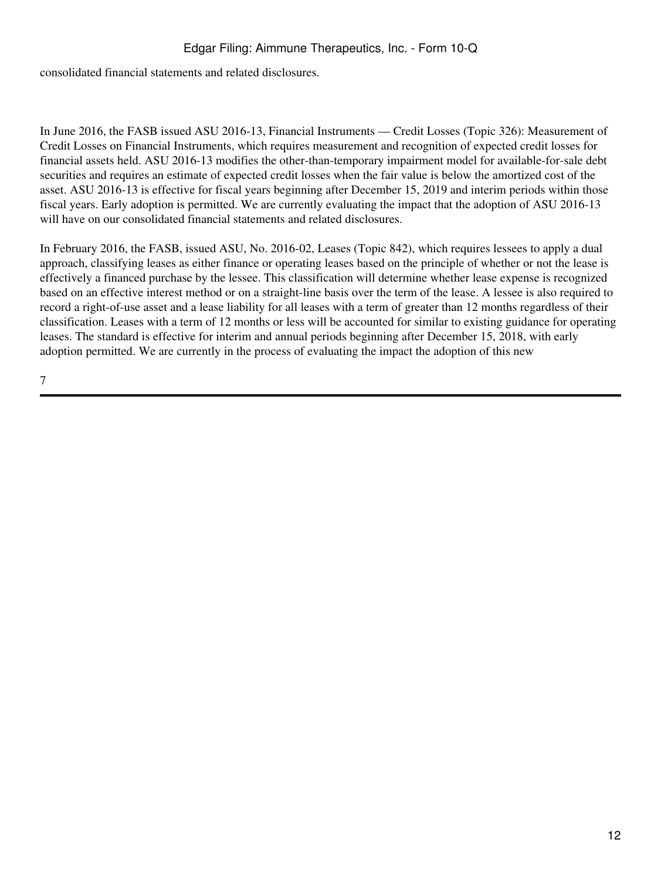consolidated financial statements and related disclosures.

In June 2016, the FASB issued ASU 2016-13, Financial Instruments — Credit Losses (Topic 326): Measurement of Credit Losses on Financial Instruments, which requires measurement and recognition of expected credit losses for financial assets held. ASU 2016-13 modifies the other-than-temporary impairment model for available-for-sale debt securities and requires an estimate of expected credit losses when the fair value is below the amortized cost of the asset. ASU 2016-13 is effective for fiscal years beginning after December 15, 2019 and interim periods within those fiscal years. Early adoption is permitted. We are currently evaluating the impact that the adoption of ASU 2016-13 will have on our consolidated financial statements and related disclosures.

In February 2016, the FASB, issued ASU, No. 2016-02, Leases (Topic 842), which requires lessees to apply a dual approach, classifying leases as either finance or operating leases based on the principle of whether or not the lease is effectively a financed purchase by the lessee. This classification will determine whether lease expense is recognized based on an effective interest method or on a straight-line basis over the term of the lease. A lessee is also required to record a right-of-use asset and a lease liability for all leases with a term of greater than 12 months regardless of their classification. Leases with a term of 12 months or less will be accounted for similar to existing guidance for operating leases. The standard is effective for interim and annual periods beginning after December 15, 2018, with early adoption permitted. We are currently in the process of evaluating the impact the adoption of this new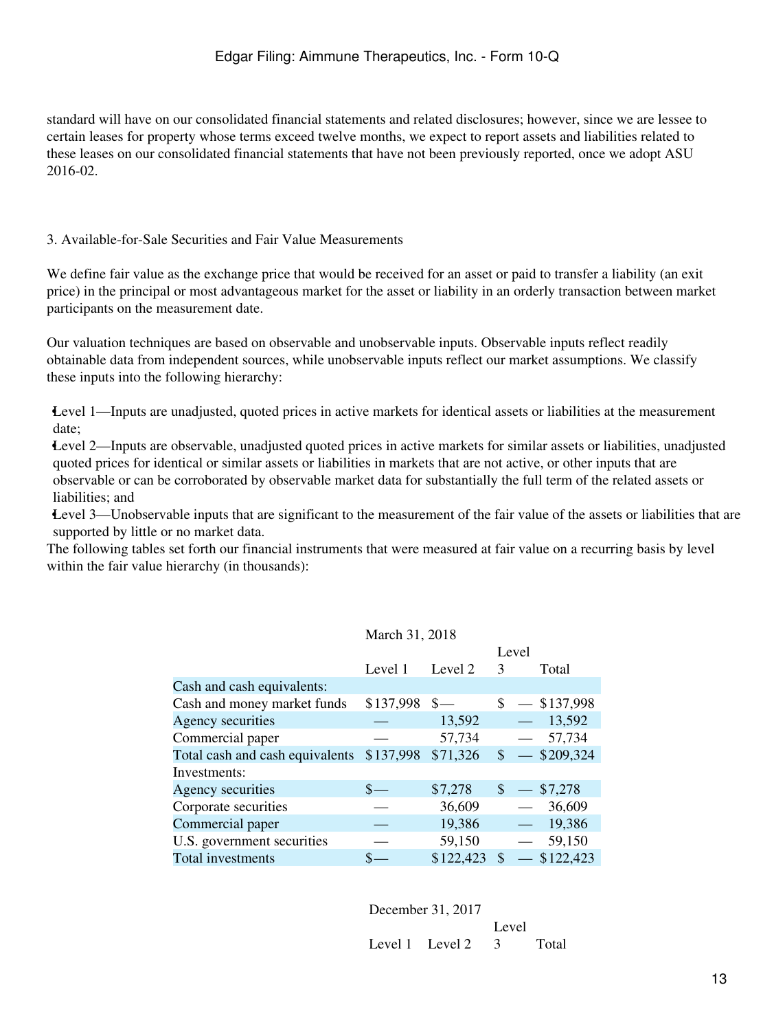standard will have on our consolidated financial statements and related disclosures; however, since we are lessee to certain leases for property whose terms exceed twelve months, we expect to report assets and liabilities related to these leases on our consolidated financial statements that have not been previously reported, once we adopt ASU 2016-02.

3. Available-for-Sale Securities and Fair Value Measurements

We define fair value as the exchange price that would be received for an asset or paid to transfer a liability (an exit price) in the principal or most advantageous market for the asset or liability in an orderly transaction between market participants on the measurement date.

Our valuation techniques are based on observable and unobservable inputs. Observable inputs reflect readily obtainable data from independent sources, while unobservable inputs reflect our market assumptions. We classify these inputs into the following hierarchy:

- Level 1—Inputs are unadjusted, quoted prices in active markets for identical assets or liabilities at the measurement date;
- Level 2—Inputs are observable, unadjusted quoted prices in active markets for similar assets or liabilities, unadjusted quoted prices for identical or similar assets or liabilities in markets that are not active, or other inputs that are observable or can be corroborated by observable market data for substantially the full term of the related assets or liabilities; and
- Level 3—Unobservable inputs that are significant to the measurement of the fair value of the assets or liabilities that are supported by little or no market data.

The following tables set forth our financial instruments that were measured at fair value on a recurring basis by level within the fair value hierarchy (in thousands):

| | March 31, 2018 | | | |
|---|---|---|---|---|
| | Level 1 | Level 2 | Level 3 | Total |
| Cash and cash equivalents: | | | | |
| Cash and money market funds | $137,998 | $— | $ — | $137,998 |
| Agency securities | — | 13,592 | — | 13,592 |
| Commercial paper | — | 57,734 | — | 57,734 |
| Total cash and cash equivalents | $137,998 | $71,326 | $ — | $209,324 |
| Investments: | | | | |
| Agency securities | $— | $7,278 | $ — | $7,278 |
| Corporate securities | — | 36,609 | — | 36,609 |
| Commercial paper | — | 19,386 | — | 19,386 |
| U.S. government securities | — | 59,150 | — | 59,150 |
| Total investments | $— | $122,423 | $ — | $122,423 |

| | December 31, 2017 | | | |
|---|---|---|---|---|
| | Level 1 | Level 2 | Level 3 | Total |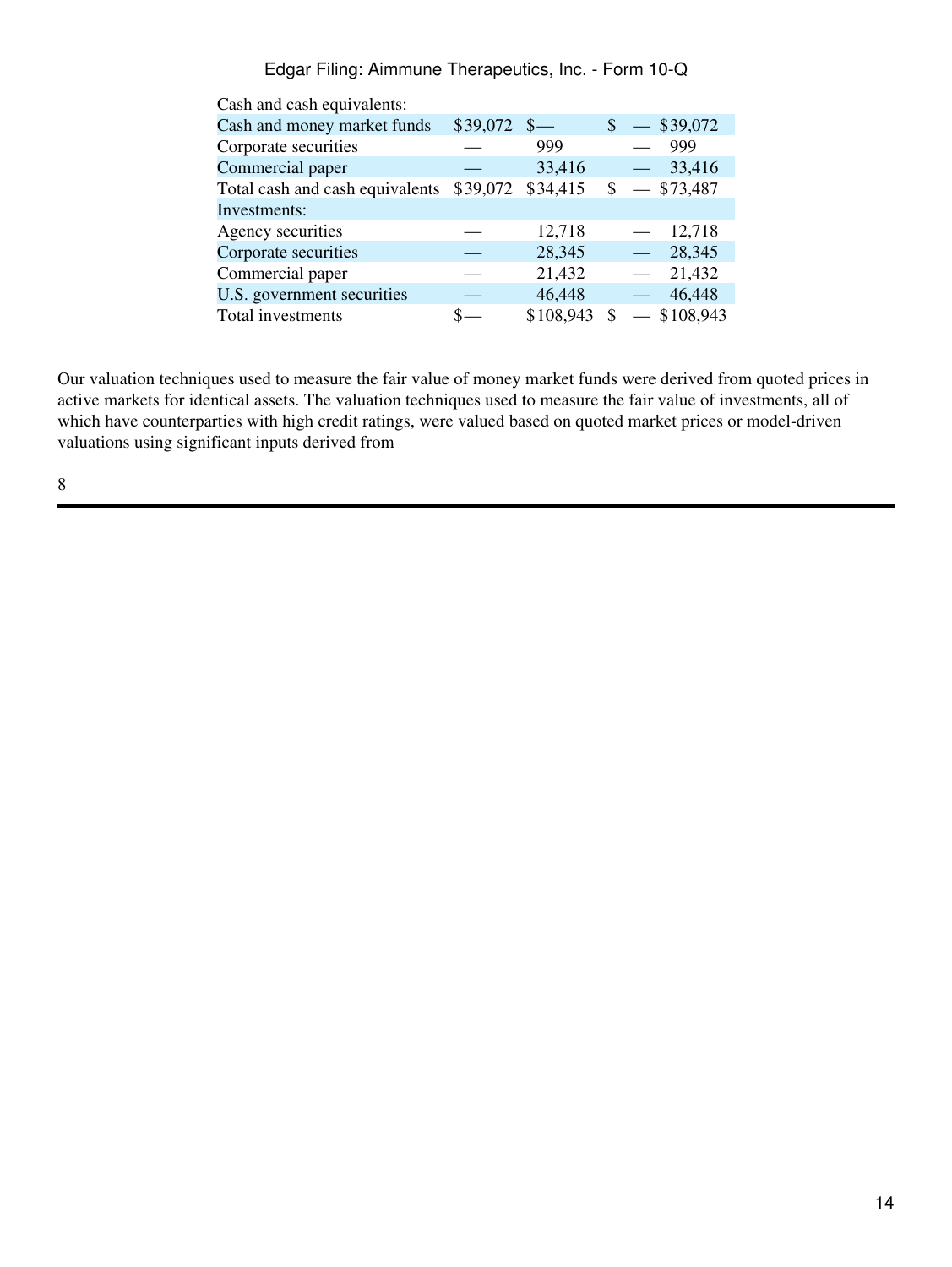| | | | | |
|---|---|---|---|---|
| Cash and cash equivalents: | | | | |
| Cash and money market funds | $39,072 | $— | $ — | $39,072 |
| Corporate securities | — | 999 | — | 999 |
| Commercial paper | — | 33,416 | — | 33,416 |
| Total cash and cash equivalents | $39,072 | $34,415 | $ — | $73,487 |
| Investments: | | | | |
| Agency securities | — | 12,718 | — | 12,718 |
| Corporate securities | — | 28,345 | — | 28,345 |
| Commercial paper | — | 21,432 | — | 21,432 |
| U.S. government securities | — | 46,448 | — | 46,448 |
| Total investments | $— | $108,943 | $ — | $108,943 |

Our valuation techniques used to measure the fair value of money market funds were derived from quoted prices in active markets for identical assets. The valuation techniques used to measure the fair value of investments, all of which have counterparties with high credit ratings, were valued based on quoted market prices or model-driven valuations using significant inputs derived from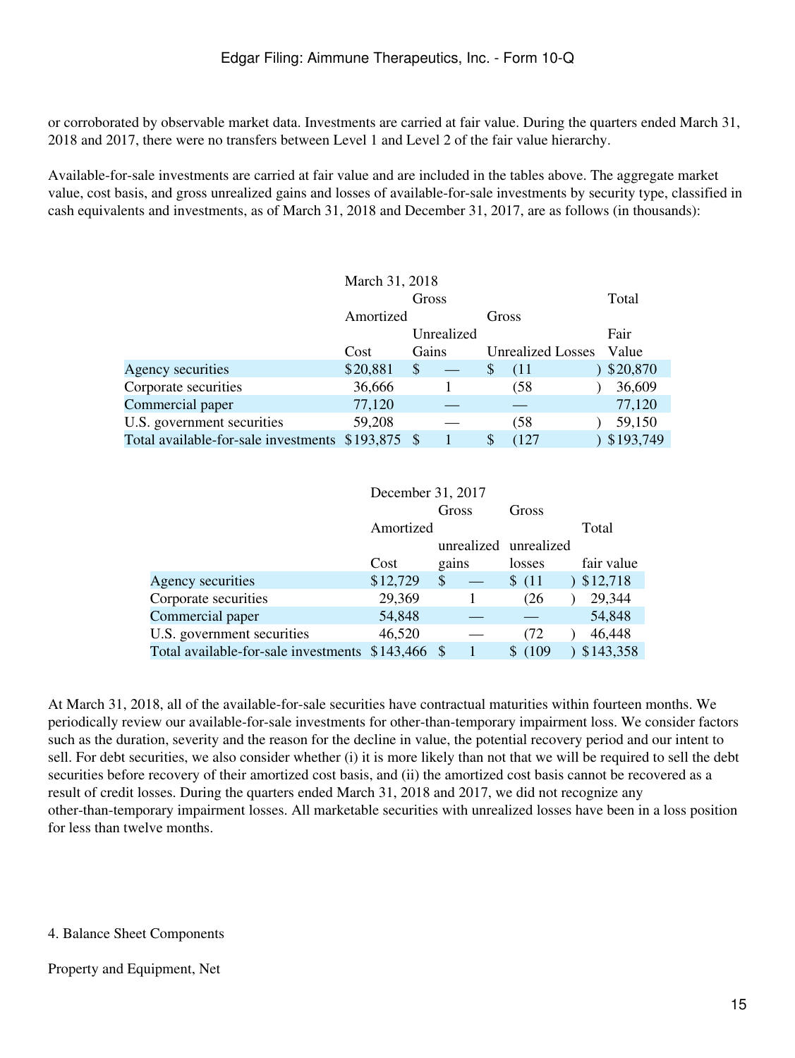or corroborated by observable market data. Investments are carried at fair value. During the quarters ended March 31, 2018 and 2017, there were no transfers between Level 1 and Level 2 of the fair value hierarchy.

Available-for-sale investments are carried at fair value and are included in the tables above. The aggregate market value, cost basis, and gross unrealized gains and losses of available-for-sale investments by security type, classified in cash equivalents and investments, as of March 31, 2018 and December 31, 2017, are as follows (in thousands):

| | March 31, 2018 | | | |
|---|---|---|---|---|
| | Amortized Cost | Gross Unrealized Gains | Gross Unrealized Losses | Total Fair Value |
| Agency securities | $20,881 | $ — | $ (11) | $20,870 |
| Corporate securities | 36,666 | 1 | (58) | 36,609 |
| Commercial paper | 77,120 | — | — | 77,120 |
| U.S. government securities | 59,208 | — | (58) | 59,150 |
| Total available-for-sale investments | $193,875 | $ 1 | $ (127) | $193,749 |

| | December 31, 2017 | | | |
|---|---|---|---|---|
| | Amortized Cost | Gross unrealized gains | Gross unrealized losses | Total fair value |
| Agency securities | $12,729 | $ — | $ (11) | $12,718 |
| Corporate securities | 29,369 | 1 | (26) | 29,344 |
| Commercial paper | 54,848 | — | — | 54,848 |
| U.S. government securities | 46,520 | — | (72) | 46,448 |
| Total available-for-sale investments | $143,466 | $ 1 | $ (109) | $143,358 |

At March 31, 2018, all of the available-for-sale securities have contractual maturities within fourteen months. We periodically review our available-for-sale investments for other-than-temporary impairment loss. We consider factors such as the duration, severity and the reason for the decline in value, the potential recovery period and our intent to sell. For debt securities, we also consider whether (i) it is more likely than not that we will be required to sell the debt securities before recovery of their amortized cost basis, and (ii) the amortized cost basis cannot be recovered as a result of credit losses. During the quarters ended March 31, 2018 and 2017, we did not recognize any other-than-temporary impairment losses. All marketable securities with unrealized losses have been in a loss position for less than twelve months.

## 4. Balance Sheet Components

### Property and Equipment, Net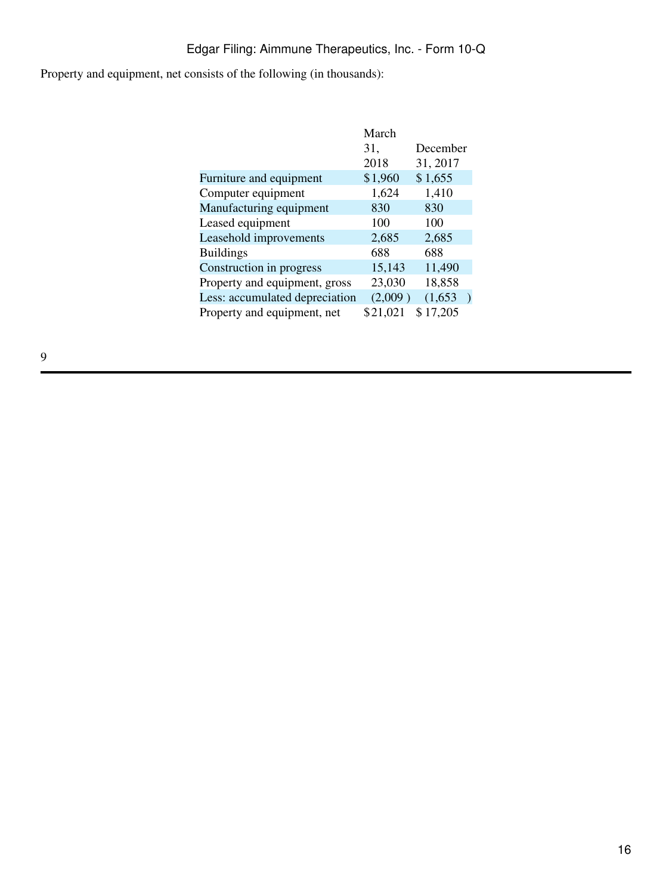Property and equipment, net consists of the following (in thousands):

| | March 31, 2018 | December 31, 2017 |
|---|---|---|
| Furniture and equipment | $1,960 | $ 1,655 |
| Computer equipment | 1,624 | 1,410 |
| Manufacturing equipment | 830 | 830 |
| Leased equipment | 100 | 100 |
| Leasehold improvements | 2,685 | 2,685 |
| Buildings | 688 | 688 |
| Construction in progress | 15,143 | 11,490 |
| Property and equipment, gross | 23,030 | 18,858 |
| Less: accumulated depreciation | (2,009 ) | (1,653 ) |
| Property and equipment, net | $21,021 | $ 17,205 |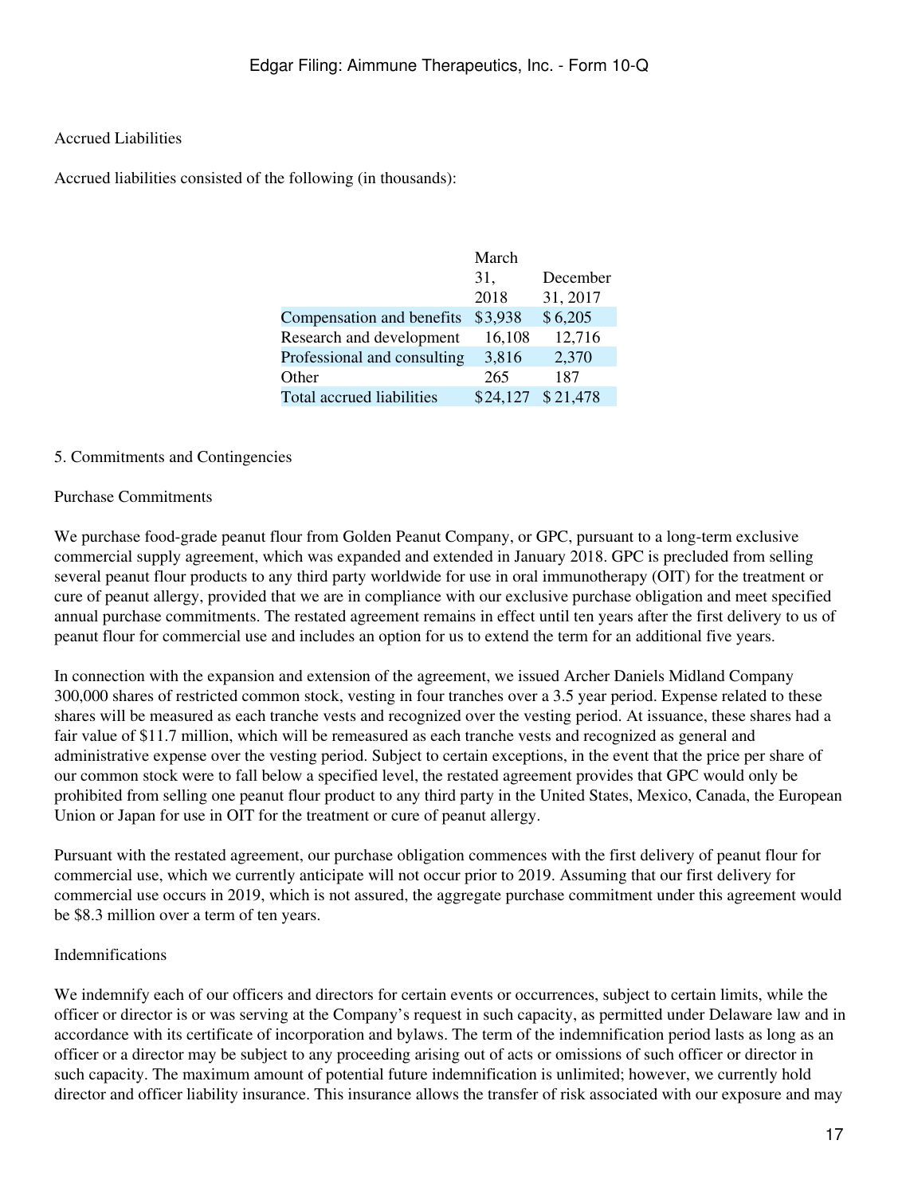### Accrued Liabilities

Accrued liabilities consisted of the following (in thousands):

| | March 31, 2018 | December 31, 2017 |
|---|---|---|
| Compensation and benefits | $3,938 | $ 6,205 |
| Research and development | 16,108 | 12,716 |
| Professional and consulting | 3,816 | 2,370 |
| Other | 265 | 187 |
| Total accrued liabilities | $24,127 | $ 21,478 |

## 5. Commitments and Contingencies

### Purchase Commitments

We purchase food-grade peanut flour from Golden Peanut Company, or GPC, pursuant to a long-term exclusive commercial supply agreement, which was expanded and extended in January 2018. GPC is precluded from selling several peanut flour products to any third party worldwide for use in oral immunotherapy (OIT) for the treatment or cure of peanut allergy, provided that we are in compliance with our exclusive purchase obligation and meet specified annual purchase commitments. The restated agreement remains in effect until ten years after the first delivery to us of peanut flour for commercial use and includes an option for us to extend the term for an additional five years.

In connection with the expansion and extension of the agreement, we issued Archer Daniels Midland Company 300,000 shares of restricted common stock, vesting in four tranches over a 3.5 year period. Expense related to these shares will be measured as each tranche vests and recognized over the vesting period. At issuance, these shares had a fair value of $11.7 million, which will be remeasured as each tranche vests and recognized as general and administrative expense over the vesting period. Subject to certain exceptions, in the event that the price per share of our common stock were to fall below a specified level, the restated agreement provides that GPC would only be prohibited from selling one peanut flour product to any third party in the United States, Mexico, Canada, the European Union or Japan for use in OIT for the treatment or cure of peanut allergy.

Pursuant with the restated agreement, our purchase obligation commences with the first delivery of peanut flour for commercial use, which we currently anticipate will not occur prior to 2019. Assuming that our first delivery for commercial use occurs in 2019, which is not assured, the aggregate purchase commitment under this agreement would be $8.3 million over a term of ten years.

### Indemnifications

We indemnify each of our officers and directors for certain events or occurrences, subject to certain limits, while the officer or director is or was serving at the Company's request in such capacity, as permitted under Delaware law and in accordance with its certificate of incorporation and bylaws. The term of the indemnification period lasts as long as an officer or a director may be subject to any proceeding arising out of acts or omissions of such officer or director in such capacity. The maximum amount of potential future indemnification is unlimited; however, we currently hold director and officer liability insurance. This insurance allows the transfer of risk associated with our exposure and may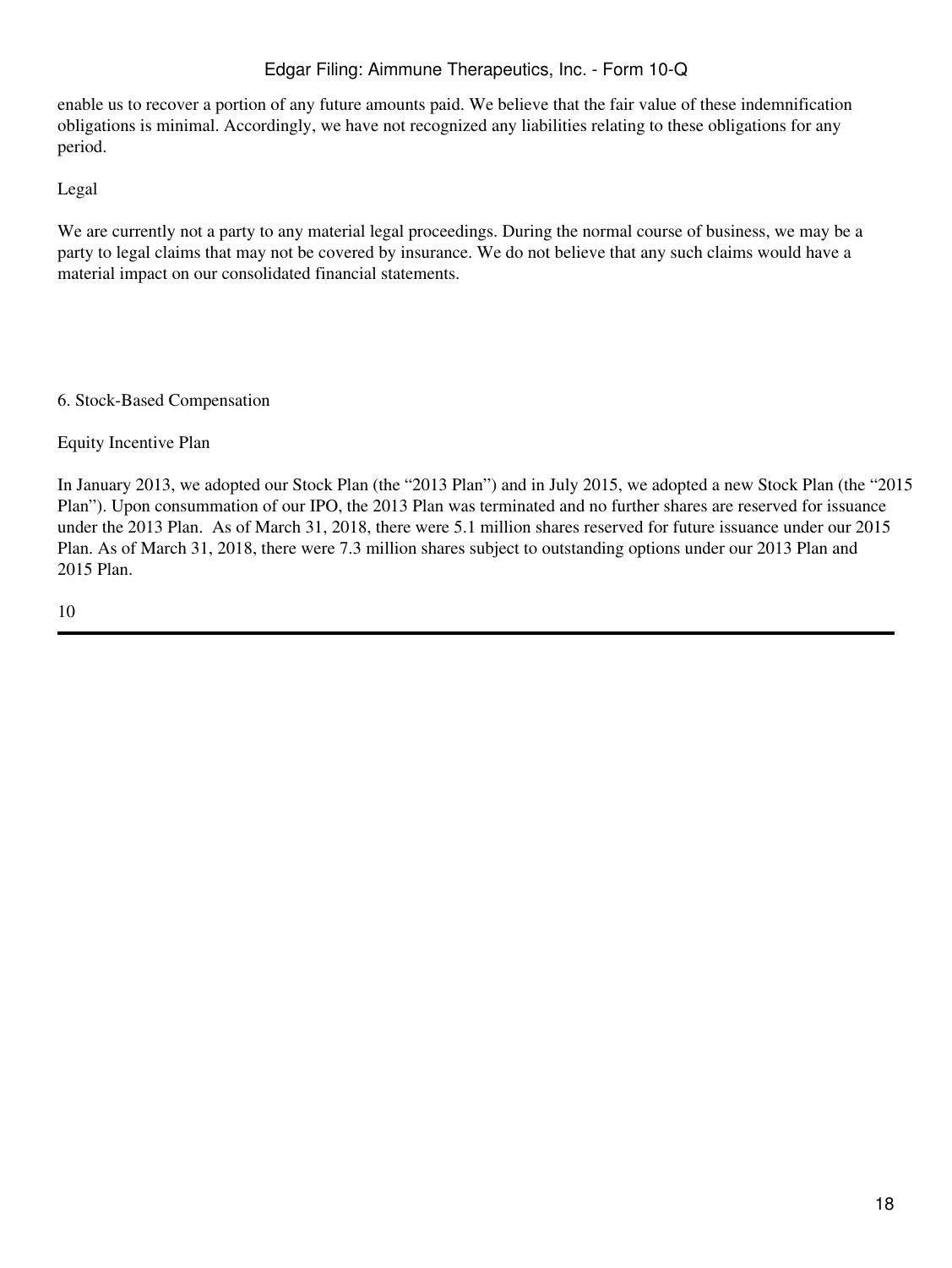enable us to recover a portion of any future amounts paid. We believe that the fair value of these indemnification obligations is minimal. Accordingly, we have not recognized any liabilities relating to these obligations for any period.

Legal

We are currently not a party to any material legal proceedings. During the normal course of business, we may be a party to legal claims that may not be covered by insurance. We do not believe that any such claims would have a material impact on our consolidated financial statements.

## 6. Stock-Based Compensation

Equity Incentive Plan

In January 2013, we adopted our Stock Plan (the "2013 Plan") and in July 2015, we adopted a new Stock Plan (the "2015 Plan"). Upon consummation of our IPO, the 2013 Plan was terminated and no further shares are reserved for issuance under the 2013 Plan. As of March 31, 2018, there were 5.1 million shares reserved for future issuance under our 2015 Plan. As of March 31, 2018, there were 7.3 million shares subject to outstanding options under our 2013 Plan and 2015 Plan.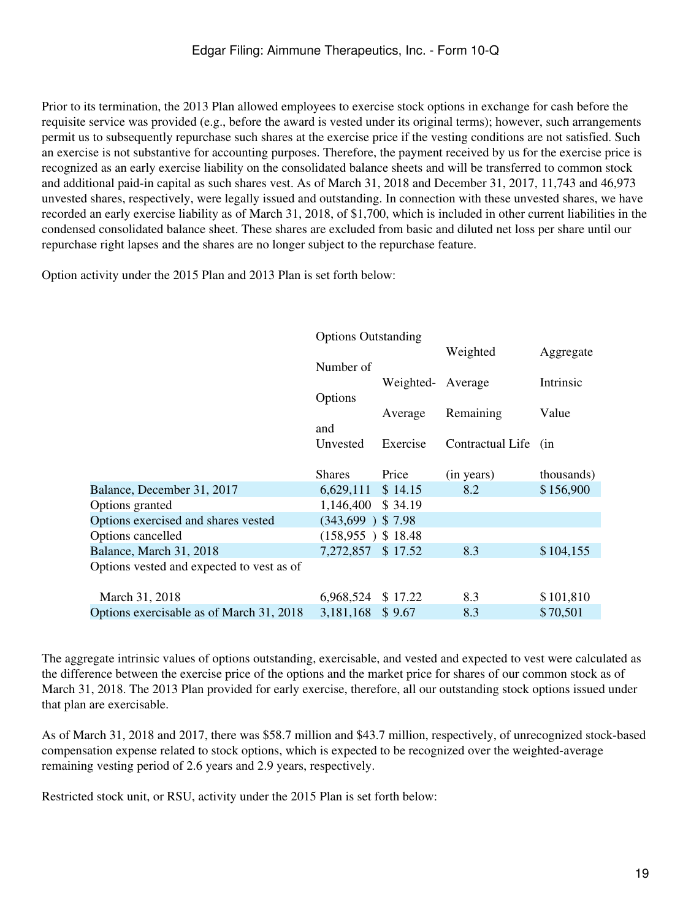Prior to its termination, the 2013 Plan allowed employees to exercise stock options in exchange for cash before the requisite service was provided (e.g., before the award is vested under its original terms); however, such arrangements permit us to subsequently repurchase such shares at the exercise price if the vesting conditions are not satisfied. Such an exercise is not substantive for accounting purposes. Therefore, the payment received by us for the exercise price is recognized as an early exercise liability on the consolidated balance sheets and will be transferred to common stock and additional paid-in capital as such shares vest. As of March 31, 2018 and December 31, 2017, 11,743 and 46,973 unvested shares, respectively, were legally issued and outstanding. In connection with these unvested shares, we have recorded an early exercise liability as of March 31, 2018, of $1,700, which is included in other current liabilities in the condensed consolidated balance sheet. These shares are excluded from basic and diluted net loss per share until our repurchase right lapses and the shares are no longer subject to the repurchase feature.

Option activity under the 2015 Plan and 2013 Plan is set forth below:

| | Options Outstanding | | | |
|---|---|---|---|---|
| | Number of Options and Unvested Shares | Weighted-Average Exercise Price | Weighted Average Remaining Contractual Life (in years) | Aggregate Intrinsic Value (in thousands) |
| Balance, December 31, 2017 | 6,629,111 | $ 14.15 | 8.2 | $ 156,900 |
| Options granted | 1,146,400 | $ 34.19 | | |
| Options exercised and shares vested | (343,699 ) | $ 7.98 | | |
| Options cancelled | (158,955 ) | $ 18.48 | | |
| Balance, March 31, 2018 | 7,272,857 | $ 17.52 | 8.3 | $ 104,155 |
| Options vested and expected to vest as of March 31, 2018 | 6,968,524 | $ 17.22 | 8.3 | $ 101,810 |
| Options exercisable as of March 31, 2018 | 3,181,168 | $ 9.67 | 8.3 | $ 70,501 |

The aggregate intrinsic values of options outstanding, exercisable, and vested and expected to vest were calculated as the difference between the exercise price of the options and the market price for shares of our common stock as of March 31, 2018. The 2013 Plan provided for early exercise, therefore, all our outstanding stock options issued under that plan are exercisable.

As of March 31, 2018 and 2017, there was $58.7 million and $43.7 million, respectively, of unrecognized stock-based compensation expense related to stock options, which is expected to be recognized over the weighted-average remaining vesting period of 2.6 years and 2.9 years, respectively.

Restricted stock unit, or RSU, activity under the 2015 Plan is set forth below: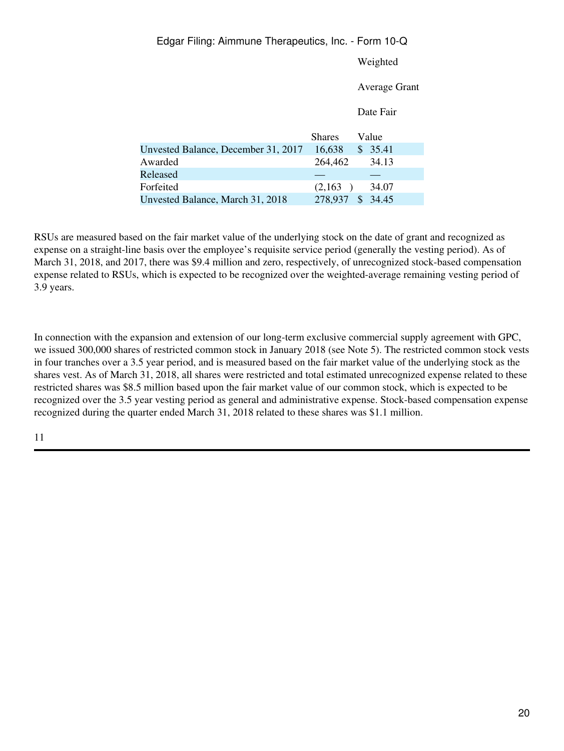| | Shares | Weighted Average Grant Date Fair Value |
|---|---|---|
| Unvested Balance, December 31, 2017 | 16,638 | $ 35.41 |
| Awarded | 264,462 | 34.13 |
| Released | — | — |
| Forfeited | (2,163 ) | 34.07 |
| Unvested Balance, March 31, 2018 | 278,937 | $ 34.45 |

RSUs are measured based on the fair market value of the underlying stock on the date of grant and recognized as expense on a straight-line basis over the employee's requisite service period (generally the vesting period). As of March 31, 2018, and 2017, there was $9.4 million and zero, respectively, of unrecognized stock-based compensation expense related to RSUs, which is expected to be recognized over the weighted-average remaining vesting period of 3.9 years.

In connection with the expansion and extension of our long-term exclusive commercial supply agreement with GPC, we issued 300,000 shares of restricted common stock in January 2018 (see Note 5). The restricted common stock vests in four tranches over a 3.5 year period, and is measured based on the fair market value of the underlying stock as the shares vest. As of March 31, 2018, all shares were restricted and total estimated unrecognized expense related to these restricted shares was $8.5 million based upon the fair market value of our common stock, which is expected to be recognized over the 3.5 year vesting period as general and administrative expense. Stock-based compensation expense recognized during the quarter ended March 31, 2018 related to these shares was $1.1 million.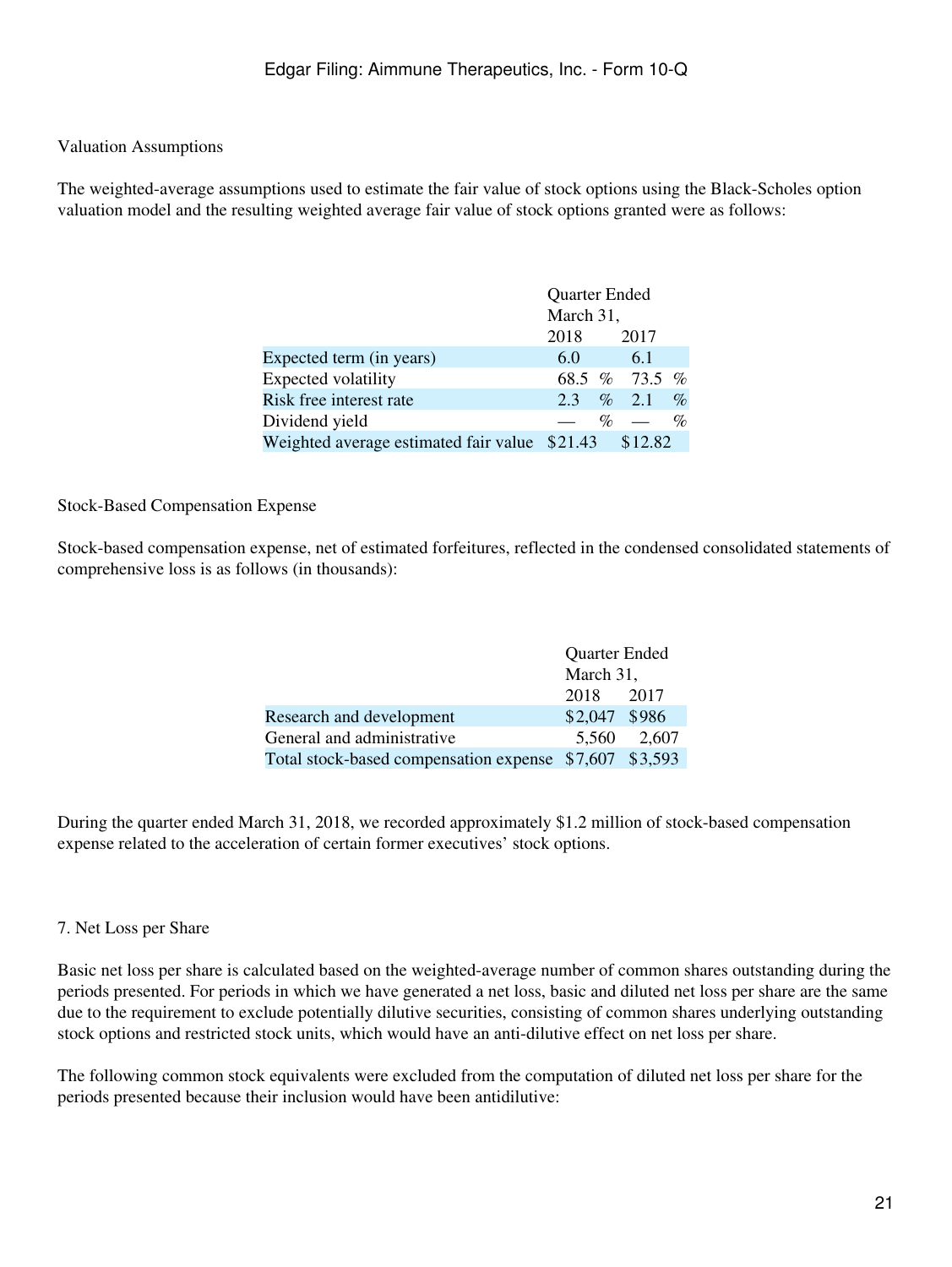Valuation Assumptions

The weighted-average assumptions used to estimate the fair value of stock options using the Black-Scholes option valuation model and the resulting weighted average fair value of stock options granted were as follows:

| | Quarter Ended March 31, | |
|---|---|---|
| | 2018 | 2017 |
| Expected term (in years) | 6.0 | 6.1 |
| Expected volatility | 68.5 % | 73.5 % |
| Risk free interest rate | 2.3 % | 2.1 % |
| Dividend yield | — % | — % |
| Weighted average estimated fair value | $21.43 | $12.82 |

Stock-Based Compensation Expense

Stock-based compensation expense, net of estimated forfeitures, reflected in the condensed consolidated statements of comprehensive loss is as follows (in thousands):

| | Quarter Ended March 31, | |
|---|---|---|
| | 2018 | 2017 |
| Research and development | $2,047 | $986 |
| General and administrative | 5,560 | 2,607 |
| Total stock-based compensation expense | $7,607 | $3,593 |

During the quarter ended March 31, 2018, we recorded approximately $1.2 million of stock-based compensation expense related to the acceleration of certain former executives' stock options.

7. Net Loss per Share

Basic net loss per share is calculated based on the weighted-average number of common shares outstanding during the periods presented. For periods in which we have generated a net loss, basic and diluted net loss per share are the same due to the requirement to exclude potentially dilutive securities, consisting of common shares underlying outstanding stock options and restricted stock units, which would have an anti-dilutive effect on net loss per share.

The following common stock equivalents were excluded from the computation of diluted net loss per share for the periods presented because their inclusion would have been antidilutive: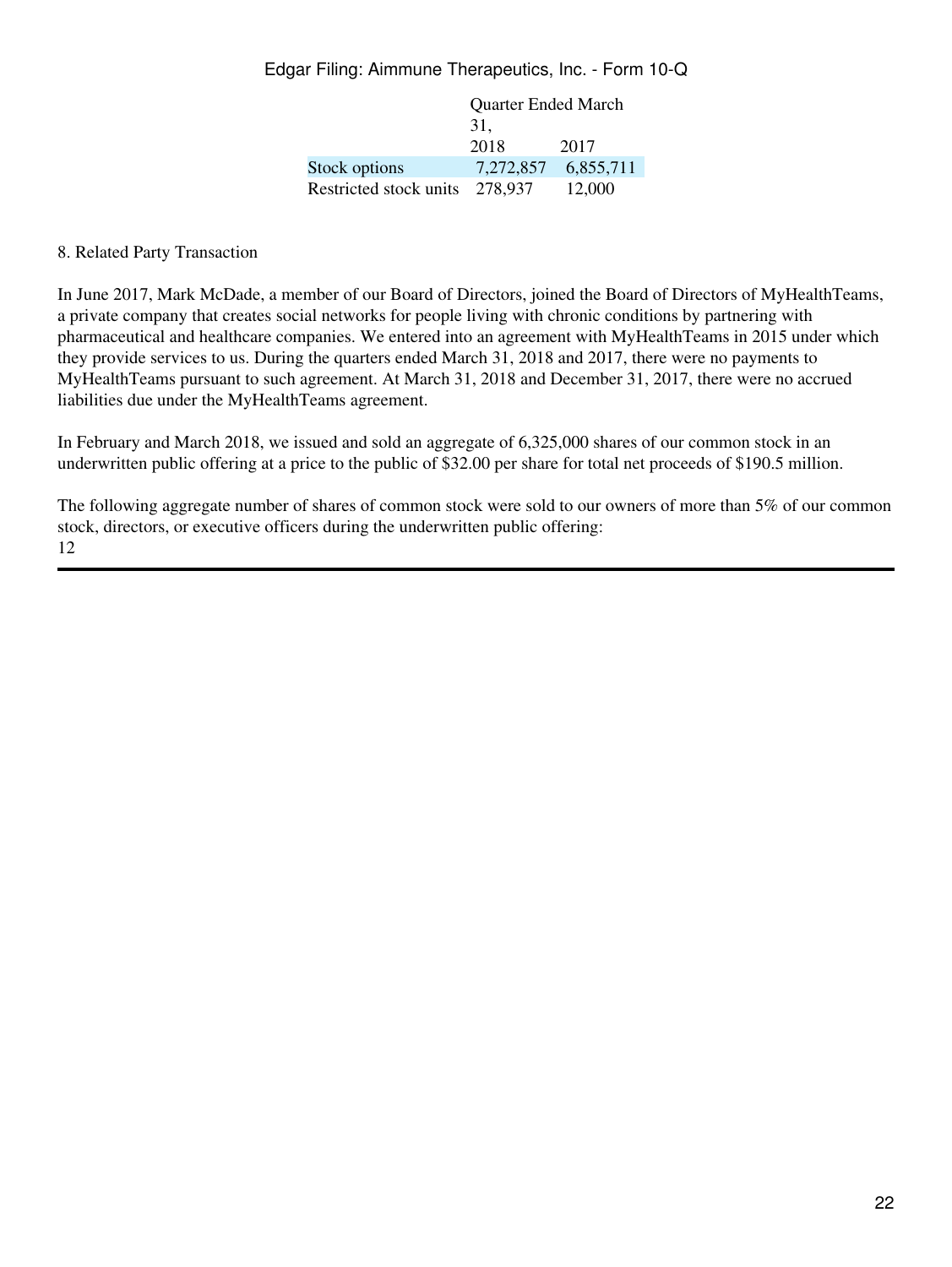| | Quarter Ended March 31, | |
|---|---|---|
| | 2018 | 2017 |
| Stock options | 7,272,857 | 6,855,711 |
| Restricted stock units | 278,937 | 12,000 |

8. Related Party Transaction

In June 2017, Mark McDade, a member of our Board of Directors, joined the Board of Directors of MyHealthTeams, a private company that creates social networks for people living with chronic conditions by partnering with pharmaceutical and healthcare companies. We entered into an agreement with MyHealthTeams in 2015 under which they provide services to us. During the quarters ended March 31, 2018 and 2017, there were no payments to MyHealthTeams pursuant to such agreement. At March 31, 2018 and December 31, 2017, there were no accrued liabilities due under the MyHealthTeams agreement.

In February and March 2018, we issued and sold an aggregate of 6,325,000 shares of our common stock in an underwritten public offering at a price to the public of $32.00 per share for total net proceeds of $190.5 million.

The following aggregate number of shares of common stock were sold to our owners of more than 5% of our common stock, directors, or executive officers during the underwritten public offering: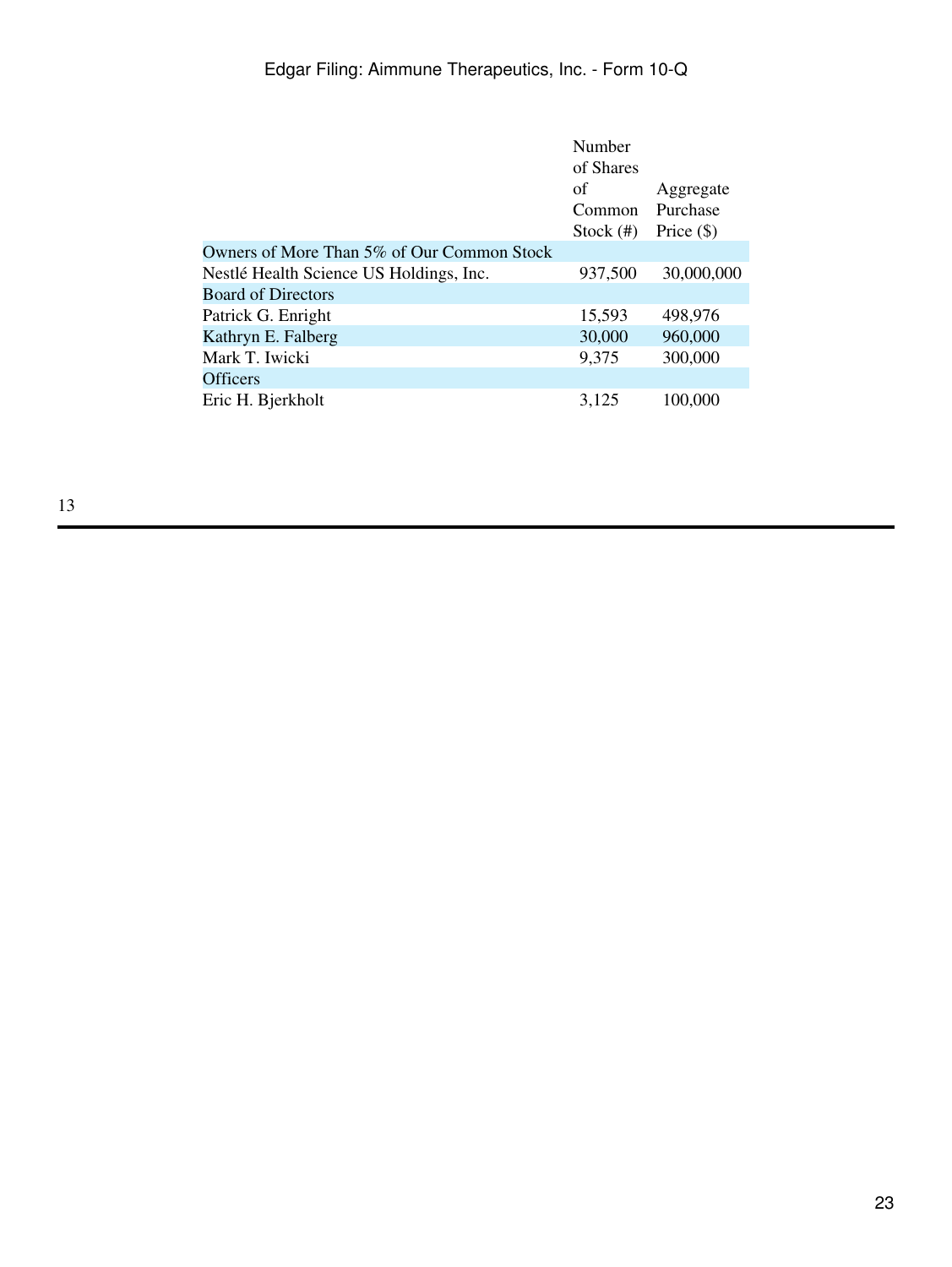| | Number of Shares of Common Stock (#) | Aggregate Purchase Price ($) |
|---|---|---|
| Owners of More Than 5% of Our Common Stock | | |
| Nestlé Health Science US Holdings, Inc. | 937,500 | 30,000,000 |
| Board of Directors | | |
| Patrick G. Enright | 15,593 | 498,976 |
| Kathryn E. Falberg | 30,000 | 960,000 |
| Mark T. Iwicki | 9,375 | 300,000 |
| Officers | | |
| Eric H. Bjerkholt | 3,125 | 100,000 |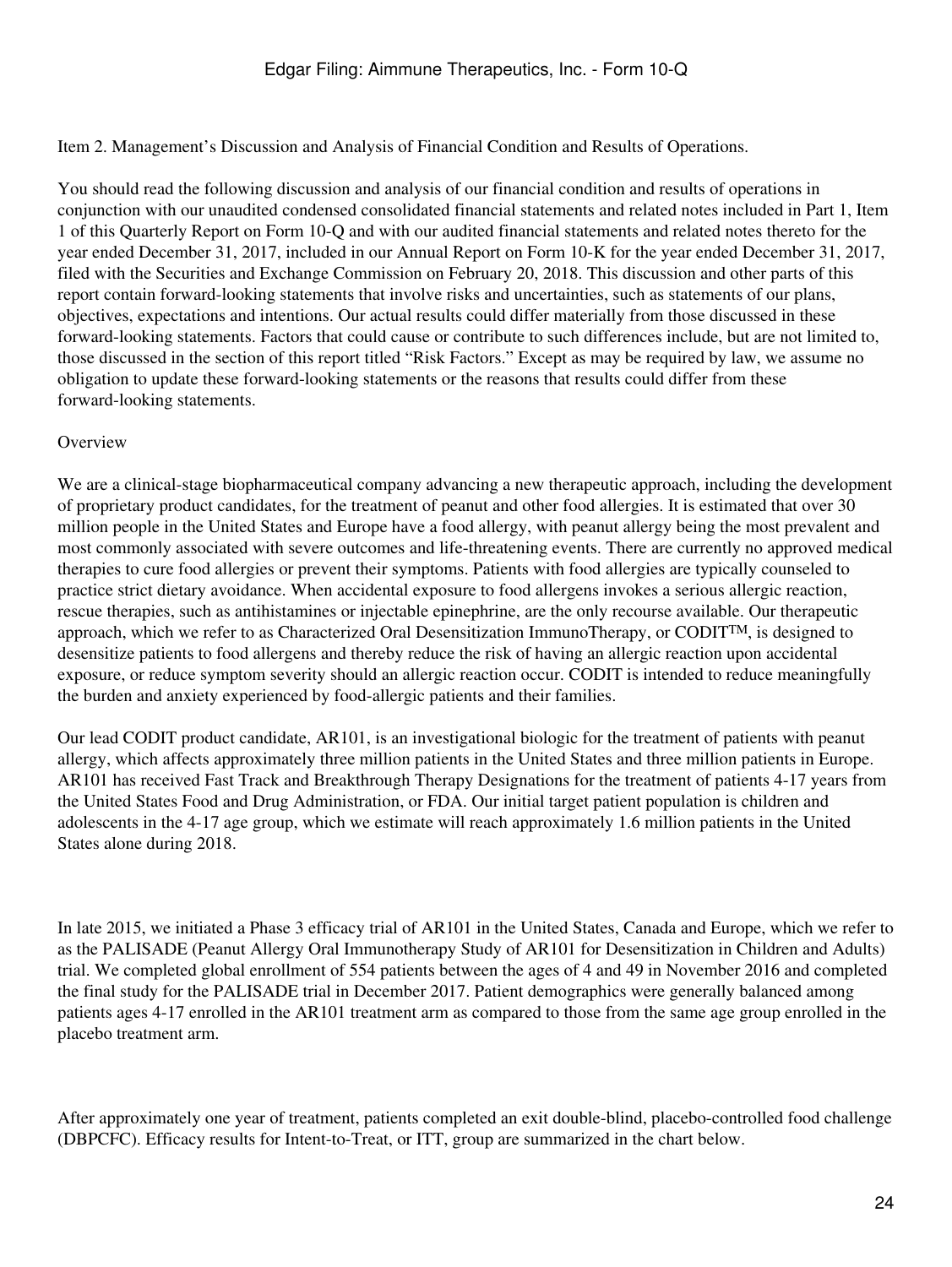Item 2. Management's Discussion and Analysis of Financial Condition and Results of Operations.

You should read the following discussion and analysis of our financial condition and results of operations in conjunction with our unaudited condensed consolidated financial statements and related notes included in Part 1, Item 1 of this Quarterly Report on Form 10-Q and with our audited financial statements and related notes thereto for the year ended December 31, 2017, included in our Annual Report on Form 10-K for the year ended December 31, 2017, filed with the Securities and Exchange Commission on February 20, 2018. This discussion and other parts of this report contain forward-looking statements that involve risks and uncertainties, such as statements of our plans, objectives, expectations and intentions. Our actual results could differ materially from those discussed in these forward-looking statements. Factors that could cause or contribute to such differences include, but are not limited to, those discussed in the section of this report titled "Risk Factors." Except as may be required by law, we assume no obligation to update these forward-looking statements or the reasons that results could differ from these forward-looking statements.

## Overview

We are a clinical-stage biopharmaceutical company advancing a new therapeutic approach, including the development of proprietary product candidates, for the treatment of peanut and other food allergies. It is estimated that over 30 million people in the United States and Europe have a food allergy, with peanut allergy being the most prevalent and most commonly associated with severe outcomes and life-threatening events. There are currently no approved medical therapies to cure food allergies or prevent their symptoms. Patients with food allergies are typically counseled to practice strict dietary avoidance. When accidental exposure to food allergens invokes a serious allergic reaction, rescue therapies, such as antihistamines or injectable epinephrine, are the only recourse available. Our therapeutic approach, which we refer to as Characterized Oral Desensitization ImmunoTherapy, or CODIT™, is designed to desensitize patients to food allergens and thereby reduce the risk of having an allergic reaction upon accidental exposure, or reduce symptom severity should an allergic reaction occur. CODIT is intended to reduce meaningfully the burden and anxiety experienced by food-allergic patients and their families.

Our lead CODIT product candidate, AR101, is an investigational biologic for the treatment of patients with peanut allergy, which affects approximately three million patients in the United States and three million patients in Europe. AR101 has received Fast Track and Breakthrough Therapy Designations for the treatment of patients 4-17 years from the United States Food and Drug Administration, or FDA. Our initial target patient population is children and adolescents in the 4-17 age group, which we estimate will reach approximately 1.6 million patients in the United States alone during 2018.

In late 2015, we initiated a Phase 3 efficacy trial of AR101 in the United States, Canada and Europe, which we refer to as the PALISADE (Peanut Allergy Oral Immunotherapy Study of AR101 for Desensitization in Children and Adults) trial. We completed global enrollment of 554 patients between the ages of 4 and 49 in November 2016 and completed the final study for the PALISADE trial in December 2017. Patient demographics were generally balanced among patients ages 4-17 enrolled in the AR101 treatment arm as compared to those from the same age group enrolled in the placebo treatment arm.

After approximately one year of treatment, patients completed an exit double-blind, placebo-controlled food challenge (DBPCFC). Efficacy results for Intent-to-Treat, or ITT, group are summarized in the chart below.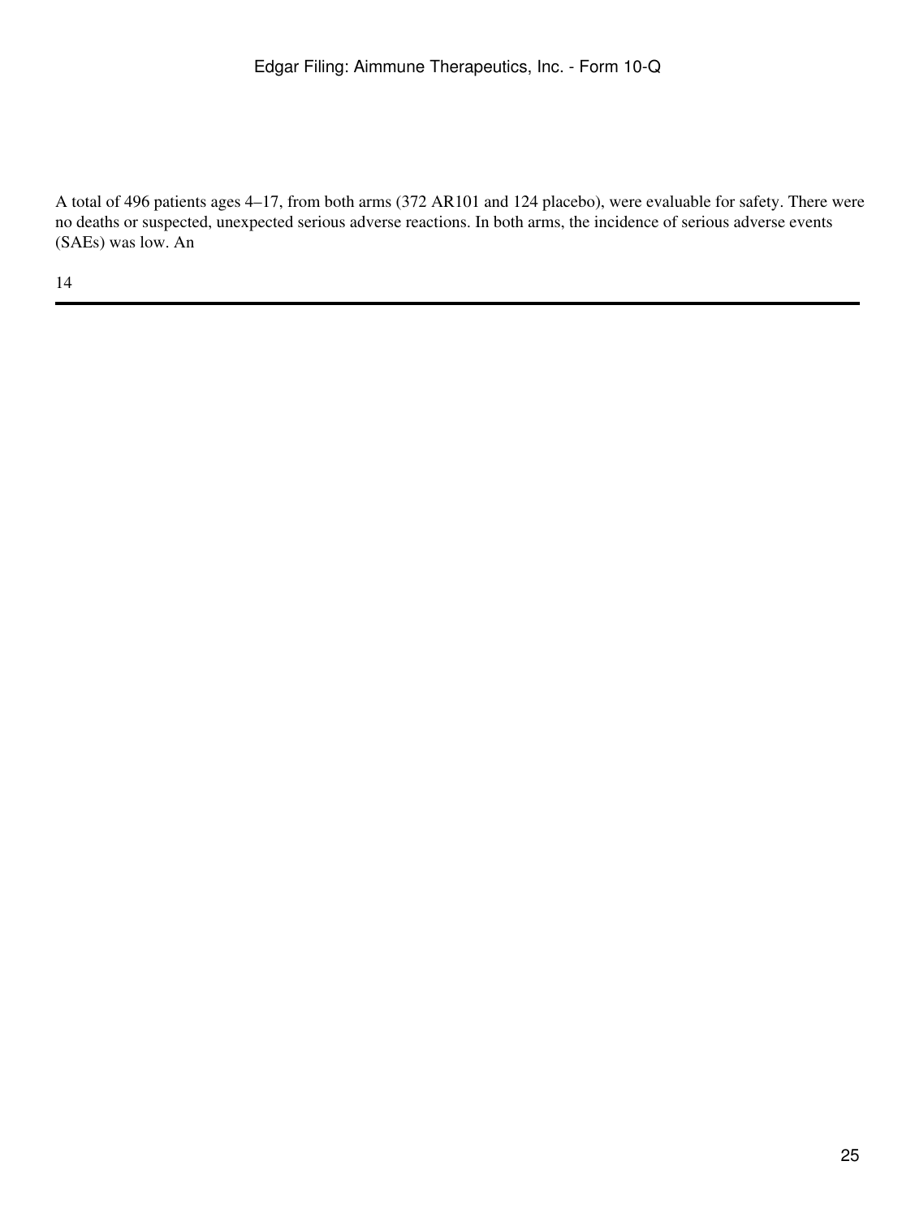A total of 496 patients ages 4–17, from both arms (372 AR101 and 124 placebo), were evaluable for safety. There were no deaths or suspected, unexpected serious adverse reactions. In both arms, the incidence of serious adverse events (SAEs) was low. An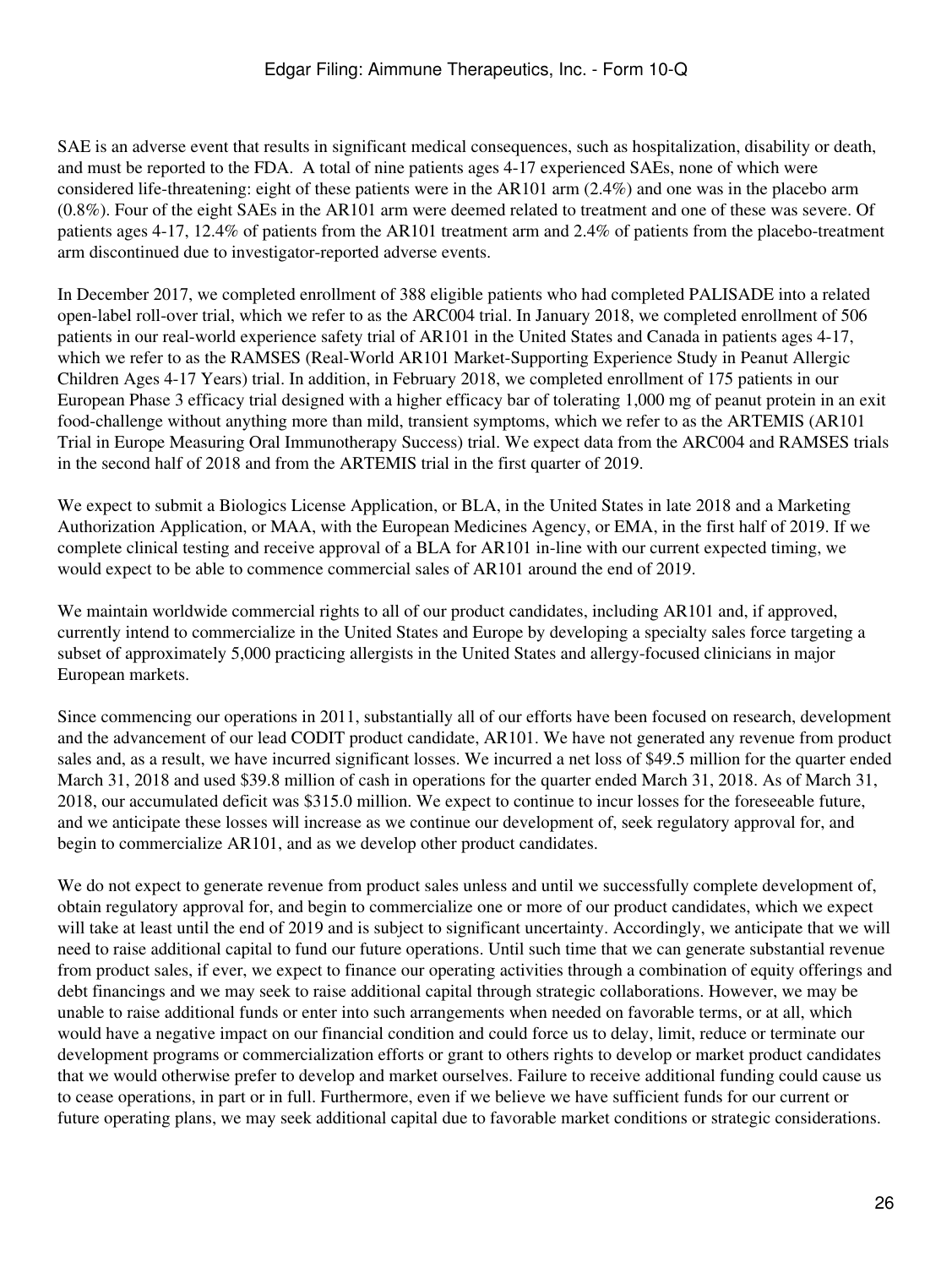SAE is an adverse event that results in significant medical consequences, such as hospitalization, disability or death, and must be reported to the FDA. A total of nine patients ages 4-17 experienced SAEs, none of which were considered life-threatening: eight of these patients were in the AR101 arm (2.4%) and one was in the placebo arm (0.8%). Four of the eight SAEs in the AR101 arm were deemed related to treatment and one of these was severe. Of patients ages 4-17, 12.4% of patients from the AR101 treatment arm and 2.4% of patients from the placebo-treatment arm discontinued due to investigator-reported adverse events.

In December 2017, we completed enrollment of 388 eligible patients who had completed PALISADE into a related open-label roll-over trial, which we refer to as the ARC004 trial. In January 2018, we completed enrollment of 506 patients in our real-world experience safety trial of AR101 in the United States and Canada in patients ages 4-17, which we refer to as the RAMSES (Real-World AR101 Market-Supporting Experience Study in Peanut Allergic Children Ages 4-17 Years) trial. In addition, in February 2018, we completed enrollment of 175 patients in our European Phase 3 efficacy trial designed with a higher efficacy bar of tolerating 1,000 mg of peanut protein in an exit food-challenge without anything more than mild, transient symptoms, which we refer to as the ARTEMIS (AR101 Trial in Europe Measuring Oral Immunotherapy Success) trial. We expect data from the ARC004 and RAMSES trials in the second half of 2018 and from the ARTEMIS trial in the first quarter of 2019.

We expect to submit a Biologics License Application, or BLA, in the United States in late 2018 and a Marketing Authorization Application, or MAA, with the European Medicines Agency, or EMA, in the first half of 2019. If we complete clinical testing and receive approval of a BLA for AR101 in-line with our current expected timing, we would expect to be able to commence commercial sales of AR101 around the end of 2019.

We maintain worldwide commercial rights to all of our product candidates, including AR101 and, if approved, currently intend to commercialize in the United States and Europe by developing a specialty sales force targeting a subset of approximately 5,000 practicing allergists in the United States and allergy-focused clinicians in major European markets.

Since commencing our operations in 2011, substantially all of our efforts have been focused on research, development and the advancement of our lead CODIT product candidate, AR101. We have not generated any revenue from product sales and, as a result, we have incurred significant losses. We incurred a net loss of $49.5 million for the quarter ended March 31, 2018 and used $39.8 million of cash in operations for the quarter ended March 31, 2018. As of March 31, 2018, our accumulated deficit was $315.0 million. We expect to continue to incur losses for the foreseeable future, and we anticipate these losses will increase as we continue our development of, seek regulatory approval for, and begin to commercialize AR101, and as we develop other product candidates.

We do not expect to generate revenue from product sales unless and until we successfully complete development of, obtain regulatory approval for, and begin to commercialize one or more of our product candidates, which we expect will take at least until the end of 2019 and is subject to significant uncertainty. Accordingly, we anticipate that we will need to raise additional capital to fund our future operations. Until such time that we can generate substantial revenue from product sales, if ever, we expect to finance our operating activities through a combination of equity offerings and debt financings and we may seek to raise additional capital through strategic collaborations. However, we may be unable to raise additional funds or enter into such arrangements when needed on favorable terms, or at all, which would have a negative impact on our financial condition and could force us to delay, limit, reduce or terminate our development programs or commercialization efforts or grant to others rights to develop or market product candidates that we would otherwise prefer to develop and market ourselves. Failure to receive additional funding could cause us to cease operations, in part or in full. Furthermore, even if we believe we have sufficient funds for our current or future operating plans, we may seek additional capital due to favorable market conditions or strategic considerations.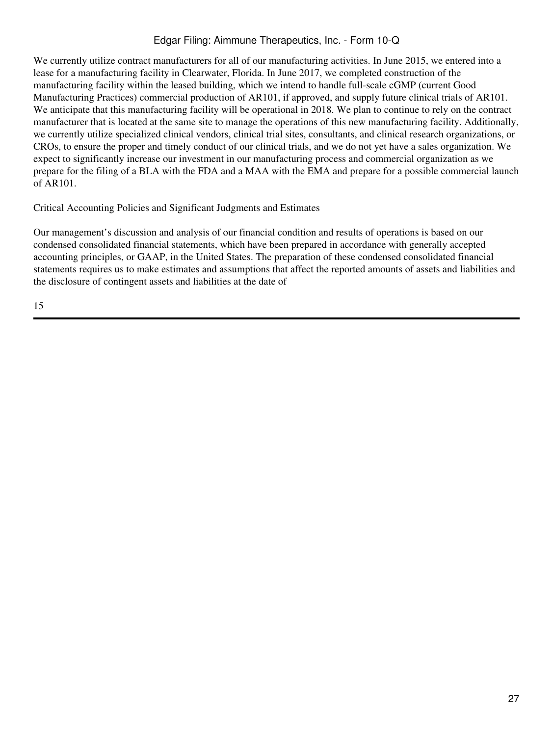We currently utilize contract manufacturers for all of our manufacturing activities. In June 2015, we entered into a lease for a manufacturing facility in Clearwater, Florida. In June 2017, we completed construction of the manufacturing facility within the leased building, which we intend to handle full-scale cGMP (current Good Manufacturing Practices) commercial production of AR101, if approved, and supply future clinical trials of AR101. We anticipate that this manufacturing facility will be operational in 2018. We plan to continue to rely on the contract manufacturer that is located at the same site to manage the operations of this new manufacturing facility. Additionally, we currently utilize specialized clinical vendors, clinical trial sites, consultants, and clinical research organizations, or CROs, to ensure the proper and timely conduct of our clinical trials, and we do not yet have a sales organization. We expect to significantly increase our investment in our manufacturing process and commercial organization as we prepare for the filing of a BLA with the FDA and a MAA with the EMA and prepare for a possible commercial launch of AR101.

## Critical Accounting Policies and Significant Judgments and Estimates

Our management's discussion and analysis of our financial condition and results of operations is based on our condensed consolidated financial statements, which have been prepared in accordance with generally accepted accounting principles, or GAAP, in the United States. The preparation of these condensed consolidated financial statements requires us to make estimates and assumptions that affect the reported amounts of assets and liabilities and the disclosure of contingent assets and liabilities at the date of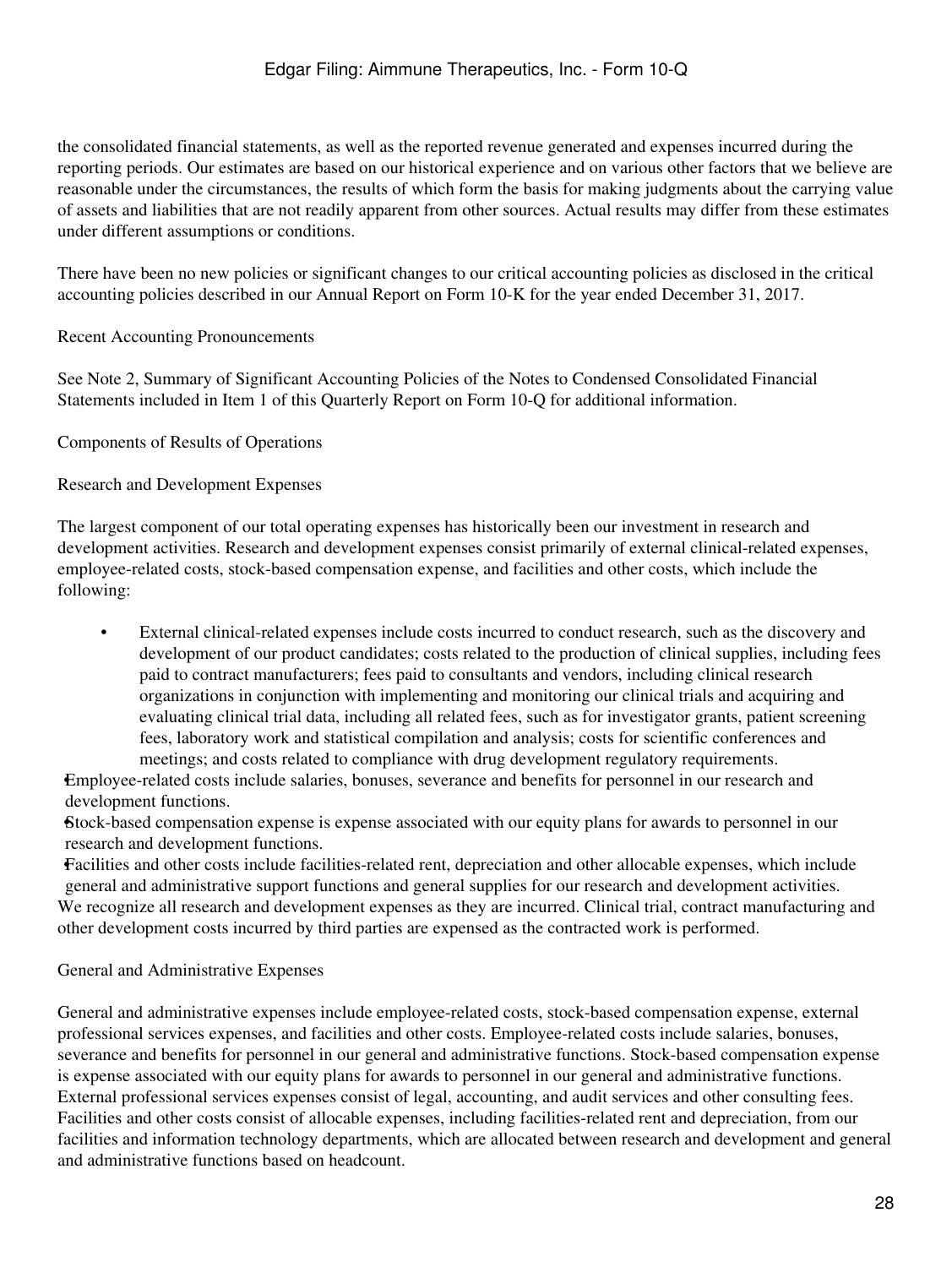the consolidated financial statements, as well as the reported revenue generated and expenses incurred during the reporting periods. Our estimates are based on our historical experience and on various other factors that we believe are reasonable under the circumstances, the results of which form the basis for making judgments about the carrying value of assets and liabilities that are not readily apparent from other sources. Actual results may differ from these estimates under different assumptions or conditions.

There have been no new policies or significant changes to our critical accounting policies as disclosed in the critical accounting policies described in our Annual Report on Form 10-K for the year ended December 31, 2017.

### Recent Accounting Pronouncements

See Note 2, Summary of Significant Accounting Policies of the Notes to Condensed Consolidated Financial Statements included in Item 1 of this Quarterly Report on Form 10-Q for additional information.

### Components of Results of Operations

### Research and Development Expenses

The largest component of our total operating expenses has historically been our investment in research and development activities. Research and development expenses consist primarily of external clinical-related expenses, employee-related costs, stock-based compensation expense, and facilities and other costs, which include the following:

- External clinical-related expenses include costs incurred to conduct research, such as the discovery and development of our product candidates; costs related to the production of clinical supplies, including fees paid to contract manufacturers; fees paid to consultants and vendors, including clinical research organizations in conjunction with implementing and monitoring our clinical trials and acquiring and evaluating clinical trial data, including all related fees, such as for investigator grants, patient screening fees, laboratory work and statistical compilation and analysis; costs for scientific conferences and meetings; and costs related to compliance with drug development regulatory requirements.
- Employee-related costs include salaries, bonuses, severance and benefits for personnel in our research and development functions.
- Stock-based compensation expense is expense associated with our equity plans for awards to personnel in our research and development functions.
- Facilities and other costs include facilities-related rent, depreciation and other allocable expenses, which include general and administrative support functions and general supplies for our research and development activities.

We recognize all research and development expenses as they are incurred. Clinical trial, contract manufacturing and other development costs incurred by third parties are expensed as the contracted work is performed.

### General and Administrative Expenses

General and administrative expenses include employee-related costs, stock-based compensation expense, external professional services expenses, and facilities and other costs. Employee-related costs include salaries, bonuses, severance and benefits for personnel in our general and administrative functions. Stock-based compensation expense is expense associated with our equity plans for awards to personnel in our general and administrative functions. External professional services expenses consist of legal, accounting, and audit services and other consulting fees. Facilities and other costs consist of allocable expenses, including facilities-related rent and depreciation, from our facilities and information technology departments, which are allocated between research and development and general and administrative functions based on headcount.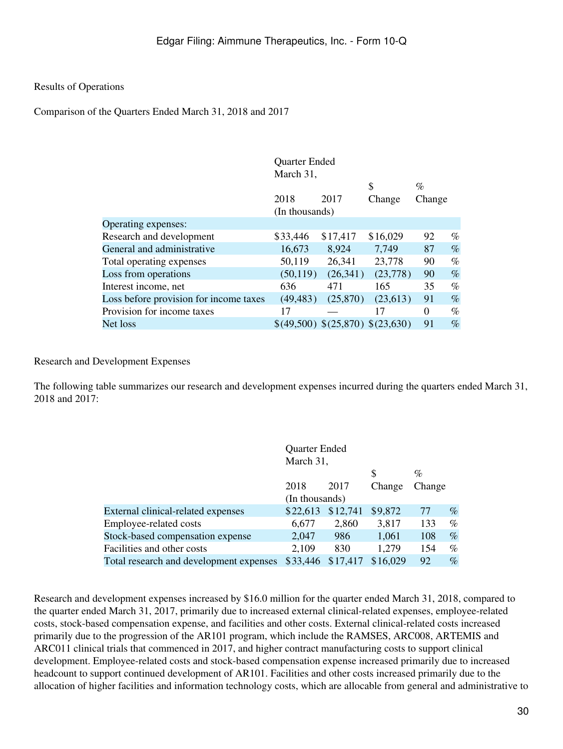Results of Operations

Comparison of the Quarters Ended March 31, 2018 and 2017

| | Quarter Ended March 31, | | | |
|---|---|---|---|---|
| | 2018 | 2017 | $ Change | % Change |
| | (In thousands) | | | |
| Operating expenses: | | | | |
| Research and development | $33,446 | $17,417 | $16,029 | 92 % |
| General and administrative | 16,673 | 8,924 | 7,749 | 87 % |
| Total operating expenses | 50,119 | 26,341 | 23,778 | 90 % |
| Loss from operations | (50,119) | (26,341) | (23,778) | 90 % |
| Interest income, net | 636 | 471 | 165 | 35 % |
| Loss before provision for income taxes | (49,483) | (25,870) | (23,613) | 91 % |
| Provision for income taxes | 17 | — | 17 | 0 % |
| Net loss | $(49,500) | $(25,870) | $(23,630) | 91 % |

Research and Development Expenses

The following table summarizes our research and development expenses incurred during the quarters ended March 31, 2018 and 2017:

| | Quarter Ended March 31, | | | |
|---|---|---|---|---|
| | 2018 | 2017 | $ Change | % Change |
| | (In thousands) | | | |
| External clinical-related expenses | $22,613 | $12,741 | $9,872 | 77 % |
| Employee-related costs | 6,677 | 2,860 | 3,817 | 133 % |
| Stock-based compensation expense | 2,047 | 986 | 1,061 | 108 % |
| Facilities and other costs | 2,109 | 830 | 1,279 | 154 % |
| Total research and development expenses | $33,446 | $17,417 | $16,029 | 92 % |

Research and development expenses increased by $16.0 million for the quarter ended March 31, 2018, compared to the quarter ended March 31, 2017, primarily due to increased external clinical-related expenses, employee-related costs, stock-based compensation expense, and facilities and other costs. External clinical-related costs increased primarily due to the progression of the AR101 program, which include the RAMSES, ARC008, ARTEMIS and ARC011 clinical trials that commenced in 2017, and higher contract manufacturing costs to support clinical development. Employee-related costs and stock-based compensation expense increased primarily due to increased headcount to support continued development of AR101. Facilities and other costs increased primarily due to the allocation of higher facilities and information technology costs, which are allocable from general and administrative to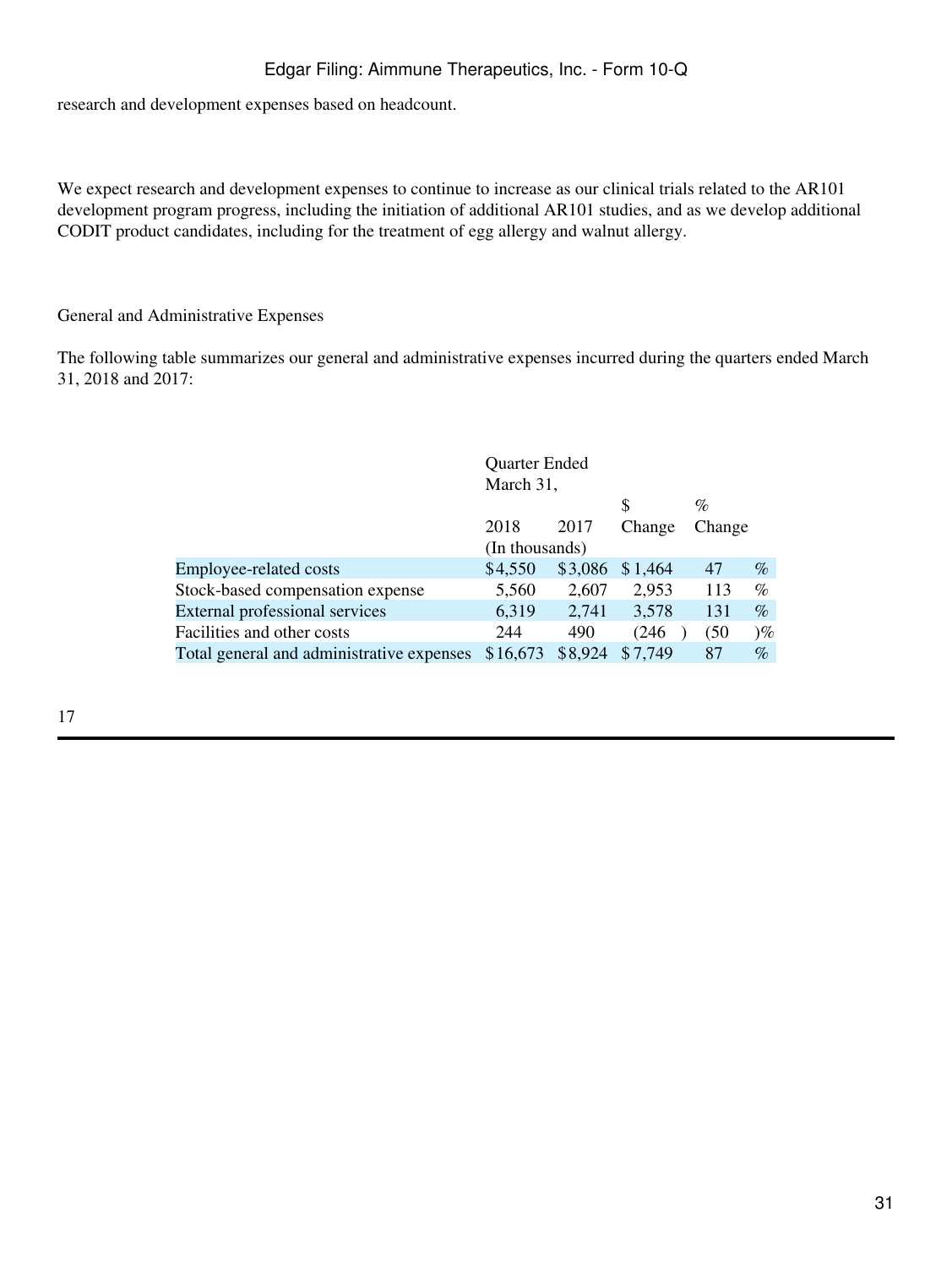research and development expenses based on headcount.

We expect research and development expenses to continue to increase as our clinical trials related to the AR101 development program progress, including the initiation of additional AR101 studies, and as we develop additional CODIT product candidates, including for the treatment of egg allergy and walnut allergy.

General and Administrative Expenses

The following table summarizes our general and administrative expenses incurred during the quarters ended March 31, 2018 and 2017:

| | Quarter Ended March 31, | | | |
|---|---|---|---|---|
| | 2018 | 2017 | $ Change | % Change |
| | (In thousands) | | | |
| Employee-related costs | $4,550 | $3,086 | $1,464 | 47 % |
| Stock-based compensation expense | 5,560 | 2,607 | 2,953 | 113 % |
| External professional services | 6,319 | 2,741 | 3,578 | 131 % |
| Facilities and other costs | 244 | 490 | (246 ) | (50 )% |
| Total general and administrative expenses | $16,673 | $8,924 | $7,749 | 87 % |

17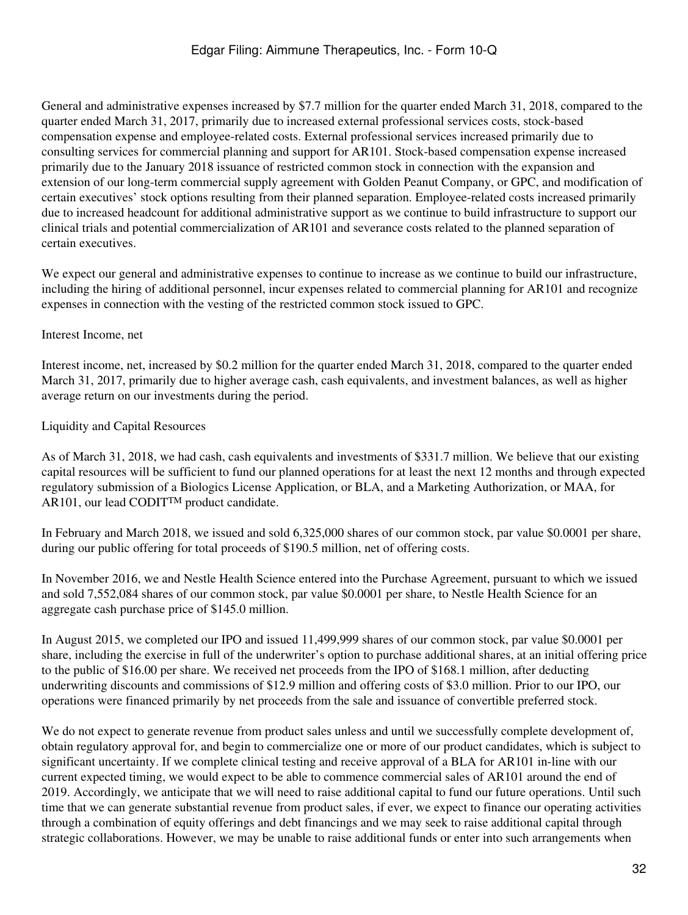General and administrative expenses increased by $7.7 million for the quarter ended March 31, 2018, compared to the quarter ended March 31, 2017, primarily due to increased external professional services costs, stock-based compensation expense and employee-related costs. External professional services increased primarily due to consulting services for commercial planning and support for AR101. Stock-based compensation expense increased primarily due to the January 2018 issuance of restricted common stock in connection with the expansion and extension of our long-term commercial supply agreement with Golden Peanut Company, or GPC, and modification of certain executives' stock options resulting from their planned separation. Employee-related costs increased primarily due to increased headcount for additional administrative support as we continue to build infrastructure to support our clinical trials and potential commercialization of AR101 and severance costs related to the planned separation of certain executives.

We expect our general and administrative expenses to continue to increase as we continue to build our infrastructure, including the hiring of additional personnel, incur expenses related to commercial planning for AR101 and recognize expenses in connection with the vesting of the restricted common stock issued to GPC.

Interest Income, net

Interest income, net, increased by $0.2 million for the quarter ended March 31, 2018, compared to the quarter ended March 31, 2017, primarily due to higher average cash, cash equivalents, and investment balances, as well as higher average return on our investments during the period.

Liquidity and Capital Resources

As of March 31, 2018, we had cash, cash equivalents and investments of $331.7 million. We believe that our existing capital resources will be sufficient to fund our planned operations for at least the next 12 months and through expected regulatory submission of a Biologics License Application, or BLA, and a Marketing Authorization, or MAA, for AR101, our lead CODIT™ product candidate.

In February and March 2018, we issued and sold 6,325,000 shares of our common stock, par value $0.0001 per share, during our public offering for total proceeds of $190.5 million, net of offering costs.

In November 2016, we and Nestle Health Science entered into the Purchase Agreement, pursuant to which we issued and sold 7,552,084 shares of our common stock, par value $0.0001 per share, to Nestle Health Science for an aggregate cash purchase price of $145.0 million.

In August 2015, we completed our IPO and issued 11,499,999 shares of our common stock, par value $0.0001 per share, including the exercise in full of the underwriter's option to purchase additional shares, at an initial offering price to the public of $16.00 per share. We received net proceeds from the IPO of $168.1 million, after deducting underwriting discounts and commissions of $12.9 million and offering costs of $3.0 million. Prior to our IPO, our operations were financed primarily by net proceeds from the sale and issuance of convertible preferred stock.

We do not expect to generate revenue from product sales unless and until we successfully complete development of, obtain regulatory approval for, and begin to commercialize one or more of our product candidates, which is subject to significant uncertainty. If we complete clinical testing and receive approval of a BLA for AR101 in-line with our current expected timing, we would expect to be able to commence commercial sales of AR101 around the end of 2019. Accordingly, we anticipate that we will need to raise additional capital to fund our future operations. Until such time that we can generate substantial revenue from product sales, if ever, we expect to finance our operating activities through a combination of equity offerings and debt financings and we may seek to raise additional capital through strategic collaborations. However, we may be unable to raise additional funds or enter into such arrangements when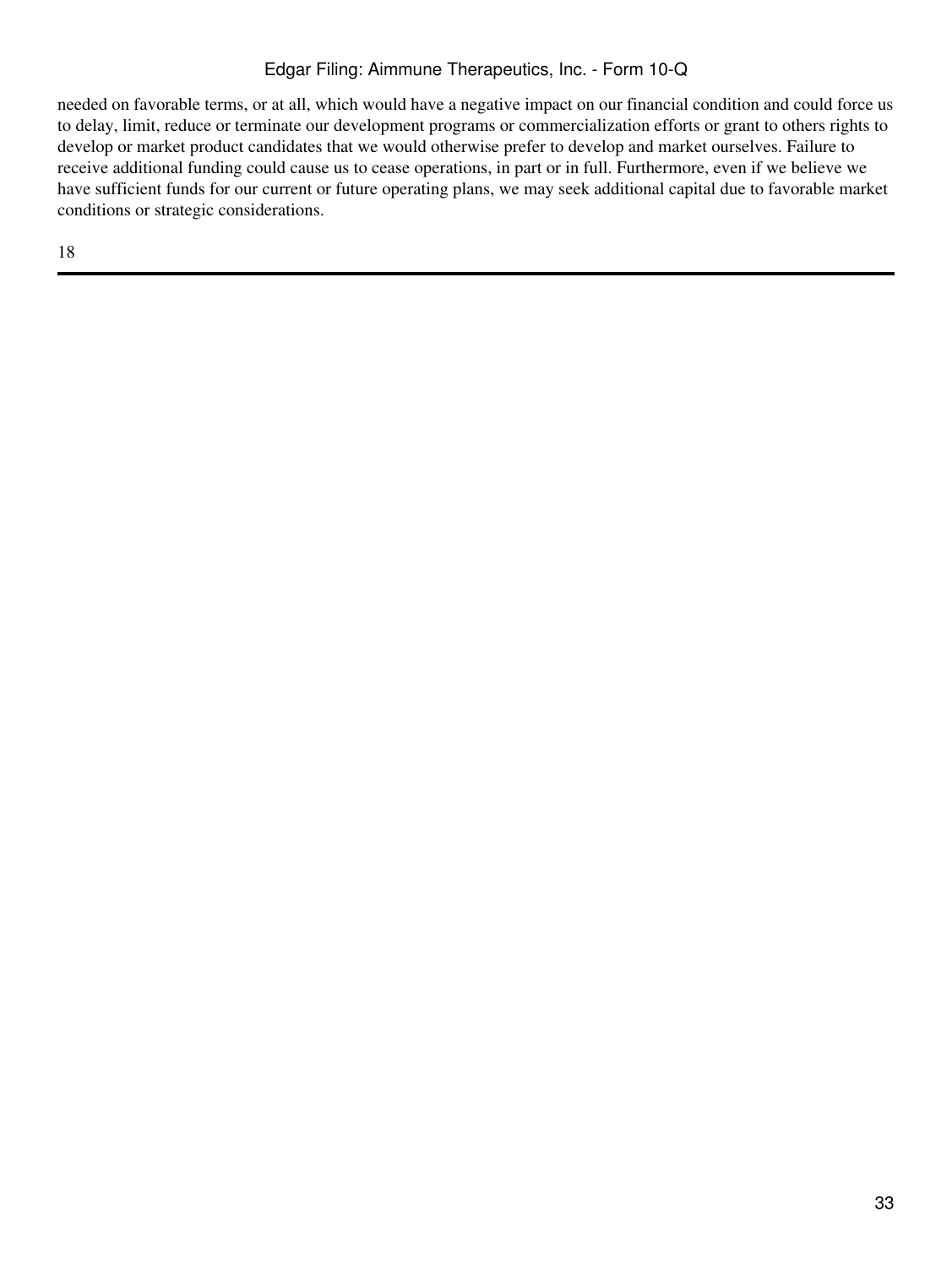needed on favorable terms, or at all, which would have a negative impact on our financial condition and could force us to delay, limit, reduce or terminate our development programs or commercialization efforts or grant to others rights to develop or market product candidates that we would otherwise prefer to develop and market ourselves. Failure to receive additional funding could cause us to cease operations, in part or in full. Furthermore, even if we believe we have sufficient funds for our current or future operating plans, we may seek additional capital due to favorable market conditions or strategic considerations.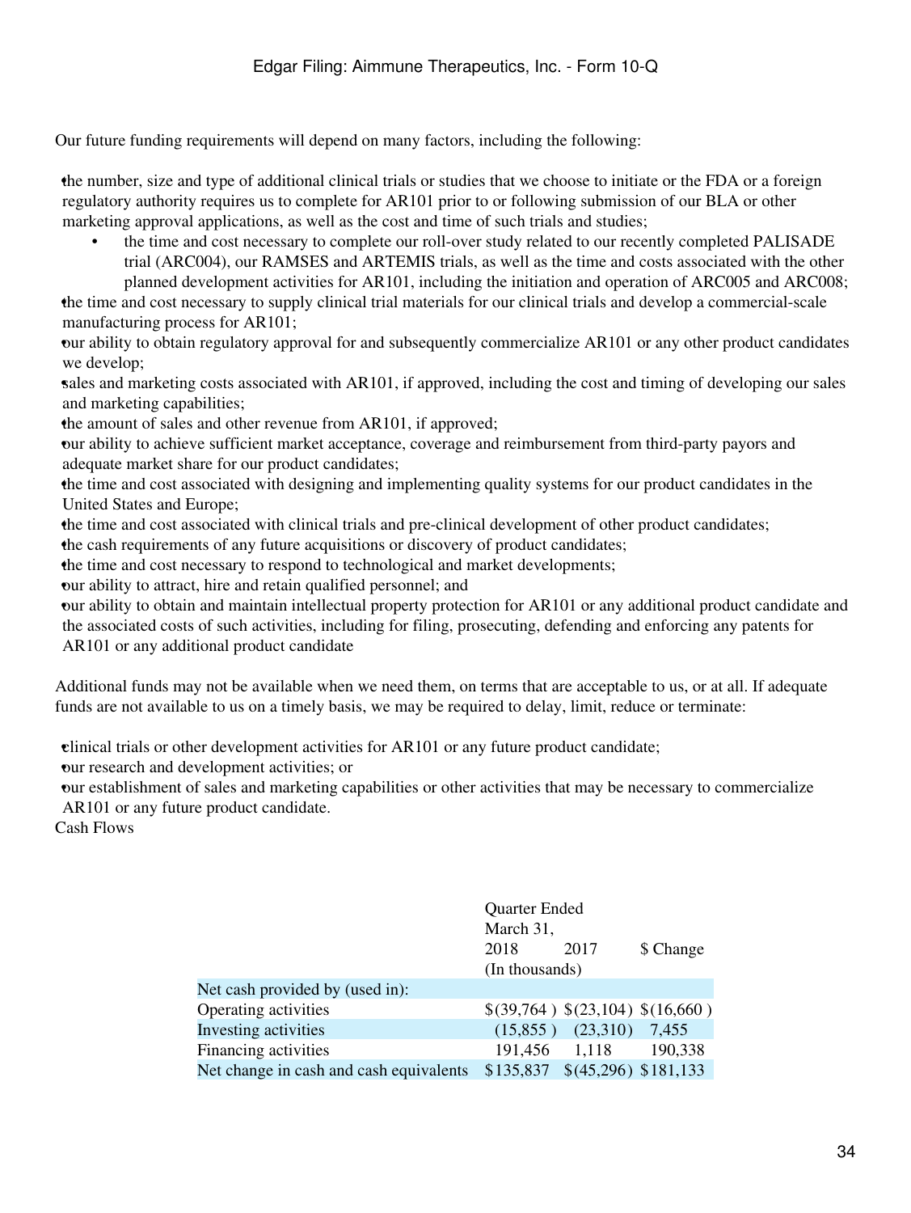Our future funding requirements will depend on many factors, including the following:

- the number, size and type of additional clinical trials or studies that we choose to initiate or the FDA or a foreign regulatory authority requires us to complete for AR101 prior to or following submission of our BLA or other marketing approval applications, as well as the cost and time of such trials and studies;
  - the time and cost necessary to complete our roll-over study related to our recently completed PALISADE trial (ARC004), our RAMSES and ARTEMIS trials, as well as the time and costs associated with the other planned development activities for AR101, including the initiation and operation of ARC005 and ARC008;
- the time and cost necessary to supply clinical trial materials for our clinical trials and develop a commercial-scale manufacturing process for AR101;
- our ability to obtain regulatory approval for and subsequently commercialize AR101 or any other product candidates we develop;
- sales and marketing costs associated with AR101, if approved, including the cost and timing of developing our sales and marketing capabilities;
- the amount of sales and other revenue from AR101, if approved;
- our ability to achieve sufficient market acceptance, coverage and reimbursement from third-party payors and adequate market share for our product candidates;
- the time and cost associated with designing and implementing quality systems for our product candidates in the United States and Europe;
- the time and cost associated with clinical trials and pre-clinical development of other product candidates;
- the cash requirements of any future acquisitions or discovery of product candidates;
- the time and cost necessary to respond to technological and market developments;
- our ability to attract, hire and retain qualified personnel; and
- our ability to obtain and maintain intellectual property protection for AR101 or any additional product candidate and the associated costs of such activities, including for filing, prosecuting, defending and enforcing any patents for AR101 or any additional product candidate

Additional funds may not be available when we need them, on terms that are acceptable to us, or at all. If adequate funds are not available to us on a timely basis, we may be required to delay, limit, reduce or terminate:

- clinical trials or other development activities for AR101 or any future product candidate;
- our research and development activities; or
- our establishment of sales and marketing capabilities or other activities that may be necessary to commercialize AR101 or any future product candidate.

Cash Flows

| | Quarter Ended March 31, | | |
|---|---|---|---|
| | 2018 | 2017 | $ Change |
| | (In thousands) | | |
| Net cash provided by (used in): | | | |
| Operating activities | $(39,764) | $(23,104) | $(16,660) |
| Investing activities | (15,855) | (23,310) | 7,455 |
| Financing activities | 191,456 | 1,118 | 190,338 |
| Net change in cash and cash equivalents | $135,837 | $(45,296) | $181,133 |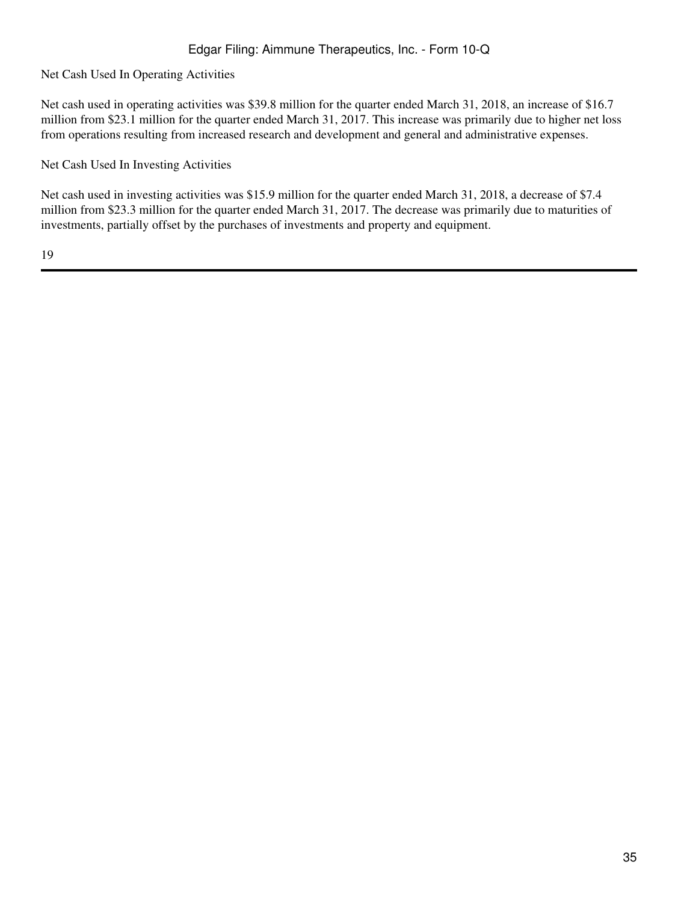Net Cash Used In Operating Activities

Net cash used in operating activities was $39.8 million for the quarter ended March 31, 2018, an increase of $16.7 million from $23.1 million for the quarter ended March 31, 2017. This increase was primarily due to higher net loss from operations resulting from increased research and development and general and administrative expenses.

Net Cash Used In Investing Activities

Net cash used in investing activities was $15.9 million for the quarter ended March 31, 2018, a decrease of $7.4 million from $23.3 million for the quarter ended March 31, 2017. The decrease was primarily due to maturities of investments, partially offset by the purchases of investments and property and equipment.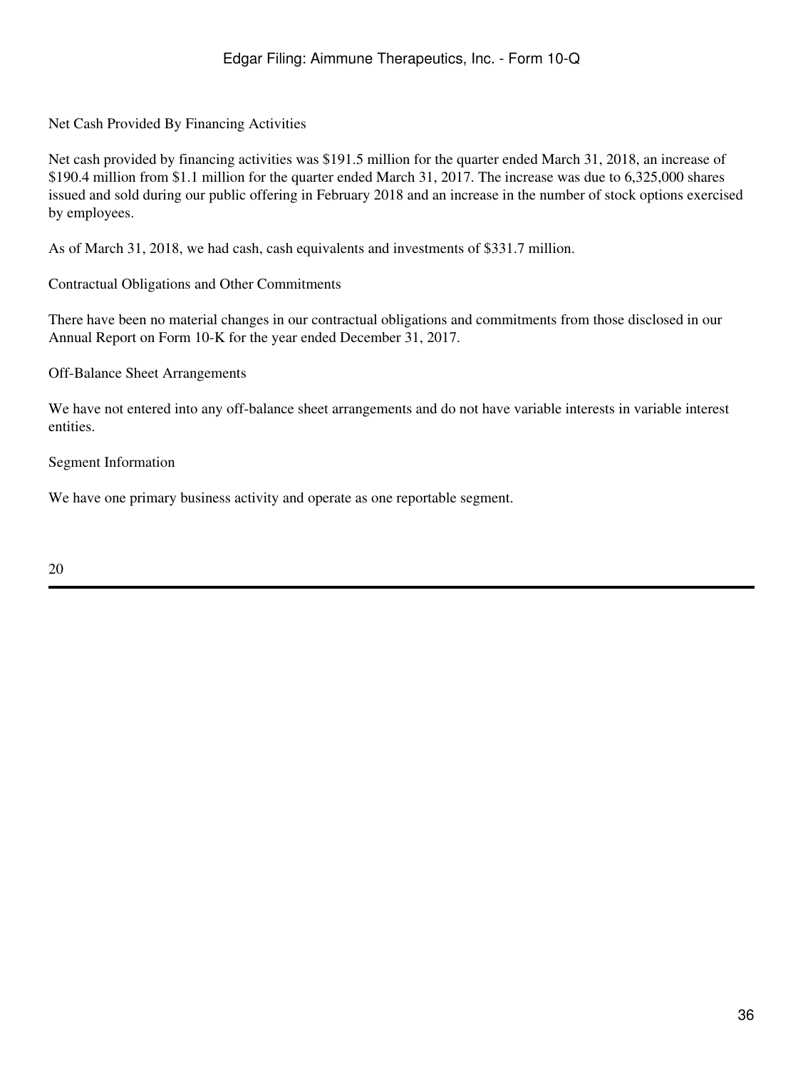Net Cash Provided By Financing Activities

Net cash provided by financing activities was $191.5 million for the quarter ended March 31, 2018, an increase of $190.4 million from $1.1 million for the quarter ended March 31, 2017. The increase was due to 6,325,000 shares issued and sold during our public offering in February 2018 and an increase in the number of stock options exercised by employees.

As of March 31, 2018, we had cash, cash equivalents and investments of $331.7 million.

Contractual Obligations and Other Commitments

There have been no material changes in our contractual obligations and commitments from those disclosed in our Annual Report on Form 10-K for the year ended December 31, 2017.

Off-Balance Sheet Arrangements

We have not entered into any off-balance sheet arrangements and do not have variable interests in variable interest entities.

Segment Information

We have one primary business activity and operate as one reportable segment.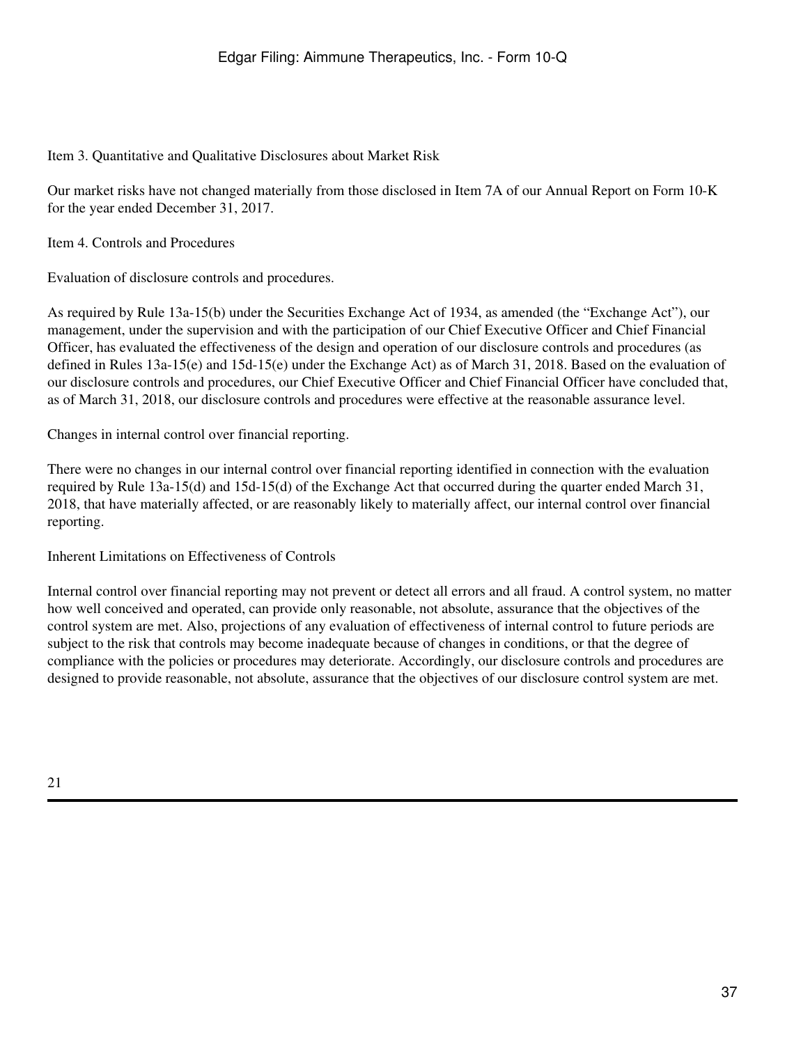## Item 3. Quantitative and Qualitative Disclosures about Market Risk

Our market risks have not changed materially from those disclosed in Item 7A of our Annual Report on Form 10-K for the year ended December 31, 2017.

## Item 4. Controls and Procedures

Evaluation of disclosure controls and procedures.

As required by Rule 13a-15(b) under the Securities Exchange Act of 1934, as amended (the "Exchange Act"), our management, under the supervision and with the participation of our Chief Executive Officer and Chief Financial Officer, has evaluated the effectiveness of the design and operation of our disclosure controls and procedures (as defined in Rules 13a-15(e) and 15d-15(e) under the Exchange Act) as of March 31, 2018. Based on the evaluation of our disclosure controls and procedures, our Chief Executive Officer and Chief Financial Officer have concluded that, as of March 31, 2018, our disclosure controls and procedures were effective at the reasonable assurance level.

Changes in internal control over financial reporting.

There were no changes in our internal control over financial reporting identified in connection with the evaluation required by Rule 13a-15(d) and 15d-15(d) of the Exchange Act that occurred during the quarter ended March 31, 2018, that have materially affected, or are reasonably likely to materially affect, our internal control over financial reporting.

Inherent Limitations on Effectiveness of Controls

Internal control over financial reporting may not prevent or detect all errors and all fraud. A control system, no matter how well conceived and operated, can provide only reasonable, not absolute, assurance that the objectives of the control system are met. Also, projections of any evaluation of effectiveness of internal control to future periods are subject to the risk that controls may become inadequate because of changes in conditions, or that the degree of compliance with the policies or procedures may deteriorate. Accordingly, our disclosure controls and procedures are designed to provide reasonable, not absolute, assurance that the objectives of our disclosure control system are met.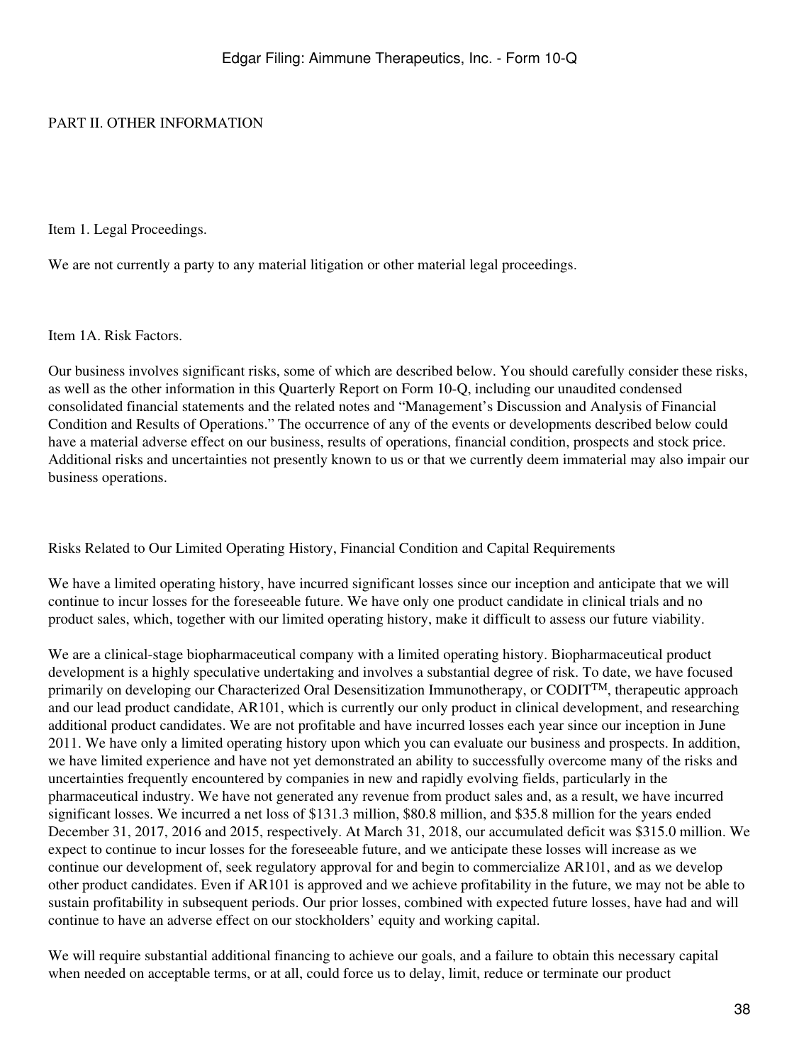# PART II. OTHER INFORMATION

## Item 1. Legal Proceedings.

We are not currently a party to any material litigation or other material legal proceedings.

## Item 1A. Risk Factors.

Our business involves significant risks, some of which are described below. You should carefully consider these risks, as well as the other information in this Quarterly Report on Form 10-Q, including our unaudited condensed consolidated financial statements and the related notes and "Management's Discussion and Analysis of Financial Condition and Results of Operations." The occurrence of any of the events or developments described below could have a material adverse effect on our business, results of operations, financial condition, prospects and stock price. Additional risks and uncertainties not presently known to us or that we currently deem immaterial may also impair our business operations.

### Risks Related to Our Limited Operating History, Financial Condition and Capital Requirements

We have a limited operating history, have incurred significant losses since our inception and anticipate that we will continue to incur losses for the foreseeable future. We have only one product candidate in clinical trials and no product sales, which, together with our limited operating history, make it difficult to assess our future viability.

We are a clinical-stage biopharmaceutical company with a limited operating history. Biopharmaceutical product development is a highly speculative undertaking and involves a substantial degree of risk. To date, we have focused primarily on developing our Characterized Oral Desensitization Immunotherapy, or CODIT™, therapeutic approach and our lead product candidate, AR101, which is currently our only product in clinical development, and researching additional product candidates. We are not profitable and have incurred losses each year since our inception in June 2011. We have only a limited operating history upon which you can evaluate our business and prospects. In addition, we have limited experience and have not yet demonstrated an ability to successfully overcome many of the risks and uncertainties frequently encountered by companies in new and rapidly evolving fields, particularly in the pharmaceutical industry. We have not generated any revenue from product sales and, as a result, we have incurred significant losses. We incurred a net loss of $131.3 million, $80.8 million, and $35.8 million for the years ended December 31, 2017, 2016 and 2015, respectively. At March 31, 2018, our accumulated deficit was $315.0 million. We expect to continue to incur losses for the foreseeable future, and we anticipate these losses will increase as we continue our development of, seek regulatory approval for and begin to commercialize AR101, and as we develop other product candidates. Even if AR101 is approved and we achieve profitability in the future, we may not be able to sustain profitability in subsequent periods. Our prior losses, combined with expected future losses, have had and will continue to have an adverse effect on our stockholders' equity and working capital.

We will require substantial additional financing to achieve our goals, and a failure to obtain this necessary capital when needed on acceptable terms, or at all, could force us to delay, limit, reduce or terminate our product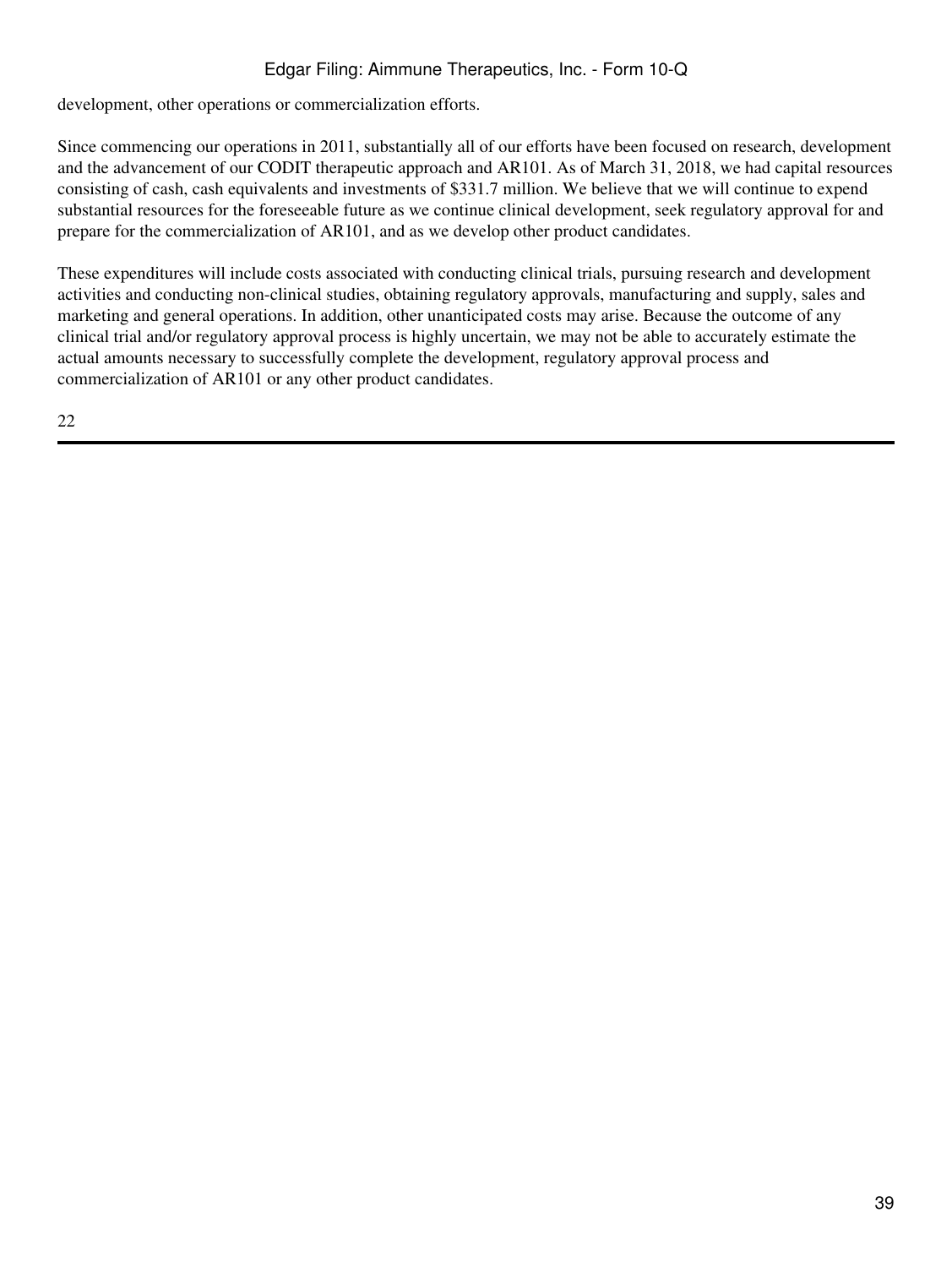development, other operations or commercialization efforts.

Since commencing our operations in 2011, substantially all of our efforts have been focused on research, development and the advancement of our CODIT therapeutic approach and AR101. As of March 31, 2018, we had capital resources consisting of cash, cash equivalents and investments of $331.7 million. We believe that we will continue to expend substantial resources for the foreseeable future as we continue clinical development, seek regulatory approval for and prepare for the commercialization of AR101, and as we develop other product candidates.

These expenditures will include costs associated with conducting clinical trials, pursuing research and development activities and conducting non-clinical studies, obtaining regulatory approvals, manufacturing and supply, sales and marketing and general operations. In addition, other unanticipated costs may arise. Because the outcome of any clinical trial and/or regulatory approval process is highly uncertain, we may not be able to accurately estimate the actual amounts necessary to successfully complete the development, regulatory approval process and commercialization of AR101 or any other product candidates.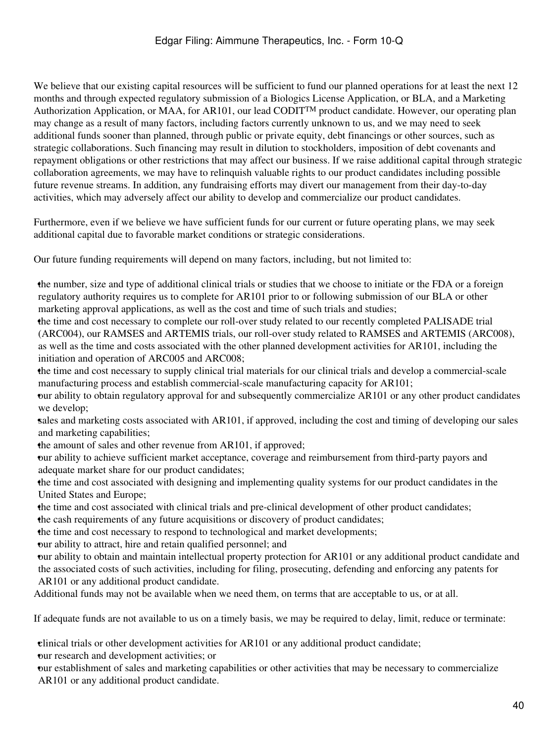We believe that our existing capital resources will be sufficient to fund our planned operations for at least the next 12 months and through expected regulatory submission of a Biologics License Application, or BLA, and a Marketing Authorization Application, or MAA, for AR101, our lead CODIT™ product candidate. However, our operating plan may change as a result of many factors, including factors currently unknown to us, and we may need to seek additional funds sooner than planned, through public or private equity, debt financings or other sources, such as strategic collaborations. Such financing may result in dilution to stockholders, imposition of debt covenants and repayment obligations or other restrictions that may affect our business. If we raise additional capital through strategic collaboration agreements, we may have to relinquish valuable rights to our product candidates including possible future revenue streams. In addition, any fundraising efforts may divert our management from their day-to-day activities, which may adversely affect our ability to develop and commercialize our product candidates.

Furthermore, even if we believe we have sufficient funds for our current or future operating plans, we may seek additional capital due to favorable market conditions or strategic considerations.

Our future funding requirements will depend on many factors, including, but not limited to:

- the number, size and type of additional clinical trials or studies that we choose to initiate or the FDA or a foreign regulatory authority requires us to complete for AR101 prior to or following submission of our BLA or other marketing approval applications, as well as the cost and time of such trials and studies;
- the time and cost necessary to complete our roll-over study related to our recently completed PALISADE trial (ARC004), our RAMSES and ARTEMIS trials, our roll-over study related to RAMSES and ARTEMIS (ARC008), as well as the time and costs associated with the other planned development activities for AR101, including the initiation and operation of ARC005 and ARC008;
- the time and cost necessary to supply clinical trial materials for our clinical trials and develop a commercial-scale manufacturing process and establish commercial-scale manufacturing capacity for AR101;
- our ability to obtain regulatory approval for and subsequently commercialize AR101 or any other product candidates we develop;
- sales and marketing costs associated with AR101, if approved, including the cost and timing of developing our sales and marketing capabilities;
- the amount of sales and other revenue from AR101, if approved;
- our ability to achieve sufficient market acceptance, coverage and reimbursement from third-party payors and adequate market share for our product candidates;
- the time and cost associated with designing and implementing quality systems for our product candidates in the United States and Europe;
- the time and cost associated with clinical trials and pre-clinical development of other product candidates;
- the cash requirements of any future acquisitions or discovery of product candidates;
- the time and cost necessary to respond to technological and market developments;
- our ability to attract, hire and retain qualified personnel; and
- our ability to obtain and maintain intellectual property protection for AR101 or any additional product candidate and the associated costs of such activities, including for filing, prosecuting, defending and enforcing any patents for AR101 or any additional product candidate.

Additional funds may not be available when we need them, on terms that are acceptable to us, or at all.

If adequate funds are not available to us on a timely basis, we may be required to delay, limit, reduce or terminate:

- clinical trials or other development activities for AR101 or any additional product candidate;
- our research and development activities; or
- our establishment of sales and marketing capabilities or other activities that may be necessary to commercialize AR101 or any additional product candidate.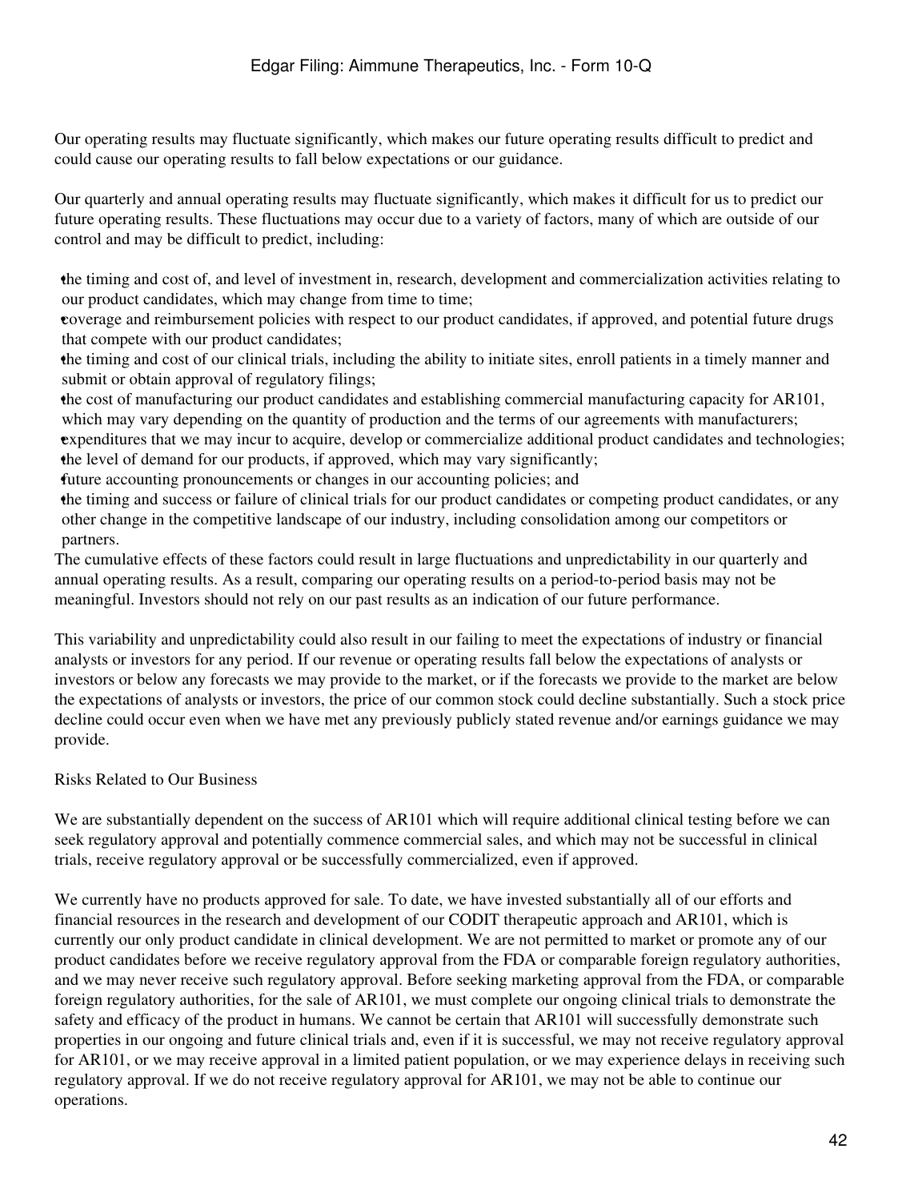Our operating results may fluctuate significantly, which makes our future operating results difficult to predict and could cause our operating results to fall below expectations or our guidance.

Our quarterly and annual operating results may fluctuate significantly, which makes it difficult for us to predict our future operating results. These fluctuations may occur due to a variety of factors, many of which are outside of our control and may be difficult to predict, including:

- the timing and cost of, and level of investment in, research, development and commercialization activities relating to our product candidates, which may change from time to time;
- coverage and reimbursement policies with respect to our product candidates, if approved, and potential future drugs that compete with our product candidates;
- the timing and cost of our clinical trials, including the ability to initiate sites, enroll patients in a timely manner and submit or obtain approval of regulatory filings;
- the cost of manufacturing our product candidates and establishing commercial manufacturing capacity for AR101, which may vary depending on the quantity of production and the terms of our agreements with manufacturers;
- expenditures that we may incur to acquire, develop or commercialize additional product candidates and technologies;
- the level of demand for our products, if approved, which may vary significantly;
- future accounting pronouncements or changes in our accounting policies; and
- the timing and success or failure of clinical trials for our product candidates or competing product candidates, or any other change in the competitive landscape of our industry, including consolidation among our competitors or partners.

The cumulative effects of these factors could result in large fluctuations and unpredictability in our quarterly and annual operating results. As a result, comparing our operating results on a period-to-period basis may not be meaningful. Investors should not rely on our past results as an indication of our future performance.

This variability and unpredictability could also result in our failing to meet the expectations of industry or financial analysts or investors for any period. If our revenue or operating results fall below the expectations of analysts or investors or below any forecasts we may provide to the market, or if the forecasts we provide to the market are below the expectations of analysts or investors, the price of our common stock could decline substantially. Such a stock price decline could occur even when we have met any previously publicly stated revenue and/or earnings guidance we may provide.

## Risks Related to Our Business

We are substantially dependent on the success of AR101 which will require additional clinical testing before we can seek regulatory approval and potentially commence commercial sales, and which may not be successful in clinical trials, receive regulatory approval or be successfully commercialized, even if approved.

We currently have no products approved for sale. To date, we have invested substantially all of our efforts and financial resources in the research and development of our CODIT therapeutic approach and AR101, which is currently our only product candidate in clinical development. We are not permitted to market or promote any of our product candidates before we receive regulatory approval from the FDA or comparable foreign regulatory authorities, and we may never receive such regulatory approval. Before seeking marketing approval from the FDA, or comparable foreign regulatory authorities, for the sale of AR101, we must complete our ongoing clinical trials to demonstrate the safety and efficacy of the product in humans. We cannot be certain that AR101 will successfully demonstrate such properties in our ongoing and future clinical trials and, even if it is successful, we may not receive regulatory approval for AR101, or we may receive approval in a limited patient population, or we may experience delays in receiving such regulatory approval. If we do not receive regulatory approval for AR101, we may not be able to continue our operations.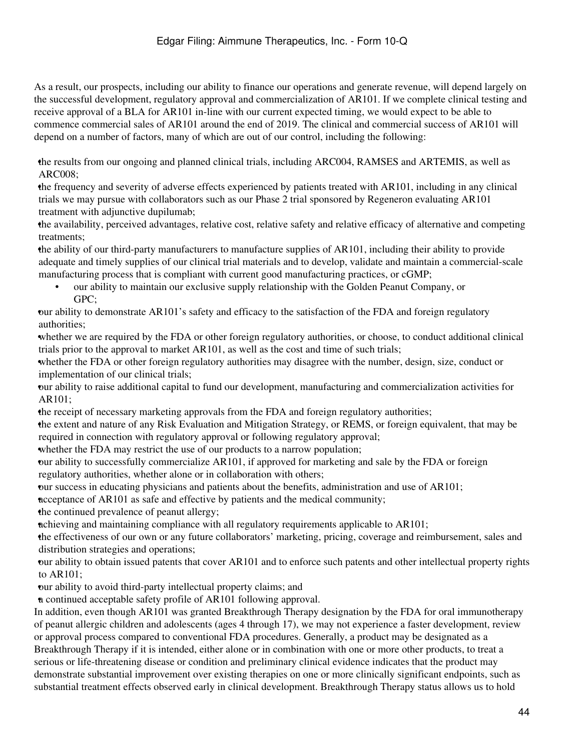As a result, our prospects, including our ability to finance our operations and generate revenue, will depend largely on the successful development, regulatory approval and commercialization of AR101. If we complete clinical testing and receive approval of a BLA for AR101 in-line with our current expected timing, we would expect to be able to commence commercial sales of AR101 around the end of 2019. The clinical and commercial success of AR101 will depend on a number of factors, many of which are out of our control, including the following:

- the results from our ongoing and planned clinical trials, including ARC004, RAMSES and ARTEMIS, as well as ARC008;
- the frequency and severity of adverse effects experienced by patients treated with AR101, including in any clinical trials we may pursue with collaborators such as our Phase 2 trial sponsored by Regeneron evaluating AR101 treatment with adjunctive dupilumab;
- the availability, perceived advantages, relative cost, relative safety and relative efficacy of alternative and competing treatments;
- the ability of our third-party manufacturers to manufacture supplies of AR101, including their ability to provide adequate and timely supplies of our clinical trial materials and to develop, validate and maintain a commercial-scale manufacturing process that is compliant with current good manufacturing practices, or cGMP;
- our ability to maintain our exclusive supply relationship with the Golden Peanut Company, or GPC;
- our ability to demonstrate AR101's safety and efficacy to the satisfaction of the FDA and foreign regulatory authorities;
- whether we are required by the FDA or other foreign regulatory authorities, or choose, to conduct additional clinical trials prior to the approval to market AR101, as well as the cost and time of such trials;
- whether the FDA or other foreign regulatory authorities may disagree with the number, design, size, conduct or implementation of our clinical trials;
- our ability to raise additional capital to fund our development, manufacturing and commercialization activities for AR101;
- the receipt of necessary marketing approvals from the FDA and foreign regulatory authorities;
- the extent and nature of any Risk Evaluation and Mitigation Strategy, or REMS, or foreign equivalent, that may be required in connection with regulatory approval or following regulatory approval;
- whether the FDA may restrict the use of our products to a narrow population;
- our ability to successfully commercialize AR101, if approved for marketing and sale by the FDA or foreign regulatory authorities, whether alone or in collaboration with others;
- our success in educating physicians and patients about the benefits, administration and use of AR101;
- acceptance of AR101 as safe and effective by patients and the medical community;
- the continued prevalence of peanut allergy;
- achieving and maintaining compliance with all regulatory requirements applicable to AR101;
- the effectiveness of our own or any future collaborators' marketing, pricing, coverage and reimbursement, sales and distribution strategies and operations;
- our ability to obtain issued patents that cover AR101 and to enforce such patents and other intellectual property rights to AR101;
- our ability to avoid third-party intellectual property claims; and
- a continued acceptable safety profile of AR101 following approval.

In addition, even though AR101 was granted Breakthrough Therapy designation by the FDA for oral immunotherapy of peanut allergic children and adolescents (ages 4 through 17), we may not experience a faster development, review or approval process compared to conventional FDA procedures. Generally, a product may be designated as a Breakthrough Therapy if it is intended, either alone or in combination with one or more other products, to treat a serious or life-threatening disease or condition and preliminary clinical evidence indicates that the product may demonstrate substantial improvement over existing therapies on one or more clinically significant endpoints, such as substantial treatment effects observed early in clinical development. Breakthrough Therapy status allows us to hold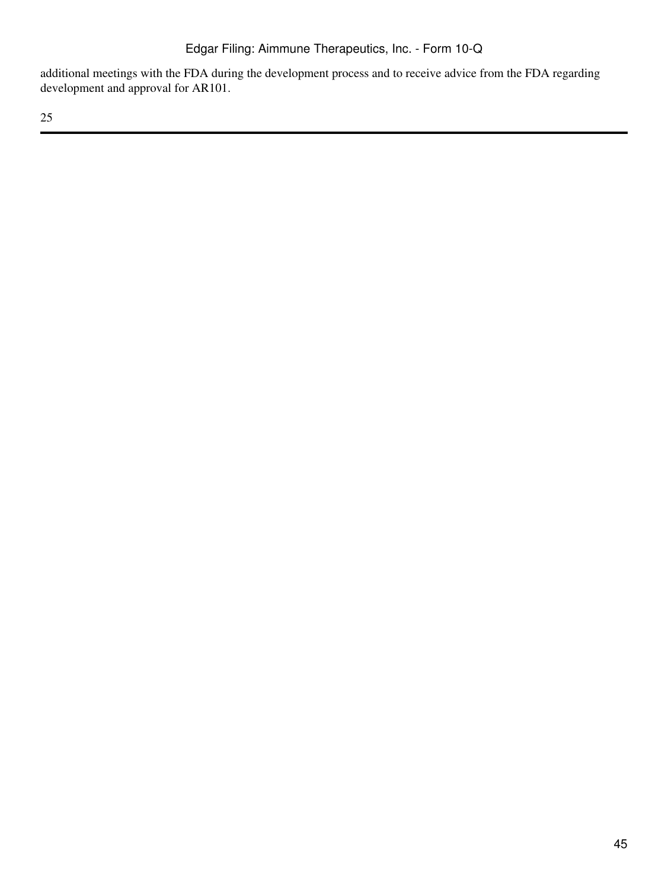additional meetings with the FDA during the development process and to receive advice from the FDA regarding development and approval for AR101.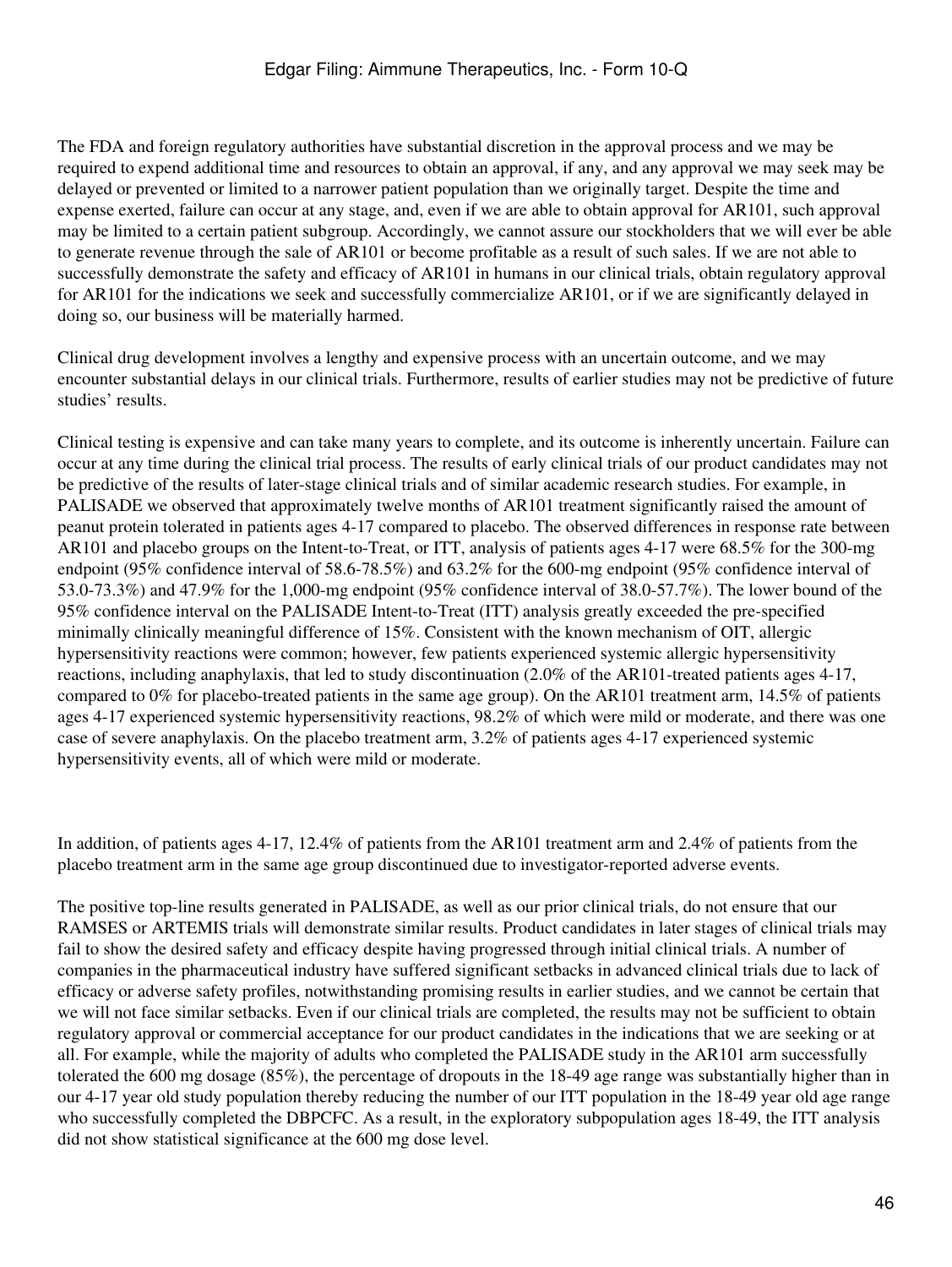The FDA and foreign regulatory authorities have substantial discretion in the approval process and we may be required to expend additional time and resources to obtain an approval, if any, and any approval we may seek may be delayed or prevented or limited to a narrower patient population than we originally target. Despite the time and expense exerted, failure can occur at any stage, and, even if we are able to obtain approval for AR101, such approval may be limited to a certain patient subgroup. Accordingly, we cannot assure our stockholders that we will ever be able to generate revenue through the sale of AR101 or become profitable as a result of such sales. If we are not able to successfully demonstrate the safety and efficacy of AR101 in humans in our clinical trials, obtain regulatory approval for AR101 for the indications we seek and successfully commercialize AR101, or if we are significantly delayed in doing so, our business will be materially harmed.

Clinical drug development involves a lengthy and expensive process with an uncertain outcome, and we may encounter substantial delays in our clinical trials. Furthermore, results of earlier studies may not be predictive of future studies' results.

Clinical testing is expensive and can take many years to complete, and its outcome is inherently uncertain. Failure can occur at any time during the clinical trial process. The results of early clinical trials of our product candidates may not be predictive of the results of later-stage clinical trials and of similar academic research studies. For example, in PALISADE we observed that approximately twelve months of AR101 treatment significantly raised the amount of peanut protein tolerated in patients ages 4-17 compared to placebo. The observed differences in response rate between AR101 and placebo groups on the Intent-to-Treat, or ITT, analysis of patients ages 4-17 were 68.5% for the 300-mg endpoint (95% confidence interval of 58.6-78.5%) and 63.2% for the 600-mg endpoint (95% confidence interval of 53.0-73.3%) and 47.9% for the 1,000-mg endpoint (95% confidence interval of 38.0-57.7%). The lower bound of the 95% confidence interval on the PALISADE Intent-to-Treat (ITT) analysis greatly exceeded the pre-specified minimally clinically meaningful difference of 15%. Consistent with the known mechanism of OIT, allergic hypersensitivity reactions were common; however, few patients experienced systemic allergic hypersensitivity reactions, including anaphylaxis, that led to study discontinuation (2.0% of the AR101-treated patients ages 4-17, compared to 0% for placebo-treated patients in the same age group). On the AR101 treatment arm, 14.5% of patients ages 4-17 experienced systemic hypersensitivity reactions, 98.2% of which were mild or moderate, and there was one case of severe anaphylaxis. On the placebo treatment arm, 3.2% of patients ages 4-17 experienced systemic hypersensitivity events, all of which were mild or moderate.

In addition, of patients ages 4-17, 12.4% of patients from the AR101 treatment arm and 2.4% of patients from the placebo treatment arm in the same age group discontinued due to investigator-reported adverse events.

The positive top-line results generated in PALISADE, as well as our prior clinical trials, do not ensure that our RAMSES or ARTEMIS trials will demonstrate similar results. Product candidates in later stages of clinical trials may fail to show the desired safety and efficacy despite having progressed through initial clinical trials. A number of companies in the pharmaceutical industry have suffered significant setbacks in advanced clinical trials due to lack of efficacy or adverse safety profiles, notwithstanding promising results in earlier studies, and we cannot be certain that we will not face similar setbacks. Even if our clinical trials are completed, the results may not be sufficient to obtain regulatory approval or commercial acceptance for our product candidates in the indications that we are seeking or at all. For example, while the majority of adults who completed the PALISADE study in the AR101 arm successfully tolerated the 600 mg dosage (85%), the percentage of dropouts in the 18-49 age range was substantially higher than in our 4-17 year old study population thereby reducing the number of our ITT population in the 18-49 year old age range who successfully completed the DBPCFC. As a result, in the exploratory subpopulation ages 18-49, the ITT analysis did not show statistical significance at the 600 mg dose level.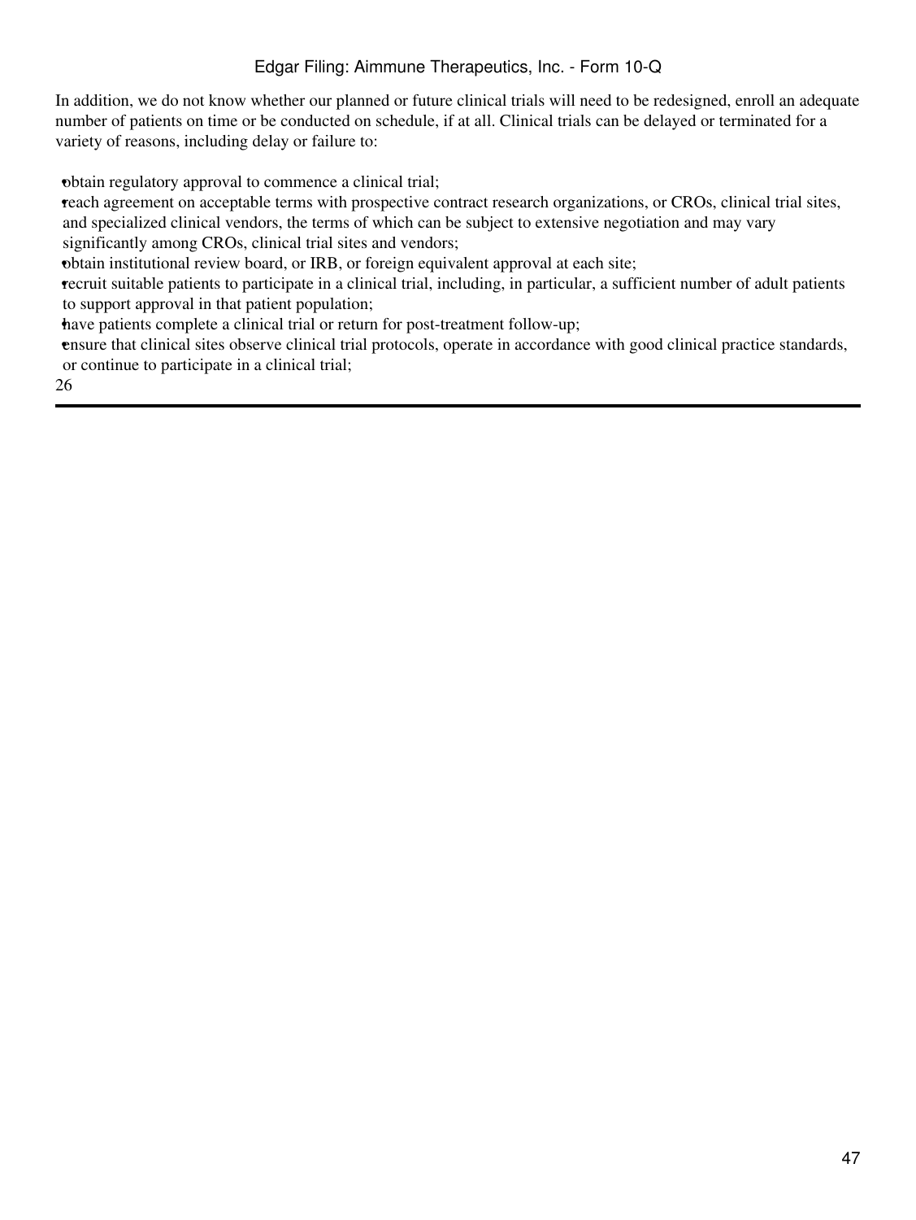In addition, we do not know whether our planned or future clinical trials will need to be redesigned, enroll an adequate number of patients on time or be conducted on schedule, if at all. Clinical trials can be delayed or terminated for a variety of reasons, including delay or failure to:

- obtain regulatory approval to commence a clinical trial;
- reach agreement on acceptable terms with prospective contract research organizations, or CROs, clinical trial sites, and specialized clinical vendors, the terms of which can be subject to extensive negotiation and may vary significantly among CROs, clinical trial sites and vendors;
- obtain institutional review board, or IRB, or foreign equivalent approval at each site;
- recruit suitable patients to participate in a clinical trial, including, in particular, a sufficient number of adult patients to support approval in that patient population;
- have patients complete a clinical trial or return for post-treatment follow-up;
- ensure that clinical sites observe clinical trial protocols, operate in accordance with good clinical practice standards, or continue to participate in a clinical trial;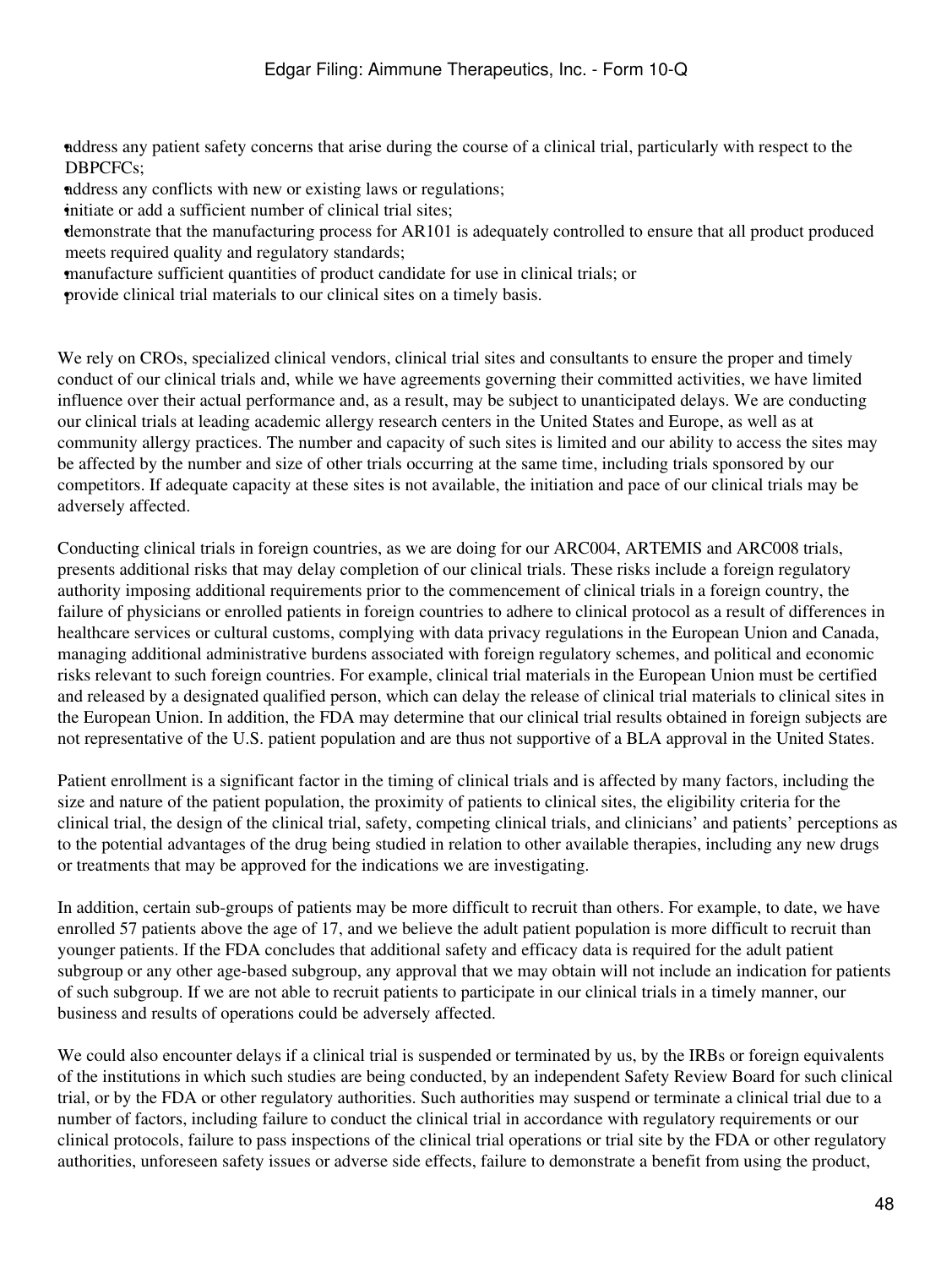- address any patient safety concerns that arise during the course of a clinical trial, particularly with respect to the DBPCFCs;
- address any conflicts with new or existing laws or regulations;
- initiate or add a sufficient number of clinical trial sites;
- demonstrate that the manufacturing process for AR101 is adequately controlled to ensure that all product produced meets required quality and regulatory standards;
- manufacture sufficient quantities of product candidate for use in clinical trials; or
- provide clinical trial materials to our clinical sites on a timely basis.

We rely on CROs, specialized clinical vendors, clinical trial sites and consultants to ensure the proper and timely conduct of our clinical trials and, while we have agreements governing their committed activities, we have limited influence over their actual performance and, as a result, may be subject to unanticipated delays. We are conducting our clinical trials at leading academic allergy research centers in the United States and Europe, as well as at community allergy practices. The number and capacity of such sites is limited and our ability to access the sites may be affected by the number and size of other trials occurring at the same time, including trials sponsored by our competitors. If adequate capacity at these sites is not available, the initiation and pace of our clinical trials may be adversely affected.

Conducting clinical trials in foreign countries, as we are doing for our ARC004, ARTEMIS and ARC008 trials, presents additional risks that may delay completion of our clinical trials. These risks include a foreign regulatory authority imposing additional requirements prior to the commencement of clinical trials in a foreign country, the failure of physicians or enrolled patients in foreign countries to adhere to clinical protocol as a result of differences in healthcare services or cultural customs, complying with data privacy regulations in the European Union and Canada, managing additional administrative burdens associated with foreign regulatory schemes, and political and economic risks relevant to such foreign countries. For example, clinical trial materials in the European Union must be certified and released by a designated qualified person, which can delay the release of clinical trial materials to clinical sites in the European Union. In addition, the FDA may determine that our clinical trial results obtained in foreign subjects are not representative of the U.S. patient population and are thus not supportive of a BLA approval in the United States.

Patient enrollment is a significant factor in the timing of clinical trials and is affected by many factors, including the size and nature of the patient population, the proximity of patients to clinical sites, the eligibility criteria for the clinical trial, the design of the clinical trial, safety, competing clinical trials, and clinicians' and patients' perceptions as to the potential advantages of the drug being studied in relation to other available therapies, including any new drugs or treatments that may be approved for the indications we are investigating.

In addition, certain sub-groups of patients may be more difficult to recruit than others. For example, to date, we have enrolled 57 patients above the age of 17, and we believe the adult patient population is more difficult to recruit than younger patients. If the FDA concludes that additional safety and efficacy data is required for the adult patient subgroup or any other age-based subgroup, any approval that we may obtain will not include an indication for patients of such subgroup. If we are not able to recruit patients to participate in our clinical trials in a timely manner, our business and results of operations could be adversely affected.

We could also encounter delays if a clinical trial is suspended or terminated by us, by the IRBs or foreign equivalents of the institutions in which such studies are being conducted, by an independent Safety Review Board for such clinical trial, or by the FDA or other regulatory authorities. Such authorities may suspend or terminate a clinical trial due to a number of factors, including failure to conduct the clinical trial in accordance with regulatory requirements or our clinical protocols, failure to pass inspections of the clinical trial operations or trial site by the FDA or other regulatory authorities, unforeseen safety issues or adverse side effects, failure to demonstrate a benefit from using the product,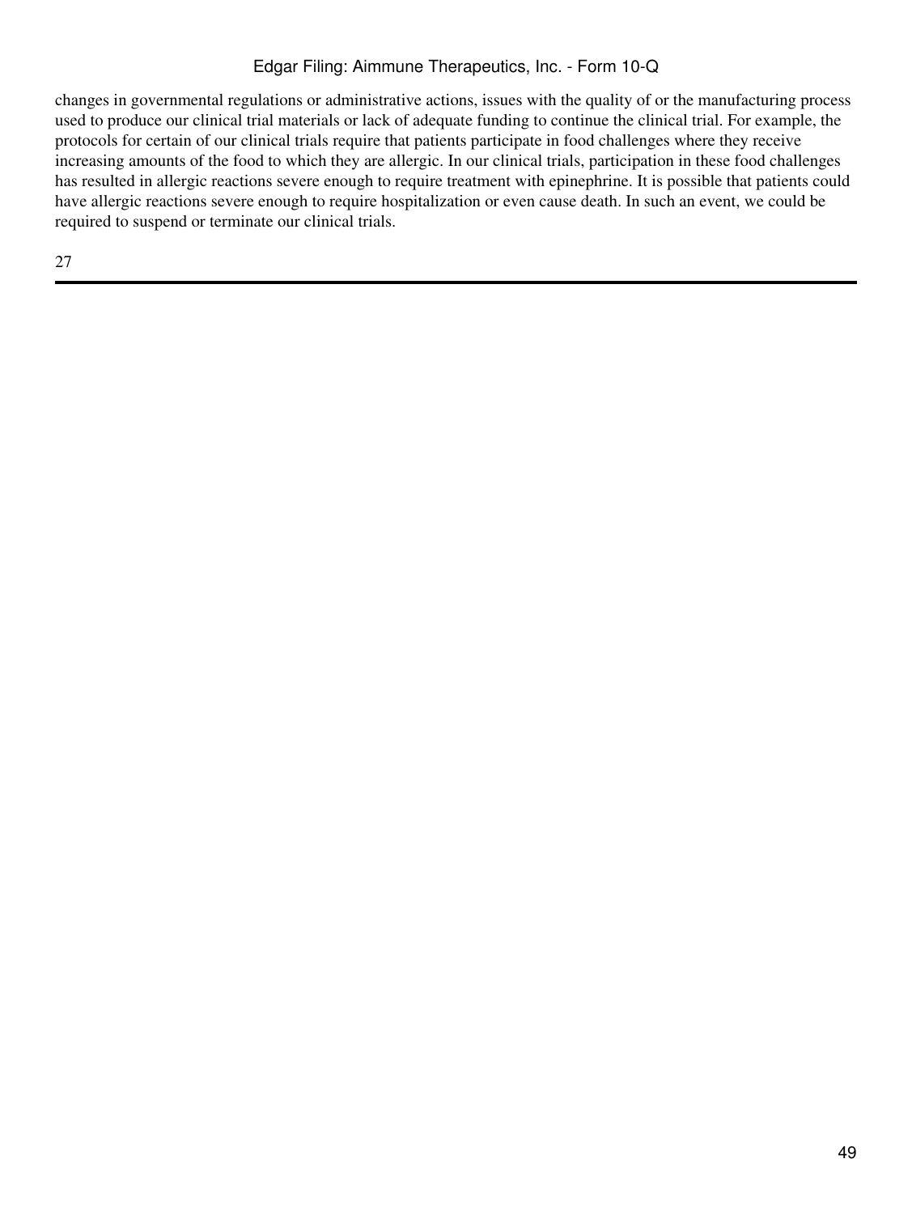changes in governmental regulations or administrative actions, issues with the quality of or the manufacturing process used to produce our clinical trial materials or lack of adequate funding to continue the clinical trial. For example, the protocols for certain of our clinical trials require that patients participate in food challenges where they receive increasing amounts of the food to which they are allergic. In our clinical trials, participation in these food challenges has resulted in allergic reactions severe enough to require treatment with epinephrine. It is possible that patients could have allergic reactions severe enough to require hospitalization or even cause death. In such an event, we could be required to suspend or terminate our clinical trials.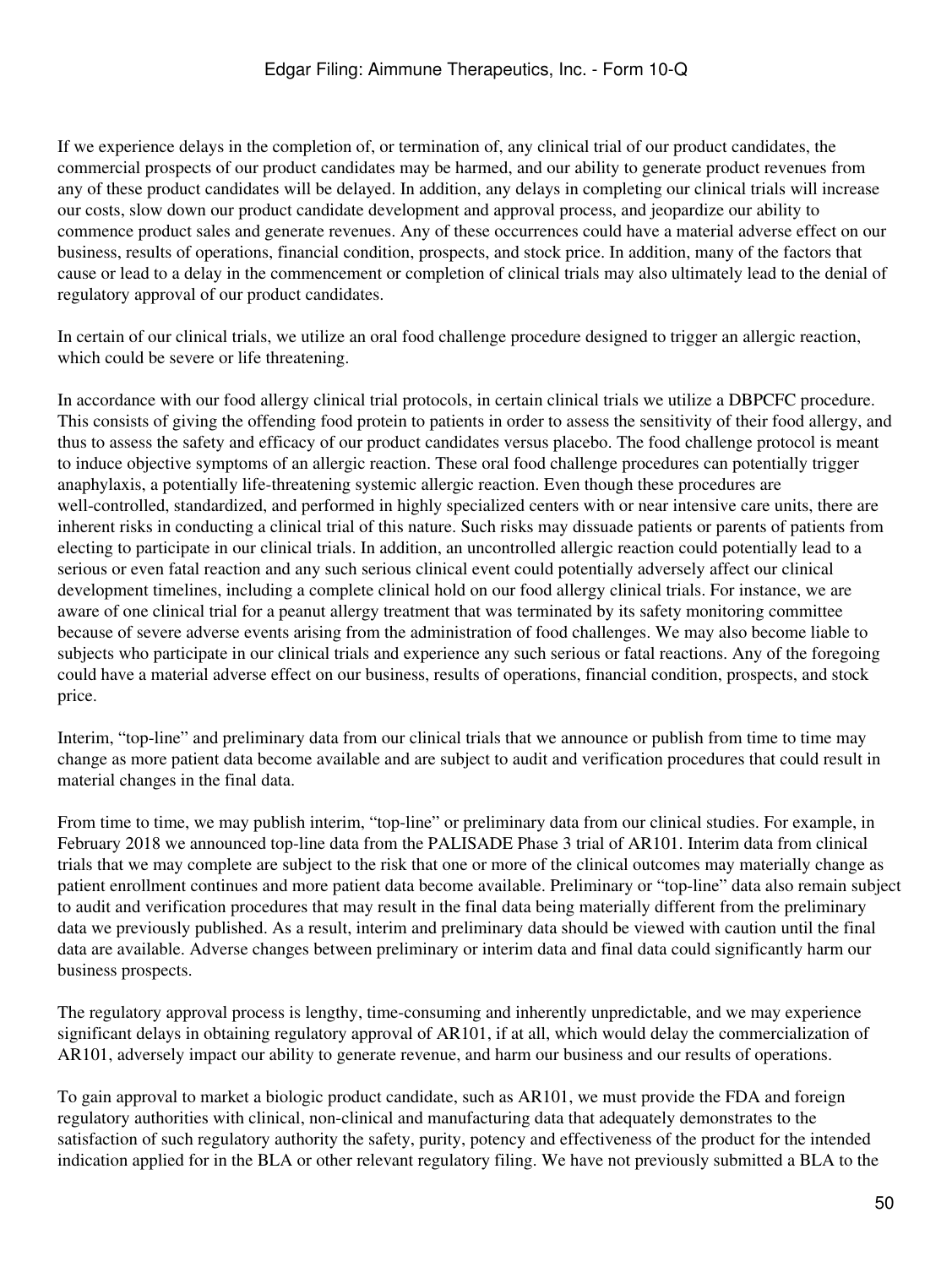If we experience delays in the completion of, or termination of, any clinical trial of our product candidates, the commercial prospects of our product candidates may be harmed, and our ability to generate product revenues from any of these product candidates will be delayed. In addition, any delays in completing our clinical trials will increase our costs, slow down our product candidate development and approval process, and jeopardize our ability to commence product sales and generate revenues. Any of these occurrences could have a material adverse effect on our business, results of operations, financial condition, prospects, and stock price. In addition, many of the factors that cause or lead to a delay in the commencement or completion of clinical trials may also ultimately lead to the denial of regulatory approval of our product candidates.

In certain of our clinical trials, we utilize an oral food challenge procedure designed to trigger an allergic reaction, which could be severe or life threatening.

In accordance with our food allergy clinical trial protocols, in certain clinical trials we utilize a DBPCFC procedure. This consists of giving the offending food protein to patients in order to assess the sensitivity of their food allergy, and thus to assess the safety and efficacy of our product candidates versus placebo. The food challenge protocol is meant to induce objective symptoms of an allergic reaction. These oral food challenge procedures can potentially trigger anaphylaxis, a potentially life-threatening systemic allergic reaction. Even though these procedures are well-controlled, standardized, and performed in highly specialized centers with or near intensive care units, there are inherent risks in conducting a clinical trial of this nature. Such risks may dissuade patients or parents of patients from electing to participate in our clinical trials. In addition, an uncontrolled allergic reaction could potentially lead to a serious or even fatal reaction and any such serious clinical event could potentially adversely affect our clinical development timelines, including a complete clinical hold on our food allergy clinical trials. For instance, we are aware of one clinical trial for a peanut allergy treatment that was terminated by its safety monitoring committee because of severe adverse events arising from the administration of food challenges. We may also become liable to subjects who participate in our clinical trials and experience any such serious or fatal reactions. Any of the foregoing could have a material adverse effect on our business, results of operations, financial condition, prospects, and stock price.

Interim, "top-line" and preliminary data from our clinical trials that we announce or publish from time to time may change as more patient data become available and are subject to audit and verification procedures that could result in material changes in the final data.

From time to time, we may publish interim, "top-line" or preliminary data from our clinical studies. For example, in February 2018 we announced top-line data from the PALISADE Phase 3 trial of AR101. Interim data from clinical trials that we may complete are subject to the risk that one or more of the clinical outcomes may materially change as patient enrollment continues and more patient data become available. Preliminary or "top-line" data also remain subject to audit and verification procedures that may result in the final data being materially different from the preliminary data we previously published. As a result, interim and preliminary data should be viewed with caution until the final data are available. Adverse changes between preliminary or interim data and final data could significantly harm our business prospects.

The regulatory approval process is lengthy, time-consuming and inherently unpredictable, and we may experience significant delays in obtaining regulatory approval of AR101, if at all, which would delay the commercialization of AR101, adversely impact our ability to generate revenue, and harm our business and our results of operations.

To gain approval to market a biologic product candidate, such as AR101, we must provide the FDA and foreign regulatory authorities with clinical, non-clinical and manufacturing data that adequately demonstrates to the satisfaction of such regulatory authority the safety, purity, potency and effectiveness of the product for the intended indication applied for in the BLA or other relevant regulatory filing. We have not previously submitted a BLA to the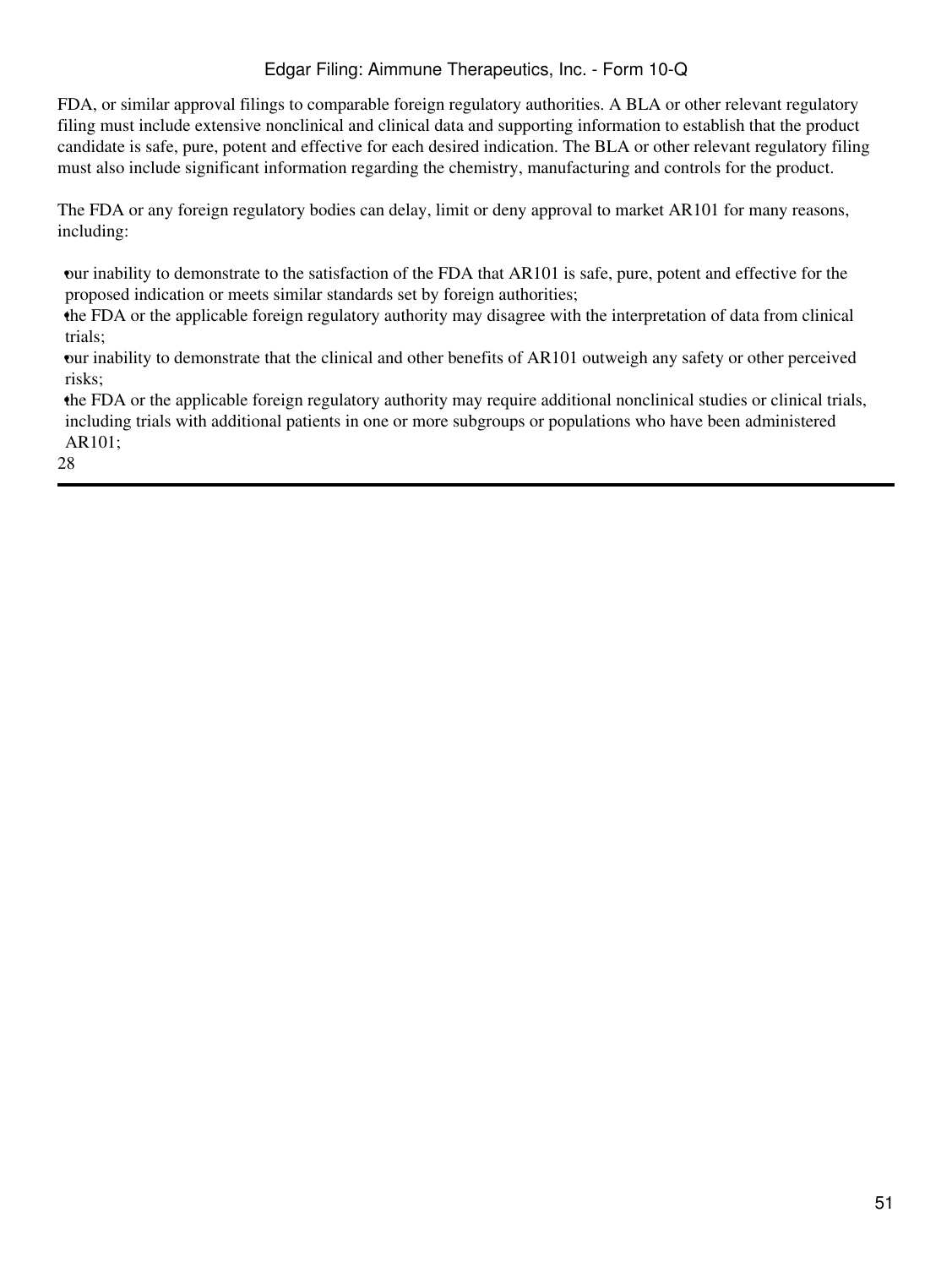FDA, or similar approval filings to comparable foreign regulatory authorities. A BLA or other relevant regulatory filing must include extensive nonclinical and clinical data and supporting information to establish that the product candidate is safe, pure, potent and effective for each desired indication. The BLA or other relevant regulatory filing must also include significant information regarding the chemistry, manufacturing and controls for the product.

The FDA or any foreign regulatory bodies can delay, limit or deny approval to market AR101 for many reasons, including:

- our inability to demonstrate to the satisfaction of the FDA that AR101 is safe, pure, potent and effective for the proposed indication or meets similar standards set by foreign authorities;
- the FDA or the applicable foreign regulatory authority may disagree with the interpretation of data from clinical trials;
- our inability to demonstrate that the clinical and other benefits of AR101 outweigh any safety or other perceived risks;
- the FDA or the applicable foreign regulatory authority may require additional nonclinical studies or clinical trials, including trials with additional patients in one or more subgroups or populations who have been administered AR101;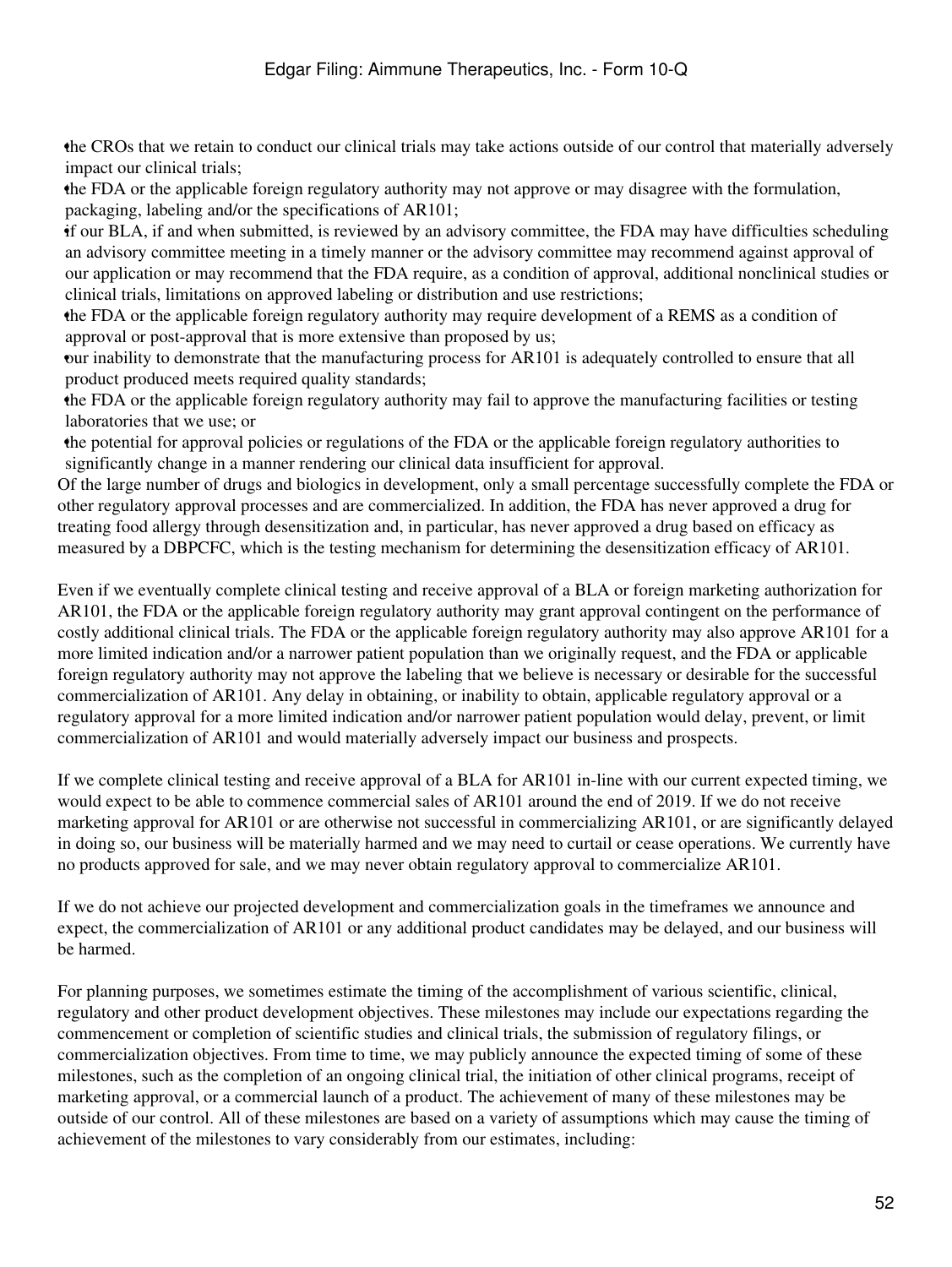- the CROs that we retain to conduct our clinical trials may take actions outside of our control that materially adversely impact our clinical trials;
- the FDA or the applicable foreign regulatory authority may not approve or may disagree with the formulation, packaging, labeling and/or the specifications of AR101;
- if our BLA, if and when submitted, is reviewed by an advisory committee, the FDA may have difficulties scheduling an advisory committee meeting in a timely manner or the advisory committee may recommend against approval of our application or may recommend that the FDA require, as a condition of approval, additional nonclinical studies or clinical trials, limitations on approved labeling or distribution and use restrictions;
- the FDA or the applicable foreign regulatory authority may require development of a REMS as a condition of approval or post-approval that is more extensive than proposed by us;
- our inability to demonstrate that the manufacturing process for AR101 is adequately controlled to ensure that all product produced meets required quality standards;
- the FDA or the applicable foreign regulatory authority may fail to approve the manufacturing facilities or testing laboratories that we use; or
- the potential for approval policies or regulations of the FDA or the applicable foreign regulatory authorities to significantly change in a manner rendering our clinical data insufficient for approval.

Of the large number of drugs and biologics in development, only a small percentage successfully complete the FDA or other regulatory approval processes and are commercialized. In addition, the FDA has never approved a drug for treating food allergy through desensitization and, in particular, has never approved a drug based on efficacy as measured by a DBPCFC, which is the testing mechanism for determining the desensitization efficacy of AR101.

Even if we eventually complete clinical testing and receive approval of a BLA or foreign marketing authorization for AR101, the FDA or the applicable foreign regulatory authority may grant approval contingent on the performance of costly additional clinical trials. The FDA or the applicable foreign regulatory authority may also approve AR101 for a more limited indication and/or a narrower patient population than we originally request, and the FDA or applicable foreign regulatory authority may not approve the labeling that we believe is necessary or desirable for the successful commercialization of AR101. Any delay in obtaining, or inability to obtain, applicable regulatory approval or a regulatory approval for a more limited indication and/or narrower patient population would delay, prevent, or limit commercialization of AR101 and would materially adversely impact our business and prospects.

If we complete clinical testing and receive approval of a BLA for AR101 in-line with our current expected timing, we would expect to be able to commence commercial sales of AR101 around the end of 2019. If we do not receive marketing approval for AR101 or are otherwise not successful in commercializing AR101, or are significantly delayed in doing so, our business will be materially harmed and we may need to curtail or cease operations. We currently have no products approved for sale, and we may never obtain regulatory approval to commercialize AR101.

If we do not achieve our projected development and commercialization goals in the timeframes we announce and expect, the commercialization of AR101 or any additional product candidates may be delayed, and our business will be harmed.

For planning purposes, we sometimes estimate the timing of the accomplishment of various scientific, clinical, regulatory and other product development objectives. These milestones may include our expectations regarding the commencement or completion of scientific studies and clinical trials, the submission of regulatory filings, or commercialization objectives. From time to time, we may publicly announce the expected timing of some of these milestones, such as the completion of an ongoing clinical trial, the initiation of other clinical programs, receipt of marketing approval, or a commercial launch of a product. The achievement of many of these milestones may be outside of our control. All of these milestones are based on a variety of assumptions which may cause the timing of achievement of the milestones to vary considerably from our estimates, including: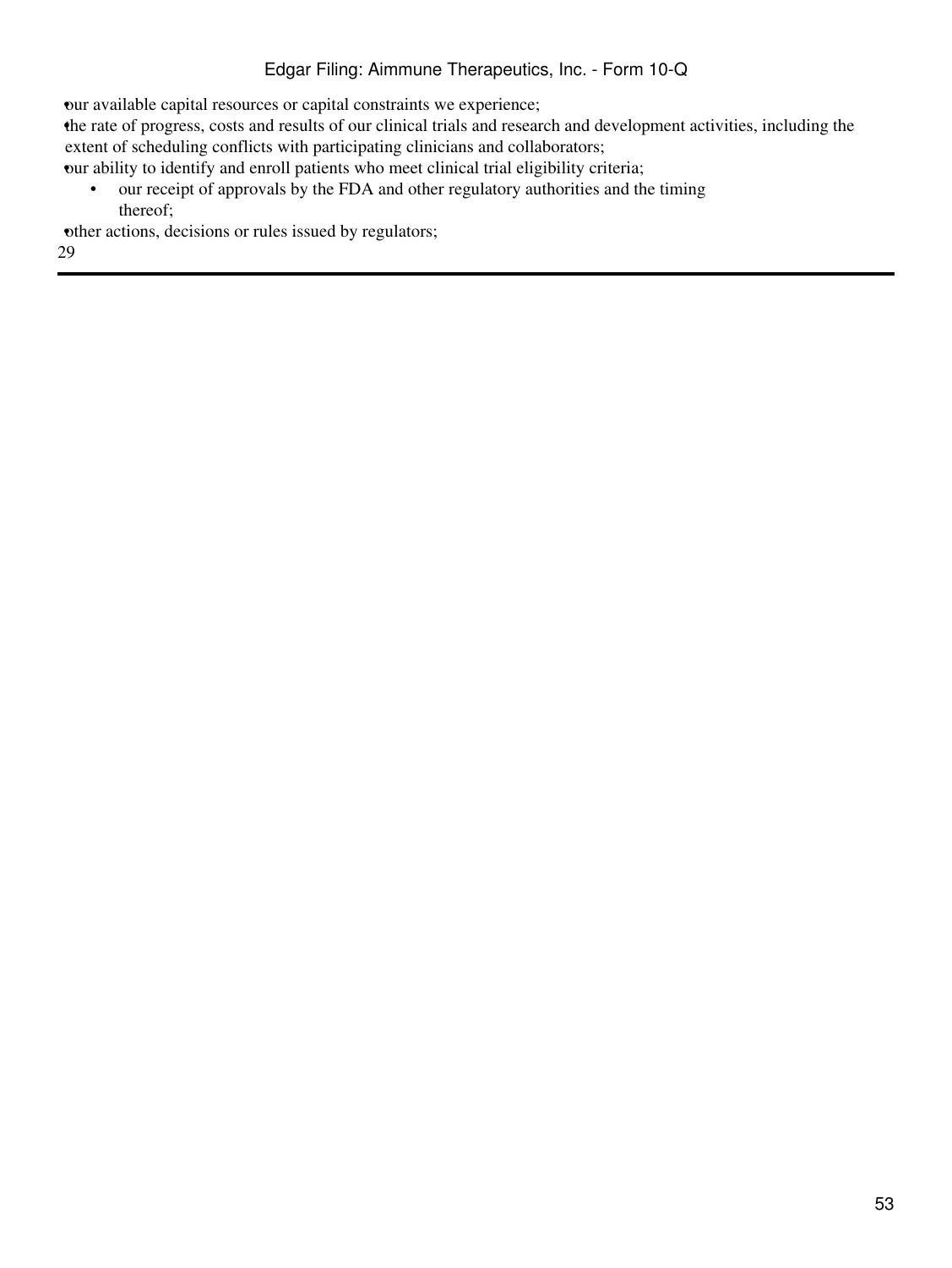- our available capital resources or capital constraints we experience;
- the rate of progress, costs and results of our clinical trials and research and development activities, including the extent of scheduling conflicts with participating clinicians and collaborators;
- our ability to identify and enroll patients who meet clinical trial eligibility criteria;
- our receipt of approvals by the FDA and other regulatory authorities and the timing thereof;
- other actions, decisions or rules issued by regulators;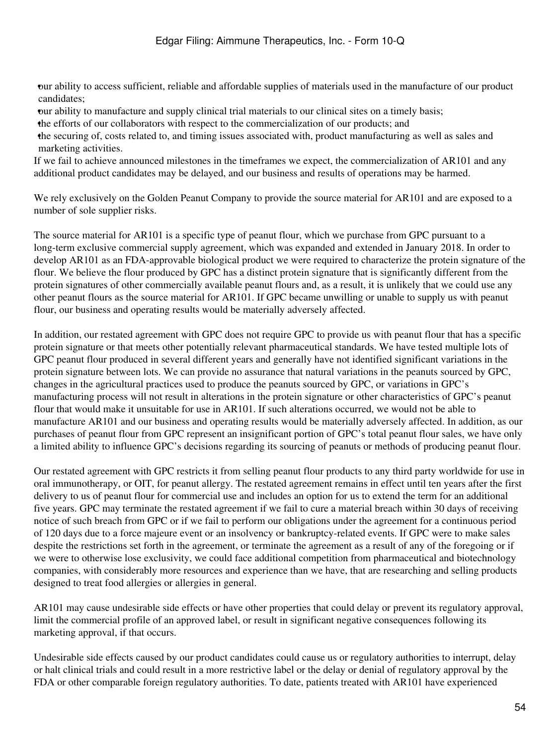- our ability to access sufficient, reliable and affordable supplies of materials used in the manufacture of our product candidates;
- our ability to manufacture and supply clinical trial materials to our clinical sites on a timely basis;
- the efforts of our collaborators with respect to the commercialization of our products; and
- the securing of, costs related to, and timing issues associated with, product manufacturing as well as sales and marketing activities.

If we fail to achieve announced milestones in the timeframes we expect, the commercialization of AR101 and any additional product candidates may be delayed, and our business and results of operations may be harmed.

We rely exclusively on the Golden Peanut Company to provide the source material for AR101 and are exposed to a number of sole supplier risks.

The source material for AR101 is a specific type of peanut flour, which we purchase from GPC pursuant to a long-term exclusive commercial supply agreement, which was expanded and extended in January 2018. In order to develop AR101 as an FDA-approvable biological product we were required to characterize the protein signature of the flour. We believe the flour produced by GPC has a distinct protein signature that is significantly different from the protein signatures of other commercially available peanut flours and, as a result, it is unlikely that we could use any other peanut flours as the source material for AR101. If GPC became unwilling or unable to supply us with peanut flour, our business and operating results would be materially adversely affected.

In addition, our restated agreement with GPC does not require GPC to provide us with peanut flour that has a specific protein signature or that meets other potentially relevant pharmaceutical standards. We have tested multiple lots of GPC peanut flour produced in several different years and generally have not identified significant variations in the protein signature between lots. We can provide no assurance that natural variations in the peanuts sourced by GPC, changes in the agricultural practices used to produce the peanuts sourced by GPC, or variations in GPC's manufacturing process will not result in alterations in the protein signature or other characteristics of GPC's peanut flour that would make it unsuitable for use in AR101. If such alterations occurred, we would not be able to manufacture AR101 and our business and operating results would be materially adversely affected. In addition, as our purchases of peanut flour from GPC represent an insignificant portion of GPC's total peanut flour sales, we have only a limited ability to influence GPC's decisions regarding its sourcing of peanuts or methods of producing peanut flour.

Our restated agreement with GPC restricts it from selling peanut flour products to any third party worldwide for use in oral immunotherapy, or OIT, for peanut allergy. The restated agreement remains in effect until ten years after the first delivery to us of peanut flour for commercial use and includes an option for us to extend the term for an additional five years. GPC may terminate the restated agreement if we fail to cure a material breach within 30 days of receiving notice of such breach from GPC or if we fail to perform our obligations under the agreement for a continuous period of 120 days due to a force majeure event or an insolvency or bankruptcy-related events. If GPC were to make sales despite the restrictions set forth in the agreement, or terminate the agreement as a result of any of the foregoing or if we were to otherwise lose exclusivity, we could face additional competition from pharmaceutical and biotechnology companies, with considerably more resources and experience than we have, that are researching and selling products designed to treat food allergies or allergies in general.

AR101 may cause undesirable side effects or have other properties that could delay or prevent its regulatory approval, limit the commercial profile of an approved label, or result in significant negative consequences following its marketing approval, if that occurs.

Undesirable side effects caused by our product candidates could cause us or regulatory authorities to interrupt, delay or halt clinical trials and could result in a more restrictive label or the delay or denial of regulatory approval by the FDA or other comparable foreign regulatory authorities. To date, patients treated with AR101 have experienced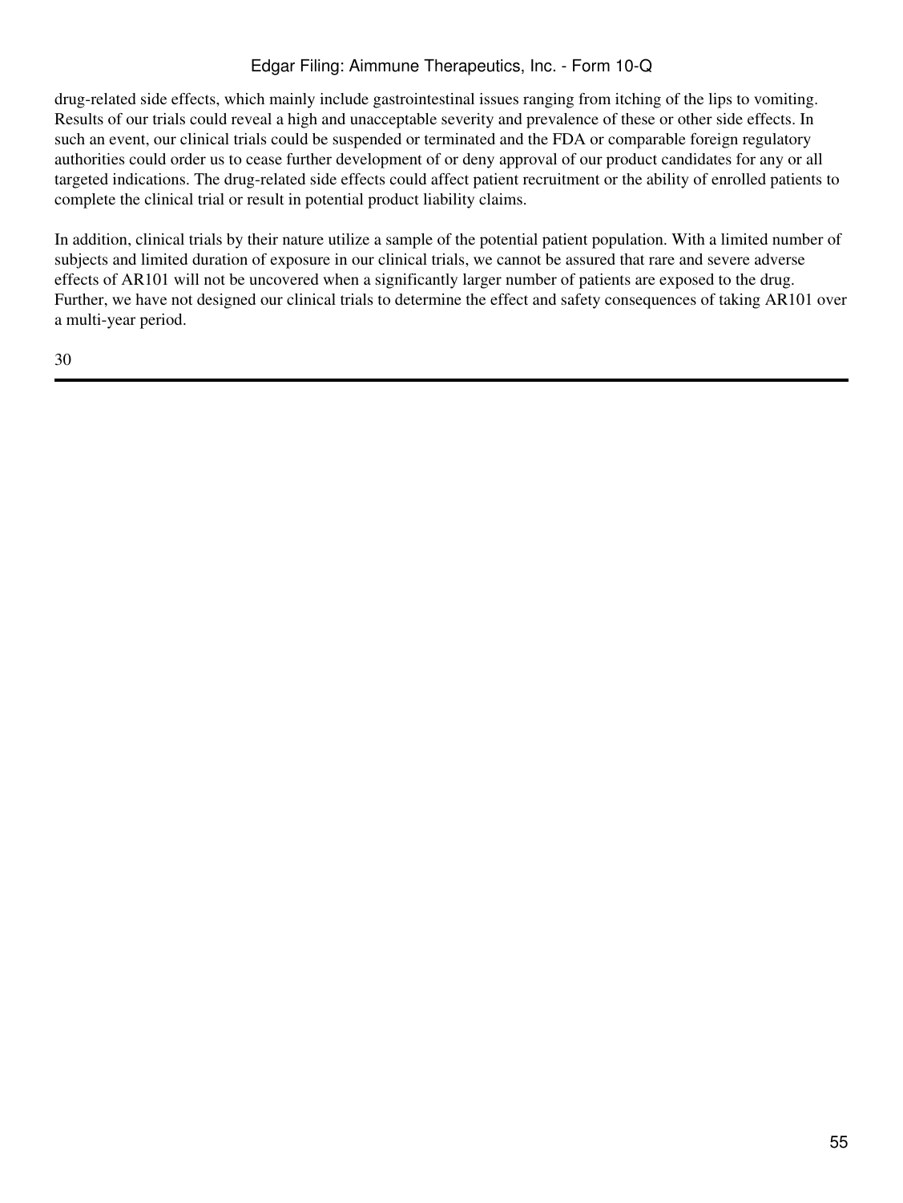drug-related side effects, which mainly include gastrointestinal issues ranging from itching of the lips to vomiting. Results of our trials could reveal a high and unacceptable severity and prevalence of these or other side effects. In such an event, our clinical trials could be suspended or terminated and the FDA or comparable foreign regulatory authorities could order us to cease further development of or deny approval of our product candidates for any or all targeted indications. The drug-related side effects could affect patient recruitment or the ability of enrolled patients to complete the clinical trial or result in potential product liability claims.

In addition, clinical trials by their nature utilize a sample of the potential patient population. With a limited number of subjects and limited duration of exposure in our clinical trials, we cannot be assured that rare and severe adverse effects of AR101 will not be uncovered when a significantly larger number of patients are exposed to the drug. Further, we have not designed our clinical trials to determine the effect and safety consequences of taking AR101 over a multi-year period.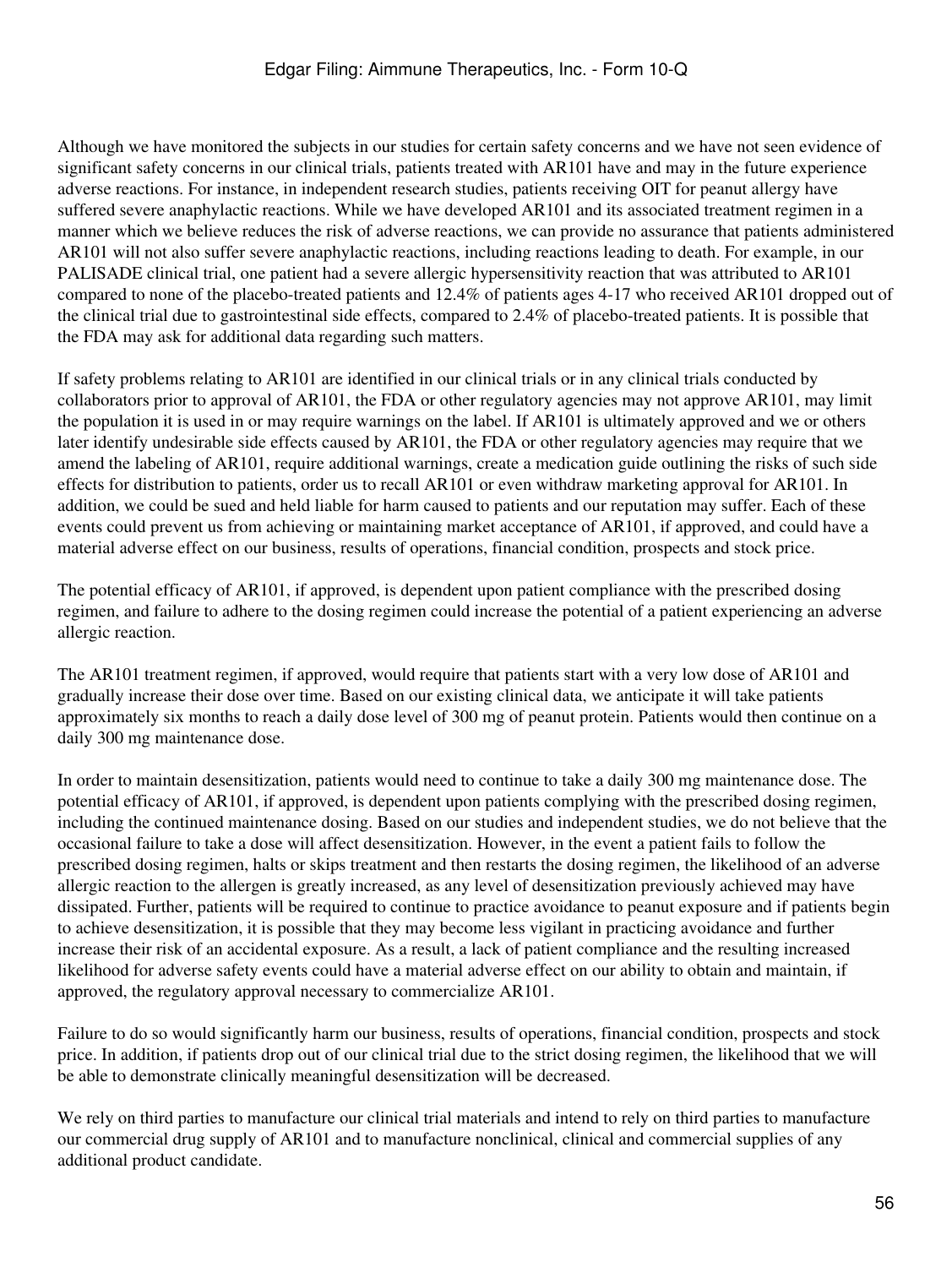Although we have monitored the subjects in our studies for certain safety concerns and we have not seen evidence of significant safety concerns in our clinical trials, patients treated with AR101 have and may in the future experience adverse reactions. For instance, in independent research studies, patients receiving OIT for peanut allergy have suffered severe anaphylactic reactions. While we have developed AR101 and its associated treatment regimen in a manner which we believe reduces the risk of adverse reactions, we can provide no assurance that patients administered AR101 will not also suffer severe anaphylactic reactions, including reactions leading to death. For example, in our PALISADE clinical trial, one patient had a severe allergic hypersensitivity reaction that was attributed to AR101 compared to none of the placebo-treated patients and 12.4% of patients ages 4-17 who received AR101 dropped out of the clinical trial due to gastrointestinal side effects, compared to 2.4% of placebo-treated patients. It is possible that the FDA may ask for additional data regarding such matters.

If safety problems relating to AR101 are identified in our clinical trials or in any clinical trials conducted by collaborators prior to approval of AR101, the FDA or other regulatory agencies may not approve AR101, may limit the population it is used in or may require warnings on the label. If AR101 is ultimately approved and we or others later identify undesirable side effects caused by AR101, the FDA or other regulatory agencies may require that we amend the labeling of AR101, require additional warnings, create a medication guide outlining the risks of such side effects for distribution to patients, order us to recall AR101 or even withdraw marketing approval for AR101. In addition, we could be sued and held liable for harm caused to patients and our reputation may suffer. Each of these events could prevent us from achieving or maintaining market acceptance of AR101, if approved, and could have a material adverse effect on our business, results of operations, financial condition, prospects and stock price.

The potential efficacy of AR101, if approved, is dependent upon patient compliance with the prescribed dosing regimen, and failure to adhere to the dosing regimen could increase the potential of a patient experiencing an adverse allergic reaction.

The AR101 treatment regimen, if approved, would require that patients start with a very low dose of AR101 and gradually increase their dose over time. Based on our existing clinical data, we anticipate it will take patients approximately six months to reach a daily dose level of 300 mg of peanut protein. Patients would then continue on a daily 300 mg maintenance dose.

In order to maintain desensitization, patients would need to continue to take a daily 300 mg maintenance dose. The potential efficacy of AR101, if approved, is dependent upon patients complying with the prescribed dosing regimen, including the continued maintenance dosing. Based on our studies and independent studies, we do not believe that the occasional failure to take a dose will affect desensitization. However, in the event a patient fails to follow the prescribed dosing regimen, halts or skips treatment and then restarts the dosing regimen, the likelihood of an adverse allergic reaction to the allergen is greatly increased, as any level of desensitization previously achieved may have dissipated. Further, patients will be required to continue to practice avoidance to peanut exposure and if patients begin to achieve desensitization, it is possible that they may become less vigilant in practicing avoidance and further increase their risk of an accidental exposure. As a result, a lack of patient compliance and the resulting increased likelihood for adverse safety events could have a material adverse effect on our ability to obtain and maintain, if approved, the regulatory approval necessary to commercialize AR101.

Failure to do so would significantly harm our business, results of operations, financial condition, prospects and stock price. In addition, if patients drop out of our clinical trial due to the strict dosing regimen, the likelihood that we will be able to demonstrate clinically meaningful desensitization will be decreased.

We rely on third parties to manufacture our clinical trial materials and intend to rely on third parties to manufacture our commercial drug supply of AR101 and to manufacture nonclinical, clinical and commercial supplies of any additional product candidate.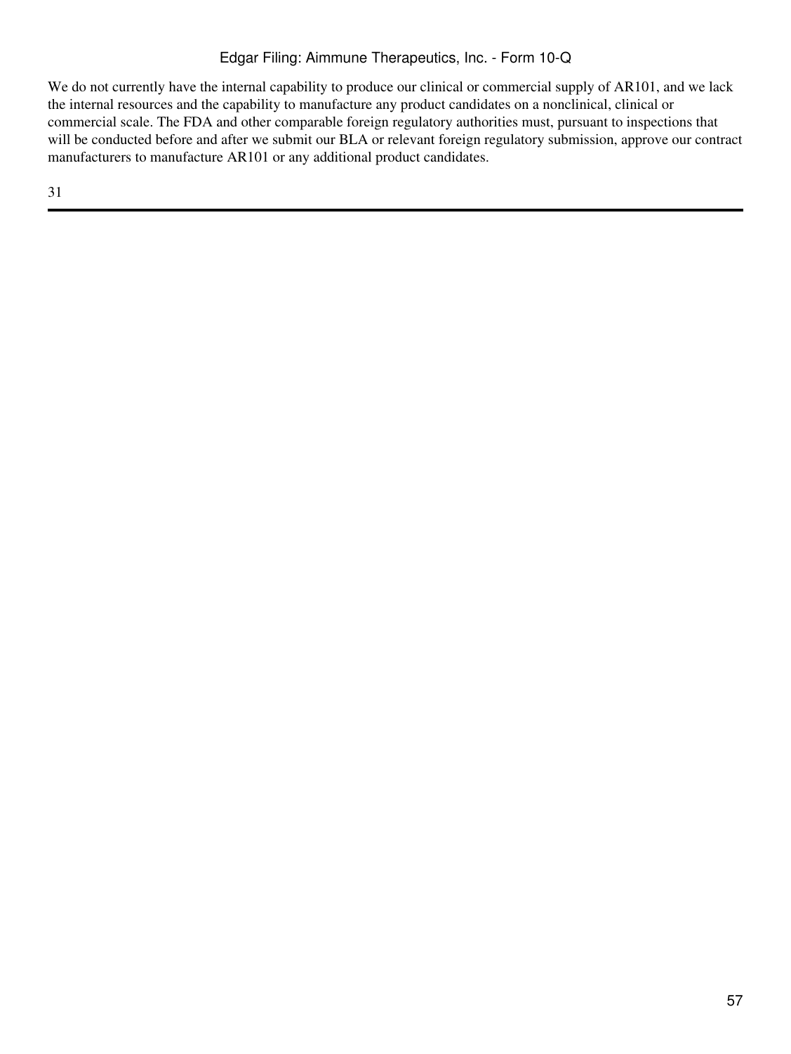We do not currently have the internal capability to produce our clinical or commercial supply of AR101, and we lack the internal resources and the capability to manufacture any product candidates on a nonclinical, clinical or commercial scale. The FDA and other comparable foreign regulatory authorities must, pursuant to inspections that will be conducted before and after we submit our BLA or relevant foreign regulatory submission, approve our contract manufacturers to manufacture AR101 or any additional product candidates.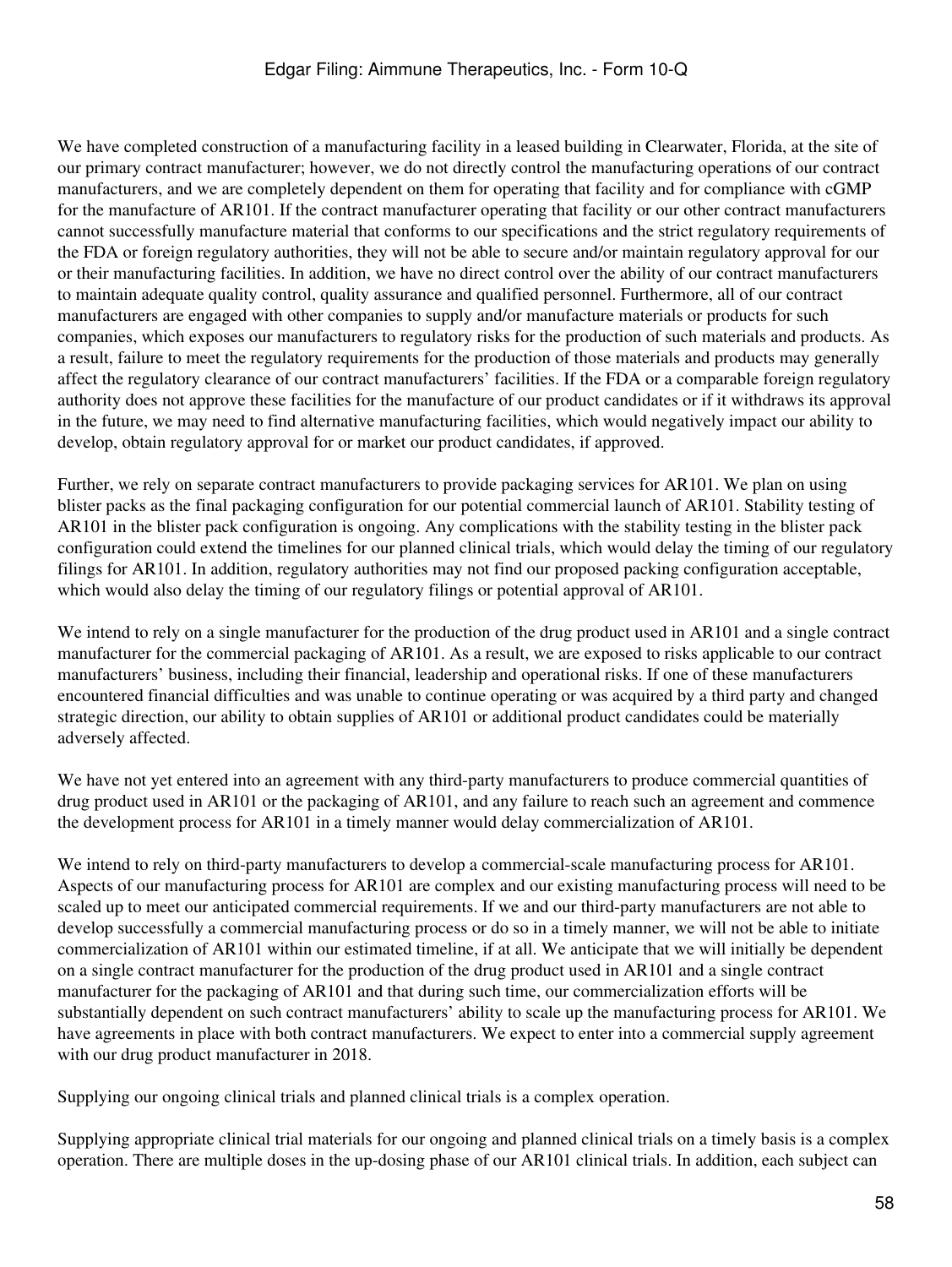We have completed construction of a manufacturing facility in a leased building in Clearwater, Florida, at the site of our primary contract manufacturer; however, we do not directly control the manufacturing operations of our contract manufacturers, and we are completely dependent on them for operating that facility and for compliance with cGMP for the manufacture of AR101. If the contract manufacturer operating that facility or our other contract manufacturers cannot successfully manufacture material that conforms to our specifications and the strict regulatory requirements of the FDA or foreign regulatory authorities, they will not be able to secure and/or maintain regulatory approval for our or their manufacturing facilities. In addition, we have no direct control over the ability of our contract manufacturers to maintain adequate quality control, quality assurance and qualified personnel. Furthermore, all of our contract manufacturers are engaged with other companies to supply and/or manufacture materials or products for such companies, which exposes our manufacturers to regulatory risks for the production of such materials and products. As a result, failure to meet the regulatory requirements for the production of those materials and products may generally affect the regulatory clearance of our contract manufacturers' facilities. If the FDA or a comparable foreign regulatory authority does not approve these facilities for the manufacture of our product candidates or if it withdraws its approval in the future, we may need to find alternative manufacturing facilities, which would negatively impact our ability to develop, obtain regulatory approval for or market our product candidates, if approved.

Further, we rely on separate contract manufacturers to provide packaging services for AR101. We plan on using blister packs as the final packaging configuration for our potential commercial launch of AR101. Stability testing of AR101 in the blister pack configuration is ongoing. Any complications with the stability testing in the blister pack configuration could extend the timelines for our planned clinical trials, which would delay the timing of our regulatory filings for AR101. In addition, regulatory authorities may not find our proposed packing configuration acceptable, which would also delay the timing of our regulatory filings or potential approval of AR101.

We intend to rely on a single manufacturer for the production of the drug product used in AR101 and a single contract manufacturer for the commercial packaging of AR101. As a result, we are exposed to risks applicable to our contract manufacturers' business, including their financial, leadership and operational risks. If one of these manufacturers encountered financial difficulties and was unable to continue operating or was acquired by a third party and changed strategic direction, our ability to obtain supplies of AR101 or additional product candidates could be materially adversely affected.

We have not yet entered into an agreement with any third-party manufacturers to produce commercial quantities of drug product used in AR101 or the packaging of AR101, and any failure to reach such an agreement and commence the development process for AR101 in a timely manner would delay commercialization of AR101.

We intend to rely on third-party manufacturers to develop a commercial-scale manufacturing process for AR101. Aspects of our manufacturing process for AR101 are complex and our existing manufacturing process will need to be scaled up to meet our anticipated commercial requirements. If we and our third-party manufacturers are not able to develop successfully a commercial manufacturing process or do so in a timely manner, we will not be able to initiate commercialization of AR101 within our estimated timeline, if at all. We anticipate that we will initially be dependent on a single contract manufacturer for the production of the drug product used in AR101 and a single contract manufacturer for the packaging of AR101 and that during such time, our commercialization efforts will be substantially dependent on such contract manufacturers' ability to scale up the manufacturing process for AR101. We have agreements in place with both contract manufacturers. We expect to enter into a commercial supply agreement with our drug product manufacturer in 2018.

Supplying our ongoing clinical trials and planned clinical trials is a complex operation.

Supplying appropriate clinical trial materials for our ongoing and planned clinical trials on a timely basis is a complex operation. There are multiple doses in the up-dosing phase of our AR101 clinical trials. In addition, each subject can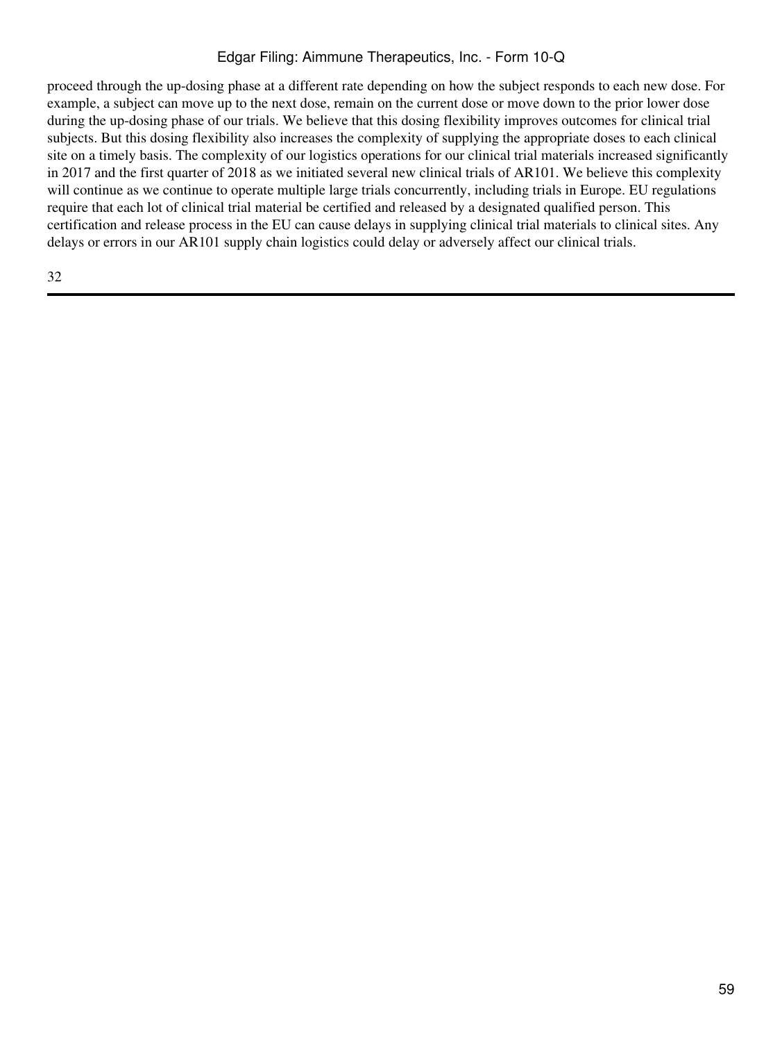proceed through the up-dosing phase at a different rate depending on how the subject responds to each new dose. For example, a subject can move up to the next dose, remain on the current dose or move down to the prior lower dose during the up-dosing phase of our trials. We believe that this dosing flexibility improves outcomes for clinical trial subjects. But this dosing flexibility also increases the complexity of supplying the appropriate doses to each clinical site on a timely basis. The complexity of our logistics operations for our clinical trial materials increased significantly in 2017 and the first quarter of 2018 as we initiated several new clinical trials of AR101. We believe this complexity will continue as we continue to operate multiple large trials concurrently, including trials in Europe. EU regulations require that each lot of clinical trial material be certified and released by a designated qualified person. This certification and release process in the EU can cause delays in supplying clinical trial materials to clinical sites. Any delays or errors in our AR101 supply chain logistics could delay or adversely affect our clinical trials.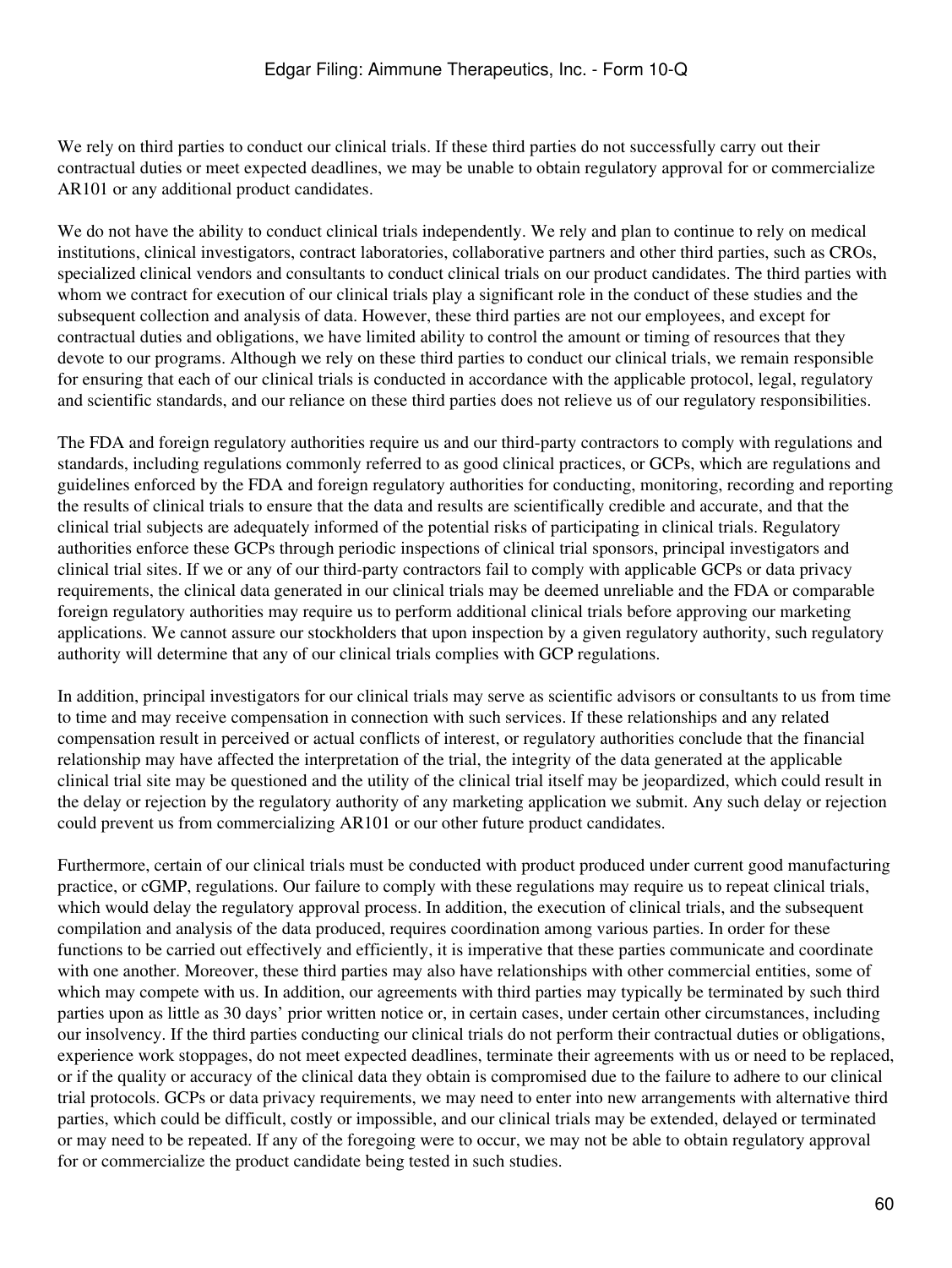We rely on third parties to conduct our clinical trials. If these third parties do not successfully carry out their contractual duties or meet expected deadlines, we may be unable to obtain regulatory approval for or commercialize AR101 or any additional product candidates.

We do not have the ability to conduct clinical trials independently. We rely and plan to continue to rely on medical institutions, clinical investigators, contract laboratories, collaborative partners and other third parties, such as CROs, specialized clinical vendors and consultants to conduct clinical trials on our product candidates. The third parties with whom we contract for execution of our clinical trials play a significant role in the conduct of these studies and the subsequent collection and analysis of data. However, these third parties are not our employees, and except for contractual duties and obligations, we have limited ability to control the amount or timing of resources that they devote to our programs. Although we rely on these third parties to conduct our clinical trials, we remain responsible for ensuring that each of our clinical trials is conducted in accordance with the applicable protocol, legal, regulatory and scientific standards, and our reliance on these third parties does not relieve us of our regulatory responsibilities.

The FDA and foreign regulatory authorities require us and our third-party contractors to comply with regulations and standards, including regulations commonly referred to as good clinical practices, or GCPs, which are regulations and guidelines enforced by the FDA and foreign regulatory authorities for conducting, monitoring, recording and reporting the results of clinical trials to ensure that the data and results are scientifically credible and accurate, and that the clinical trial subjects are adequately informed of the potential risks of participating in clinical trials. Regulatory authorities enforce these GCPs through periodic inspections of clinical trial sponsors, principal investigators and clinical trial sites. If we or any of our third-party contractors fail to comply with applicable GCPs or data privacy requirements, the clinical data generated in our clinical trials may be deemed unreliable and the FDA or comparable foreign regulatory authorities may require us to perform additional clinical trials before approving our marketing applications. We cannot assure our stockholders that upon inspection by a given regulatory authority, such regulatory authority will determine that any of our clinical trials complies with GCP regulations.

In addition, principal investigators for our clinical trials may serve as scientific advisors or consultants to us from time to time and may receive compensation in connection with such services. If these relationships and any related compensation result in perceived or actual conflicts of interest, or regulatory authorities conclude that the financial relationship may have affected the interpretation of the trial, the integrity of the data generated at the applicable clinical trial site may be questioned and the utility of the clinical trial itself may be jeopardized, which could result in the delay or rejection by the regulatory authority of any marketing application we submit. Any such delay or rejection could prevent us from commercializing AR101 or our other future product candidates.

Furthermore, certain of our clinical trials must be conducted with product produced under current good manufacturing practice, or cGMP, regulations. Our failure to comply with these regulations may require us to repeat clinical trials, which would delay the regulatory approval process. In addition, the execution of clinical trials, and the subsequent compilation and analysis of the data produced, requires coordination among various parties. In order for these functions to be carried out effectively and efficiently, it is imperative that these parties communicate and coordinate with one another. Moreover, these third parties may also have relationships with other commercial entities, some of which may compete with us. In addition, our agreements with third parties may typically be terminated by such third parties upon as little as 30 days' prior written notice or, in certain cases, under certain other circumstances, including our insolvency. If the third parties conducting our clinical trials do not perform their contractual duties or obligations, experience work stoppages, do not meet expected deadlines, terminate their agreements with us or need to be replaced, or if the quality or accuracy of the clinical data they obtain is compromised due to the failure to adhere to our clinical trial protocols. GCPs or data privacy requirements, we may need to enter into new arrangements with alternative third parties, which could be difficult, costly or impossible, and our clinical trials may be extended, delayed or terminated or may need to be repeated. If any of the foregoing were to occur, we may not be able to obtain regulatory approval for or commercialize the product candidate being tested in such studies.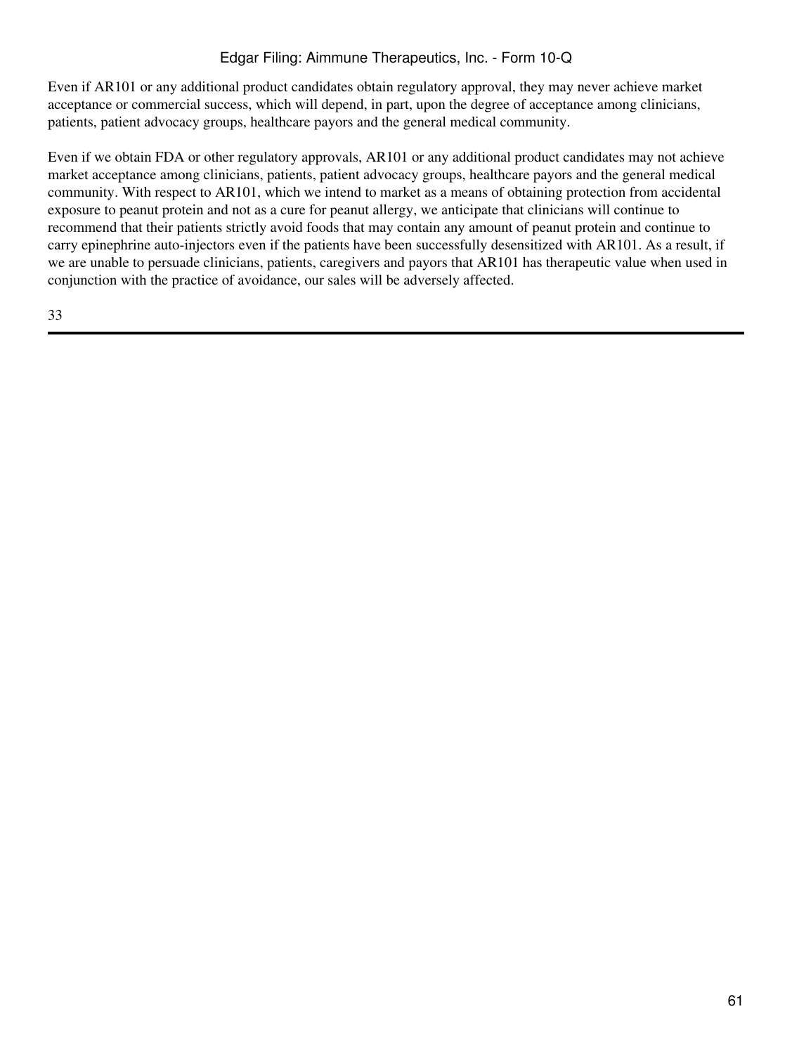Even if AR101 or any additional product candidates obtain regulatory approval, they may never achieve market acceptance or commercial success, which will depend, in part, upon the degree of acceptance among clinicians, patients, patient advocacy groups, healthcare payors and the general medical community.

Even if we obtain FDA or other regulatory approvals, AR101 or any additional product candidates may not achieve market acceptance among clinicians, patients, patient advocacy groups, healthcare payors and the general medical community. With respect to AR101, which we intend to market as a means of obtaining protection from accidental exposure to peanut protein and not as a cure for peanut allergy, we anticipate that clinicians will continue to recommend that their patients strictly avoid foods that may contain any amount of peanut protein and continue to carry epinephrine auto-injectors even if the patients have been successfully desensitized with AR101. As a result, if we are unable to persuade clinicians, patients, caregivers and payors that AR101 has therapeutic value when used in conjunction with the practice of avoidance, our sales will be adversely affected.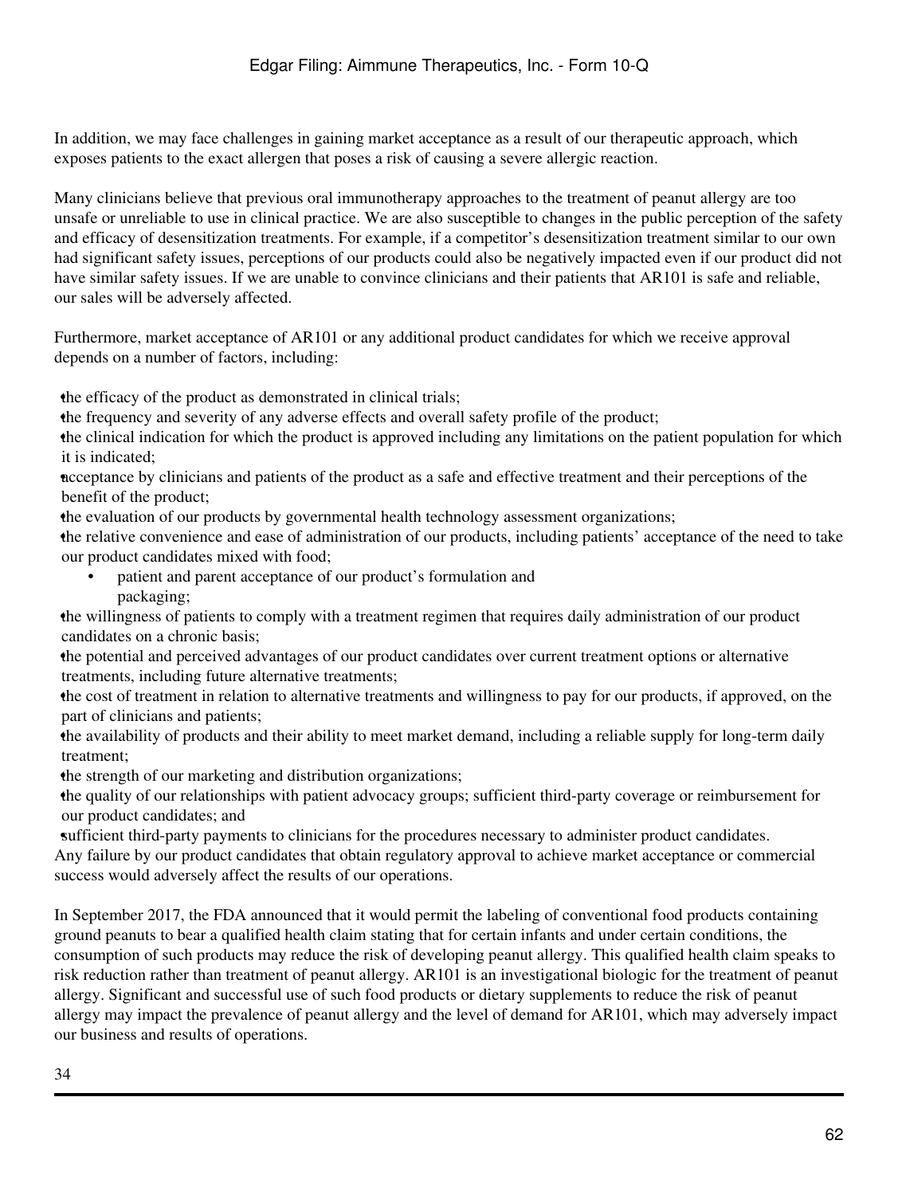In addition, we may face challenges in gaining market acceptance as a result of our therapeutic approach, which exposes patients to the exact allergen that poses a risk of causing a severe allergic reaction.

Many clinicians believe that previous oral immunotherapy approaches to the treatment of peanut allergy are too unsafe or unreliable to use in clinical practice. We are also susceptible to changes in the public perception of the safety and efficacy of desensitization treatments. For example, if a competitor's desensitization treatment similar to our own had significant safety issues, perceptions of our products could also be negatively impacted even if our product did not have similar safety issues. If we are unable to convince clinicians and their patients that AR101 is safe and reliable, our sales will be adversely affected.

Furthermore, market acceptance of AR101 or any additional product candidates for which we receive approval depends on a number of factors, including:

- the efficacy of the product as demonstrated in clinical trials;
- the frequency and severity of any adverse effects and overall safety profile of the product;
- the clinical indication for which the product is approved including any limitations on the patient population for which it is indicated;
- acceptance by clinicians and patients of the product as a safe and effective treatment and their perceptions of the benefit of the product;
- the evaluation of our products by governmental health technology assessment organizations;
- the relative convenience and ease of administration of our products, including patients' acceptance of the need to take our product candidates mixed with food;
- patient and parent acceptance of our product's formulation and packaging;
- the willingness of patients to comply with a treatment regimen that requires daily administration of our product candidates on a chronic basis;
- the potential and perceived advantages of our product candidates over current treatment options or alternative treatments, including future alternative treatments;
- the cost of treatment in relation to alternative treatments and willingness to pay for our products, if approved, on the part of clinicians and patients;
- the availability of products and their ability to meet market demand, including a reliable supply for long-term daily treatment;
- the strength of our marketing and distribution organizations;
- the quality of our relationships with patient advocacy groups; sufficient third-party coverage or reimbursement for our product candidates; and
- sufficient third-party payments to clinicians for the procedures necessary to administer product candidates.

Any failure by our product candidates that obtain regulatory approval to achieve market acceptance or commercial success would adversely affect the results of our operations.

In September 2017, the FDA announced that it would permit the labeling of conventional food products containing ground peanuts to bear a qualified health claim stating that for certain infants and under certain conditions, the consumption of such products may reduce the risk of developing peanut allergy. This qualified health claim speaks to risk reduction rather than treatment of peanut allergy. AR101 is an investigational biologic for the treatment of peanut allergy. Significant and successful use of such food products or dietary supplements to reduce the risk of peanut allergy may impact the prevalence of peanut allergy and the level of demand for AR101, which may adversely impact our business and results of operations.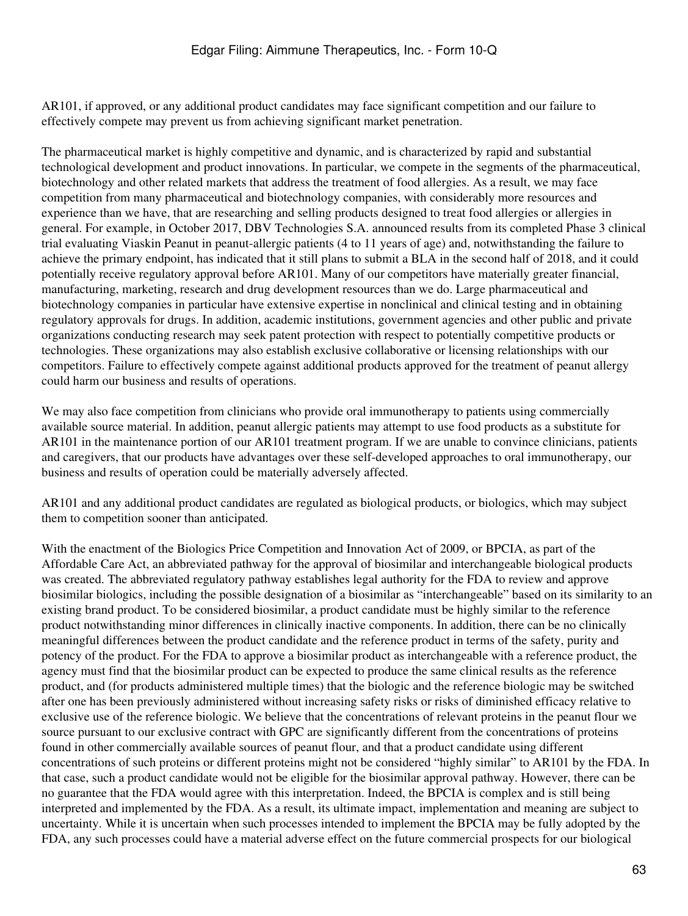AR101, if approved, or any additional product candidates may face significant competition and our failure to effectively compete may prevent us from achieving significant market penetration.

The pharmaceutical market is highly competitive and dynamic, and is characterized by rapid and substantial technological development and product innovations. In particular, we compete in the segments of the pharmaceutical, biotechnology and other related markets that address the treatment of food allergies. As a result, we may face competition from many pharmaceutical and biotechnology companies, with considerably more resources and experience than we have, that are researching and selling products designed to treat food allergies or allergies in general. For example, in October 2017, DBV Technologies S.A. announced results from its completed Phase 3 clinical trial evaluating Viaskin Peanut in peanut-allergic patients (4 to 11 years of age) and, notwithstanding the failure to achieve the primary endpoint, has indicated that it still plans to submit a BLA in the second half of 2018, and it could potentially receive regulatory approval before AR101. Many of our competitors have materially greater financial, manufacturing, marketing, research and drug development resources than we do. Large pharmaceutical and biotechnology companies in particular have extensive expertise in nonclinical and clinical testing and in obtaining regulatory approvals for drugs. In addition, academic institutions, government agencies and other public and private organizations conducting research may seek patent protection with respect to potentially competitive products or technologies. These organizations may also establish exclusive collaborative or licensing relationships with our competitors. Failure to effectively compete against additional products approved for the treatment of peanut allergy could harm our business and results of operations.

We may also face competition from clinicians who provide oral immunotherapy to patients using commercially available source material. In addition, peanut allergic patients may attempt to use food products as a substitute for AR101 in the maintenance portion of our AR101 treatment program. If we are unable to convince clinicians, patients and caregivers, that our products have advantages over these self-developed approaches to oral immunotherapy, our business and results of operation could be materially adversely affected.

AR101 and any additional product candidates are regulated as biological products, or biologics, which may subject them to competition sooner than anticipated.

With the enactment of the Biologics Price Competition and Innovation Act of 2009, or BPCIA, as part of the Affordable Care Act, an abbreviated pathway for the approval of biosimilar and interchangeable biological products was created. The abbreviated regulatory pathway establishes legal authority for the FDA to review and approve biosimilar biologics, including the possible designation of a biosimilar as "interchangeable" based on its similarity to an existing brand product. To be considered biosimilar, a product candidate must be highly similar to the reference product notwithstanding minor differences in clinically inactive components. In addition, there can be no clinically meaningful differences between the product candidate and the reference product in terms of the safety, purity and potency of the product. For the FDA to approve a biosimilar product as interchangeable with a reference product, the agency must find that the biosimilar product can be expected to produce the same clinical results as the reference product, and (for products administered multiple times) that the biologic and the reference biologic may be switched after one has been previously administered without increasing safety risks or risks of diminished efficacy relative to exclusive use of the reference biologic. We believe that the concentrations of relevant proteins in the peanut flour we source pursuant to our exclusive contract with GPC are significantly different from the concentrations of proteins found in other commercially available sources of peanut flour, and that a product candidate using different concentrations of such proteins or different proteins might not be considered "highly similar" to AR101 by the FDA. In that case, such a product candidate would not be eligible for the biosimilar approval pathway. However, there can be no guarantee that the FDA would agree with this interpretation. Indeed, the BPCIA is complex and is still being interpreted and implemented by the FDA. As a result, its ultimate impact, implementation and meaning are subject to uncertainty. While it is uncertain when such processes intended to implement the BPCIA may be fully adopted by the FDA, any such processes could have a material adverse effect on the future commercial prospects for our biological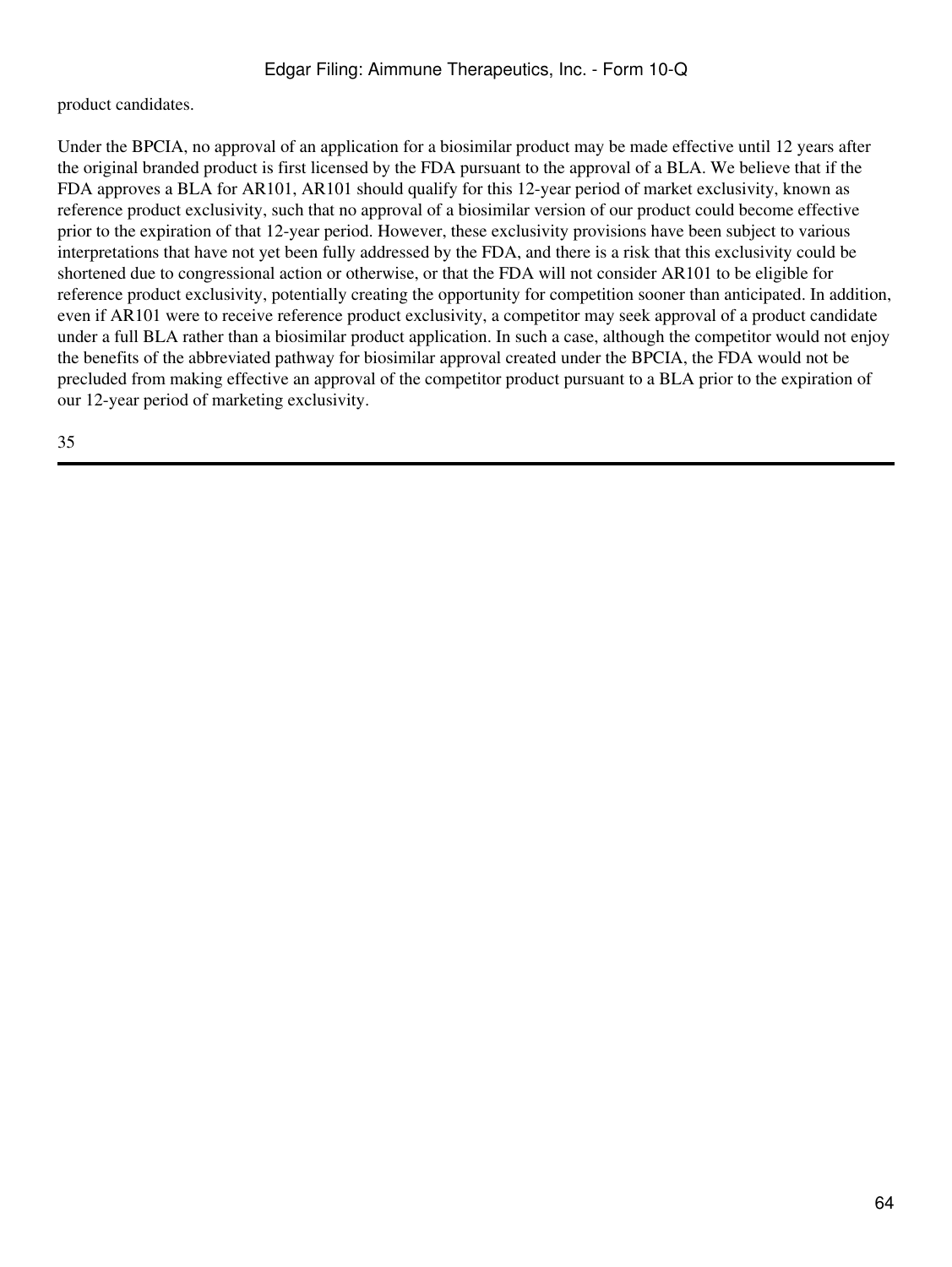product candidates.

Under the BPCIA, no approval of an application for a biosimilar product may be made effective until 12 years after the original branded product is first licensed by the FDA pursuant to the approval of a BLA. We believe that if the FDA approves a BLA for AR101, AR101 should qualify for this 12-year period of market exclusivity, known as reference product exclusivity, such that no approval of a biosimilar version of our product could become effective prior to the expiration of that 12-year period. However, these exclusivity provisions have been subject to various interpretations that have not yet been fully addressed by the FDA, and there is a risk that this exclusivity could be shortened due to congressional action or otherwise, or that the FDA will not consider AR101 to be eligible for reference product exclusivity, potentially creating the opportunity for competition sooner than anticipated. In addition, even if AR101 were to receive reference product exclusivity, a competitor may seek approval of a product candidate under a full BLA rather than a biosimilar product application. In such a case, although the competitor would not enjoy the benefits of the abbreviated pathway for biosimilar approval created under the BPCIA, the FDA would not be precluded from making effective an approval of the competitor product pursuant to a BLA prior to the expiration of our 12-year period of marketing exclusivity.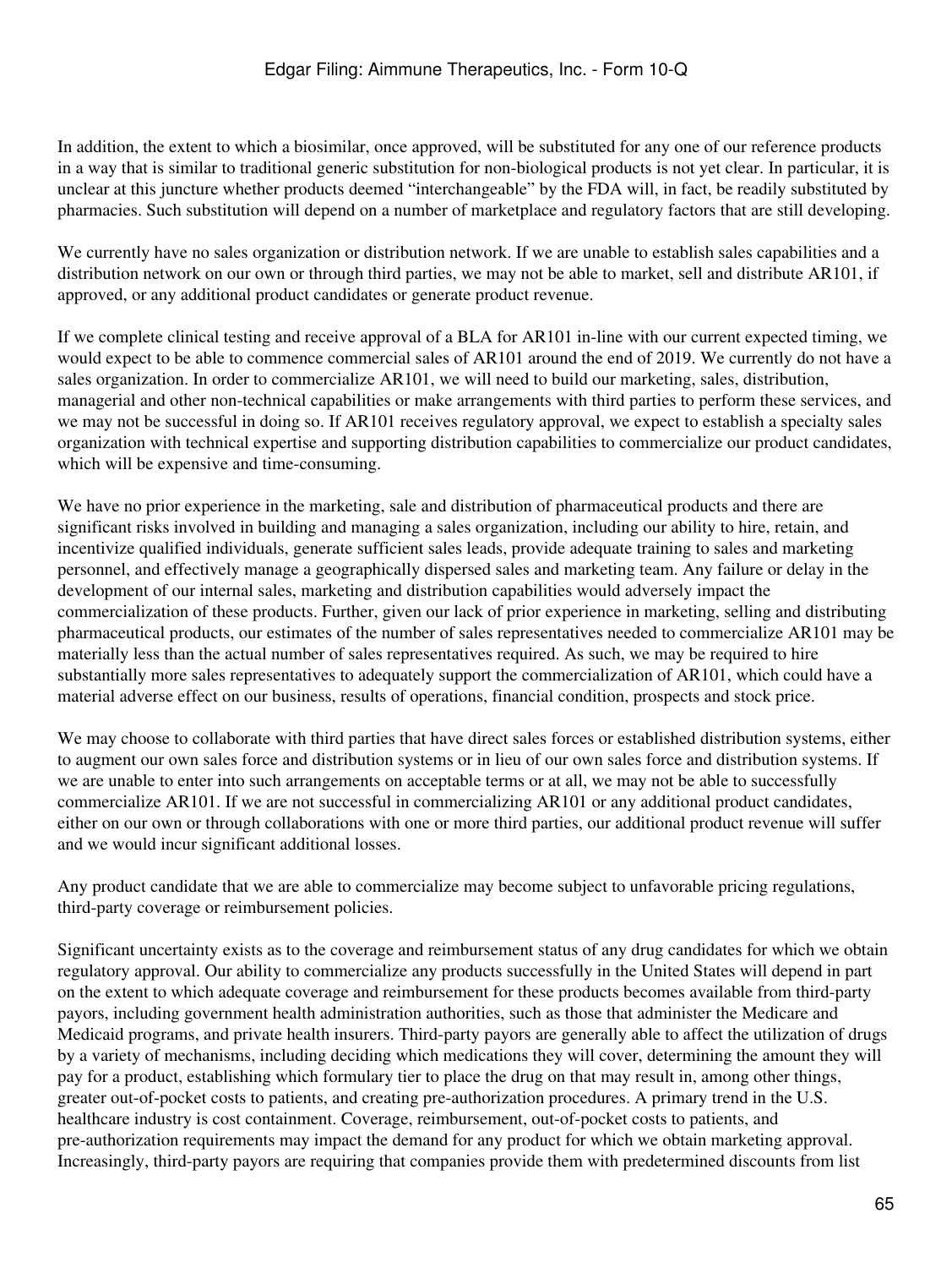In addition, the extent to which a biosimilar, once approved, will be substituted for any one of our reference products in a way that is similar to traditional generic substitution for non-biological products is not yet clear. In particular, it is unclear at this juncture whether products deemed "interchangeable" by the FDA will, in fact, be readily substituted by pharmacies. Such substitution will depend on a number of marketplace and regulatory factors that are still developing.

We currently have no sales organization or distribution network. If we are unable to establish sales capabilities and a distribution network on our own or through third parties, we may not be able to market, sell and distribute AR101, if approved, or any additional product candidates or generate product revenue.

If we complete clinical testing and receive approval of a BLA for AR101 in-line with our current expected timing, we would expect to be able to commence commercial sales of AR101 around the end of 2019. We currently do not have a sales organization. In order to commercialize AR101, we will need to build our marketing, sales, distribution, managerial and other non-technical capabilities or make arrangements with third parties to perform these services, and we may not be successful in doing so. If AR101 receives regulatory approval, we expect to establish a specialty sales organization with technical expertise and supporting distribution capabilities to commercialize our product candidates, which will be expensive and time-consuming.

We have no prior experience in the marketing, sale and distribution of pharmaceutical products and there are significant risks involved in building and managing a sales organization, including our ability to hire, retain, and incentivize qualified individuals, generate sufficient sales leads, provide adequate training to sales and marketing personnel, and effectively manage a geographically dispersed sales and marketing team. Any failure or delay in the development of our internal sales, marketing and distribution capabilities would adversely impact the commercialization of these products. Further, given our lack of prior experience in marketing, selling and distributing pharmaceutical products, our estimates of the number of sales representatives needed to commercialize AR101 may be materially less than the actual number of sales representatives required. As such, we may be required to hire substantially more sales representatives to adequately support the commercialization of AR101, which could have a material adverse effect on our business, results of operations, financial condition, prospects and stock price.

We may choose to collaborate with third parties that have direct sales forces or established distribution systems, either to augment our own sales force and distribution systems or in lieu of our own sales force and distribution systems. If we are unable to enter into such arrangements on acceptable terms or at all, we may not be able to successfully commercialize AR101. If we are not successful in commercializing AR101 or any additional product candidates, either on our own or through collaborations with one or more third parties, our additional product revenue will suffer and we would incur significant additional losses.

Any product candidate that we are able to commercialize may become subject to unfavorable pricing regulations, third-party coverage or reimbursement policies.

Significant uncertainty exists as to the coverage and reimbursement status of any drug candidates for which we obtain regulatory approval. Our ability to commercialize any products successfully in the United States will depend in part on the extent to which adequate coverage and reimbursement for these products becomes available from third-party payors, including government health administration authorities, such as those that administer the Medicare and Medicaid programs, and private health insurers. Third-party payors are generally able to affect the utilization of drugs by a variety of mechanisms, including deciding which medications they will cover, determining the amount they will pay for a product, establishing which formulary tier to place the drug on that may result in, among other things, greater out-of-pocket costs to patients, and creating pre-authorization procedures. A primary trend in the U.S. healthcare industry is cost containment. Coverage, reimbursement, out-of-pocket costs to patients, and pre-authorization requirements may impact the demand for any product for which we obtain marketing approval. Increasingly, third-party payors are requiring that companies provide them with predetermined discounts from list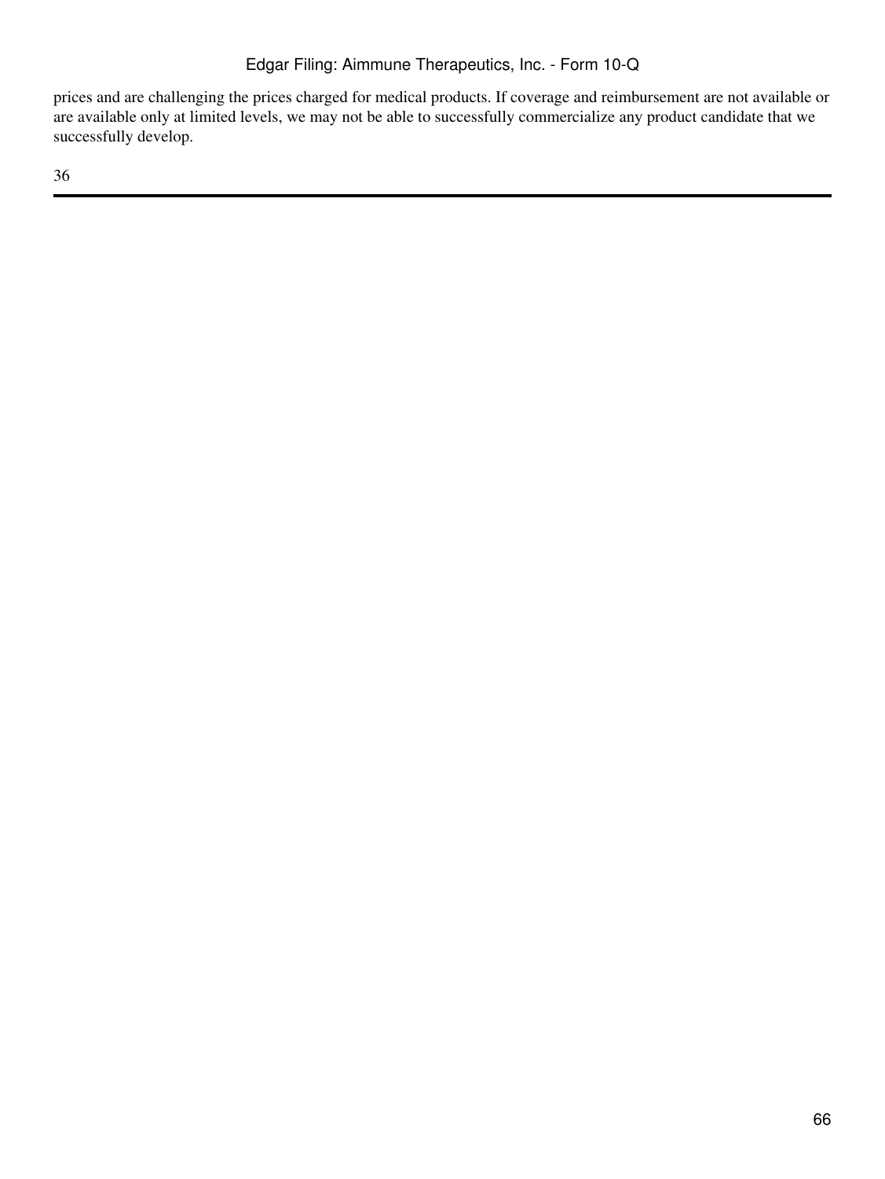prices and are challenging the prices charged for medical products. If coverage and reimbursement are not available or are available only at limited levels, we may not be able to successfully commercialize any product candidate that we successfully develop.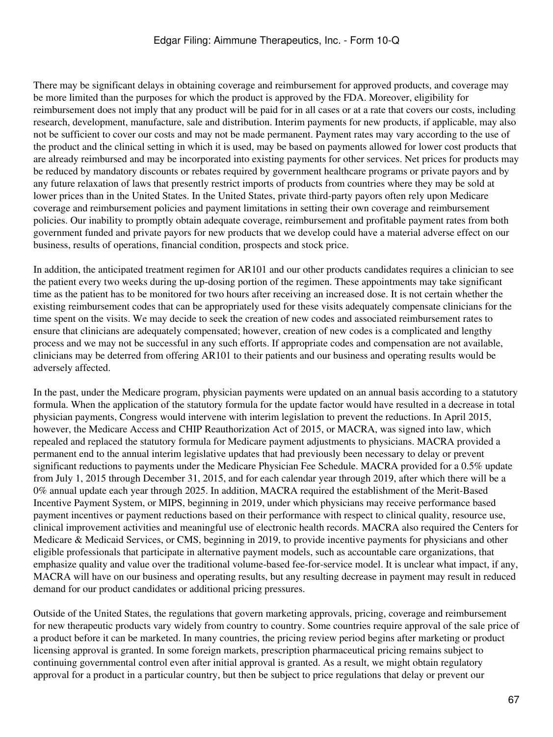There may be significant delays in obtaining coverage and reimbursement for approved products, and coverage may be more limited than the purposes for which the product is approved by the FDA. Moreover, eligibility for reimbursement does not imply that any product will be paid for in all cases or at a rate that covers our costs, including research, development, manufacture, sale and distribution. Interim payments for new products, if applicable, may also not be sufficient to cover our costs and may not be made permanent. Payment rates may vary according to the use of the product and the clinical setting in which it is used, may be based on payments allowed for lower cost products that are already reimbursed and may be incorporated into existing payments for other services. Net prices for products may be reduced by mandatory discounts or rebates required by government healthcare programs or private payors and by any future relaxation of laws that presently restrict imports of products from countries where they may be sold at lower prices than in the United States. In the United States, private third-party payors often rely upon Medicare coverage and reimbursement policies and payment limitations in setting their own coverage and reimbursement policies. Our inability to promptly obtain adequate coverage, reimbursement and profitable payment rates from both government funded and private payors for new products that we develop could have a material adverse effect on our business, results of operations, financial condition, prospects and stock price.

In addition, the anticipated treatment regimen for AR101 and our other products candidates requires a clinician to see the patient every two weeks during the up-dosing portion of the regimen. These appointments may take significant time as the patient has to be monitored for two hours after receiving an increased dose. It is not certain whether the existing reimbursement codes that can be appropriately used for these visits adequately compensate clinicians for the time spent on the visits. We may decide to seek the creation of new codes and associated reimbursement rates to ensure that clinicians are adequately compensated; however, creation of new codes is a complicated and lengthy process and we may not be successful in any such efforts. If appropriate codes and compensation are not available, clinicians may be deterred from offering AR101 to their patients and our business and operating results would be adversely affected.

In the past, under the Medicare program, physician payments were updated on an annual basis according to a statutory formula. When the application of the statutory formula for the update factor would have resulted in a decrease in total physician payments, Congress would intervene with interim legislation to prevent the reductions. In April 2015, however, the Medicare Access and CHIP Reauthorization Act of 2015, or MACRA, was signed into law, which repealed and replaced the statutory formula for Medicare payment adjustments to physicians. MACRA provided a permanent end to the annual interim legislative updates that had previously been necessary to delay or prevent significant reductions to payments under the Medicare Physician Fee Schedule. MACRA provided for a 0.5% update from July 1, 2015 through December 31, 2015, and for each calendar year through 2019, after which there will be a 0% annual update each year through 2025. In addition, MACRA required the establishment of the Merit-Based Incentive Payment System, or MIPS, beginning in 2019, under which physicians may receive performance based payment incentives or payment reductions based on their performance with respect to clinical quality, resource use, clinical improvement activities and meaningful use of electronic health records. MACRA also required the Centers for Medicare & Medicaid Services, or CMS, beginning in 2019, to provide incentive payments for physicians and other eligible professionals that participate in alternative payment models, such as accountable care organizations, that emphasize quality and value over the traditional volume-based fee-for-service model. It is unclear what impact, if any, MACRA will have on our business and operating results, but any resulting decrease in payment may result in reduced demand for our product candidates or additional pricing pressures.

Outside of the United States, the regulations that govern marketing approvals, pricing, coverage and reimbursement for new therapeutic products vary widely from country to country. Some countries require approval of the sale price of a product before it can be marketed. In many countries, the pricing review period begins after marketing or product licensing approval is granted. In some foreign markets, prescription pharmaceutical pricing remains subject to continuing governmental control even after initial approval is granted. As a result, we might obtain regulatory approval for a product in a particular country, but then be subject to price regulations that delay or prevent our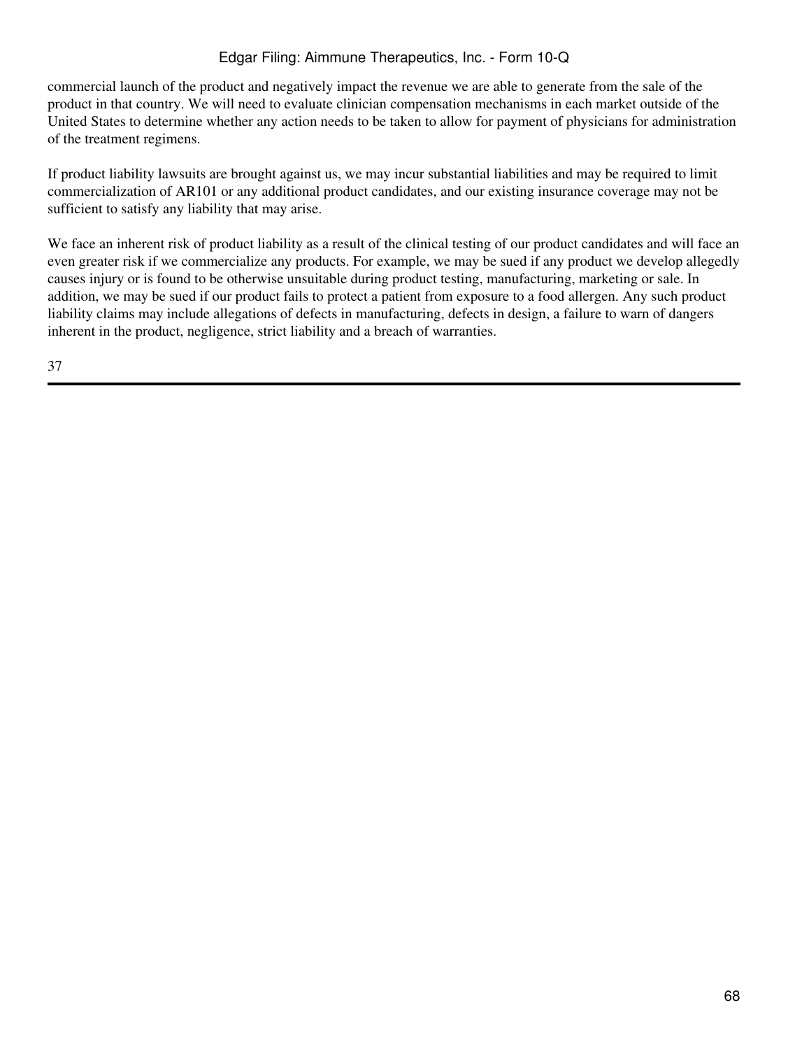commercial launch of the product and negatively impact the revenue we are able to generate from the sale of the product in that country. We will need to evaluate clinician compensation mechanisms in each market outside of the United States to determine whether any action needs to be taken to allow for payment of physicians for administration of the treatment regimens.

If product liability lawsuits are brought against us, we may incur substantial liabilities and may be required to limit commercialization of AR101 or any additional product candidates, and our existing insurance coverage may not be sufficient to satisfy any liability that may arise.

We face an inherent risk of product liability as a result of the clinical testing of our product candidates and will face an even greater risk if we commercialize any products. For example, we may be sued if any product we develop allegedly causes injury or is found to be otherwise unsuitable during product testing, manufacturing, marketing or sale. In addition, we may be sued if our product fails to protect a patient from exposure to a food allergen. Any such product liability claims may include allegations of defects in manufacturing, defects in design, a failure to warn of dangers inherent in the product, negligence, strict liability and a breach of warranties.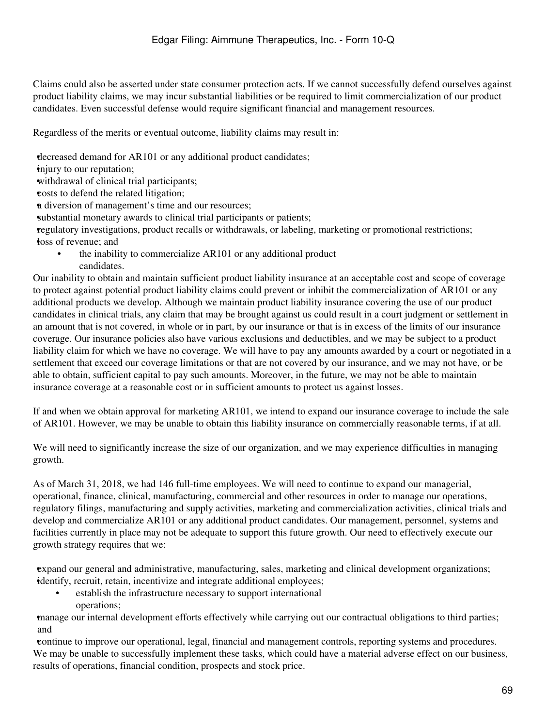Claims could also be asserted under state consumer protection acts. If we cannot successfully defend ourselves against product liability claims, we may incur substantial liabilities or be required to limit commercialization of our product candidates. Even successful defense would require significant financial and management resources.

Regardless of the merits or eventual outcome, liability claims may result in:

- decreased demand for AR101 or any additional product candidates;
- injury to our reputation;
- withdrawal of clinical trial participants;
- costs to defend the related litigation;
- a diversion of management's time and our resources;
- substantial monetary awards to clinical trial participants or patients;
- regulatory investigations, product recalls or withdrawals, or labeling, marketing or promotional restrictions;
- loss of revenue; and
- the inability to commercialize AR101 or any additional product candidates.

Our inability to obtain and maintain sufficient product liability insurance at an acceptable cost and scope of coverage to protect against potential product liability claims could prevent or inhibit the commercialization of AR101 or any additional products we develop. Although we maintain product liability insurance covering the use of our product candidates in clinical trials, any claim that may be brought against us could result in a court judgment or settlement in an amount that is not covered, in whole or in part, by our insurance or that is in excess of the limits of our insurance coverage. Our insurance policies also have various exclusions and deductibles, and we may be subject to a product liability claim for which we have no coverage. We will have to pay any amounts awarded by a court or negotiated in a settlement that exceed our coverage limitations or that are not covered by our insurance, and we may not have, or be able to obtain, sufficient capital to pay such amounts. Moreover, in the future, we may not be able to maintain insurance coverage at a reasonable cost or in sufficient amounts to protect us against losses.

If and when we obtain approval for marketing AR101, we intend to expand our insurance coverage to include the sale of AR101. However, we may be unable to obtain this liability insurance on commercially reasonable terms, if at all.

We will need to significantly increase the size of our organization, and we may experience difficulties in managing growth.

As of March 31, 2018, we had 146 full-time employees. We will need to continue to expand our managerial, operational, finance, clinical, manufacturing, commercial and other resources in order to manage our operations, regulatory filings, manufacturing and supply activities, marketing and commercialization activities, clinical trials and develop and commercialize AR101 or any additional product candidates. Our management, personnel, systems and facilities currently in place may not be adequate to support this future growth. Our need to effectively execute our growth strategy requires that we:

- expand our general and administrative, manufacturing, sales, marketing and clinical development organizations;
- identify, recruit, retain, incentivize and integrate additional employees;
- establish the infrastructure necessary to support international operations;
- manage our internal development efforts effectively while carrying out our contractual obligations to third parties; and
- continue to improve our operational, legal, financial and management controls, reporting systems and procedures.

We may be unable to successfully implement these tasks, which could have a material adverse effect on our business, results of operations, financial condition, prospects and stock price.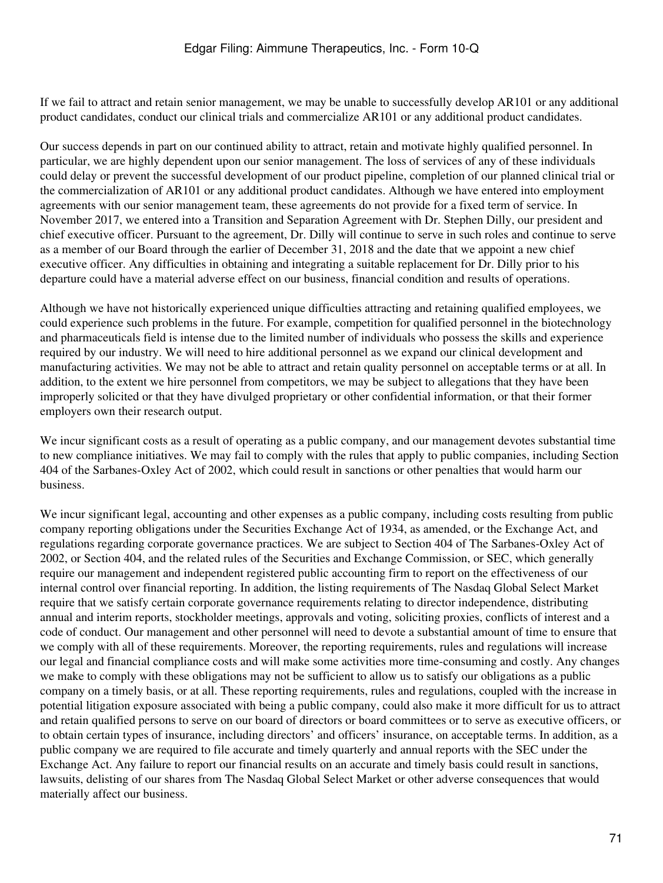If we fail to attract and retain senior management, we may be unable to successfully develop AR101 or any additional product candidates, conduct our clinical trials and commercialize AR101 or any additional product candidates.

Our success depends in part on our continued ability to attract, retain and motivate highly qualified personnel. In particular, we are highly dependent upon our senior management. The loss of services of any of these individuals could delay or prevent the successful development of our product pipeline, completion of our planned clinical trial or the commercialization of AR101 or any additional product candidates. Although we have entered into employment agreements with our senior management team, these agreements do not provide for a fixed term of service. In November 2017, we entered into a Transition and Separation Agreement with Dr. Stephen Dilly, our president and chief executive officer. Pursuant to the agreement, Dr. Dilly will continue to serve in such roles and continue to serve as a member of our Board through the earlier of December 31, 2018 and the date that we appoint a new chief executive officer. Any difficulties in obtaining and integrating a suitable replacement for Dr. Dilly prior to his departure could have a material adverse effect on our business, financial condition and results of operations.

Although we have not historically experienced unique difficulties attracting and retaining qualified employees, we could experience such problems in the future. For example, competition for qualified personnel in the biotechnology and pharmaceuticals field is intense due to the limited number of individuals who possess the skills and experience required by our industry. We will need to hire additional personnel as we expand our clinical development and manufacturing activities. We may not be able to attract and retain quality personnel on acceptable terms or at all. In addition, to the extent we hire personnel from competitors, we may be subject to allegations that they have been improperly solicited or that they have divulged proprietary or other confidential information, or that their former employers own their research output.

We incur significant costs as a result of operating as a public company, and our management devotes substantial time to new compliance initiatives. We may fail to comply with the rules that apply to public companies, including Section 404 of the Sarbanes-Oxley Act of 2002, which could result in sanctions or other penalties that would harm our business.

We incur significant legal, accounting and other expenses as a public company, including costs resulting from public company reporting obligations under the Securities Exchange Act of 1934, as amended, or the Exchange Act, and regulations regarding corporate governance practices. We are subject to Section 404 of The Sarbanes-Oxley Act of 2002, or Section 404, and the related rules of the Securities and Exchange Commission, or SEC, which generally require our management and independent registered public accounting firm to report on the effectiveness of our internal control over financial reporting. In addition, the listing requirements of The Nasdaq Global Select Market require that we satisfy certain corporate governance requirements relating to director independence, distributing annual and interim reports, stockholder meetings, approvals and voting, soliciting proxies, conflicts of interest and a code of conduct. Our management and other personnel will need to devote a substantial amount of time to ensure that we comply with all of these requirements. Moreover, the reporting requirements, rules and regulations will increase our legal and financial compliance costs and will make some activities more time-consuming and costly. Any changes we make to comply with these obligations may not be sufficient to allow us to satisfy our obligations as a public company on a timely basis, or at all. These reporting requirements, rules and regulations, coupled with the increase in potential litigation exposure associated with being a public company, could also make it more difficult for us to attract and retain qualified persons to serve on our board of directors or board committees or to serve as executive officers, or to obtain certain types of insurance, including directors' and officers' insurance, on acceptable terms. In addition, as a public company we are required to file accurate and timely quarterly and annual reports with the SEC under the Exchange Act. Any failure to report our financial results on an accurate and timely basis could result in sanctions, lawsuits, delisting of our shares from The Nasdaq Global Select Market or other adverse consequences that would materially affect our business.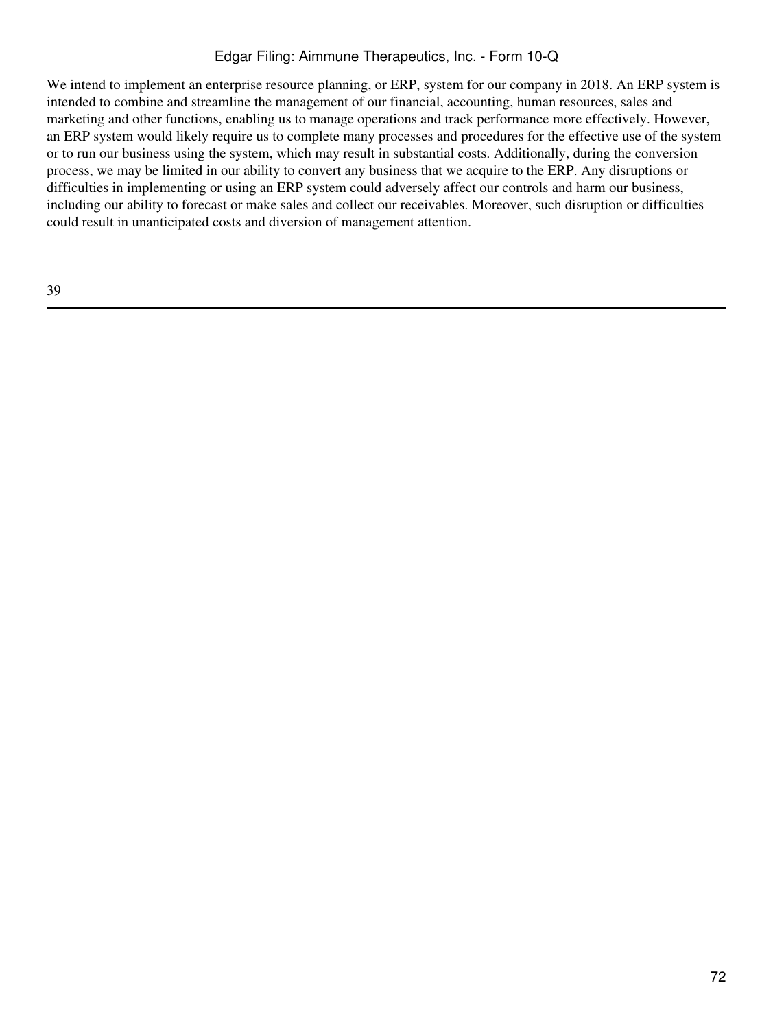We intend to implement an enterprise resource planning, or ERP, system for our company in 2018. An ERP system is intended to combine and streamline the management of our financial, accounting, human resources, sales and marketing and other functions, enabling us to manage operations and track performance more effectively. However, an ERP system would likely require us to complete many processes and procedures for the effective use of the system or to run our business using the system, which may result in substantial costs. Additionally, during the conversion process, we may be limited in our ability to convert any business that we acquire to the ERP. Any disruptions or difficulties in implementing or using an ERP system could adversely affect our controls and harm our business, including our ability to forecast or make sales and collect our receivables. Moreover, such disruption or difficulties could result in unanticipated costs and diversion of management attention.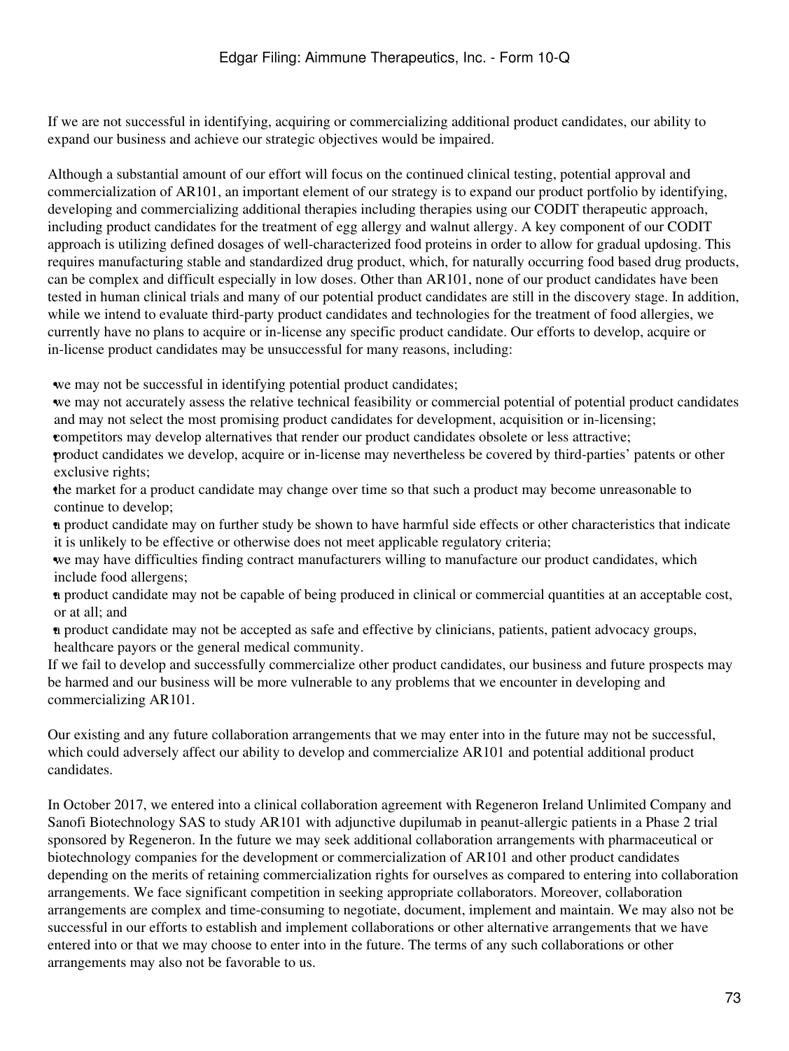If we are not successful in identifying, acquiring or commercializing additional product candidates, our ability to expand our business and achieve our strategic objectives would be impaired.

Although a substantial amount of our effort will focus on the continued clinical testing, potential approval and commercialization of AR101, an important element of our strategy is to expand our product portfolio by identifying, developing and commercializing additional therapies including therapies using our CODIT therapeutic approach, including product candidates for the treatment of egg allergy and walnut allergy. A key component of our CODIT approach is utilizing defined dosages of well-characterized food proteins in order to allow for gradual updosing. This requires manufacturing stable and standardized drug product, which, for naturally occurring food based drug products, can be complex and difficult especially in low doses. Other than AR101, none of our product candidates have been tested in human clinical trials and many of our potential product candidates are still in the discovery stage. In addition, while we intend to evaluate third-party product candidates and technologies for the treatment of food allergies, we currently have no plans to acquire or in-license any specific product candidate. Our efforts to develop, acquire or in-license product candidates may be unsuccessful for many reasons, including:

- we may not be successful in identifying potential product candidates;
- we may not accurately assess the relative technical feasibility or commercial potential of potential product candidates and may not select the most promising product candidates for development, acquisition or in-licensing;
- competitors may develop alternatives that render our product candidates obsolete or less attractive;
- product candidates we develop, acquire or in-license may nevertheless be covered by third-parties' patents or other exclusive rights;
- the market for a product candidate may change over time so that such a product may become unreasonable to continue to develop;
- a product candidate may on further study be shown to have harmful side effects or other characteristics that indicate it is unlikely to be effective or otherwise does not meet applicable regulatory criteria;
- we may have difficulties finding contract manufacturers willing to manufacture our product candidates, which include food allergens;
- a product candidate may not be capable of being produced in clinical or commercial quantities at an acceptable cost, or at all; and
- a product candidate may not be accepted as safe and effective by clinicians, patients, patient advocacy groups, healthcare payors or the general medical community.

If we fail to develop and successfully commercialize other product candidates, our business and future prospects may be harmed and our business will be more vulnerable to any problems that we encounter in developing and commercializing AR101.

Our existing and any future collaboration arrangements that we may enter into in the future may not be successful, which could adversely affect our ability to develop and commercialize AR101 and potential additional product candidates.

In October 2017, we entered into a clinical collaboration agreement with Regeneron Ireland Unlimited Company and Sanofi Biotechnology SAS to study AR101 with adjunctive dupilumab in peanut-allergic patients in a Phase 2 trial sponsored by Regeneron. In the future we may seek additional collaboration arrangements with pharmaceutical or biotechnology companies for the development or commercialization of AR101 and other product candidates depending on the merits of retaining commercialization rights for ourselves as compared to entering into collaboration arrangements. We face significant competition in seeking appropriate collaborators. Moreover, collaboration arrangements are complex and time-consuming to negotiate, document, implement and maintain. We may also not be successful in our efforts to establish and implement collaborations or other alternative arrangements that we have entered into or that we may choose to enter into in the future. The terms of any such collaborations or other arrangements may also not be favorable to us.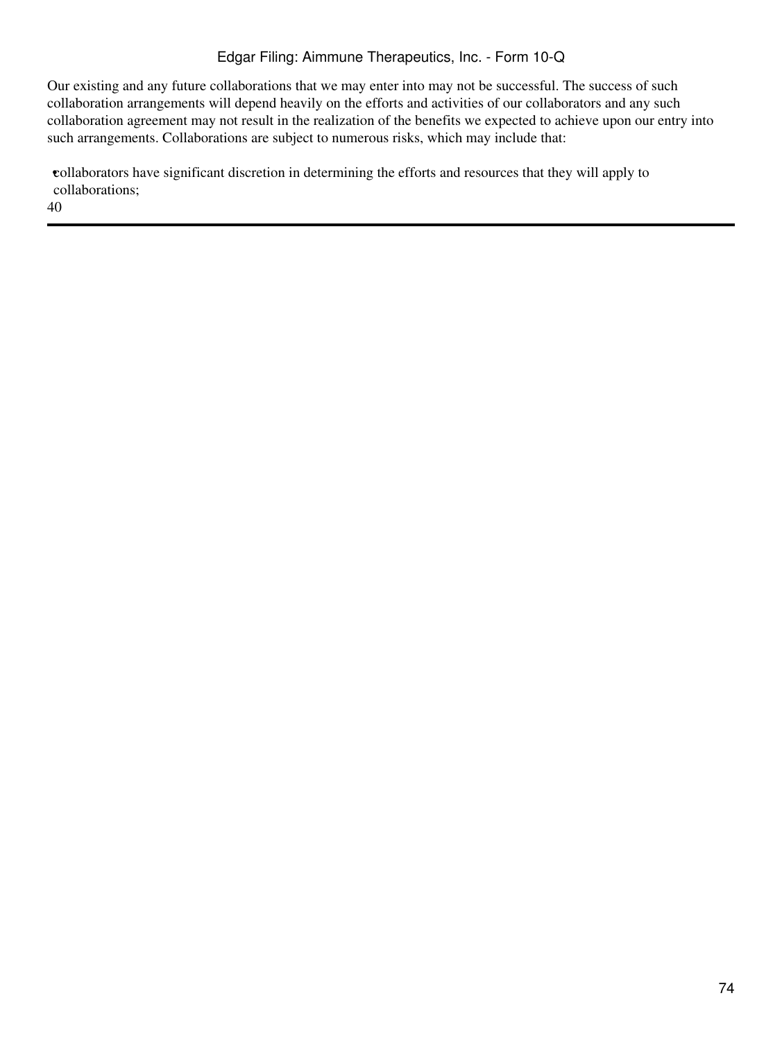Our existing and any future collaborations that we may enter into may not be successful. The success of such collaboration arrangements will depend heavily on the efforts and activities of our collaborators and any such collaboration agreement may not result in the realization of the benefits we expected to achieve upon our entry into such arrangements. Collaborations are subject to numerous risks, which may include that:

- collaborators have significant discretion in determining the efforts and resources that they will apply to collaborations;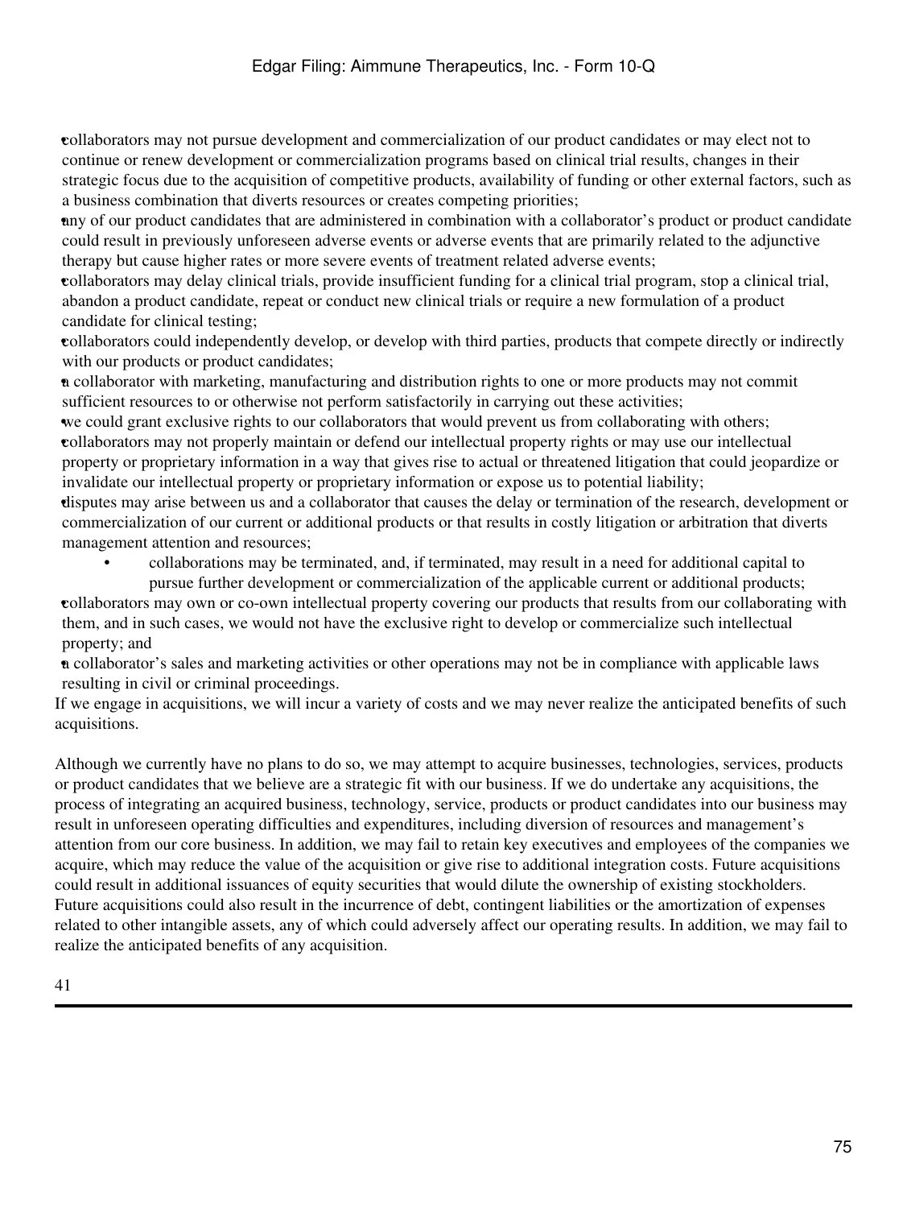- collaborators may not pursue development and commercialization of our product candidates or may elect not to continue or renew development or commercialization programs based on clinical trial results, changes in their strategic focus due to the acquisition of competitive products, availability of funding or other external factors, such as a business combination that diverts resources or creates competing priorities;
- any of our product candidates that are administered in combination with a collaborator's product or product candidate could result in previously unforeseen adverse events or adverse events that are primarily related to the adjunctive therapy but cause higher rates or more severe events of treatment related adverse events;
- collaborators may delay clinical trials, provide insufficient funding for a clinical trial program, stop a clinical trial, abandon a product candidate, repeat or conduct new clinical trials or require a new formulation of a product candidate for clinical testing;
- collaborators could independently develop, or develop with third parties, products that compete directly or indirectly with our products or product candidates;
- a collaborator with marketing, manufacturing and distribution rights to one or more products may not commit sufficient resources to or otherwise not perform satisfactorily in carrying out these activities;
- we could grant exclusive rights to our collaborators that would prevent us from collaborating with others;
- collaborators may not properly maintain or defend our intellectual property rights or may use our intellectual property or proprietary information in a way that gives rise to actual or threatened litigation that could jeopardize or invalidate our intellectual property or proprietary information or expose us to potential liability;
- disputes may arise between us and a collaborator that causes the delay or termination of the research, development or commercialization of our current or additional products or that results in costly litigation or arbitration that diverts management attention and resources;
- collaborations may be terminated, and, if terminated, may result in a need for additional capital to pursue further development or commercialization of the applicable current or additional products;
- collaborators may own or co-own intellectual property covering our products that results from our collaborating with them, and in such cases, we would not have the exclusive right to develop or commercialize such intellectual property; and
- a collaborator's sales and marketing activities or other operations may not be in compliance with applicable laws resulting in civil or criminal proceedings.

If we engage in acquisitions, we will incur a variety of costs and we may never realize the anticipated benefits of such acquisitions.

Although we currently have no plans to do so, we may attempt to acquire businesses, technologies, services, products or product candidates that we believe are a strategic fit with our business. If we do undertake any acquisitions, the process of integrating an acquired business, technology, service, products or product candidates into our business may result in unforeseen operating difficulties and expenditures, including diversion of resources and management's attention from our core business. In addition, we may fail to retain key executives and employees of the companies we acquire, which may reduce the value of the acquisition or give rise to additional integration costs. Future acquisitions could result in additional issuances of equity securities that would dilute the ownership of existing stockholders. Future acquisitions could also result in the incurrence of debt, contingent liabilities or the amortization of expenses related to other intangible assets, any of which could adversely affect our operating results. In addition, we may fail to realize the anticipated benefits of any acquisition.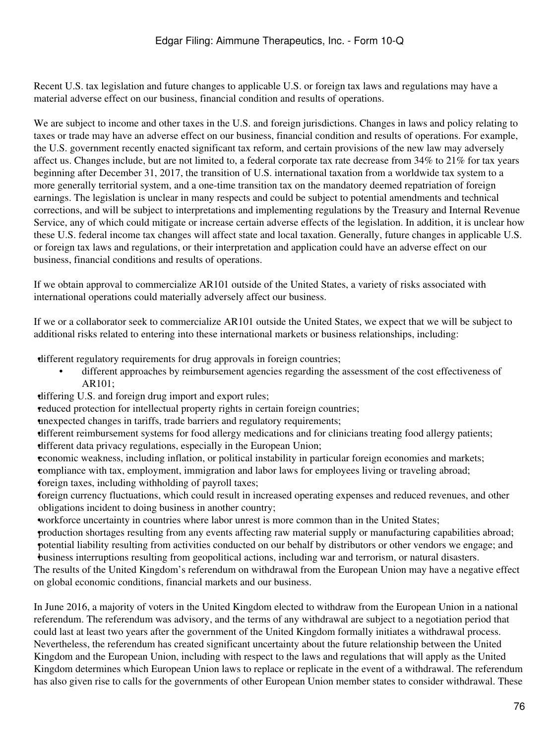Recent U.S. tax legislation and future changes to applicable U.S. or foreign tax laws and regulations may have a material adverse effect on our business, financial condition and results of operations.

We are subject to income and other taxes in the U.S. and foreign jurisdictions. Changes in laws and policy relating to taxes or trade may have an adverse effect on our business, financial condition and results of operations. For example, the U.S. government recently enacted significant tax reform, and certain provisions of the new law may adversely affect us. Changes include, but are not limited to, a federal corporate tax rate decrease from 34% to 21% for tax years beginning after December 31, 2017, the transition of U.S. international taxation from a worldwide tax system to a more generally territorial system, and a one-time transition tax on the mandatory deemed repatriation of foreign earnings. The legislation is unclear in many respects and could be subject to potential amendments and technical corrections, and will be subject to interpretations and implementing regulations by the Treasury and Internal Revenue Service, any of which could mitigate or increase certain adverse effects of the legislation. In addition, it is unclear how these U.S. federal income tax changes will affect state and local taxation. Generally, future changes in applicable U.S. or foreign tax laws and regulations, or their interpretation and application could have an adverse effect on our business, financial conditions and results of operations.

If we obtain approval to commercialize AR101 outside of the United States, a variety of risks associated with international operations could materially adversely affect our business.

If we or a collaborator seek to commercialize AR101 outside the United States, we expect that we will be subject to additional risks related to entering into these international markets or business relationships, including:

- different regulatory requirements for drug approvals in foreign countries;
- different approaches by reimbursement agencies regarding the assessment of the cost effectiveness of AR101;
- differing U.S. and foreign drug import and export rules;
- reduced protection for intellectual property rights in certain foreign countries;
- unexpected changes in tariffs, trade barriers and regulatory requirements;
- different reimbursement systems for food allergy medications and for clinicians treating food allergy patients;
- different data privacy regulations, especially in the European Union;
- economic weakness, including inflation, or political instability in particular foreign economies and markets;
- compliance with tax, employment, immigration and labor laws for employees living or traveling abroad;
- foreign taxes, including withholding of payroll taxes;
- foreign currency fluctuations, which could result in increased operating expenses and reduced revenues, and other obligations incident to doing business in another country;
- workforce uncertainty in countries where labor unrest is more common than in the United States;
- production shortages resulting from any events affecting raw material supply or manufacturing capabilities abroad;
- potential liability resulting from activities conducted on our behalf by distributors or other vendors we engage; and
- business interruptions resulting from geopolitical actions, including war and terrorism, or natural disasters.

The results of the United Kingdom's referendum on withdrawal from the European Union may have a negative effect on global economic conditions, financial markets and our business.

In June 2016, a majority of voters in the United Kingdom elected to withdraw from the European Union in a national referendum. The referendum was advisory, and the terms of any withdrawal are subject to a negotiation period that could last at least two years after the government of the United Kingdom formally initiates a withdrawal process. Nevertheless, the referendum has created significant uncertainty about the future relationship between the United Kingdom and the European Union, including with respect to the laws and regulations that will apply as the United Kingdom determines which European Union laws to replace or replicate in the event of a withdrawal. The referendum has also given rise to calls for the governments of other European Union member states to consider withdrawal. These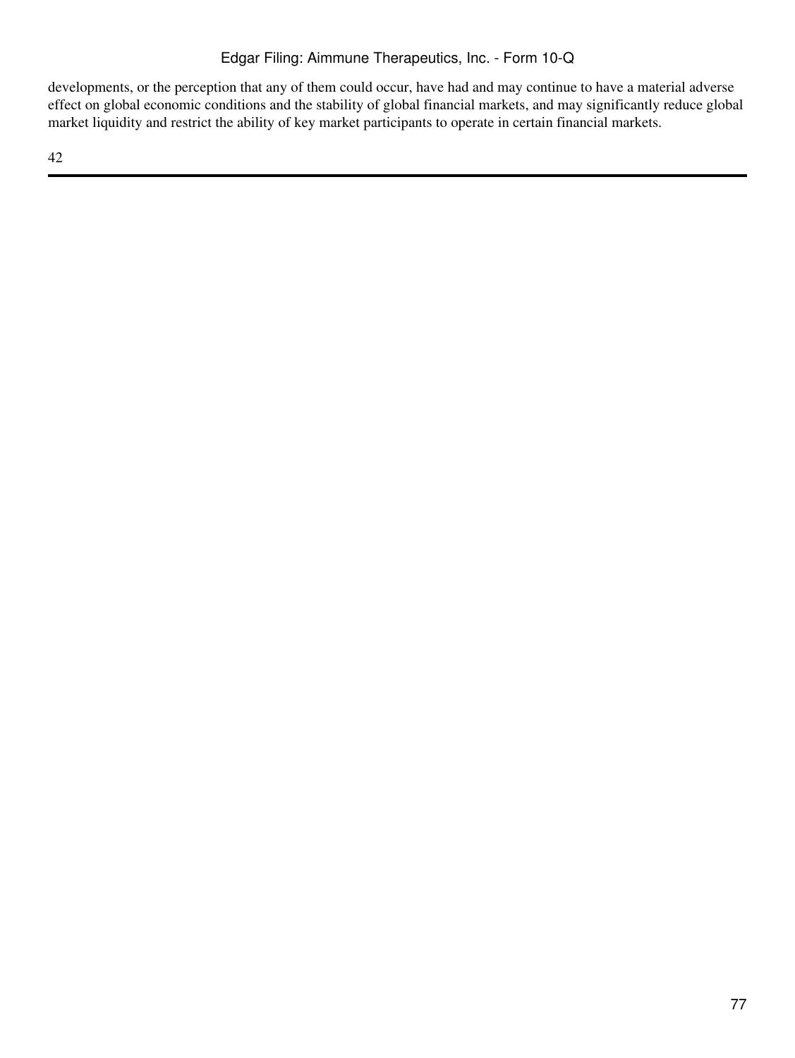developments, or the perception that any of them could occur, have had and may continue to have a material adverse effect on global economic conditions and the stability of global financial markets, and may significantly reduce global market liquidity and restrict the ability of key market participants to operate in certain financial markets.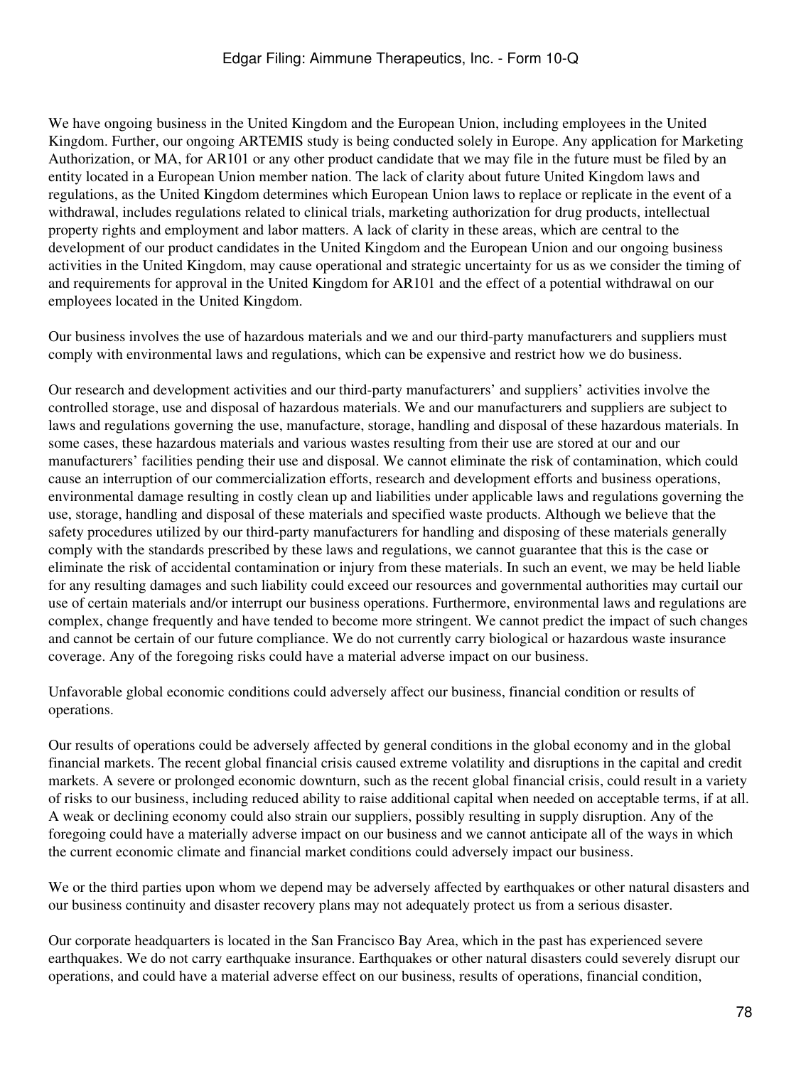We have ongoing business in the United Kingdom and the European Union, including employees in the United Kingdom. Further, our ongoing ARTEMIS study is being conducted solely in Europe. Any application for Marketing Authorization, or MA, for AR101 or any other product candidate that we may file in the future must be filed by an entity located in a European Union member nation. The lack of clarity about future United Kingdom laws and regulations, as the United Kingdom determines which European Union laws to replace or replicate in the event of a withdrawal, includes regulations related to clinical trials, marketing authorization for drug products, intellectual property rights and employment and labor matters. A lack of clarity in these areas, which are central to the development of our product candidates in the United Kingdom and the European Union and our ongoing business activities in the United Kingdom, may cause operational and strategic uncertainty for us as we consider the timing of and requirements for approval in the United Kingdom for AR101 and the effect of a potential withdrawal on our employees located in the United Kingdom.

Our business involves the use of hazardous materials and we and our third-party manufacturers and suppliers must comply with environmental laws and regulations, which can be expensive and restrict how we do business.

Our research and development activities and our third-party manufacturers' and suppliers' activities involve the controlled storage, use and disposal of hazardous materials. We and our manufacturers and suppliers are subject to laws and regulations governing the use, manufacture, storage, handling and disposal of these hazardous materials. In some cases, these hazardous materials and various wastes resulting from their use are stored at our and our manufacturers' facilities pending their use and disposal. We cannot eliminate the risk of contamination, which could cause an interruption of our commercialization efforts, research and development efforts and business operations, environmental damage resulting in costly clean up and liabilities under applicable laws and regulations governing the use, storage, handling and disposal of these materials and specified waste products. Although we believe that the safety procedures utilized by our third-party manufacturers for handling and disposing of these materials generally comply with the standards prescribed by these laws and regulations, we cannot guarantee that this is the case or eliminate the risk of accidental contamination or injury from these materials. In such an event, we may be held liable for any resulting damages and such liability could exceed our resources and governmental authorities may curtail our use of certain materials and/or interrupt our business operations. Furthermore, environmental laws and regulations are complex, change frequently and have tended to become more stringent. We cannot predict the impact of such changes and cannot be certain of our future compliance. We do not currently carry biological or hazardous waste insurance coverage. Any of the foregoing risks could have a material adverse impact on our business.

Unfavorable global economic conditions could adversely affect our business, financial condition or results of operations.

Our results of operations could be adversely affected by general conditions in the global economy and in the global financial markets. The recent global financial crisis caused extreme volatility and disruptions in the capital and credit markets. A severe or prolonged economic downturn, such as the recent global financial crisis, could result in a variety of risks to our business, including reduced ability to raise additional capital when needed on acceptable terms, if at all. A weak or declining economy could also strain our suppliers, possibly resulting in supply disruption. Any of the foregoing could have a materially adverse impact on our business and we cannot anticipate all of the ways in which the current economic climate and financial market conditions could adversely impact our business.

We or the third parties upon whom we depend may be adversely affected by earthquakes or other natural disasters and our business continuity and disaster recovery plans may not adequately protect us from a serious disaster.

Our corporate headquarters is located in the San Francisco Bay Area, which in the past has experienced severe earthquakes. We do not carry earthquake insurance. Earthquakes or other natural disasters could severely disrupt our operations, and could have a material adverse effect on our business, results of operations, financial condition,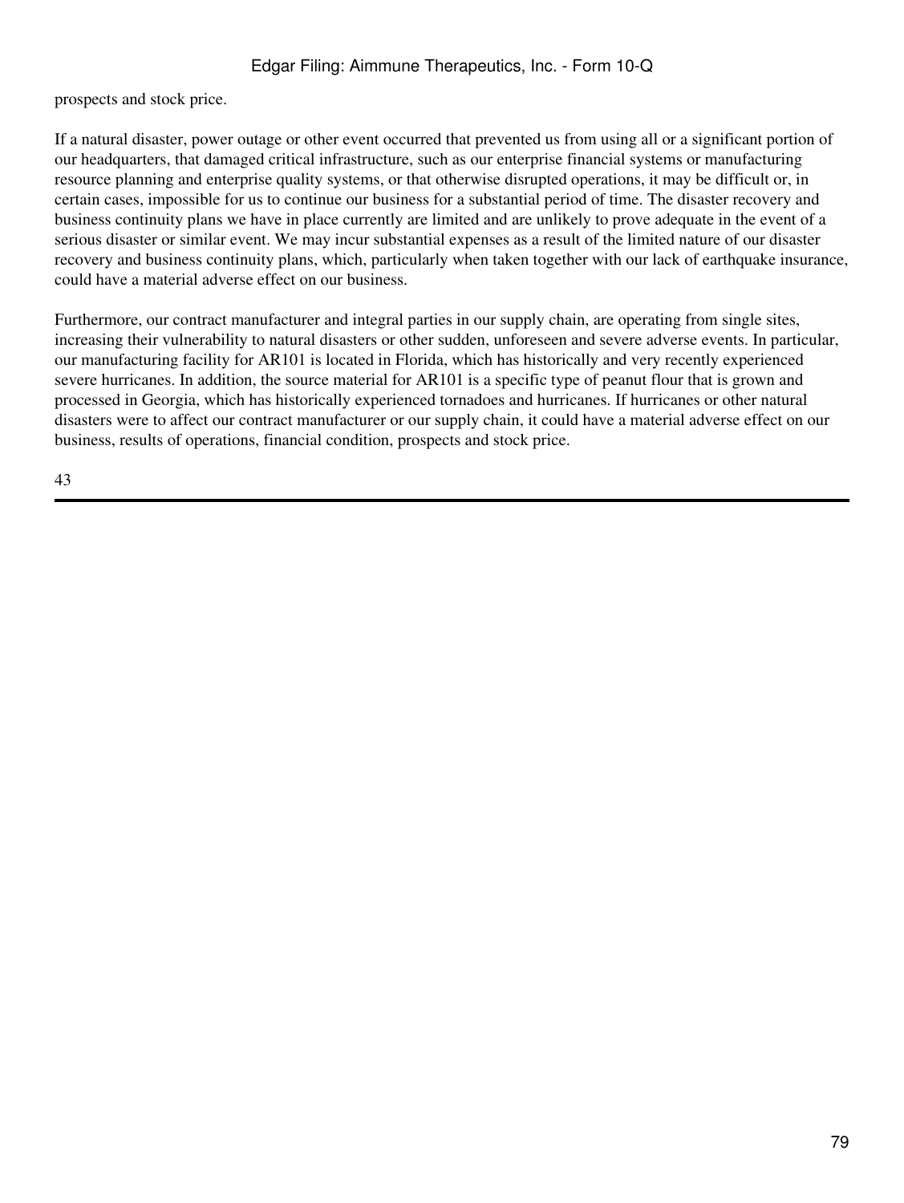prospects and stock price.

If a natural disaster, power outage or other event occurred that prevented us from using all or a significant portion of our headquarters, that damaged critical infrastructure, such as our enterprise financial systems or manufacturing resource planning and enterprise quality systems, or that otherwise disrupted operations, it may be difficult or, in certain cases, impossible for us to continue our business for a substantial period of time. The disaster recovery and business continuity plans we have in place currently are limited and are unlikely to prove adequate in the event of a serious disaster or similar event. We may incur substantial expenses as a result of the limited nature of our disaster recovery and business continuity plans, which, particularly when taken together with our lack of earthquake insurance, could have a material adverse effect on our business.

Furthermore, our contract manufacturer and integral parties in our supply chain, are operating from single sites, increasing their vulnerability to natural disasters or other sudden, unforeseen and severe adverse events. In particular, our manufacturing facility for AR101 is located in Florida, which has historically and very recently experienced severe hurricanes. In addition, the source material for AR101 is a specific type of peanut flour that is grown and processed in Georgia, which has historically experienced tornadoes and hurricanes. If hurricanes or other natural disasters were to affect our contract manufacturer or our supply chain, it could have a material adverse effect on our business, results of operations, financial condition, prospects and stock price.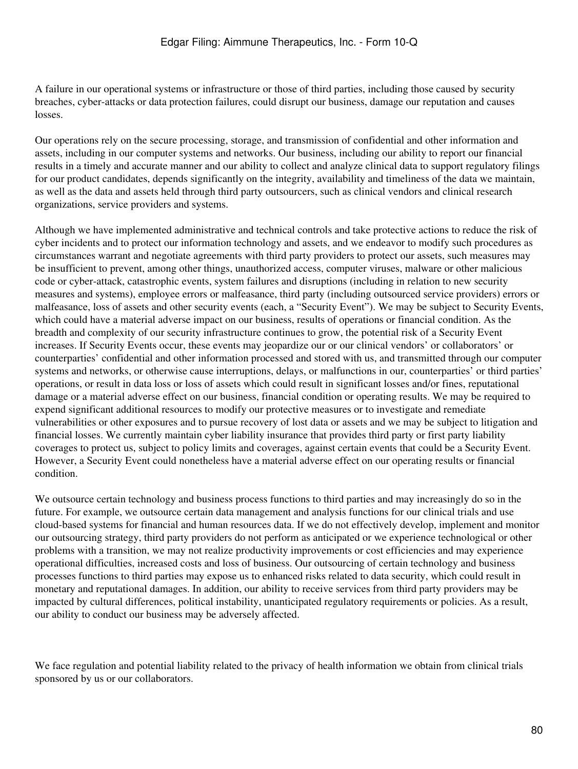A failure in our operational systems or infrastructure or those of third parties, including those caused by security breaches, cyber-attacks or data protection failures, could disrupt our business, damage our reputation and causes losses.

Our operations rely on the secure processing, storage, and transmission of confidential and other information and assets, including in our computer systems and networks. Our business, including our ability to report our financial results in a timely and accurate manner and our ability to collect and analyze clinical data to support regulatory filings for our product candidates, depends significantly on the integrity, availability and timeliness of the data we maintain, as well as the data and assets held through third party outsourcers, such as clinical vendors and clinical research organizations, service providers and systems.

Although we have implemented administrative and technical controls and take protective actions to reduce the risk of cyber incidents and to protect our information technology and assets, and we endeavor to modify such procedures as circumstances warrant and negotiate agreements with third party providers to protect our assets, such measures may be insufficient to prevent, among other things, unauthorized access, computer viruses, malware or other malicious code or cyber-attack, catastrophic events, system failures and disruptions (including in relation to new security measures and systems), employee errors or malfeasance, third party (including outsourced service providers) errors or malfeasance, loss of assets and other security events (each, a "Security Event"). We may be subject to Security Events, which could have a material adverse impact on our business, results of operations or financial condition. As the breadth and complexity of our security infrastructure continues to grow, the potential risk of a Security Event increases. If Security Events occur, these events may jeopardize our or our clinical vendors' or collaborators' or counterparties' confidential and other information processed and stored with us, and transmitted through our computer systems and networks, or otherwise cause interruptions, delays, or malfunctions in our, counterparties' or third parties' operations, or result in data loss or loss of assets which could result in significant losses and/or fines, reputational damage or a material adverse effect on our business, financial condition or operating results. We may be required to expend significant additional resources to modify our protective measures or to investigate and remediate vulnerabilities or other exposures and to pursue recovery of lost data or assets and we may be subject to litigation and financial losses. We currently maintain cyber liability insurance that provides third party or first party liability coverages to protect us, subject to policy limits and coverages, against certain events that could be a Security Event. However, a Security Event could nonetheless have a material adverse effect on our operating results or financial condition.

We outsource certain technology and business process functions to third parties and may increasingly do so in the future. For example, we outsource certain data management and analysis functions for our clinical trials and use cloud-based systems for financial and human resources data. If we do not effectively develop, implement and monitor our outsourcing strategy, third party providers do not perform as anticipated or we experience technological or other problems with a transition, we may not realize productivity improvements or cost efficiencies and may experience operational difficulties, increased costs and loss of business. Our outsourcing of certain technology and business processes functions to third parties may expose us to enhanced risks related to data security, which could result in monetary and reputational damages. In addition, our ability to receive services from third party providers may be impacted by cultural differences, political instability, unanticipated regulatory requirements or policies. As a result, our ability to conduct our business may be adversely affected.

We face regulation and potential liability related to the privacy of health information we obtain from clinical trials sponsored by us or our collaborators.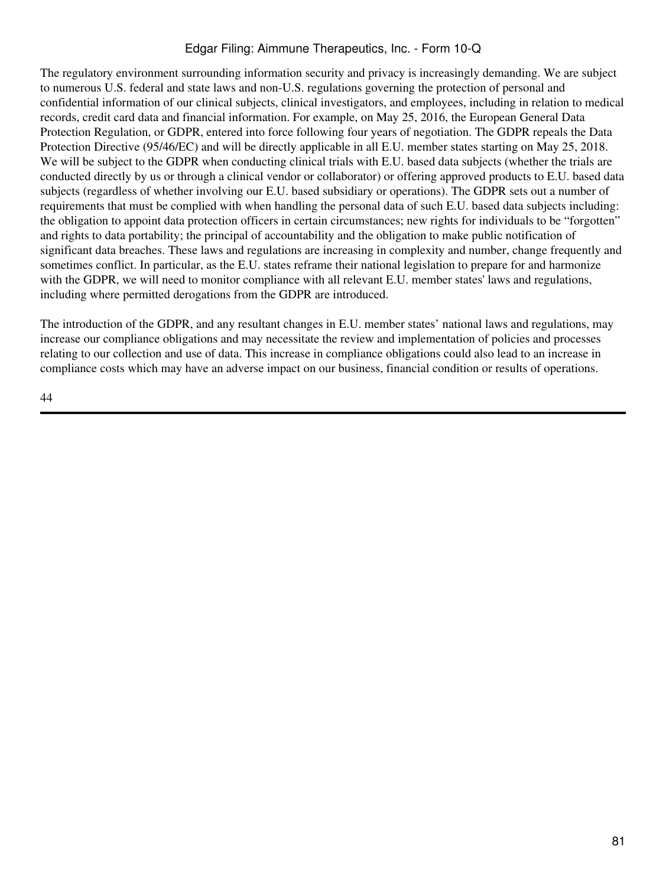The regulatory environment surrounding information security and privacy is increasingly demanding. We are subject to numerous U.S. federal and state laws and non-U.S. regulations governing the protection of personal and confidential information of our clinical subjects, clinical investigators, and employees, including in relation to medical records, credit card data and financial information. For example, on May 25, 2016, the European General Data Protection Regulation, or GDPR, entered into force following four years of negotiation. The GDPR repeals the Data Protection Directive (95/46/EC) and will be directly applicable in all E.U. member states starting on May 25, 2018. We will be subject to the GDPR when conducting clinical trials with E.U. based data subjects (whether the trials are conducted directly by us or through a clinical vendor or collaborator) or offering approved products to E.U. based data subjects (regardless of whether involving our E.U. based subsidiary or operations). The GDPR sets out a number of requirements that must be complied with when handling the personal data of such E.U. based data subjects including: the obligation to appoint data protection officers in certain circumstances; new rights for individuals to be "forgotten" and rights to data portability; the principal of accountability and the obligation to make public notification of significant data breaches. These laws and regulations are increasing in complexity and number, change frequently and sometimes conflict. In particular, as the E.U. states reframe their national legislation to prepare for and harmonize with the GDPR, we will need to monitor compliance with all relevant E.U. member states' laws and regulations, including where permitted derogations from the GDPR are introduced.

The introduction of the GDPR, and any resultant changes in E.U. member states' national laws and regulations, may increase our compliance obligations and may necessitate the review and implementation of policies and processes relating to our collection and use of data. This increase in compliance obligations could also lead to an increase in compliance costs which may have an adverse impact on our business, financial condition or results of operations.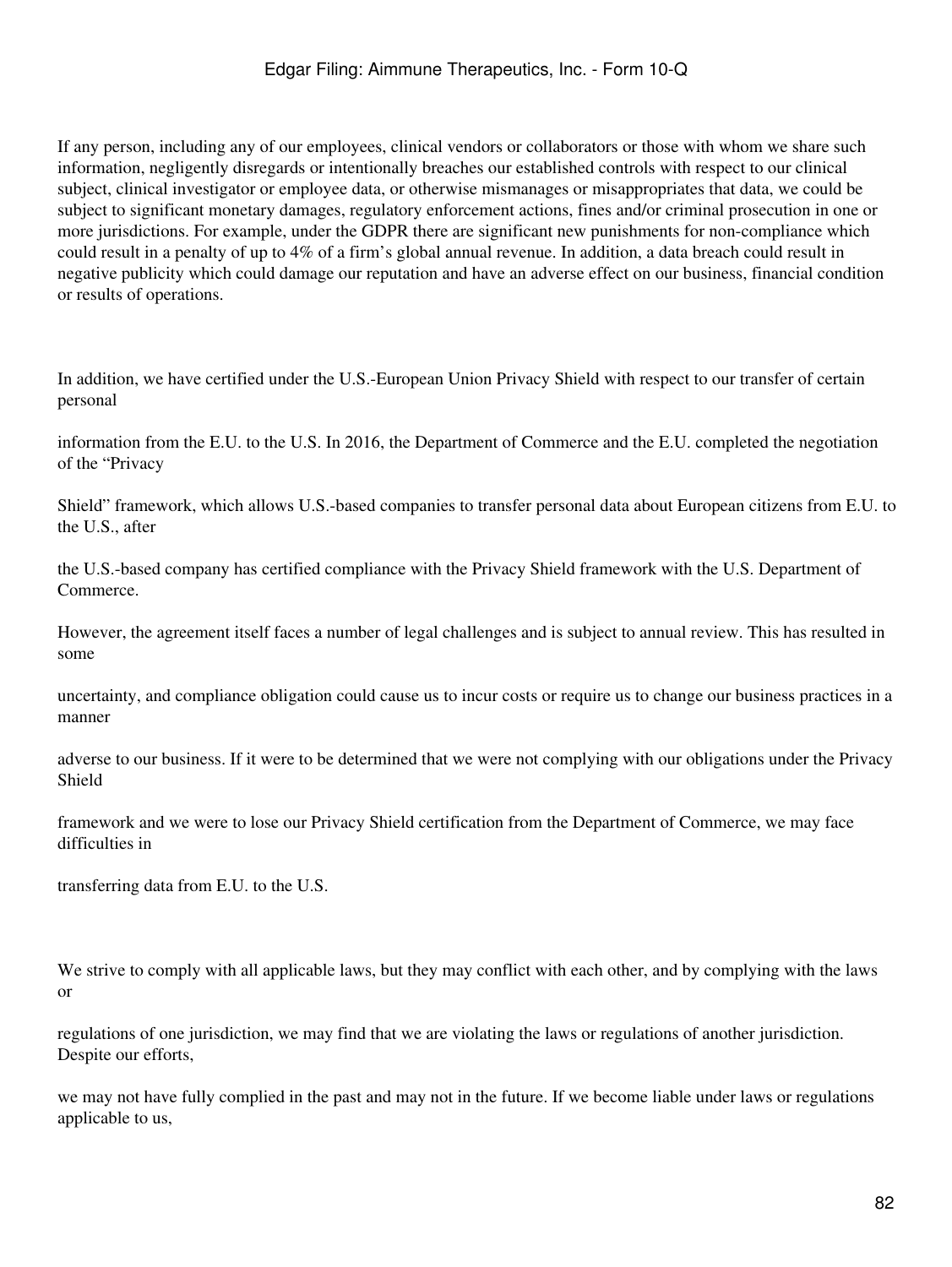If any person, including any of our employees, clinical vendors or collaborators or those with whom we share such information, negligently disregards or intentionally breaches our established controls with respect to our clinical subject, clinical investigator or employee data, or otherwise mismanages or misappropriates that data, we could be subject to significant monetary damages, regulatory enforcement actions, fines and/or criminal prosecution in one or more jurisdictions. For example, under the GDPR there are significant new punishments for non-compliance which could result in a penalty of up to 4% of a firm's global annual revenue. In addition, a data breach could result in negative publicity which could damage our reputation and have an adverse effect on our business, financial condition or results of operations.

In addition, we have certified under the U.S.-European Union Privacy Shield with respect to our transfer of certain personal information from the E.U. to the U.S. In 2016, the Department of Commerce and the E.U. completed the negotiation of the "Privacy Shield" framework, which allows U.S.-based companies to transfer personal data about European citizens from E.U. to the U.S., after the U.S.-based company has certified compliance with the Privacy Shield framework with the U.S. Department of Commerce.

However, the agreement itself faces a number of legal challenges and is subject to annual review. This has resulted in some uncertainty, and compliance obligation could cause us to incur costs or require us to change our business practices in a manner adverse to our business. If it were to be determined that we were not complying with our obligations under the Privacy Shield framework and we were to lose our Privacy Shield certification from the Department of Commerce, we may face difficulties in transferring data from E.U. to the U.S.

We strive to comply with all applicable laws, but they may conflict with each other, and by complying with the laws or regulations of one jurisdiction, we may find that we are violating the laws or regulations of another jurisdiction. Despite our efforts, we may not have fully complied in the past and may not in the future. If we become liable under laws or regulations applicable to us,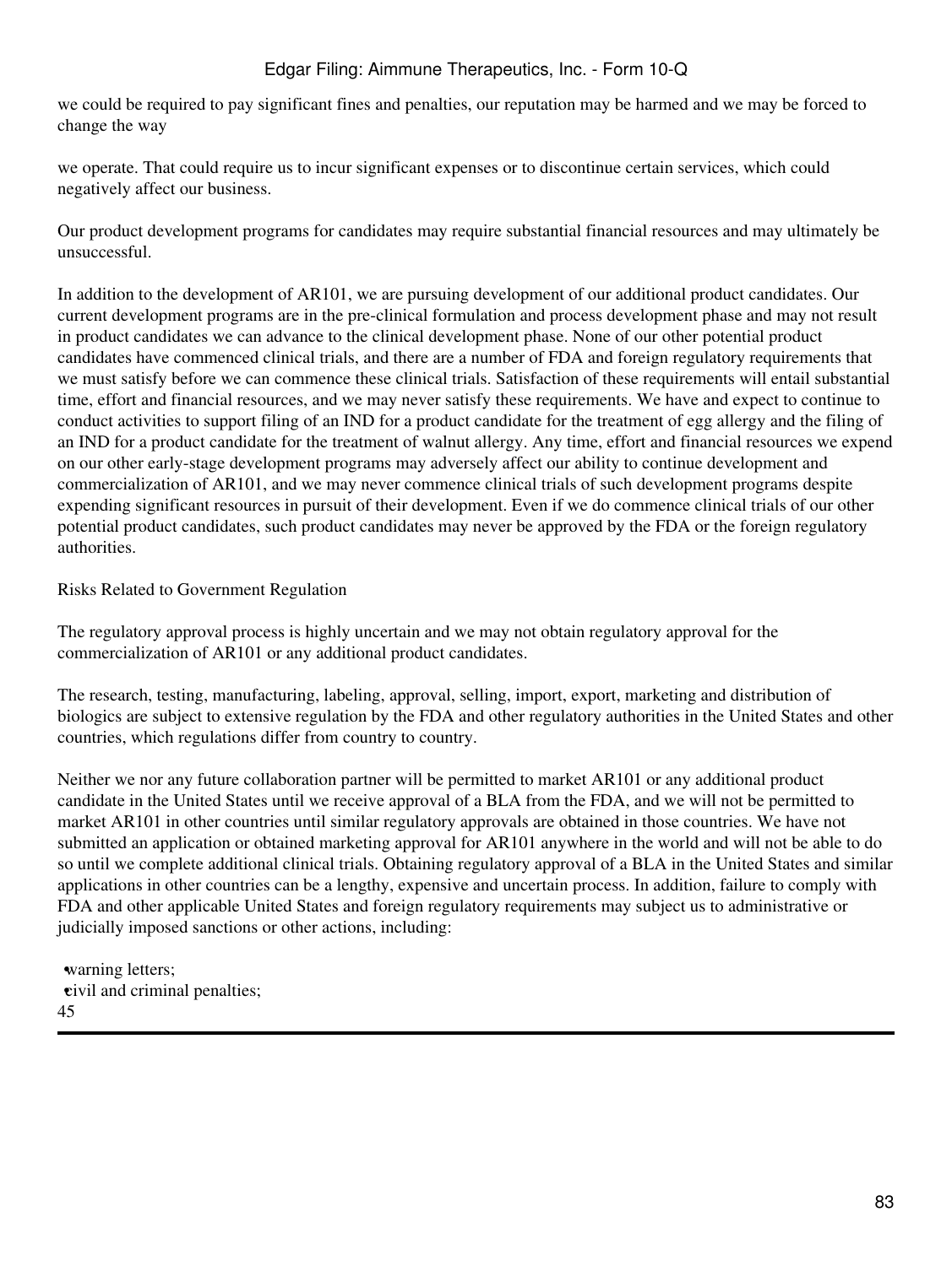we could be required to pay significant fines and penalties, our reputation may be harmed and we may be forced to change the way

we operate. That could require us to incur significant expenses or to discontinue certain services, which could negatively affect our business.

Our product development programs for candidates may require substantial financial resources and may ultimately be unsuccessful.

In addition to the development of AR101, we are pursuing development of our additional product candidates. Our current development programs are in the pre-clinical formulation and process development phase and may not result in product candidates we can advance to the clinical development phase. None of our other potential product candidates have commenced clinical trials, and there are a number of FDA and foreign regulatory requirements that we must satisfy before we can commence these clinical trials. Satisfaction of these requirements will entail substantial time, effort and financial resources, and we may never satisfy these requirements. We have and expect to continue to conduct activities to support filing of an IND for a product candidate for the treatment of egg allergy and the filing of an IND for a product candidate for the treatment of walnut allergy. Any time, effort and financial resources we expend on our other early-stage development programs may adversely affect our ability to continue development and commercialization of AR101, and we may never commence clinical trials of such development programs despite expending significant resources in pursuit of their development. Even if we do commence clinical trials of our other potential product candidates, such product candidates may never be approved by the FDA or the foreign regulatory authorities.

Risks Related to Government Regulation

The regulatory approval process is highly uncertain and we may not obtain regulatory approval for the commercialization of AR101 or any additional product candidates.

The research, testing, manufacturing, labeling, approval, selling, import, export, marketing and distribution of biologics are subject to extensive regulation by the FDA and other regulatory authorities in the United States and other countries, which regulations differ from country to country.

Neither we nor any future collaboration partner will be permitted to market AR101 or any additional product candidate in the United States until we receive approval of a BLA from the FDA, and we will not be permitted to market AR101 in other countries until similar regulatory approvals are obtained in those countries. We have not submitted an application or obtained marketing approval for AR101 anywhere in the world and will not be able to do so until we complete additional clinical trials. Obtaining regulatory approval of a BLA in the United States and similar applications in other countries can be a lengthy, expensive and uncertain process. In addition, failure to comply with FDA and other applicable United States and foreign regulatory requirements may subject us to administrative or judicially imposed sanctions or other actions, including:

- warning letters;
- civil and criminal penalties;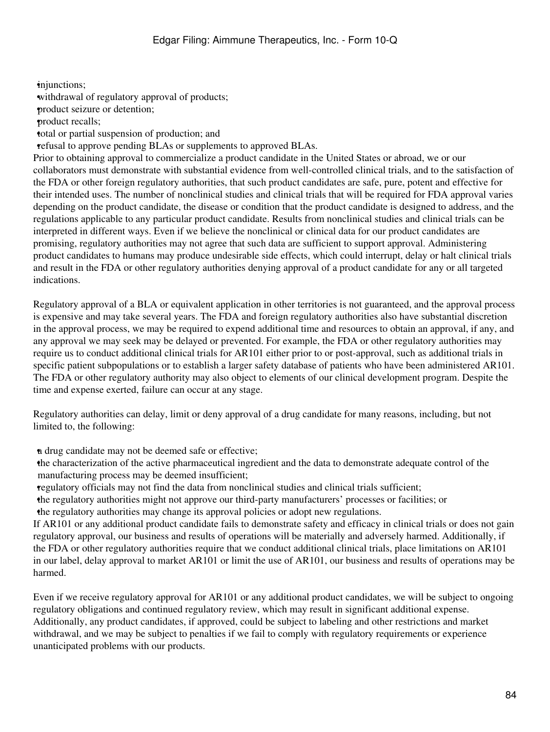- injunctions;
- withdrawal of regulatory approval of products;
- product seizure or detention;
- product recalls;
- total or partial suspension of production; and
- refusal to approve pending BLAs or supplements to approved BLAs.

Prior to obtaining approval to commercialize a product candidate in the United States or abroad, we or our collaborators must demonstrate with substantial evidence from well-controlled clinical trials, and to the satisfaction of the FDA or other foreign regulatory authorities, that such product candidates are safe, pure, potent and effective for their intended uses. The number of nonclinical studies and clinical trials that will be required for FDA approval varies depending on the product candidate, the disease or condition that the product candidate is designed to address, and the regulations applicable to any particular product candidate. Results from nonclinical studies and clinical trials can be interpreted in different ways. Even if we believe the nonclinical or clinical data for our product candidates are promising, regulatory authorities may not agree that such data are sufficient to support approval. Administering product candidates to humans may produce undesirable side effects, which could interrupt, delay or halt clinical trials and result in the FDA or other regulatory authorities denying approval of a product candidate for any or all targeted indications.

Regulatory approval of a BLA or equivalent application in other territories is not guaranteed, and the approval process is expensive and may take several years. The FDA and foreign regulatory authorities also have substantial discretion in the approval process, we may be required to expend additional time and resources to obtain an approval, if any, and any approval we may seek may be delayed or prevented. For example, the FDA or other regulatory authorities may require us to conduct additional clinical trials for AR101 either prior to or post-approval, such as additional trials in specific patient subpopulations or to establish a larger safety database of patients who have been administered AR101. The FDA or other regulatory authority may also object to elements of our clinical development program. Despite the time and expense exerted, failure can occur at any stage.

Regulatory authorities can delay, limit or deny approval of a drug candidate for many reasons, including, but not limited to, the following:

- a drug candidate may not be deemed safe or effective;
- the characterization of the active pharmaceutical ingredient and the data to demonstrate adequate control of the manufacturing process may be deemed insufficient;
- regulatory officials may not find the data from nonclinical studies and clinical trials sufficient;
- the regulatory authorities might not approve our third-party manufacturers' processes or facilities; or
- the regulatory authorities may change its approval policies or adopt new regulations.

If AR101 or any additional product candidate fails to demonstrate safety and efficacy in clinical trials or does not gain regulatory approval, our business and results of operations will be materially and adversely harmed. Additionally, if the FDA or other regulatory authorities require that we conduct additional clinical trials, place limitations on AR101 in our label, delay approval to market AR101 or limit the use of AR101, our business and results of operations may be harmed.

Even if we receive regulatory approval for AR101 or any additional product candidates, we will be subject to ongoing regulatory obligations and continued regulatory review, which may result in significant additional expense. Additionally, any product candidates, if approved, could be subject to labeling and other restrictions and market withdrawal, and we may be subject to penalties if we fail to comply with regulatory requirements or experience unanticipated problems with our products.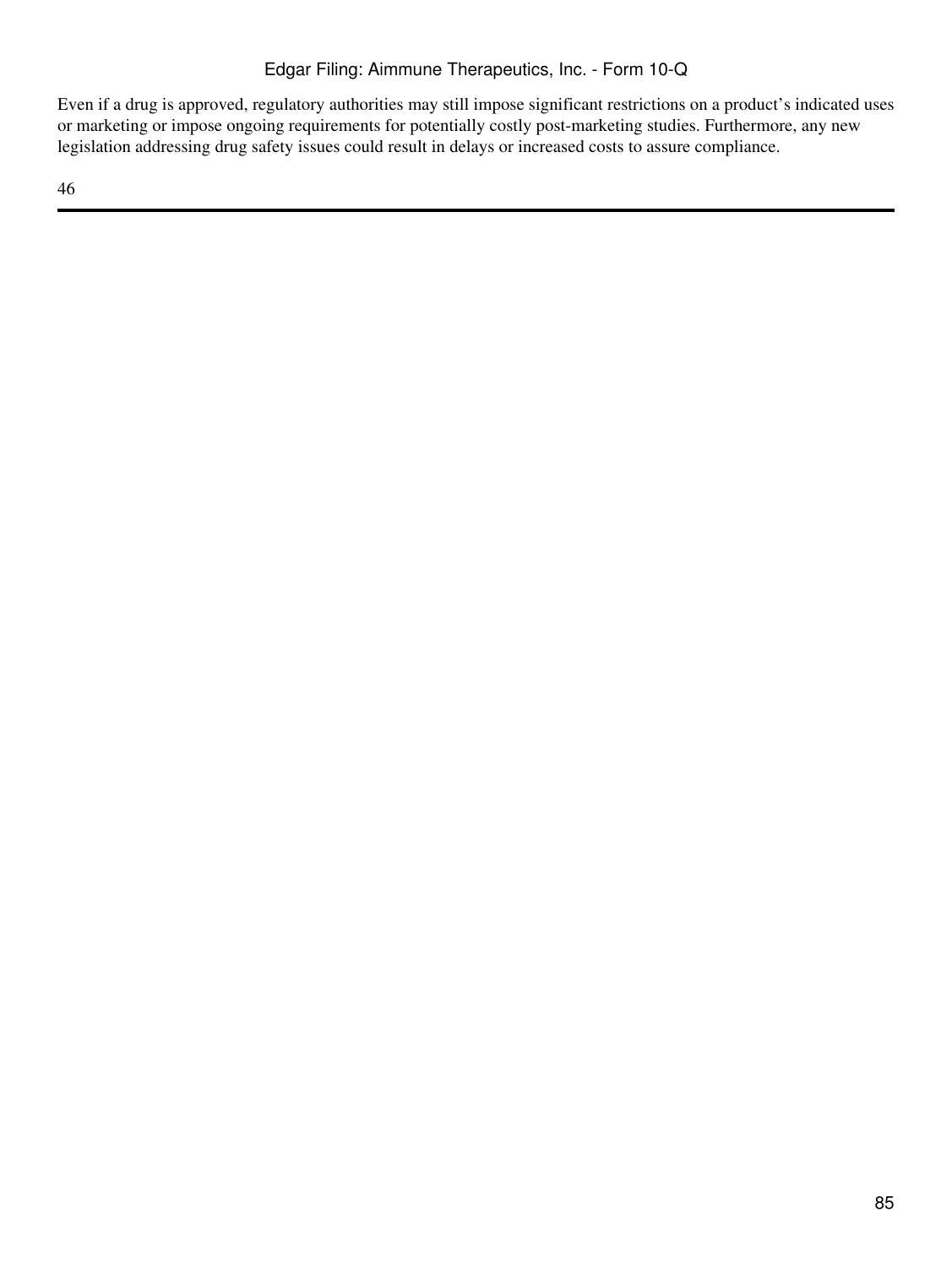Even if a drug is approved, regulatory authorities may still impose significant restrictions on a product's indicated uses or marketing or impose ongoing requirements for potentially costly post-marketing studies. Furthermore, any new legislation addressing drug safety issues could result in delays or increased costs to assure compliance.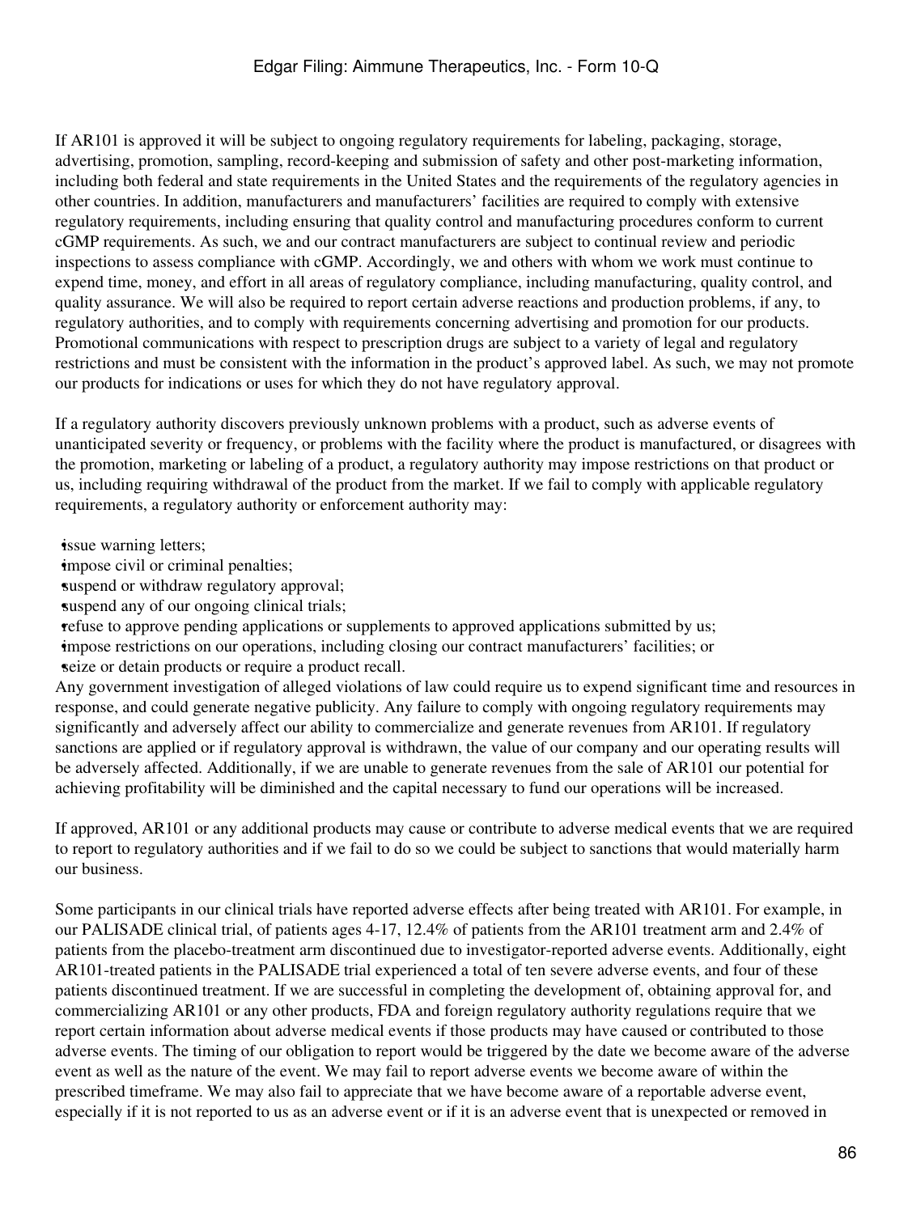If AR101 is approved it will be subject to ongoing regulatory requirements for labeling, packaging, storage, advertising, promotion, sampling, record-keeping and submission of safety and other post-marketing information, including both federal and state requirements in the United States and the requirements of the regulatory agencies in other countries. In addition, manufacturers and manufacturers' facilities are required to comply with extensive regulatory requirements, including ensuring that quality control and manufacturing procedures conform to current cGMP requirements. As such, we and our contract manufacturers are subject to continual review and periodic inspections to assess compliance with cGMP. Accordingly, we and others with whom we work must continue to expend time, money, and effort in all areas of regulatory compliance, including manufacturing, quality control, and quality assurance. We will also be required to report certain adverse reactions and production problems, if any, to regulatory authorities, and to comply with requirements concerning advertising and promotion for our products. Promotional communications with respect to prescription drugs are subject to a variety of legal and regulatory restrictions and must be consistent with the information in the product's approved label. As such, we may not promote our products for indications or uses for which they do not have regulatory approval.

If a regulatory authority discovers previously unknown problems with a product, such as adverse events of unanticipated severity or frequency, or problems with the facility where the product is manufactured, or disagrees with the promotion, marketing or labeling of a product, a regulatory authority may impose restrictions on that product or us, including requiring withdrawal of the product from the market. If we fail to comply with applicable regulatory requirements, a regulatory authority or enforcement authority may:

- issue warning letters;
- impose civil or criminal penalties;
- suspend or withdraw regulatory approval;
- suspend any of our ongoing clinical trials;
- refuse to approve pending applications or supplements to approved applications submitted by us;
- impose restrictions on our operations, including closing our contract manufacturers' facilities; or
- seize or detain products or require a product recall.

Any government investigation of alleged violations of law could require us to expend significant time and resources in response, and could generate negative publicity. Any failure to comply with ongoing regulatory requirements may significantly and adversely affect our ability to commercialize and generate revenues from AR101. If regulatory sanctions are applied or if regulatory approval is withdrawn, the value of our company and our operating results will be adversely affected. Additionally, if we are unable to generate revenues from the sale of AR101 our potential for achieving profitability will be diminished and the capital necessary to fund our operations will be increased.

If approved, AR101 or any additional products may cause or contribute to adverse medical events that we are required to report to regulatory authorities and if we fail to do so we could be subject to sanctions that would materially harm our business.

Some participants in our clinical trials have reported adverse effects after being treated with AR101. For example, in our PALISADE clinical trial, of patients ages 4-17, 12.4% of patients from the AR101 treatment arm and 2.4% of patients from the placebo-treatment arm discontinued due to investigator-reported adverse events. Additionally, eight AR101-treated patients in the PALISADE trial experienced a total of ten severe adverse events, and four of these patients discontinued treatment. If we are successful in completing the development of, obtaining approval for, and commercializing AR101 or any other products, FDA and foreign regulatory authority regulations require that we report certain information about adverse medical events if those products may have caused or contributed to those adverse events. The timing of our obligation to report would be triggered by the date we become aware of the adverse event as well as the nature of the event. We may fail to report adverse events we become aware of within the prescribed timeframe. We may also fail to appreciate that we have become aware of a reportable adverse event, especially if it is not reported to us as an adverse event or if it is an adverse event that is unexpected or removed in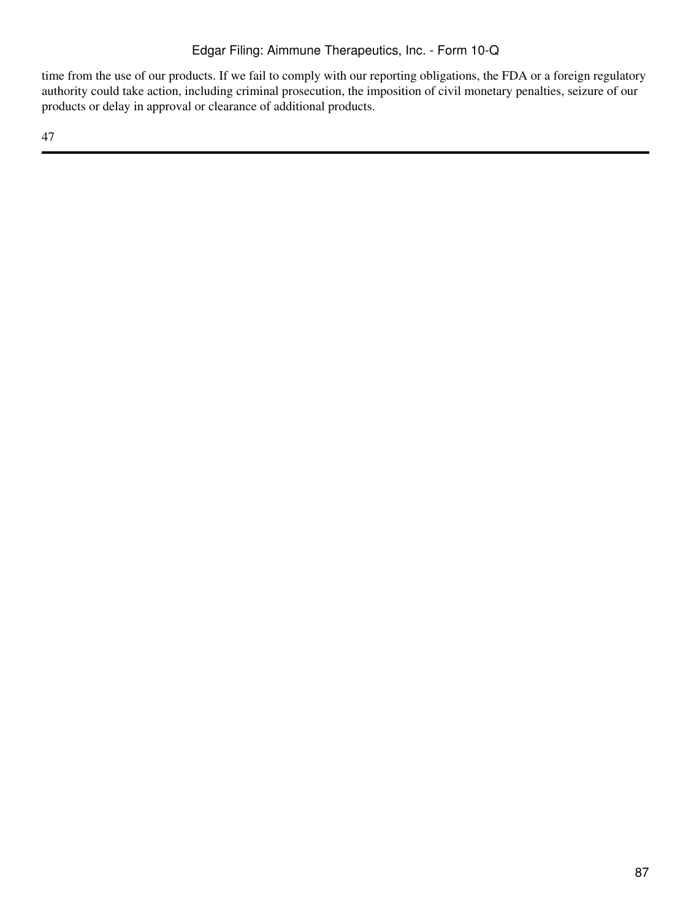time from the use of our products. If we fail to comply with our reporting obligations, the FDA or a foreign regulatory authority could take action, including criminal prosecution, the imposition of civil monetary penalties, seizure of our products or delay in approval or clearance of additional products.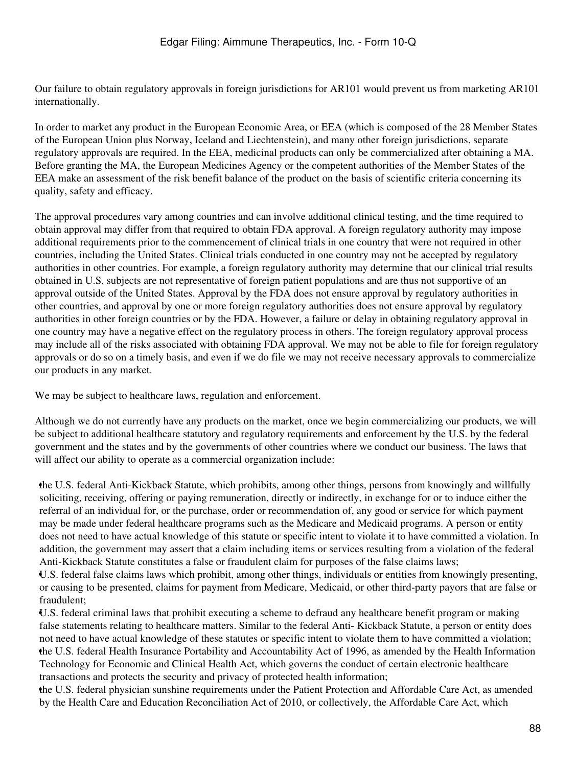Our failure to obtain regulatory approvals in foreign jurisdictions for AR101 would prevent us from marketing AR101 internationally.

In order to market any product in the European Economic Area, or EEA (which is composed of the 28 Member States of the European Union plus Norway, Iceland and Liechtenstein), and many other foreign jurisdictions, separate regulatory approvals are required. In the EEA, medicinal products can only be commercialized after obtaining a MA. Before granting the MA, the European Medicines Agency or the competent authorities of the Member States of the EEA make an assessment of the risk benefit balance of the product on the basis of scientific criteria concerning its quality, safety and efficacy.

The approval procedures vary among countries and can involve additional clinical testing, and the time required to obtain approval may differ from that required to obtain FDA approval. A foreign regulatory authority may impose additional requirements prior to the commencement of clinical trials in one country that were not required in other countries, including the United States. Clinical trials conducted in one country may not be accepted by regulatory authorities in other countries. For example, a foreign regulatory authority may determine that our clinical trial results obtained in U.S. subjects are not representative of foreign patient populations and are thus not supportive of an approval outside of the United States. Approval by the FDA does not ensure approval by regulatory authorities in other countries, and approval by one or more foreign regulatory authorities does not ensure approval by regulatory authorities in other foreign countries or by the FDA. However, a failure or delay in obtaining regulatory approval in one country may have a negative effect on the regulatory process in others. The foreign regulatory approval process may include all of the risks associated with obtaining FDA approval. We may not be able to file for foreign regulatory approvals or do so on a timely basis, and even if we do file we may not receive necessary approvals to commercialize our products in any market.

We may be subject to healthcare laws, regulation and enforcement.

Although we do not currently have any products on the market, once we begin commercializing our products, we will be subject to additional healthcare statutory and regulatory requirements and enforcement by the U.S. by the federal government and the states and by the governments of other countries where we conduct our business. The laws that will affect our ability to operate as a commercial organization include:

- the U.S. federal Anti-Kickback Statute, which prohibits, among other things, persons from knowingly and willfully soliciting, receiving, offering or paying remuneration, directly or indirectly, in exchange for or to induce either the referral of an individual for, or the purchase, order or recommendation of, any good or service for which payment may be made under federal healthcare programs such as the Medicare and Medicaid programs. A person or entity does not need to have actual knowledge of this statute or specific intent to violate it to have committed a violation. In addition, the government may assert that a claim including items or services resulting from a violation of the federal Anti-Kickback Statute constitutes a false or fraudulent claim for purposes of the false claims laws;
- U.S. federal false claims laws which prohibit, among other things, individuals or entities from knowingly presenting, or causing to be presented, claims for payment from Medicare, Medicaid, or other third-party payors that are false or fraudulent;
- U.S. federal criminal laws that prohibit executing a scheme to defraud any healthcare benefit program or making false statements relating to healthcare matters. Similar to the federal Anti- Kickback Statute, a person or entity does not need to have actual knowledge of these statutes or specific intent to violate them to have committed a violation;
- the U.S. federal Health Insurance Portability and Accountability Act of 1996, as amended by the Health Information Technology for Economic and Clinical Health Act, which governs the conduct of certain electronic healthcare transactions and protects the security and privacy of protected health information;
- the U.S. federal physician sunshine requirements under the Patient Protection and Affordable Care Act, as amended by the Health Care and Education Reconciliation Act of 2010, or collectively, the Affordable Care Act, which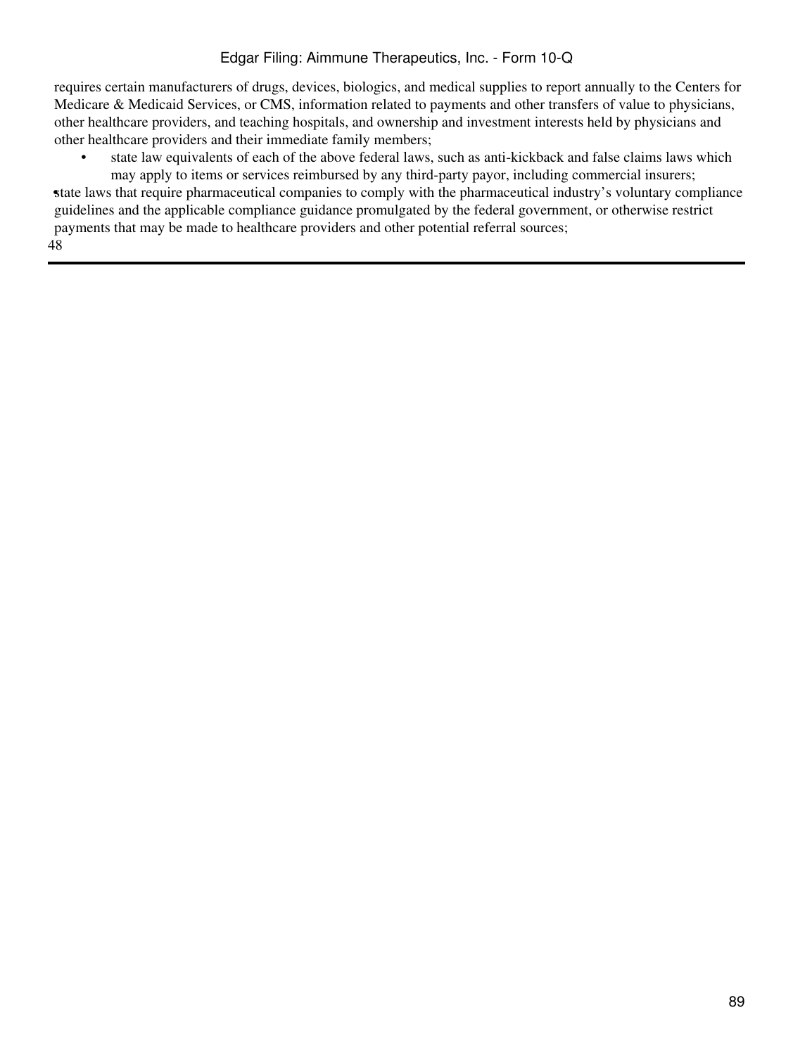requires certain manufacturers of drugs, devices, biologics, and medical supplies to report annually to the Centers for Medicare & Medicaid Services, or CMS, information related to payments and other transfers of value to physicians, other healthcare providers, and teaching hospitals, and ownership and investment interests held by physicians and other healthcare providers and their immediate family members;

- state law equivalents of each of the above federal laws, such as anti-kickback and false claims laws which may apply to items or services reimbursed by any third-party payor, including commercial insurers;
- state laws that require pharmaceutical companies to comply with the pharmaceutical industry's voluntary compliance guidelines and the applicable compliance guidance promulgated by the federal government, or otherwise restrict payments that may be made to healthcare providers and other potential referral sources;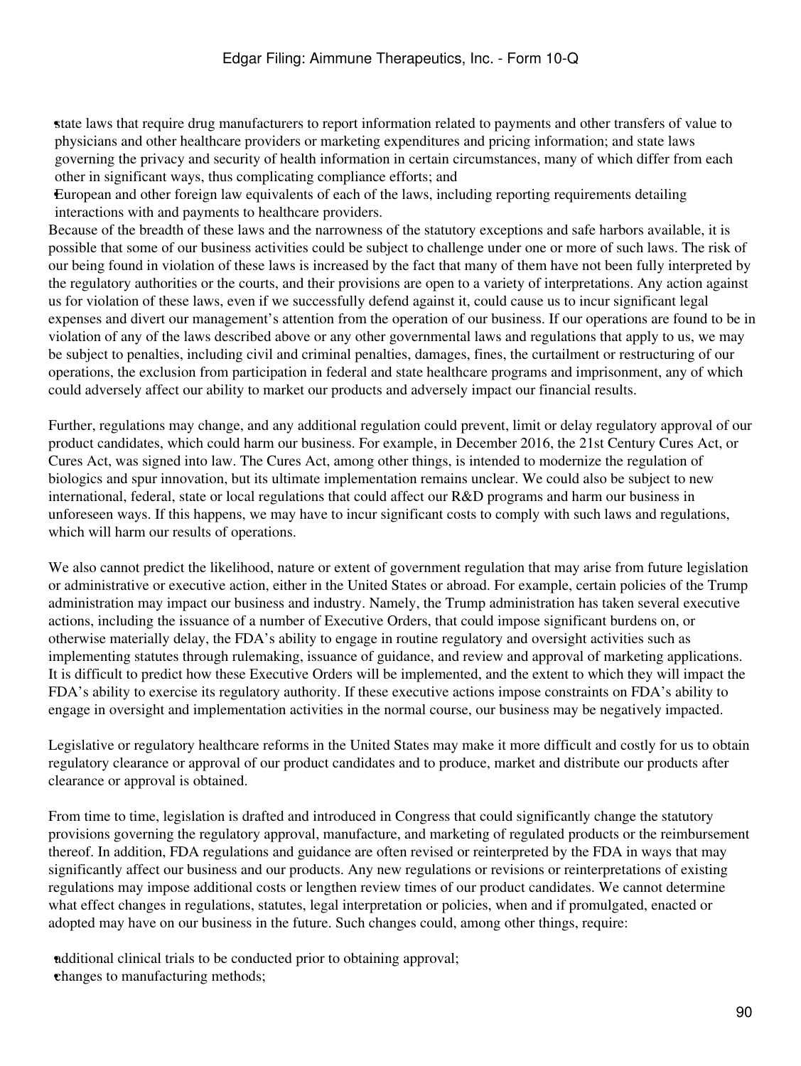- state laws that require drug manufacturers to report information related to payments and other transfers of value to physicians and other healthcare providers or marketing expenditures and pricing information; and state laws governing the privacy and security of health information in certain circumstances, many of which differ from each other in significant ways, thus complicating compliance efforts; and
- European and other foreign law equivalents of each of the laws, including reporting requirements detailing interactions with and payments to healthcare providers.

Because of the breadth of these laws and the narrowness of the statutory exceptions and safe harbors available, it is possible that some of our business activities could be subject to challenge under one or more of such laws. The risk of our being found in violation of these laws is increased by the fact that many of them have not been fully interpreted by the regulatory authorities or the courts, and their provisions are open to a variety of interpretations. Any action against us for violation of these laws, even if we successfully defend against it, could cause us to incur significant legal expenses and divert our management's attention from the operation of our business. If our operations are found to be in violation of any of the laws described above or any other governmental laws and regulations that apply to us, we may be subject to penalties, including civil and criminal penalties, damages, fines, the curtailment or restructuring of our operations, the exclusion from participation in federal and state healthcare programs and imprisonment, any of which could adversely affect our ability to market our products and adversely impact our financial results.

Further, regulations may change, and any additional regulation could prevent, limit or delay regulatory approval of our product candidates, which could harm our business. For example, in December 2016, the 21st Century Cures Act, or Cures Act, was signed into law. The Cures Act, among other things, is intended to modernize the regulation of biologics and spur innovation, but its ultimate implementation remains unclear. We could also be subject to new international, federal, state or local regulations that could affect our R&D programs and harm our business in unforeseen ways. If this happens, we may have to incur significant costs to comply with such laws and regulations, which will harm our results of operations.

We also cannot predict the likelihood, nature or extent of government regulation that may arise from future legislation or administrative or executive action, either in the United States or abroad. For example, certain policies of the Trump administration may impact our business and industry. Namely, the Trump administration has taken several executive actions, including the issuance of a number of Executive Orders, that could impose significant burdens on, or otherwise materially delay, the FDA's ability to engage in routine regulatory and oversight activities such as implementing statutes through rulemaking, issuance of guidance, and review and approval of marketing applications. It is difficult to predict how these Executive Orders will be implemented, and the extent to which they will impact the FDA's ability to exercise its regulatory authority. If these executive actions impose constraints on FDA's ability to engage in oversight and implementation activities in the normal course, our business may be negatively impacted.

Legislative or regulatory healthcare reforms in the United States may make it more difficult and costly for us to obtain regulatory clearance or approval of our product candidates and to produce, market and distribute our products after clearance or approval is obtained.

From time to time, legislation is drafted and introduced in Congress that could significantly change the statutory provisions governing the regulatory approval, manufacture, and marketing of regulated products or the reimbursement thereof. In addition, FDA regulations and guidance are often revised or reinterpreted by the FDA in ways that may significantly affect our business and our products. Any new regulations or revisions or reinterpretations of existing regulations may impose additional costs or lengthen review times of our product candidates. We cannot determine what effect changes in regulations, statutes, legal interpretation or policies, when and if promulgated, enacted or adopted may have on our business in the future. Such changes could, among other things, require:

- additional clinical trials to be conducted prior to obtaining approval;
- changes to manufacturing methods;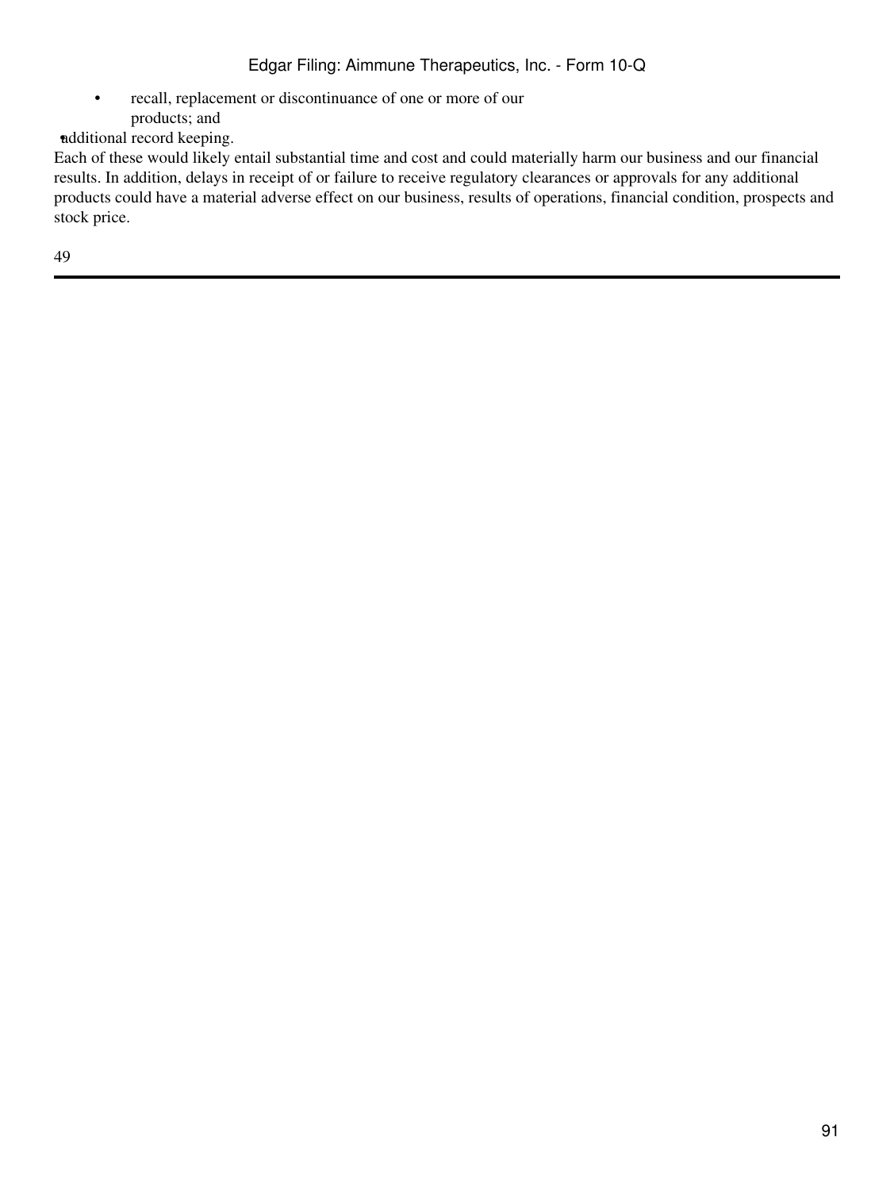- recall, replacement or discontinuance of one or more of our products; and
- additional record keeping.

Each of these would likely entail substantial time and cost and could materially harm our business and our financial results. In addition, delays in receipt of or failure to receive regulatory clearances or approvals for any additional products could have a material adverse effect on our business, results of operations, financial condition, prospects and stock price.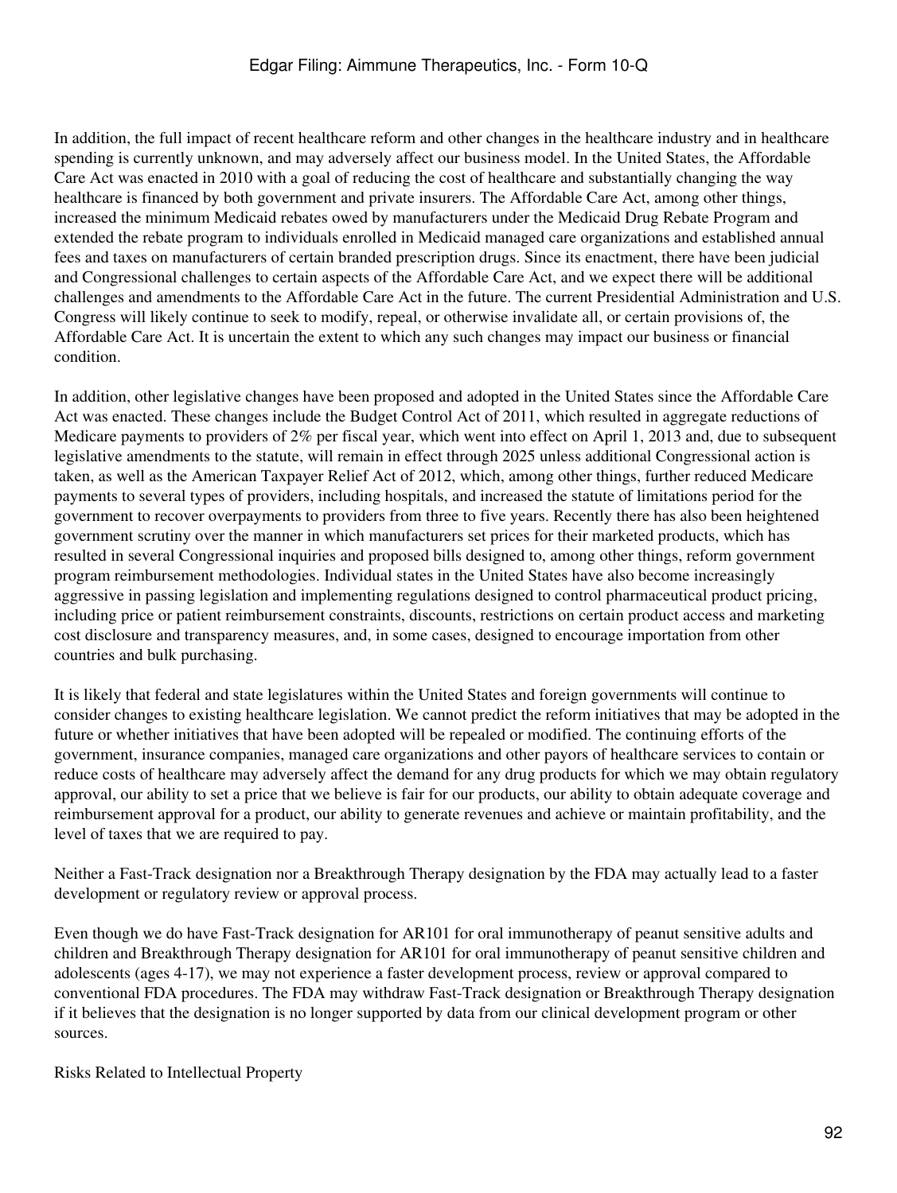In addition, the full impact of recent healthcare reform and other changes in the healthcare industry and in healthcare spending is currently unknown, and may adversely affect our business model. In the United States, the Affordable Care Act was enacted in 2010 with a goal of reducing the cost of healthcare and substantially changing the way healthcare is financed by both government and private insurers. The Affordable Care Act, among other things, increased the minimum Medicaid rebates owed by manufacturers under the Medicaid Drug Rebate Program and extended the rebate program to individuals enrolled in Medicaid managed care organizations and established annual fees and taxes on manufacturers of certain branded prescription drugs. Since its enactment, there have been judicial and Congressional challenges to certain aspects of the Affordable Care Act, and we expect there will be additional challenges and amendments to the Affordable Care Act in the future. The current Presidential Administration and U.S. Congress will likely continue to seek to modify, repeal, or otherwise invalidate all, or certain provisions of, the Affordable Care Act. It is uncertain the extent to which any such changes may impact our business or financial condition.

In addition, other legislative changes have been proposed and adopted in the United States since the Affordable Care Act was enacted. These changes include the Budget Control Act of 2011, which resulted in aggregate reductions of Medicare payments to providers of 2% per fiscal year, which went into effect on April 1, 2013 and, due to subsequent legislative amendments to the statute, will remain in effect through 2025 unless additional Congressional action is taken, as well as the American Taxpayer Relief Act of 2012, which, among other things, further reduced Medicare payments to several types of providers, including hospitals, and increased the statute of limitations period for the government to recover overpayments to providers from three to five years. Recently there has also been heightened government scrutiny over the manner in which manufacturers set prices for their marketed products, which has resulted in several Congressional inquiries and proposed bills designed to, among other things, reform government program reimbursement methodologies. Individual states in the United States have also become increasingly aggressive in passing legislation and implementing regulations designed to control pharmaceutical product pricing, including price or patient reimbursement constraints, discounts, restrictions on certain product access and marketing cost disclosure and transparency measures, and, in some cases, designed to encourage importation from other countries and bulk purchasing.

It is likely that federal and state legislatures within the United States and foreign governments will continue to consider changes to existing healthcare legislation. We cannot predict the reform initiatives that may be adopted in the future or whether initiatives that have been adopted will be repealed or modified. The continuing efforts of the government, insurance companies, managed care organizations and other payors of healthcare services to contain or reduce costs of healthcare may adversely affect the demand for any drug products for which we may obtain regulatory approval, our ability to set a price that we believe is fair for our products, our ability to obtain adequate coverage and reimbursement approval for a product, our ability to generate revenues and achieve or maintain profitability, and the level of taxes that we are required to pay.

Neither a Fast-Track designation nor a Breakthrough Therapy designation by the FDA may actually lead to a faster development or regulatory review or approval process.

Even though we do have Fast-Track designation for AR101 for oral immunotherapy of peanut sensitive adults and children and Breakthrough Therapy designation for AR101 for oral immunotherapy of peanut sensitive children and adolescents (ages 4-17), we may not experience a faster development process, review or approval compared to conventional FDA procedures. The FDA may withdraw Fast-Track designation or Breakthrough Therapy designation if it believes that the designation is no longer supported by data from our clinical development program or other sources.

## Risks Related to Intellectual Property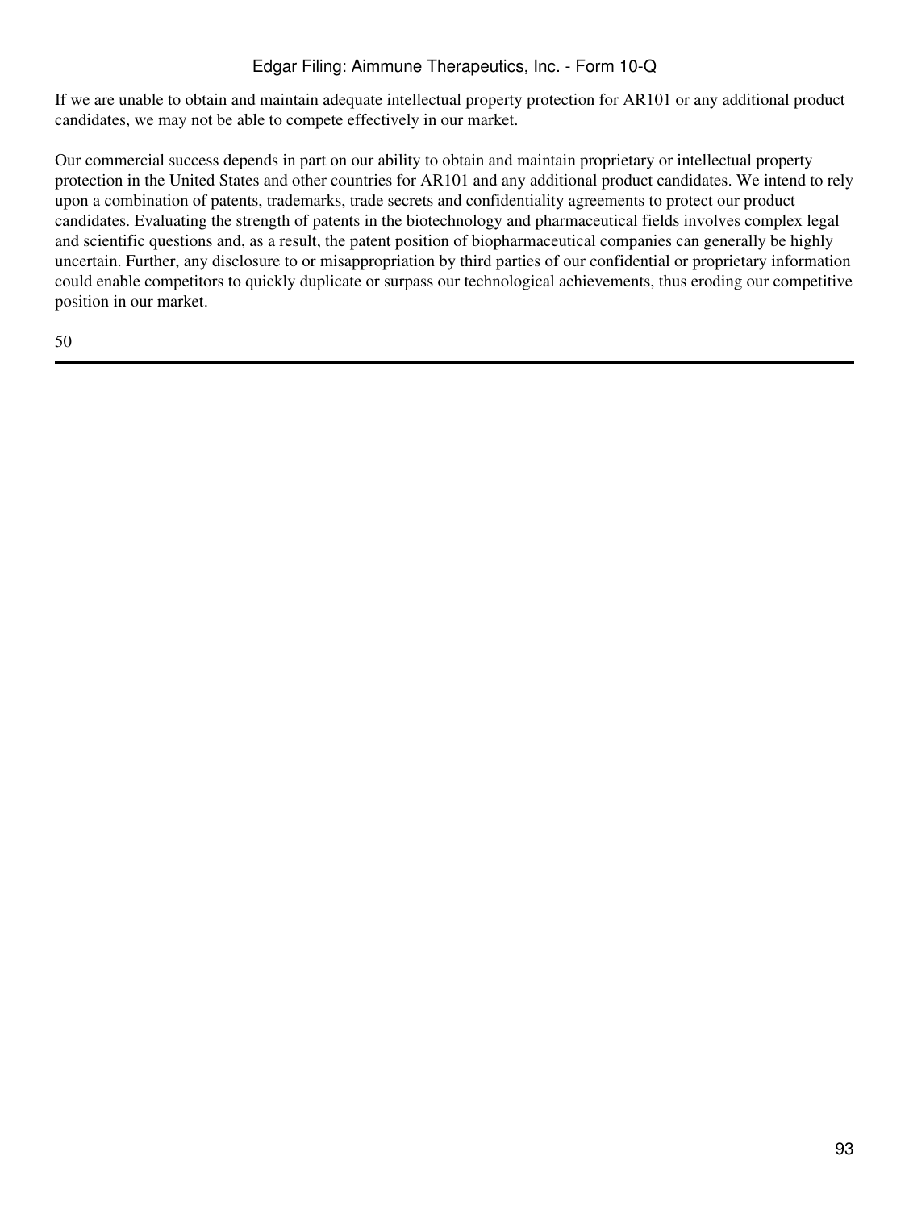If we are unable to obtain and maintain adequate intellectual property protection for AR101 or any additional product candidates, we may not be able to compete effectively in our market.

Our commercial success depends in part on our ability to obtain and maintain proprietary or intellectual property protection in the United States and other countries for AR101 and any additional product candidates. We intend to rely upon a combination of patents, trademarks, trade secrets and confidentiality agreements to protect our product candidates. Evaluating the strength of patents in the biotechnology and pharmaceutical fields involves complex legal and scientific questions and, as a result, the patent position of biopharmaceutical companies can generally be highly uncertain. Further, any disclosure to or misappropriation by third parties of our confidential or proprietary information could enable competitors to quickly duplicate or surpass our technological achievements, thus eroding our competitive position in our market.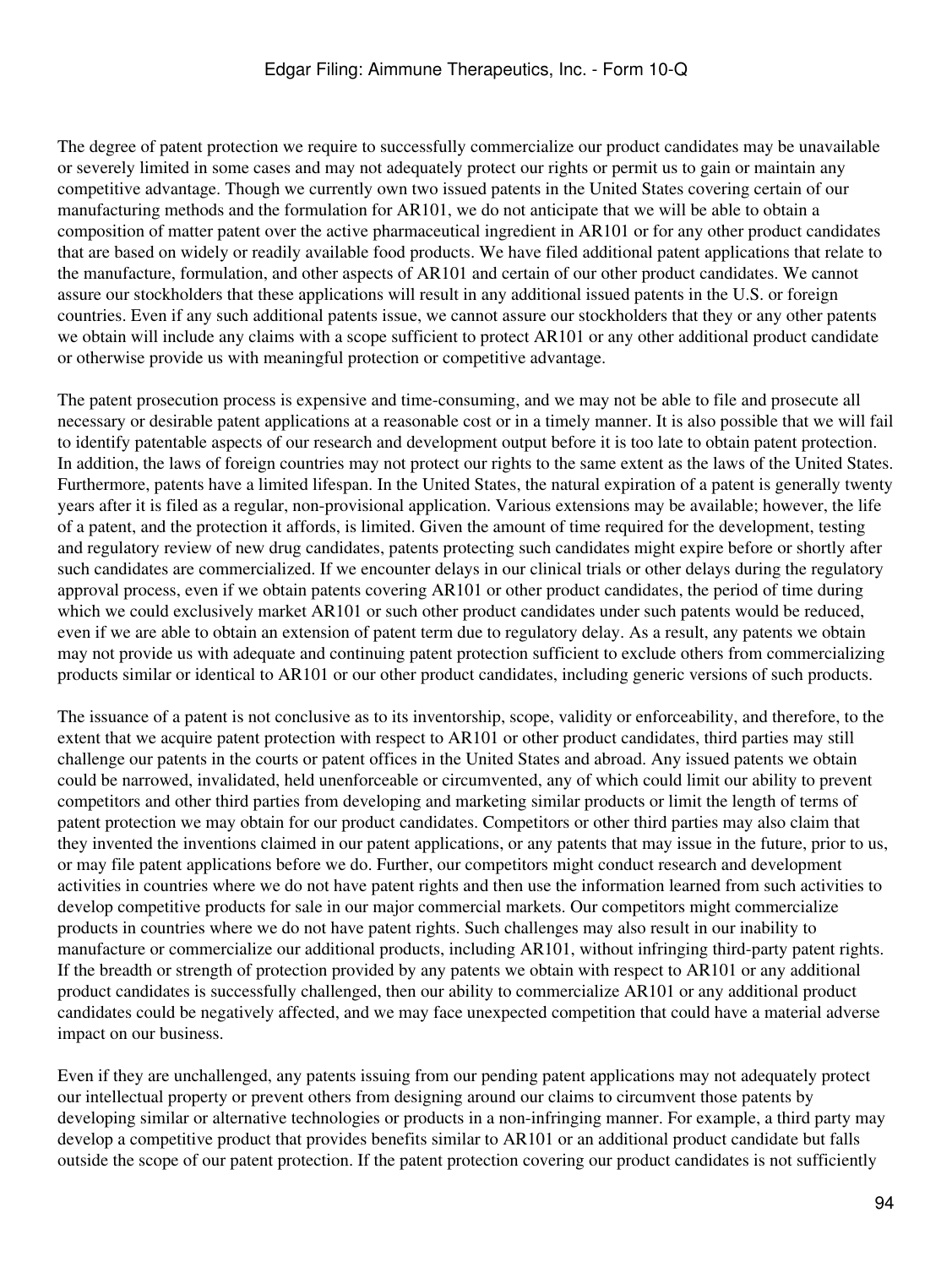The degree of patent protection we require to successfully commercialize our product candidates may be unavailable or severely limited in some cases and may not adequately protect our rights or permit us to gain or maintain any competitive advantage. Though we currently own two issued patents in the United States covering certain of our manufacturing methods and the formulation for AR101, we do not anticipate that we will be able to obtain a composition of matter patent over the active pharmaceutical ingredient in AR101 or for any other product candidates that are based on widely or readily available food products. We have filed additional patent applications that relate to the manufacture, formulation, and other aspects of AR101 and certain of our other product candidates. We cannot assure our stockholders that these applications will result in any additional issued patents in the U.S. or foreign countries. Even if any such additional patents issue, we cannot assure our stockholders that they or any other patents we obtain will include any claims with a scope sufficient to protect AR101 or any other additional product candidate or otherwise provide us with meaningful protection or competitive advantage.

The patent prosecution process is expensive and time-consuming, and we may not be able to file and prosecute all necessary or desirable patent applications at a reasonable cost or in a timely manner. It is also possible that we will fail to identify patentable aspects of our research and development output before it is too late to obtain patent protection. In addition, the laws of foreign countries may not protect our rights to the same extent as the laws of the United States. Furthermore, patents have a limited lifespan. In the United States, the natural expiration of a patent is generally twenty years after it is filed as a regular, non-provisional application. Various extensions may be available; however, the life of a patent, and the protection it affords, is limited. Given the amount of time required for the development, testing and regulatory review of new drug candidates, patents protecting such candidates might expire before or shortly after such candidates are commercialized. If we encounter delays in our clinical trials or other delays during the regulatory approval process, even if we obtain patents covering AR101 or other product candidates, the period of time during which we could exclusively market AR101 or such other product candidates under such patents would be reduced, even if we are able to obtain an extension of patent term due to regulatory delay. As a result, any patents we obtain may not provide us with adequate and continuing patent protection sufficient to exclude others from commercializing products similar or identical to AR101 or our other product candidates, including generic versions of such products.

The issuance of a patent is not conclusive as to its inventorship, scope, validity or enforceability, and therefore, to the extent that we acquire patent protection with respect to AR101 or other product candidates, third parties may still challenge our patents in the courts or patent offices in the United States and abroad. Any issued patents we obtain could be narrowed, invalidated, held unenforceable or circumvented, any of which could limit our ability to prevent competitors and other third parties from developing and marketing similar products or limit the length of terms of patent protection we may obtain for our product candidates. Competitors or other third parties may also claim that they invented the inventions claimed in our patent applications, or any patents that may issue in the future, prior to us, or may file patent applications before we do. Further, our competitors might conduct research and development activities in countries where we do not have patent rights and then use the information learned from such activities to develop competitive products for sale in our major commercial markets. Our competitors might commercialize products in countries where we do not have patent rights. Such challenges may also result in our inability to manufacture or commercialize our additional products, including AR101, without infringing third-party patent rights. If the breadth or strength of protection provided by any patents we obtain with respect to AR101 or any additional product candidates is successfully challenged, then our ability to commercialize AR101 or any additional product candidates could be negatively affected, and we may face unexpected competition that could have a material adverse impact on our business.

Even if they are unchallenged, any patents issuing from our pending patent applications may not adequately protect our intellectual property or prevent others from designing around our claims to circumvent those patents by developing similar or alternative technologies or products in a non-infringing manner. For example, a third party may develop a competitive product that provides benefits similar to AR101 or an additional product candidate but falls outside the scope of our patent protection. If the patent protection covering our product candidates is not sufficiently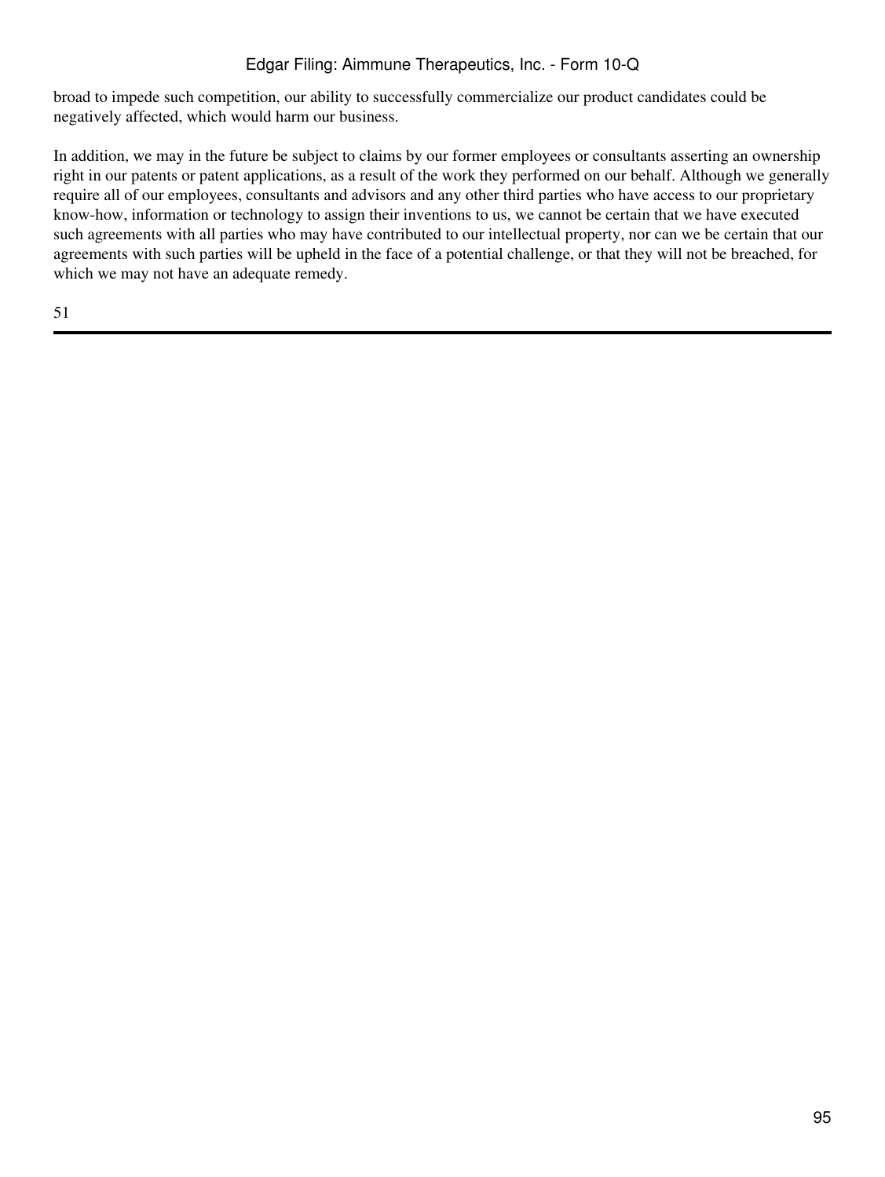broad to impede such competition, our ability to successfully commercialize our product candidates could be negatively affected, which would harm our business.

In addition, we may in the future be subject to claims by our former employees or consultants asserting an ownership right in our patents or patent applications, as a result of the work they performed on our behalf. Although we generally require all of our employees, consultants and advisors and any other third parties who have access to our proprietary know-how, information or technology to assign their inventions to us, we cannot be certain that we have executed such agreements with all parties who may have contributed to our intellectual property, nor can we be certain that our agreements with such parties will be upheld in the face of a potential challenge, or that they will not be breached, for which we may not have an adequate remedy.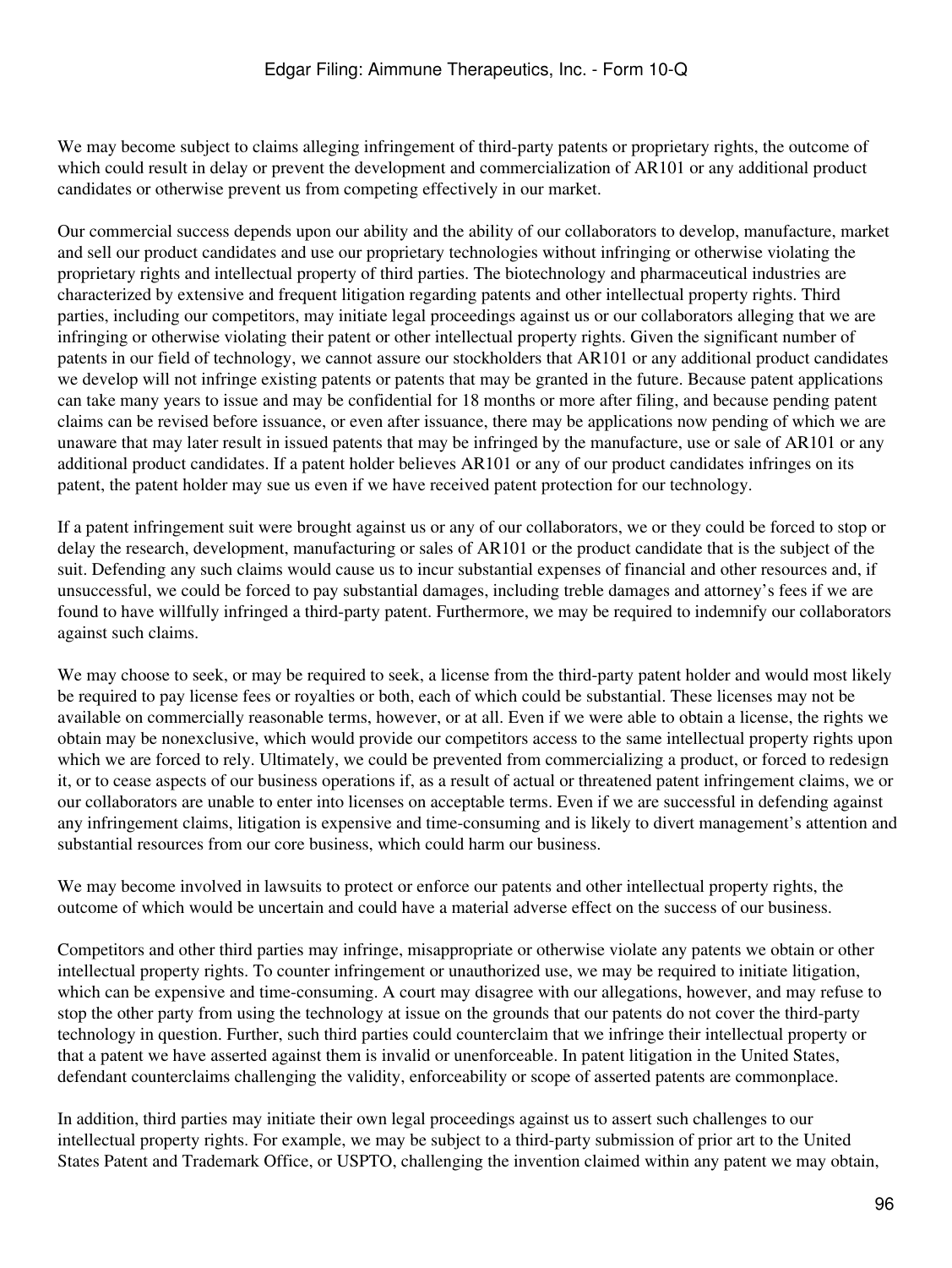We may become subject to claims alleging infringement of third-party patents or proprietary rights, the outcome of which could result in delay or prevent the development and commercialization of AR101 or any additional product candidates or otherwise prevent us from competing effectively in our market.

Our commercial success depends upon our ability and the ability of our collaborators to develop, manufacture, market and sell our product candidates and use our proprietary technologies without infringing or otherwise violating the proprietary rights and intellectual property of third parties. The biotechnology and pharmaceutical industries are characterized by extensive and frequent litigation regarding patents and other intellectual property rights. Third parties, including our competitors, may initiate legal proceedings against us or our collaborators alleging that we are infringing or otherwise violating their patent or other intellectual property rights. Given the significant number of patents in our field of technology, we cannot assure our stockholders that AR101 or any additional product candidates we develop will not infringe existing patents or patents that may be granted in the future. Because patent applications can take many years to issue and may be confidential for 18 months or more after filing, and because pending patent claims can be revised before issuance, or even after issuance, there may be applications now pending of which we are unaware that may later result in issued patents that may be infringed by the manufacture, use or sale of AR101 or any additional product candidates. If a patent holder believes AR101 or any of our product candidates infringes on its patent, the patent holder may sue us even if we have received patent protection for our technology.

If a patent infringement suit were brought against us or any of our collaborators, we or they could be forced to stop or delay the research, development, manufacturing or sales of AR101 or the product candidate that is the subject of the suit. Defending any such claims would cause us to incur substantial expenses of financial and other resources and, if unsuccessful, we could be forced to pay substantial damages, including treble damages and attorney's fees if we are found to have willfully infringed a third-party patent. Furthermore, we may be required to indemnify our collaborators against such claims.

We may choose to seek, or may be required to seek, a license from the third-party patent holder and would most likely be required to pay license fees or royalties or both, each of which could be substantial. These licenses may not be available on commercially reasonable terms, however, or at all. Even if we were able to obtain a license, the rights we obtain may be nonexclusive, which would provide our competitors access to the same intellectual property rights upon which we are forced to rely. Ultimately, we could be prevented from commercializing a product, or forced to redesign it, or to cease aspects of our business operations if, as a result of actual or threatened patent infringement claims, we or our collaborators are unable to enter into licenses on acceptable terms. Even if we are successful in defending against any infringement claims, litigation is expensive and time-consuming and is likely to divert management's attention and substantial resources from our core business, which could harm our business.

We may become involved in lawsuits to protect or enforce our patents and other intellectual property rights, the outcome of which would be uncertain and could have a material adverse effect on the success of our business.

Competitors and other third parties may infringe, misappropriate or otherwise violate any patents we obtain or other intellectual property rights. To counter infringement or unauthorized use, we may be required to initiate litigation, which can be expensive and time-consuming. A court may disagree with our allegations, however, and may refuse to stop the other party from using the technology at issue on the grounds that our patents do not cover the third-party technology in question. Further, such third parties could counterclaim that we infringe their intellectual property or that a patent we have asserted against them is invalid or unenforceable. In patent litigation in the United States, defendant counterclaims challenging the validity, enforceability or scope of asserted patents are commonplace.

In addition, third parties may initiate their own legal proceedings against us to assert such challenges to our intellectual property rights. For example, we may be subject to a third-party submission of prior art to the United States Patent and Trademark Office, or USPTO, challenging the invention claimed within any patent we may obtain,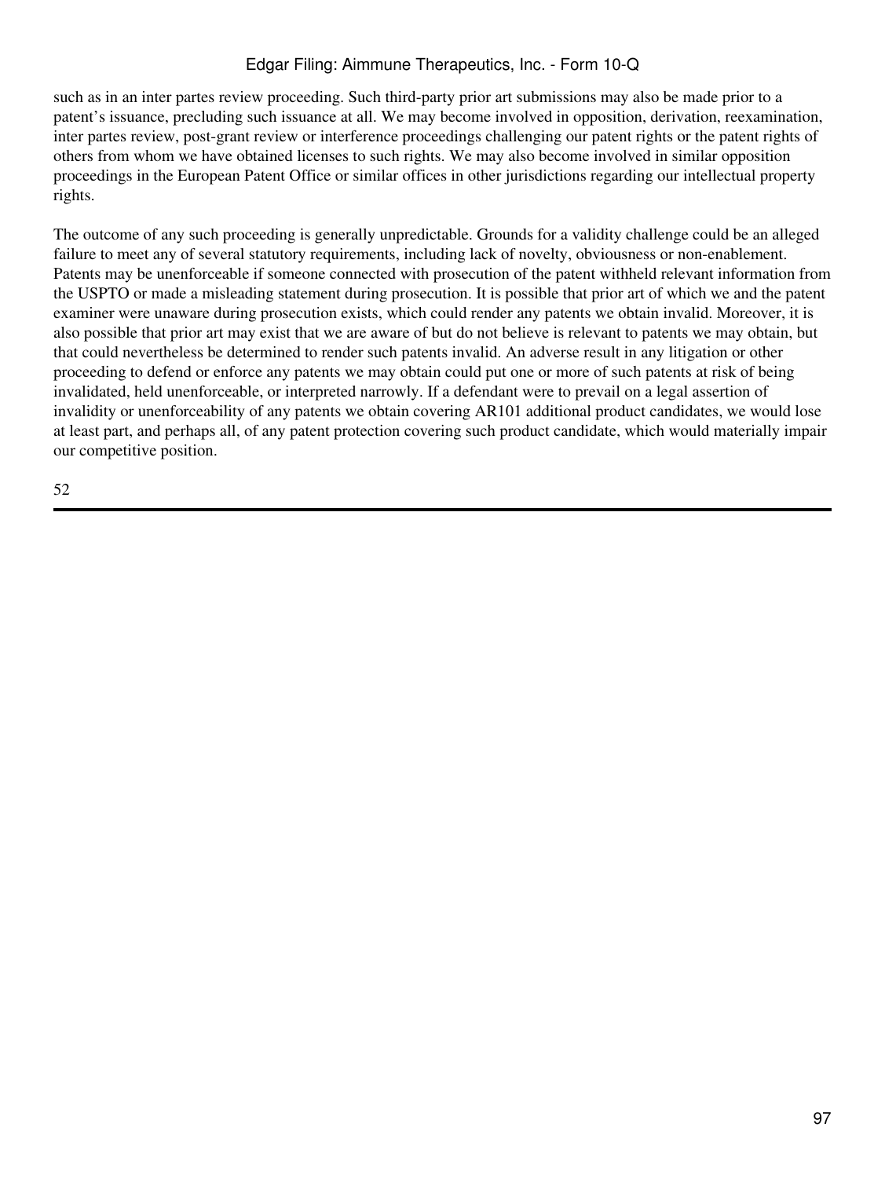such as in an inter partes review proceeding. Such third-party prior art submissions may also be made prior to a patent's issuance, precluding such issuance at all. We may become involved in opposition, derivation, reexamination, inter partes review, post-grant review or interference proceedings challenging our patent rights or the patent rights of others from whom we have obtained licenses to such rights. We may also become involved in similar opposition proceedings in the European Patent Office or similar offices in other jurisdictions regarding our intellectual property rights.

The outcome of any such proceeding is generally unpredictable. Grounds for a validity challenge could be an alleged failure to meet any of several statutory requirements, including lack of novelty, obviousness or non-enablement. Patents may be unenforceable if someone connected with prosecution of the patent withheld relevant information from the USPTO or made a misleading statement during prosecution. It is possible that prior art of which we and the patent examiner were unaware during prosecution exists, which could render any patents we obtain invalid. Moreover, it is also possible that prior art may exist that we are aware of but do not believe is relevant to patents we may obtain, but that could nevertheless be determined to render such patents invalid. An adverse result in any litigation or other proceeding to defend or enforce any patents we may obtain could put one or more of such patents at risk of being invalidated, held unenforceable, or interpreted narrowly. If a defendant were to prevail on a legal assertion of invalidity or unenforceability of any patents we obtain covering AR101 additional product candidates, we would lose at least part, and perhaps all, of any patent protection covering such product candidate, which would materially impair our competitive position.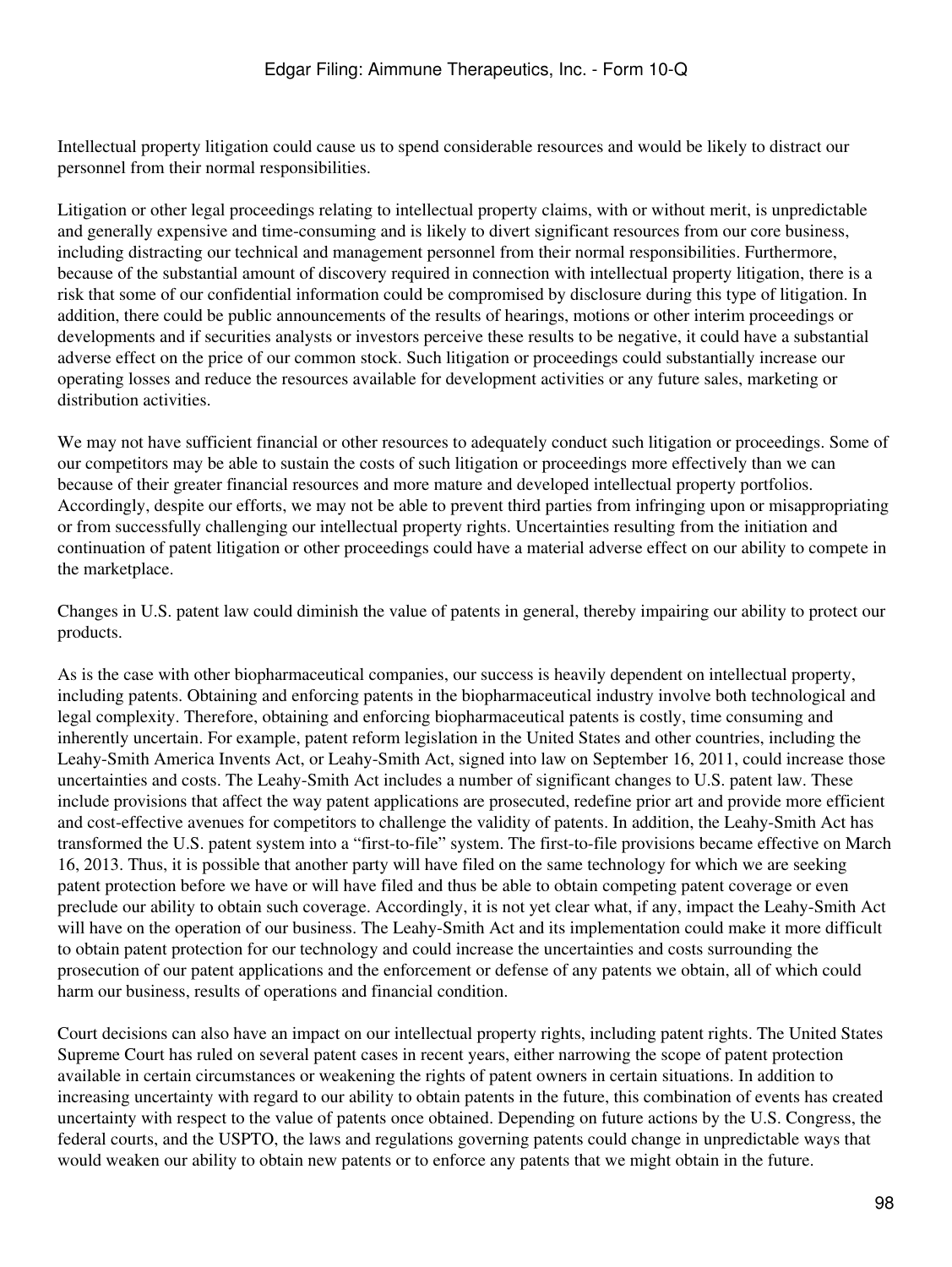Intellectual property litigation could cause us to spend considerable resources and would be likely to distract our personnel from their normal responsibilities.

Litigation or other legal proceedings relating to intellectual property claims, with or without merit, is unpredictable and generally expensive and time-consuming and is likely to divert significant resources from our core business, including distracting our technical and management personnel from their normal responsibilities. Furthermore, because of the substantial amount of discovery required in connection with intellectual property litigation, there is a risk that some of our confidential information could be compromised by disclosure during this type of litigation. In addition, there could be public announcements of the results of hearings, motions or other interim proceedings or developments and if securities analysts or investors perceive these results to be negative, it could have a substantial adverse effect on the price of our common stock. Such litigation or proceedings could substantially increase our operating losses and reduce the resources available for development activities or any future sales, marketing or distribution activities.

We may not have sufficient financial or other resources to adequately conduct such litigation or proceedings. Some of our competitors may be able to sustain the costs of such litigation or proceedings more effectively than we can because of their greater financial resources and more mature and developed intellectual property portfolios. Accordingly, despite our efforts, we may not be able to prevent third parties from infringing upon or misappropriating or from successfully challenging our intellectual property rights. Uncertainties resulting from the initiation and continuation of patent litigation or other proceedings could have a material adverse effect on our ability to compete in the marketplace.

Changes in U.S. patent law could diminish the value of patents in general, thereby impairing our ability to protect our products.

As is the case with other biopharmaceutical companies, our success is heavily dependent on intellectual property, including patents. Obtaining and enforcing patents in the biopharmaceutical industry involve both technological and legal complexity. Therefore, obtaining and enforcing biopharmaceutical patents is costly, time consuming and inherently uncertain. For example, patent reform legislation in the United States and other countries, including the Leahy-Smith America Invents Act, or Leahy-Smith Act, signed into law on September 16, 2011, could increase those uncertainties and costs. The Leahy-Smith Act includes a number of significant changes to U.S. patent law. These include provisions that affect the way patent applications are prosecuted, redefine prior art and provide more efficient and cost-effective avenues for competitors to challenge the validity of patents. In addition, the Leahy-Smith Act has transformed the U.S. patent system into a "first-to-file" system. The first-to-file provisions became effective on March 16, 2013. Thus, it is possible that another party will have filed on the same technology for which we are seeking patent protection before we have or will have filed and thus be able to obtain competing patent coverage or even preclude our ability to obtain such coverage. Accordingly, it is not yet clear what, if any, impact the Leahy-Smith Act will have on the operation of our business. The Leahy-Smith Act and its implementation could make it more difficult to obtain patent protection for our technology and could increase the uncertainties and costs surrounding the prosecution of our patent applications and the enforcement or defense of any patents we obtain, all of which could harm our business, results of operations and financial condition.

Court decisions can also have an impact on our intellectual property rights, including patent rights. The United States Supreme Court has ruled on several patent cases in recent years, either narrowing the scope of patent protection available in certain circumstances or weakening the rights of patent owners in certain situations. In addition to increasing uncertainty with regard to our ability to obtain patents in the future, this combination of events has created uncertainty with respect to the value of patents once obtained. Depending on future actions by the U.S. Congress, the federal courts, and the USPTO, the laws and regulations governing patents could change in unpredictable ways that would weaken our ability to obtain new patents or to enforce any patents that we might obtain in the future.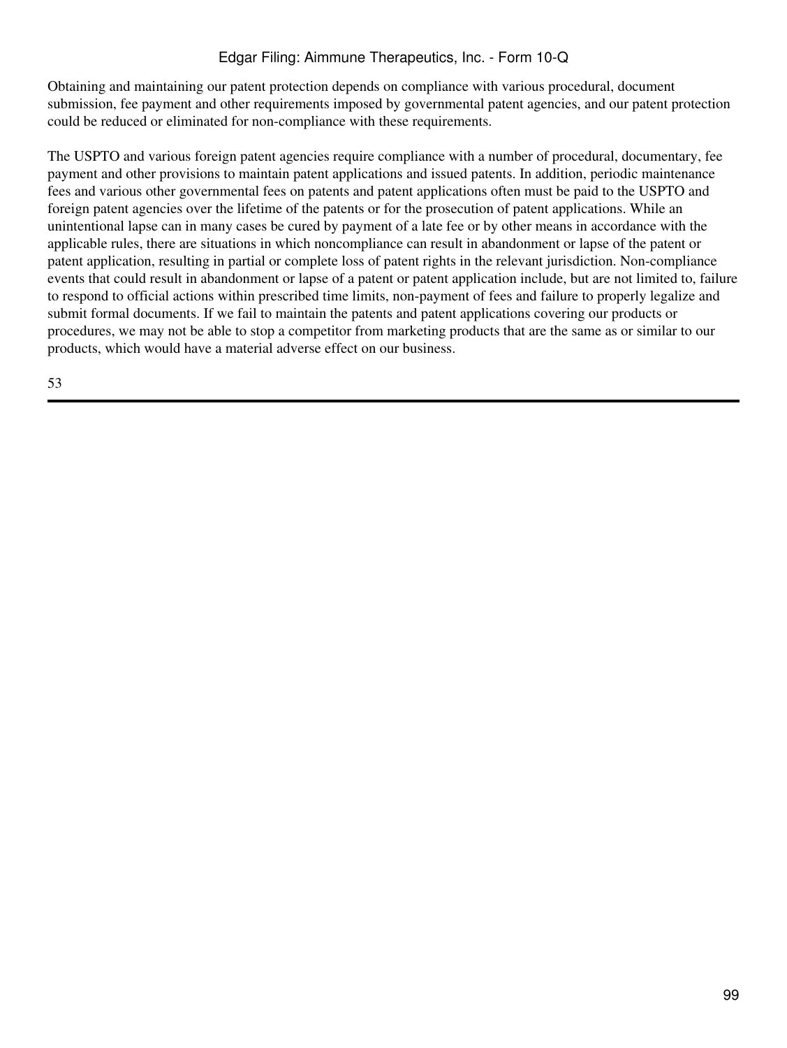Obtaining and maintaining our patent protection depends on compliance with various procedural, document submission, fee payment and other requirements imposed by governmental patent agencies, and our patent protection could be reduced or eliminated for non-compliance with these requirements.

The USPTO and various foreign patent agencies require compliance with a number of procedural, documentary, fee payment and other provisions to maintain patent applications and issued patents. In addition, periodic maintenance fees and various other governmental fees on patents and patent applications often must be paid to the USPTO and foreign patent agencies over the lifetime of the patents or for the prosecution of patent applications. While an unintentional lapse can in many cases be cured by payment of a late fee or by other means in accordance with the applicable rules, there are situations in which noncompliance can result in abandonment or lapse of the patent or patent application, resulting in partial or complete loss of patent rights in the relevant jurisdiction. Non-compliance events that could result in abandonment or lapse of a patent or patent application include, but are not limited to, failure to respond to official actions within prescribed time limits, non-payment of fees and failure to properly legalize and submit formal documents. If we fail to maintain the patents and patent applications covering our products or procedures, we may not be able to stop a competitor from marketing products that are the same as or similar to our products, which would have a material adverse effect on our business.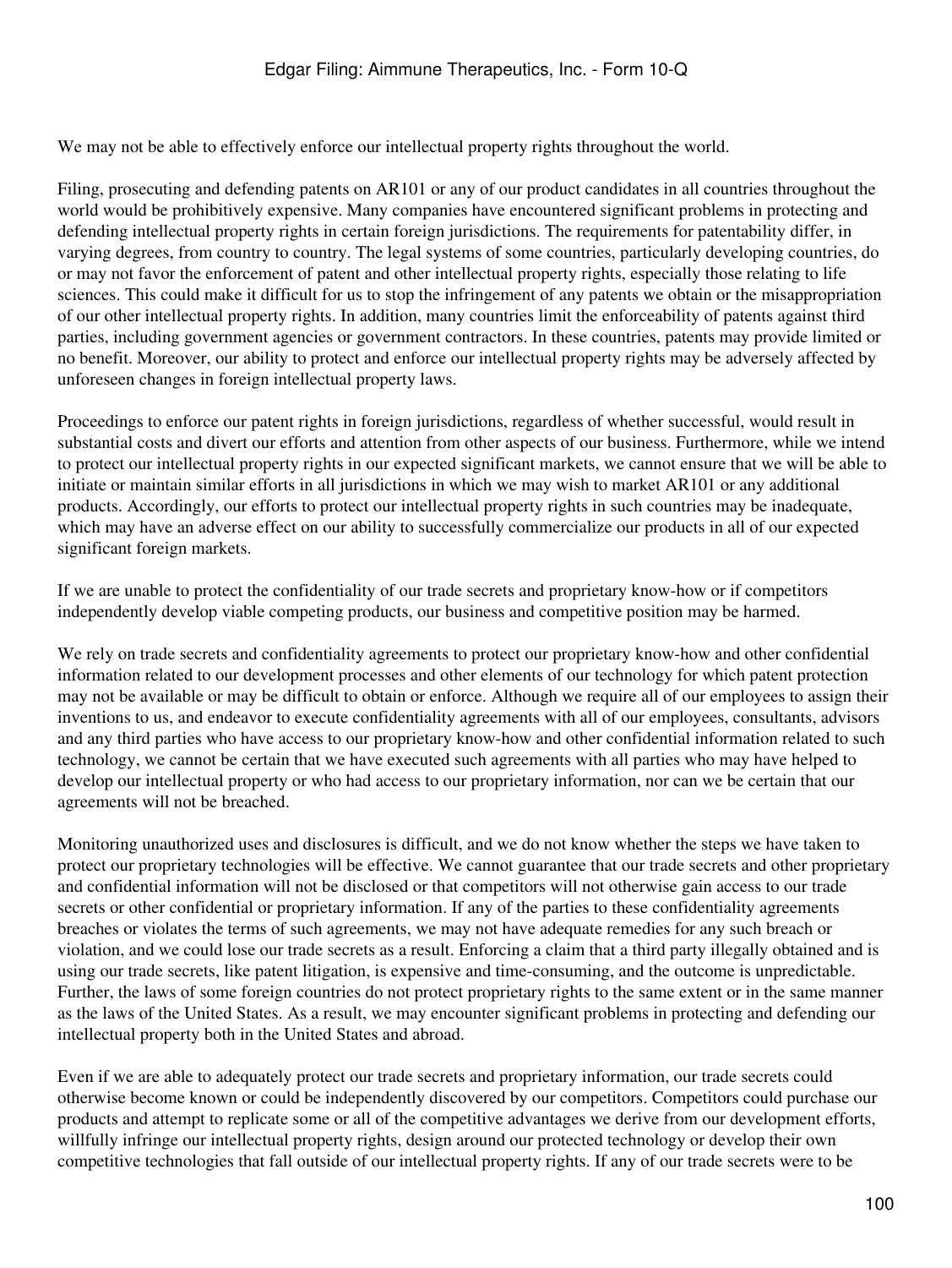We may not be able to effectively enforce our intellectual property rights throughout the world.

Filing, prosecuting and defending patents on AR101 or any of our product candidates in all countries throughout the world would be prohibitively expensive. Many companies have encountered significant problems in protecting and defending intellectual property rights in certain foreign jurisdictions. The requirements for patentability differ, in varying degrees, from country to country. The legal systems of some countries, particularly developing countries, do or may not favor the enforcement of patent and other intellectual property rights, especially those relating to life sciences. This could make it difficult for us to stop the infringement of any patents we obtain or the misappropriation of our other intellectual property rights. In addition, many countries limit the enforceability of patents against third parties, including government agencies or government contractors. In these countries, patents may provide limited or no benefit. Moreover, our ability to protect and enforce our intellectual property rights may be adversely affected by unforeseen changes in foreign intellectual property laws.

Proceedings to enforce our patent rights in foreign jurisdictions, regardless of whether successful, would result in substantial costs and divert our efforts and attention from other aspects of our business. Furthermore, while we intend to protect our intellectual property rights in our expected significant markets, we cannot ensure that we will be able to initiate or maintain similar efforts in all jurisdictions in which we may wish to market AR101 or any additional products. Accordingly, our efforts to protect our intellectual property rights in such countries may be inadequate, which may have an adverse effect on our ability to successfully commercialize our products in all of our expected significant foreign markets.

If we are unable to protect the confidentiality of our trade secrets and proprietary know-how or if competitors independently develop viable competing products, our business and competitive position may be harmed.

We rely on trade secrets and confidentiality agreements to protect our proprietary know-how and other confidential information related to our development processes and other elements of our technology for which patent protection may not be available or may be difficult to obtain or enforce. Although we require all of our employees to assign their inventions to us, and endeavor to execute confidentiality agreements with all of our employees, consultants, advisors and any third parties who have access to our proprietary know-how and other confidential information related to such technology, we cannot be certain that we have executed such agreements with all parties who may have helped to develop our intellectual property or who had access to our proprietary information, nor can we be certain that our agreements will not be breached.

Monitoring unauthorized uses and disclosures is difficult, and we do not know whether the steps we have taken to protect our proprietary technologies will be effective. We cannot guarantee that our trade secrets and other proprietary and confidential information will not be disclosed or that competitors will not otherwise gain access to our trade secrets or other confidential or proprietary information. If any of the parties to these confidentiality agreements breaches or violates the terms of such agreements, we may not have adequate remedies for any such breach or violation, and we could lose our trade secrets as a result. Enforcing a claim that a third party illegally obtained and is using our trade secrets, like patent litigation, is expensive and time-consuming, and the outcome is unpredictable. Further, the laws of some foreign countries do not protect proprietary rights to the same extent or in the same manner as the laws of the United States. As a result, we may encounter significant problems in protecting and defending our intellectual property both in the United States and abroad.

Even if we are able to adequately protect our trade secrets and proprietary information, our trade secrets could otherwise become known or could be independently discovered by our competitors. Competitors could purchase our products and attempt to replicate some or all of the competitive advantages we derive from our development efforts, willfully infringe our intellectual property rights, design around our protected technology or develop their own competitive technologies that fall outside of our intellectual property rights. If any of our trade secrets were to be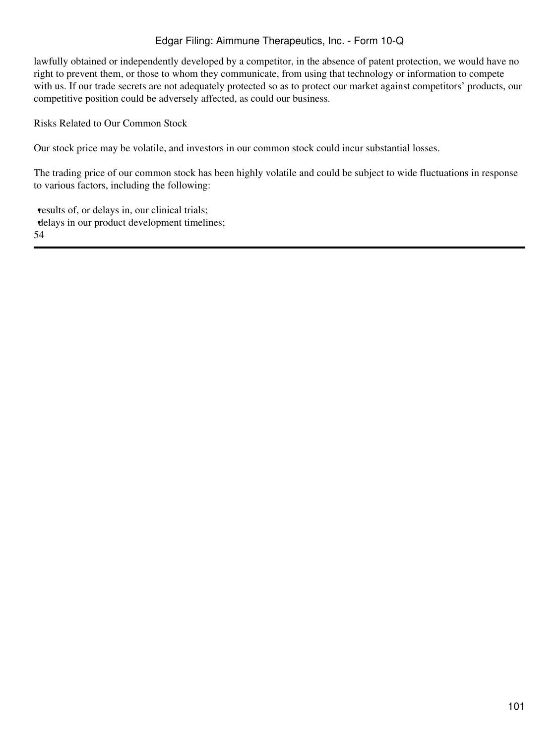lawfully obtained or independently developed by a competitor, in the absence of patent protection, we would have no right to prevent them, or those to whom they communicate, from using that technology or information to compete with us. If our trade secrets are not adequately protected so as to protect our market against competitors' products, our competitive position could be adversely affected, as could our business.

## Risks Related to Our Common Stock

Our stock price may be volatile, and investors in our common stock could incur substantial losses.

The trading price of our common stock has been highly volatile and could be subject to wide fluctuations in response to various factors, including the following:

- results of, or delays in, our clinical trials;
- delays in our product development timelines;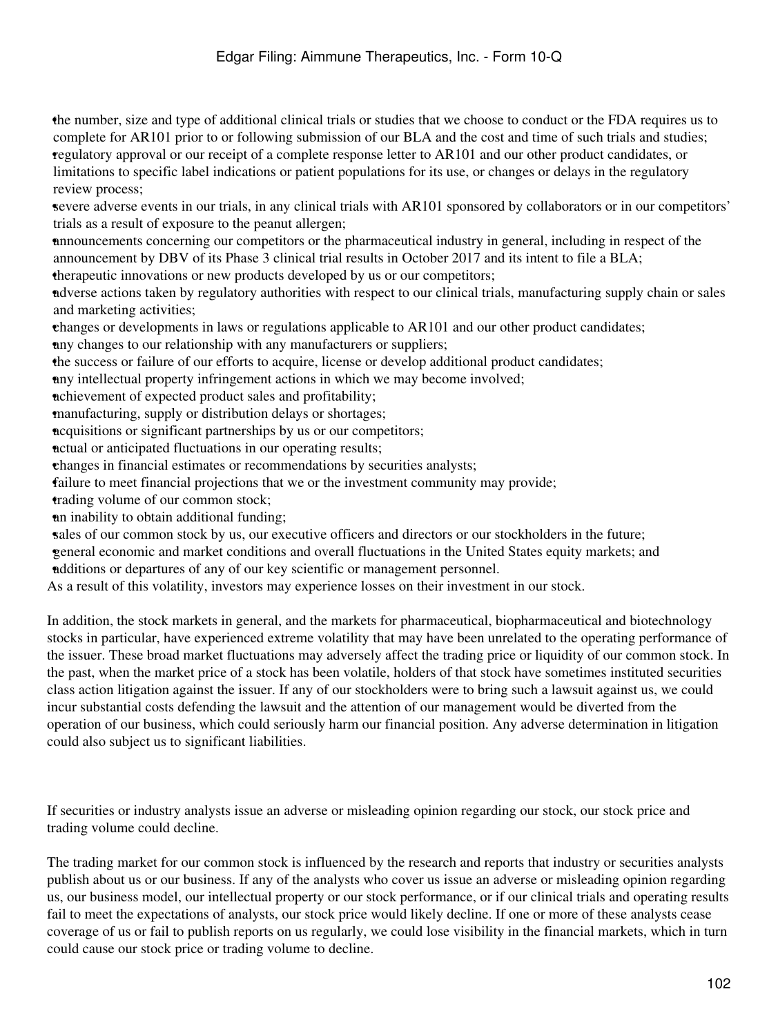- the number, size and type of additional clinical trials or studies that we choose to conduct or the FDA requires us to complete for AR101 prior to or following submission of our BLA and the cost and time of such trials and studies;
- regulatory approval or our receipt of a complete response letter to AR101 and our other product candidates, or limitations to specific label indications or patient populations for its use, or changes or delays in the regulatory review process;
- severe adverse events in our trials, in any clinical trials with AR101 sponsored by collaborators or in our competitors' trials as a result of exposure to the peanut allergen;
- announcements concerning our competitors or the pharmaceutical industry in general, including in respect of the announcement by DBV of its Phase 3 clinical trial results in October 2017 and its intent to file a BLA;
- therapeutic innovations or new products developed by us or our competitors;
- adverse actions taken by regulatory authorities with respect to our clinical trials, manufacturing supply chain or sales and marketing activities;
- changes or developments in laws or regulations applicable to AR101 and our other product candidates;
- any changes to our relationship with any manufacturers or suppliers;
- the success or failure of our efforts to acquire, license or develop additional product candidates;
- any intellectual property infringement actions in which we may become involved;
- achievement of expected product sales and profitability;
- manufacturing, supply or distribution delays or shortages;
- acquisitions or significant partnerships by us or our competitors;
- actual or anticipated fluctuations in our operating results;
- changes in financial estimates or recommendations by securities analysts;
- failure to meet financial projections that we or the investment community may provide;
- trading volume of our common stock;
- an inability to obtain additional funding;
- sales of our common stock by us, our executive officers and directors or our stockholders in the future;
- general economic and market conditions and overall fluctuations in the United States equity markets; and
- additions or departures of any of our key scientific or management personnel.

As a result of this volatility, investors may experience losses on their investment in our stock.

In addition, the stock markets in general, and the markets for pharmaceutical, biopharmaceutical and biotechnology stocks in particular, have experienced extreme volatility that may have been unrelated to the operating performance of the issuer. These broad market fluctuations may adversely affect the trading price or liquidity of our common stock. In the past, when the market price of a stock has been volatile, holders of that stock have sometimes instituted securities class action litigation against the issuer. If any of our stockholders were to bring such a lawsuit against us, we could incur substantial costs defending the lawsuit and the attention of our management would be diverted from the operation of our business, which could seriously harm our financial position. Any adverse determination in litigation could also subject us to significant liabilities.

If securities or industry analysts issue an adverse or misleading opinion regarding our stock, our stock price and trading volume could decline.

The trading market for our common stock is influenced by the research and reports that industry or securities analysts publish about us or our business. If any of the analysts who cover us issue an adverse or misleading opinion regarding us, our business model, our intellectual property or our stock performance, or if our clinical trials and operating results fail to meet the expectations of analysts, our stock price would likely decline. If one or more of these analysts cease coverage of us or fail to publish reports on us regularly, we could lose visibility in the financial markets, which in turn could cause our stock price or trading volume to decline.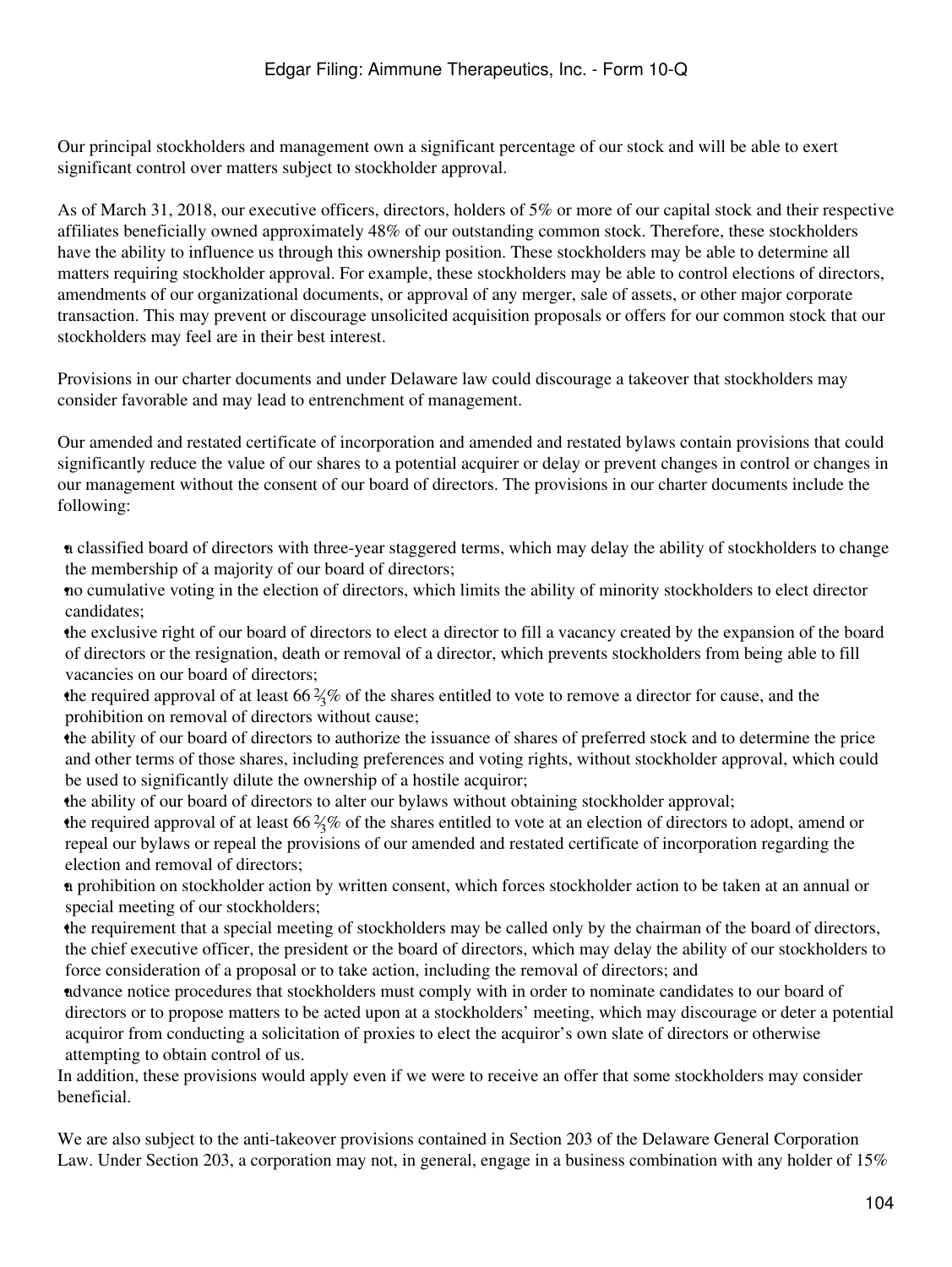Our principal stockholders and management own a significant percentage of our stock and will be able to exert significant control over matters subject to stockholder approval.

As of March 31, 2018, our executive officers, directors, holders of 5% or more of our capital stock and their respective affiliates beneficially owned approximately 48% of our outstanding common stock. Therefore, these stockholders have the ability to influence us through this ownership position. These stockholders may be able to determine all matters requiring stockholder approval. For example, these stockholders may be able to control elections of directors, amendments of our organizational documents, or approval of any merger, sale of assets, or other major corporate transaction. This may prevent or discourage unsolicited acquisition proposals or offers for our common stock that our stockholders may feel are in their best interest.

Provisions in our charter documents and under Delaware law could discourage a takeover that stockholders may consider favorable and may lead to entrenchment of management.

Our amended and restated certificate of incorporation and amended and restated bylaws contain provisions that could significantly reduce the value of our shares to a potential acquirer or delay or prevent changes in control or changes in our management without the consent of our board of directors. The provisions in our charter documents include the following:

- a classified board of directors with three-year staggered terms, which may delay the ability of stockholders to change the membership of a majority of our board of directors;
- no cumulative voting in the election of directors, which limits the ability of minority stockholders to elect director candidates;
- the exclusive right of our board of directors to elect a director to fill a vacancy created by the expansion of the board of directors or the resignation, death or removal of a director, which prevents stockholders from being able to fill vacancies on our board of directors;
- the required approval of at least 66 ⅔% of the shares entitled to vote to remove a director for cause, and the prohibition on removal of directors without cause;
- the ability of our board of directors to authorize the issuance of shares of preferred stock and to determine the price and other terms of those shares, including preferences and voting rights, without stockholder approval, which could be used to significantly dilute the ownership of a hostile acquiror;
- the ability of our board of directors to alter our bylaws without obtaining stockholder approval;
- the required approval of at least 66 ⅔% of the shares entitled to vote at an election of directors to adopt, amend or repeal our bylaws or repeal the provisions of our amended and restated certificate of incorporation regarding the election and removal of directors;
- a prohibition on stockholder action by written consent, which forces stockholder action to be taken at an annual or special meeting of our stockholders;
- the requirement that a special meeting of stockholders may be called only by the chairman of the board of directors, the chief executive officer, the president or the board of directors, which may delay the ability of our stockholders to force consideration of a proposal or to take action, including the removal of directors; and
- advance notice procedures that stockholders must comply with in order to nominate candidates to our board of directors or to propose matters to be acted upon at a stockholders' meeting, which may discourage or deter a potential acquiror from conducting a solicitation of proxies to elect the acquiror's own slate of directors or otherwise attempting to obtain control of us.

In addition, these provisions would apply even if we were to receive an offer that some stockholders may consider beneficial.

We are also subject to the anti-takeover provisions contained in Section 203 of the Delaware General Corporation Law. Under Section 203, a corporation may not, in general, engage in a business combination with any holder of 15%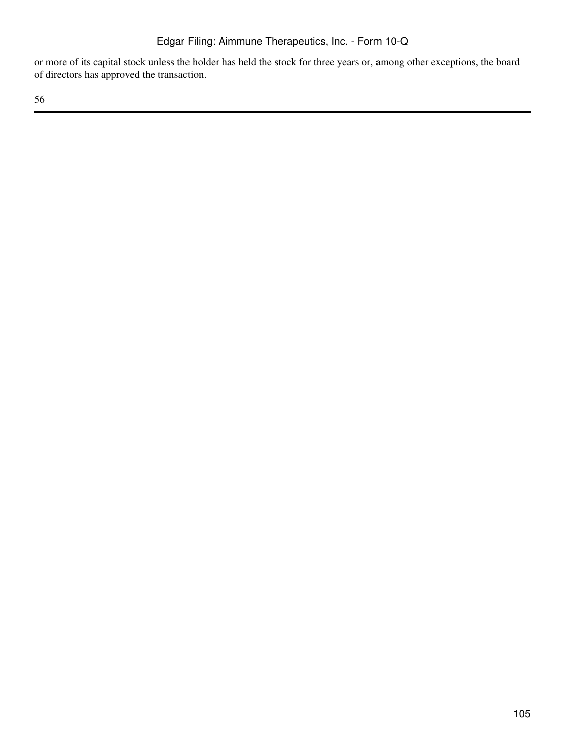or more of its capital stock unless the holder has held the stock for three years or, among other exceptions, the board of directors has approved the transaction.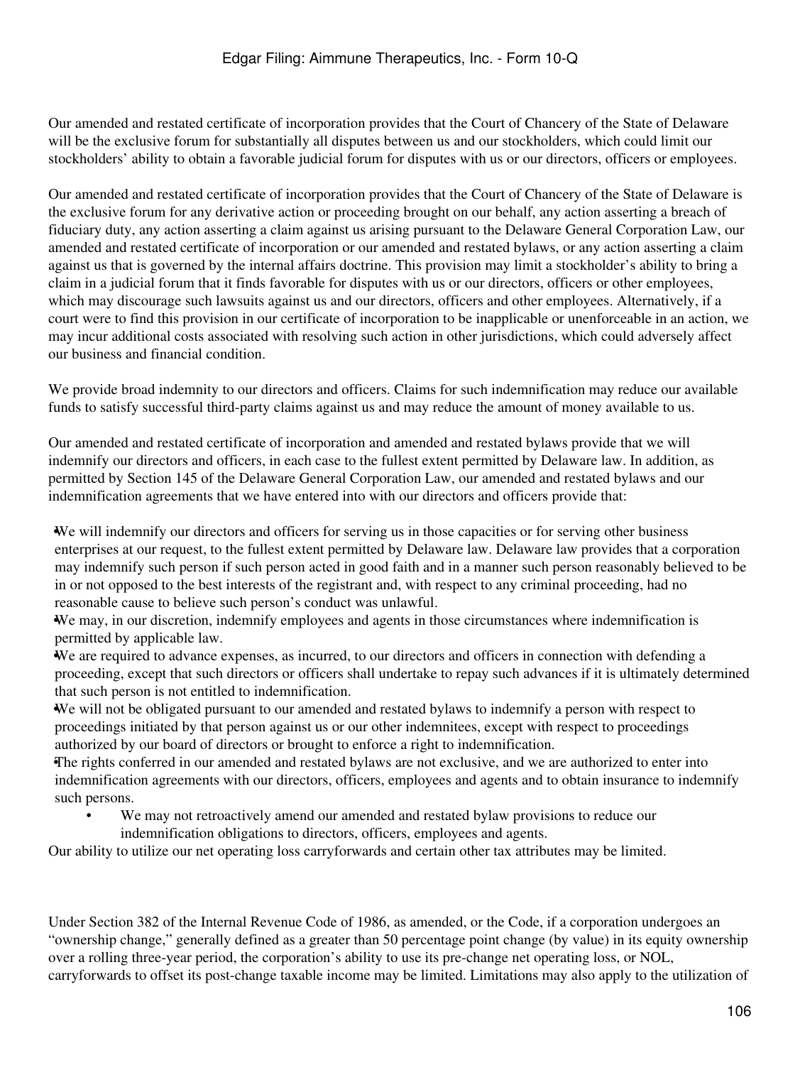Our amended and restated certificate of incorporation provides that the Court of Chancery of the State of Delaware will be the exclusive forum for substantially all disputes between us and our stockholders, which could limit our stockholders' ability to obtain a favorable judicial forum for disputes with us or our directors, officers or employees.

Our amended and restated certificate of incorporation provides that the Court of Chancery of the State of Delaware is the exclusive forum for any derivative action or proceeding brought on our behalf, any action asserting a breach of fiduciary duty, any action asserting a claim against us arising pursuant to the Delaware General Corporation Law, our amended and restated certificate of incorporation or our amended and restated bylaws, or any action asserting a claim against us that is governed by the internal affairs doctrine. This provision may limit a stockholder's ability to bring a claim in a judicial forum that it finds favorable for disputes with us or our directors, officers or other employees, which may discourage such lawsuits against us and our directors, officers and other employees. Alternatively, if a court were to find this provision in our certificate of incorporation to be inapplicable or unenforceable in an action, we may incur additional costs associated with resolving such action in other jurisdictions, which could adversely affect our business and financial condition.

We provide broad indemnity to our directors and officers. Claims for such indemnification may reduce our available funds to satisfy successful third-party claims against us and may reduce the amount of money available to us.

Our amended and restated certificate of incorporation and amended and restated bylaws provide that we will indemnify our directors and officers, in each case to the fullest extent permitted by Delaware law. In addition, as permitted by Section 145 of the Delaware General Corporation Law, our amended and restated bylaws and our indemnification agreements that we have entered into with our directors and officers provide that:

- We will indemnify our directors and officers for serving us in those capacities or for serving other business enterprises at our request, to the fullest extent permitted by Delaware law. Delaware law provides that a corporation may indemnify such person if such person acted in good faith and in a manner such person reasonably believed to be in or not opposed to the best interests of the registrant and, with respect to any criminal proceeding, had no reasonable cause to believe such person's conduct was unlawful.
- We may, in our discretion, indemnify employees and agents in those circumstances where indemnification is permitted by applicable law.
- We are required to advance expenses, as incurred, to our directors and officers in connection with defending a proceeding, except that such directors or officers shall undertake to repay such advances if it is ultimately determined that such person is not entitled to indemnification.
- We will not be obligated pursuant to our amended and restated bylaws to indemnify a person with respect to proceedings initiated by that person against us or our other indemnitees, except with respect to proceedings authorized by our board of directors or brought to enforce a right to indemnification.
- The rights conferred in our amended and restated bylaws are not exclusive, and we are authorized to enter into indemnification agreements with our directors, officers, employees and agents and to obtain insurance to indemnify such persons.
- We may not retroactively amend our amended and restated bylaw provisions to reduce our indemnification obligations to directors, officers, employees and agents.

Our ability to utilize our net operating loss carryforwards and certain other tax attributes may be limited.

Under Section 382 of the Internal Revenue Code of 1986, as amended, or the Code, if a corporation undergoes an "ownership change," generally defined as a greater than 50 percentage point change (by value) in its equity ownership over a rolling three-year period, the corporation's ability to use its pre-change net operating loss, or NOL, carryforwards to offset its post-change taxable income may be limited. Limitations may also apply to the utilization of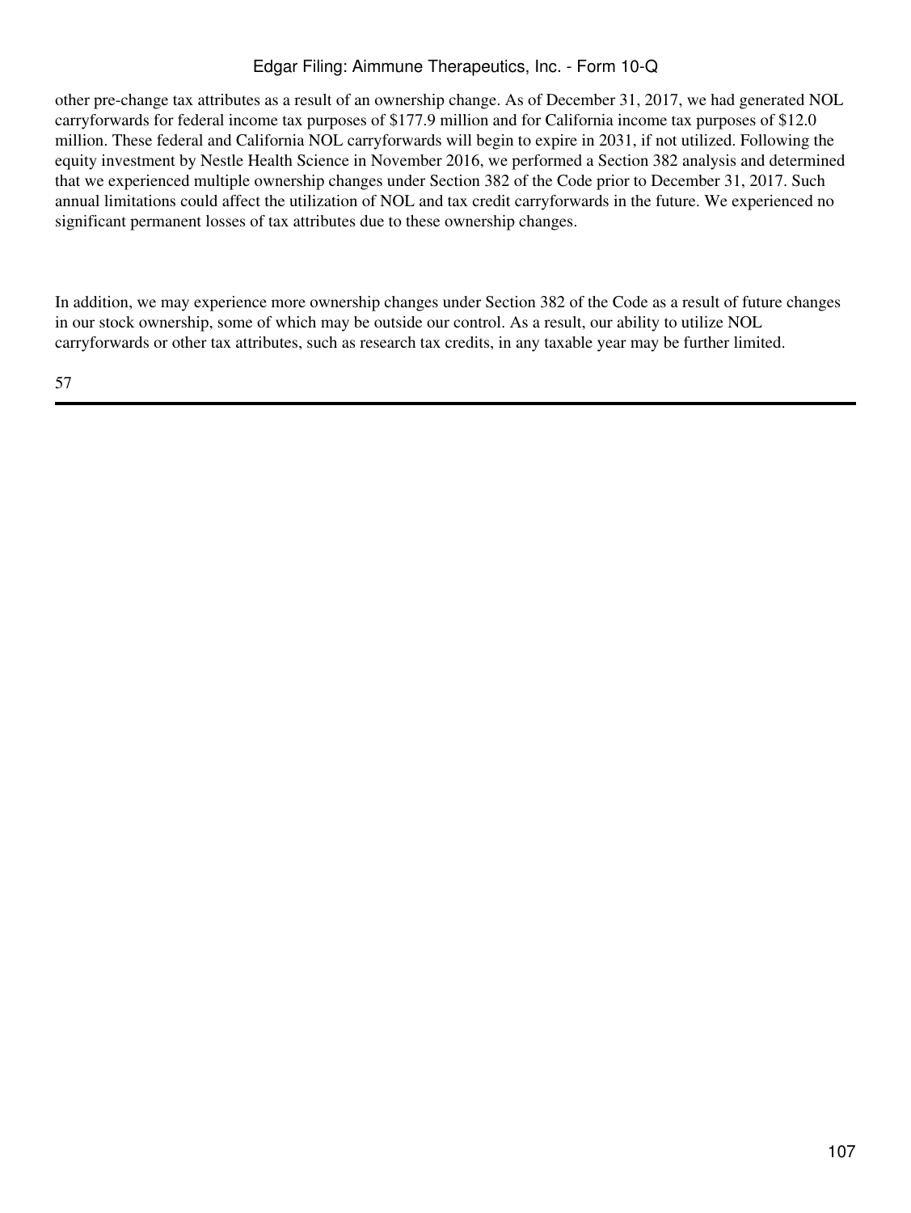other pre-change tax attributes as a result of an ownership change. As of December 31, 2017, we had generated NOL carryforwards for federal income tax purposes of $177.9 million and for California income tax purposes of $12.0 million. These federal and California NOL carryforwards will begin to expire in 2031, if not utilized. Following the equity investment by Nestle Health Science in November 2016, we performed a Section 382 analysis and determined that we experienced multiple ownership changes under Section 382 of the Code prior to December 31, 2017. Such annual limitations could affect the utilization of NOL and tax credit carryforwards in the future. We experienced no significant permanent losses of tax attributes due to these ownership changes.

In addition, we may experience more ownership changes under Section 382 of the Code as a result of future changes in our stock ownership, some of which may be outside our control. As a result, our ability to utilize NOL carryforwards or other tax attributes, such as research tax credits, in any taxable year may be further limited.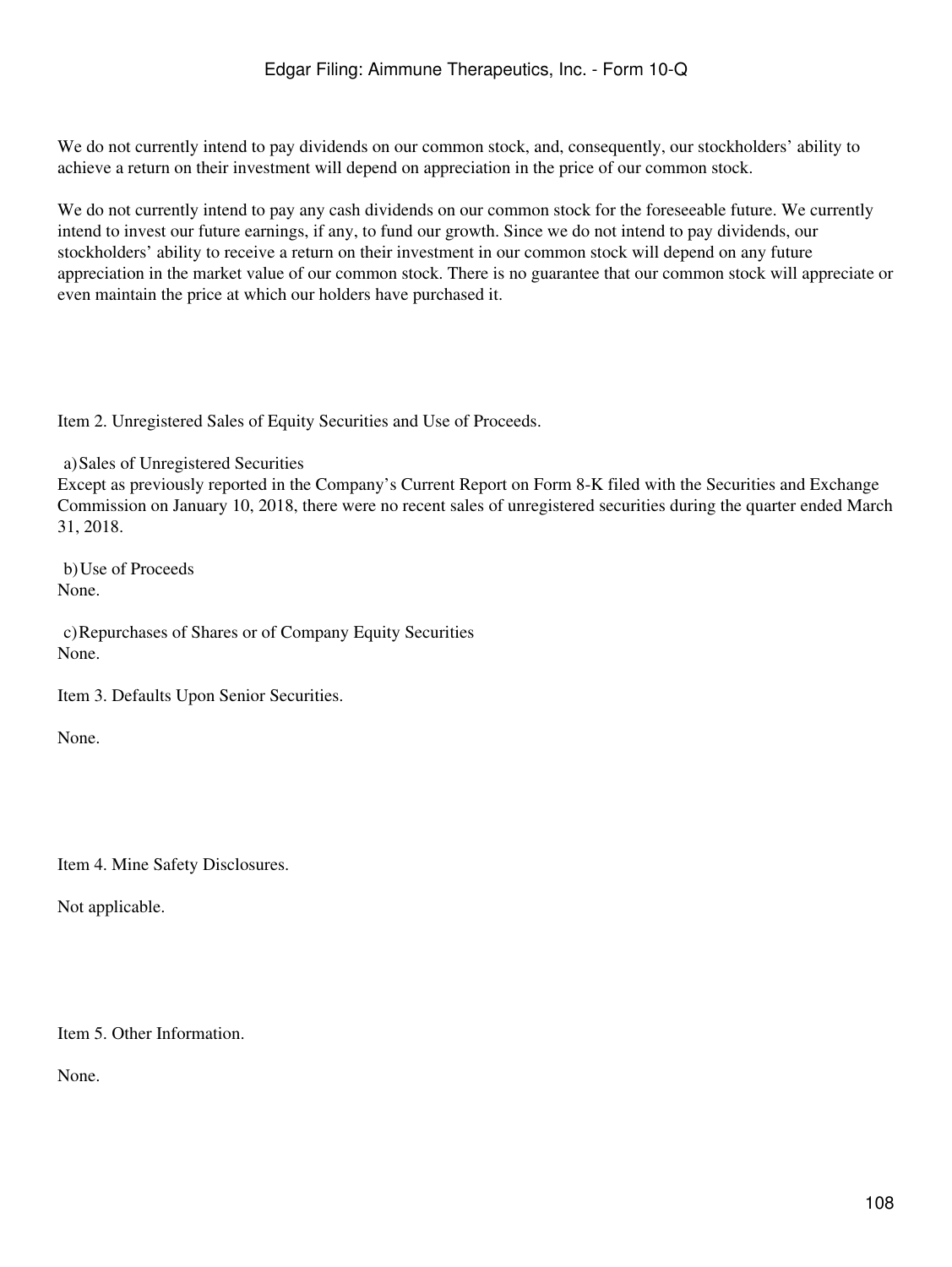We do not currently intend to pay dividends on our common stock, and, consequently, our stockholders' ability to achieve a return on their investment will depend on appreciation in the price of our common stock.

We do not currently intend to pay any cash dividends on our common stock for the foreseeable future. We currently intend to invest our future earnings, if any, to fund our growth. Since we do not intend to pay dividends, our stockholders' ability to receive a return on their investment in our common stock will depend on any future appreciation in the market value of our common stock. There is no guarantee that our common stock will appreciate or even maintain the price at which our holders have purchased it.

## Item 2. Unregistered Sales of Equity Securities and Use of Proceeds.

a) Sales of Unregistered Securities

Except as previously reported in the Company's Current Report on Form 8-K filed with the Securities and Exchange Commission on January 10, 2018, there were no recent sales of unregistered securities during the quarter ended March 31, 2018.

b) Use of Proceeds

None.

c) Repurchases of Shares or of Company Equity Securities

None.

## Item 3. Defaults Upon Senior Securities.

None.

## Item 4. Mine Safety Disclosures.

Not applicable.

## Item 5. Other Information.

None.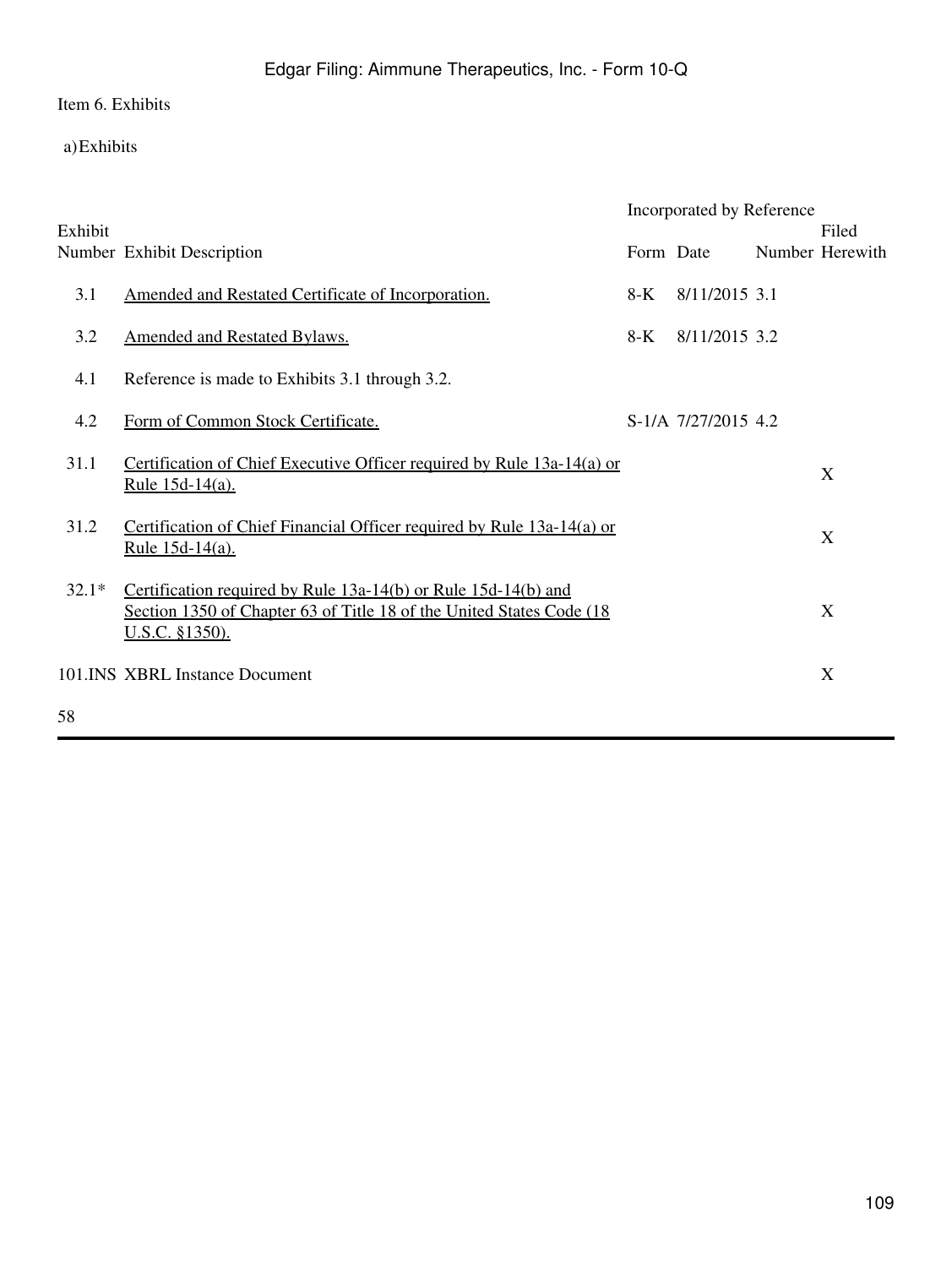Item 6. Exhibits

a) Exhibits

| Exhibit Number | Exhibit Description | Incorporated by Reference Form | Date | Number | Filed Herewith |
|---|---|---|---|---|---|
| 3.1 | Amended and Restated Certificate of Incorporation. | 8-K | 8/11/2015 | 3.1 | |
| 3.2 | Amended and Restated Bylaws. | 8-K | 8/11/2015 | 3.2 | |
| 4.1 | Reference is made to Exhibits 3.1 through 3.2. | | | | |
| 4.2 | Form of Common Stock Certificate. | S-1/A | 7/27/2015 | 4.2 | |
| 31.1 | Certification of Chief Executive Officer required by Rule 13a-14(a) or Rule 15d-14(a). | | | | X |
| 31.2 | Certification of Chief Financial Officer required by Rule 13a-14(a) or Rule 15d-14(a). | | | | X |
| 32.1* | Certification required by Rule 13a-14(b) or Rule 15d-14(b) and Section 1350 of Chapter 63 of Title 18 of the United States Code (18 U.S.C. §1350). | | | | X |
| 101.INS | XBRL Instance Document | | | | X |

58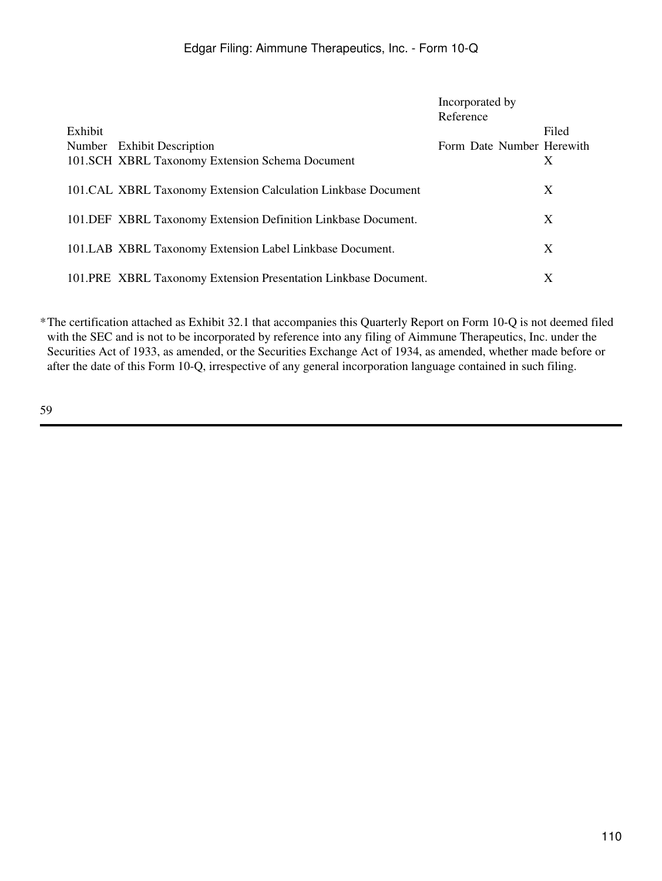| Exhibit Number | Exhibit Description | Incorporated by Reference | | | Filed Herewith |
|---|---|---|---|---|---|
| | | Form | Date | Number | |
| 101.SCH | XBRL Taxonomy Extension Schema Document | | | | X |
| 101.CAL | XBRL Taxonomy Extension Calculation Linkbase Document | | | | X |
| 101.DEF | XBRL Taxonomy Extension Definition Linkbase Document. | | | | X |
| 101.LAB | XBRL Taxonomy Extension Label Linkbase Document. | | | | X |
| 101.PRE | XBRL Taxonomy Extension Presentation Linkbase Document. | | | | X |

* The certification attached as Exhibit 32.1 that accompanies this Quarterly Report on Form 10-Q is not deemed filed with the SEC and is not to be incorporated by reference into any filing of Aimmune Therapeutics, Inc. under the Securities Act of 1933, as amended, or the Securities Exchange Act of 1934, as amended, whether made before or after the date of this Form 10-Q, irrespective of any general incorporation language contained in such filing.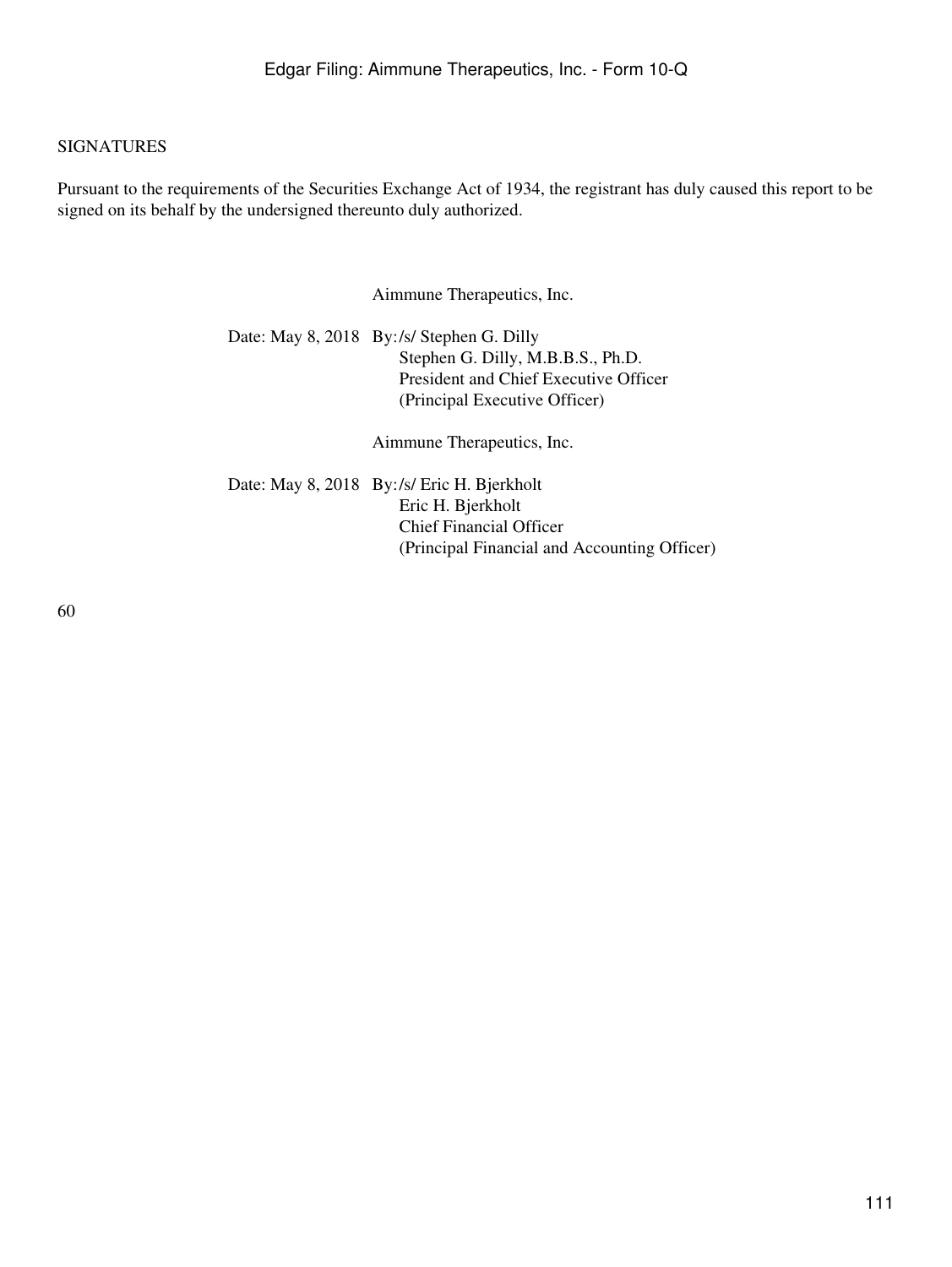SIGNATURES

Pursuant to the requirements of the Securities Exchange Act of 1934, the registrant has duly caused this report to be signed on its behalf by the undersigned thereunto duly authorized.

Aimmune Therapeutics, Inc.

Date: May 8, 2018 By: /s/ Stephen G. Dilly
Stephen G. Dilly, M.B.B.S., Ph.D.
President and Chief Executive Officer
(Principal Executive Officer)

Aimmune Therapeutics, Inc.

Date: May 8, 2018 By: /s/ Eric H. Bjerkholt
Eric H. Bjerkholt
Chief Financial Officer
(Principal Financial and Accounting Officer)